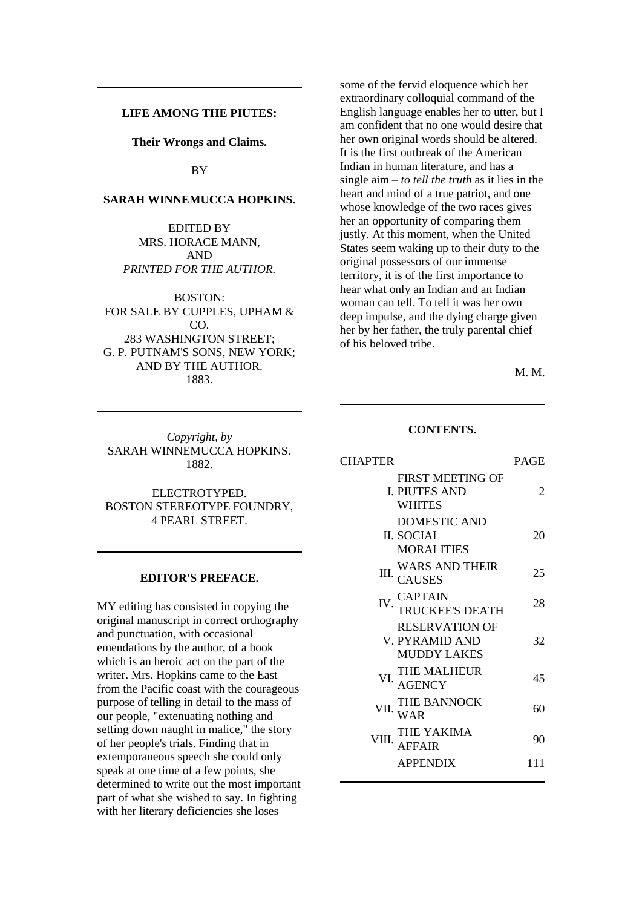# LIFE AMONG THE PIUTES:

**Their Wrongs and Claims.**

BY

**SARAH WINNEMUCCA HOPKINS.**

EDITED BY
MRS. HORACE MANN,
AND
*PRINTED FOR THE AUTHOR.*

BOSTON:
FOR SALE BY CUPPLES, UPHAM & CO.
283 WASHINGTON STREET;
G. P. PUTNAM'S SONS, NEW YORK;
AND BY THE AUTHOR.
1883.

---

*Copyright, by*
SARAH WINNEMUCCA HOPKINS.
1882.

ELECTROTYPED.
BOSTON STEREOTYPE FOUNDRY,
4 PEARL STREET.

---

## EDITOR'S PREFACE.

MY editing has consisted in copying the original manuscript in correct orthography and punctuation, with occasional emendations by the author, of a book which is an heroic act on the part of the writer. Mrs. Hopkins came to the East from the Pacific coast with the courageous purpose of telling in detail to the mass of our people, "extenuating nothing and setting down naught in malice," the story of her people's trials. Finding that in extemporaneous speech she could only speak at one time of a few points, she determined to write out the most important part of what she wished to say. In fighting with her literary deficiencies she loses some of the fervid eloquence which her extraordinary colloquial command of the English language enables her to utter, but I am confident that no one would desire that her own original words should be altered. It is the first outbreak of the American Indian in human literature, and has a single aim – *to tell the truth* as it lies in the heart and mind of a true patriot, and one whose knowledge of the two races gives her an opportunity of comparing them justly. At this moment, when the United States seem waking up to their duty to the original possessors of our immense territory, it is of the first importance to hear what only an Indian and an Indian woman can tell. To tell it was her own deep impulse, and the dying charge given her by her father, the truly parental chief of his beloved tribe.

M. M.

---

## CONTENTS.

| CHAPTER | | PAGE |
|---|---|---|
| I. | FIRST MEETING OF PIUTES AND WHITES | 2 |
| II. | DOMESTIC AND SOCIAL MORALITIES | 20 |
| III. | WARS AND THEIR CAUSES | 25 |
| IV. | CAPTAIN TRUCKEE'S DEATH | 28 |
| V. | RESERVATION OF PYRAMID AND MUDDY LAKES | 32 |
| VI. | THE MALHEUR AGENCY | 45 |
| VII. | THE BANNOCK WAR | 60 |
| VIII. | THE YAKIMA AFFAIR | 90 |
| | APPENDIX | 111 |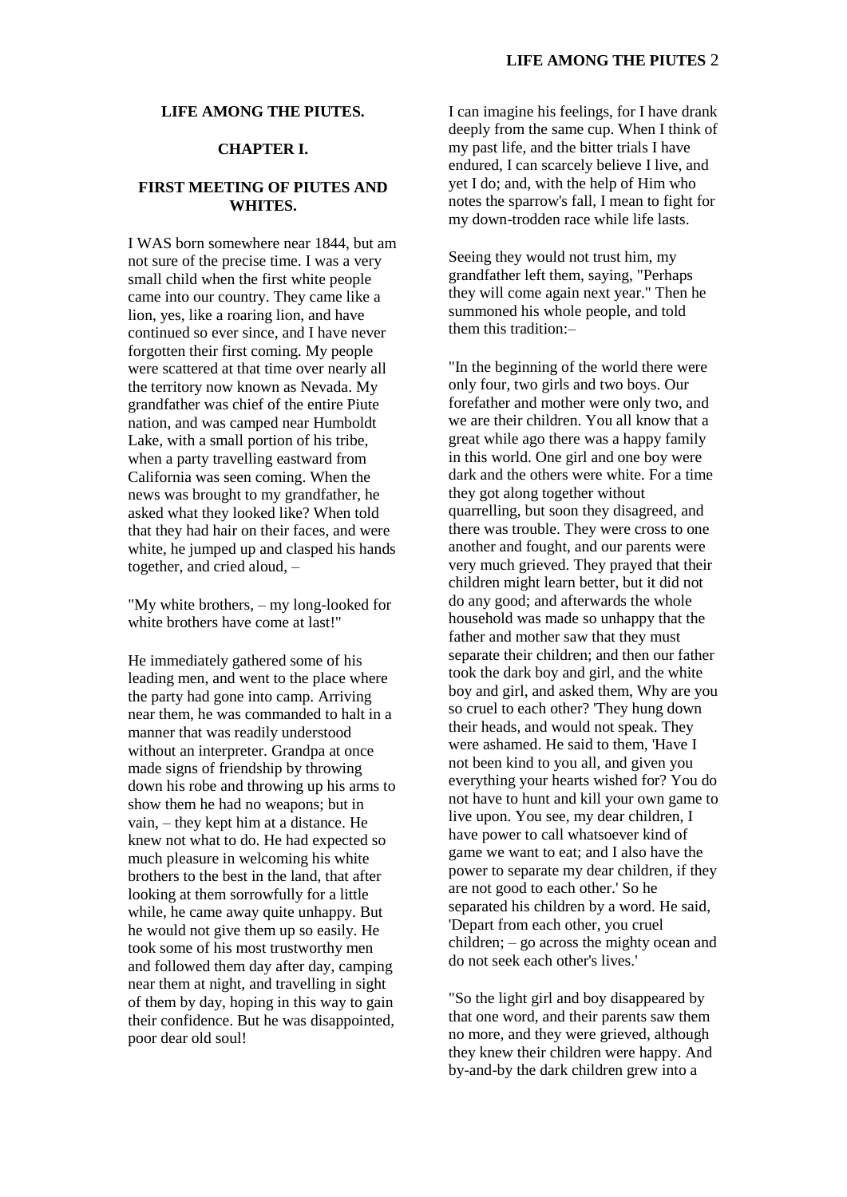# LIFE AMONG THE PIUTES.

## CHAPTER I.

### FIRST MEETING OF PIUTES AND WHITES.

I WAS born somewhere near 1844, but am not sure of the precise time. I was a very small child when the first white people came into our country. They came like a lion, yes, like a roaring lion, and have continued so ever since, and I have never forgotten their first coming. My people were scattered at that time over nearly all the territory now known as Nevada. My grandfather was chief of the entire Piute nation, and was camped near Humboldt Lake, with a small portion of his tribe, when a party travelling eastward from California was seen coming. When the news was brought to my grandfather, he asked what they looked like? When told that they had hair on their faces, and were white, he jumped up and clasped his hands together, and cried aloud, –

"My white brothers, – my long-looked for white brothers have come at last!"

He immediately gathered some of his leading men, and went to the place where the party had gone into camp. Arriving near them, he was commanded to halt in a manner that was readily understood without an interpreter. Grandpa at once made signs of friendship by throwing down his robe and throwing up his arms to show them he had no weapons; but in vain, – they kept him at a distance. He knew not what to do. He had expected so much pleasure in welcoming his white brothers to the best in the land, that after looking at them sorrowfully for a little while, he came away quite unhappy. But he would not give them up so easily. He took some of his most trustworthy men and followed them day after day, camping near them at night, and travelling in sight of them by day, hoping in this way to gain their confidence. But he was disappointed, poor dear old soul!

I can imagine his feelings, for I have drank deeply from the same cup. When I think of my past life, and the bitter trials I have endured, I can scarcely believe I live, and yet I do; and, with the help of Him who notes the sparrow's fall, I mean to fight for my down-trodden race while life lasts.

Seeing they would not trust him, my grandfather left them, saying, "Perhaps they will come again next year." Then he summoned his whole people, and told them this tradition:–

"In the beginning of the world there were only four, two girls and two boys. Our forefather and mother were only two, and we are their children. You all know that a great while ago there was a happy family in this world. One girl and one boy were dark and the others were white. For a time they got along together without quarrelling, but soon they disagreed, and there was trouble. They were cross to one another and fought, and our parents were very much grieved. They prayed that their children might learn better, but it did not do any good; and afterwards the whole household was made so unhappy that the father and mother saw that they must separate their children; and then our father took the dark boy and girl, and the white boy and girl, and asked them, Why are you so cruel to each other? 'They hung down their heads, and would not speak. They were ashamed. He said to them, 'Have I not been kind to you all, and given you everything your hearts wished for? You do not have to hunt and kill your own game to live upon. You see, my dear children, I have power to call whatsoever kind of game we want to eat; and I also have the power to separate my dear children, if they are not good to each other.' So he separated his children by a word. He said, 'Depart from each other, you cruel children; – go across the mighty ocean and do not seek each other's lives.'

"So the light girl and boy disappeared by that one word, and their parents saw them no more, and they were grieved, although they knew their children were happy. And by-and-by the dark children grew into a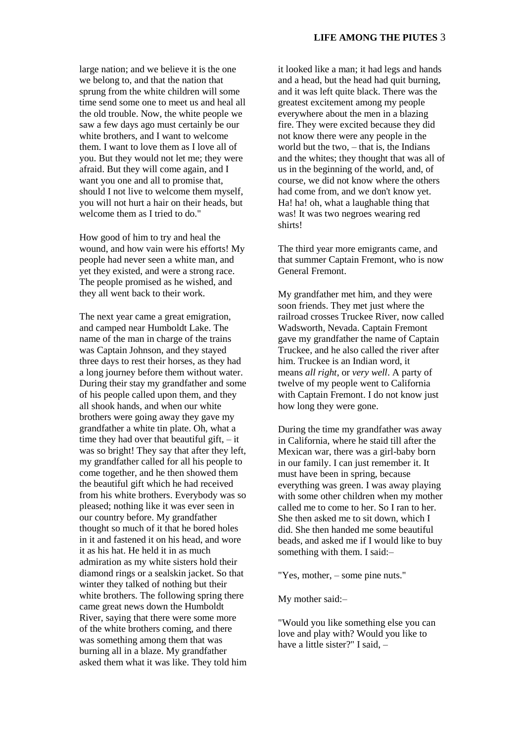large nation; and we believe it is the one we belong to, and that the nation that sprung from the white children will some time send some one to meet us and heal all the old trouble. Now, the white people we saw a few days ago must certainly be our white brothers, and I want to welcome them. I want to love them as I love all of you. But they would not let me; they were afraid. But they will come again, and I want you one and all to promise that, should I not live to welcome them myself, you will not hurt a hair on their heads, but welcome them as I tried to do."

How good of him to try and heal the wound, and how vain were his efforts! My people had never seen a white man, and yet they existed, and were a strong race. The people promised as he wished, and they all went back to their work.

The next year came a great emigration, and camped near Humboldt Lake. The name of the man in charge of the trains was Captain Johnson, and they stayed three days to rest their horses, as they had a long journey before them without water. During their stay my grandfather and some of his people called upon them, and they all shook hands, and when our white brothers were going away they gave my grandfather a white tin plate. Oh, what a time they had over that beautiful gift, – it was so bright! They say that after they left, my grandfather called for all his people to come together, and he then showed them the beautiful gift which he had received from his white brothers. Everybody was so pleased; nothing like it was ever seen in our country before. My grandfather thought so much of it that he bored holes in it and fastened it on his head, and wore it as his hat. He held it in as much admiration as my white sisters hold their diamond rings or a sealskin jacket. So that winter they talked of nothing but their white brothers. The following spring there came great news down the Humboldt River, saying that there were some more of the white brothers coming, and there was something among them that was burning all in a blaze. My grandfather asked them what it was like. They told him it looked like a man; it had legs and hands and a head, but the head had quit burning, and it was left quite black. There was the greatest excitement among my people everywhere about the men in a blazing fire. They were excited because they did not know there were any people in the world but the two, – that is, the Indians and the whites; they thought that was all of us in the beginning of the world, and, of course, we did not know where the others had come from, and we don't know yet. Ha! ha! oh, what a laughable thing that was! It was two negroes wearing red shirts!

The third year more emigrants came, and that summer Captain Fremont, who is now General Fremont.

My grandfather met him, and they were soon friends. They met just where the railroad crosses Truckee River, now called Wadsworth, Nevada. Captain Fremont gave my grandfather the name of Captain Truckee, and he also called the river after him. Truckee is an Indian word, it means *all right*, or *very well*. A party of twelve of my people went to California with Captain Fremont. I do not know just how long they were gone.

During the time my grandfather was away in California, where he staid till after the Mexican war, there was a girl-baby born in our family. I can just remember it. It must have been in spring, because everything was green. I was away playing with some other children when my mother called me to come to her. So I ran to her. She then asked me to sit down, which I did. She then handed me some beautiful beads, and asked me if I would like to buy something with them. I said:–

"Yes, mother, – some pine nuts."

My mother said:–

"Would you like something else you can love and play with? Would you like to have a little sister?" I said, –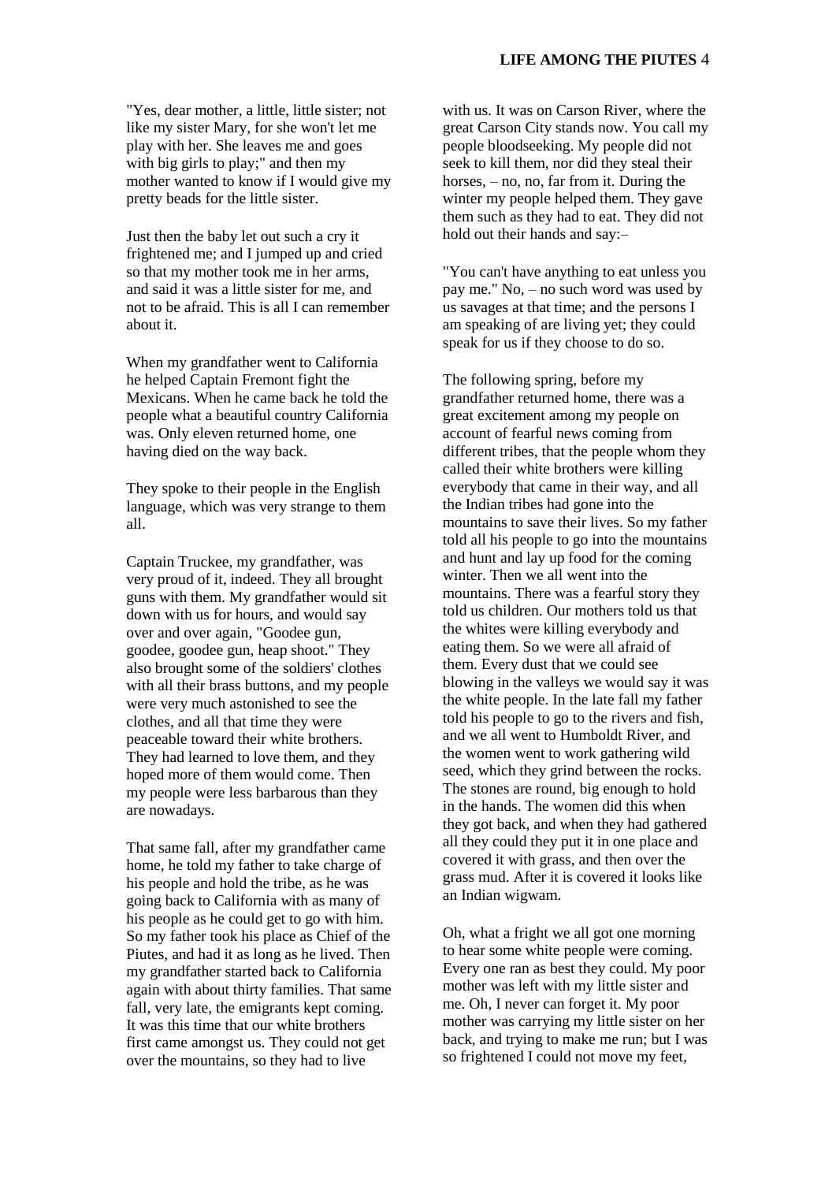"Yes, dear mother, a little, little sister; not like my sister Mary, for she won't let me play with her. She leaves me and goes with big girls to play;" and then my mother wanted to know if I would give my pretty beads for the little sister.

Just then the baby let out such a cry it frightened me; and I jumped up and cried so that my mother took me in her arms, and said it was a little sister for me, and not to be afraid. This is all I can remember about it.

When my grandfather went to California he helped Captain Fremont fight the Mexicans. When he came back he told the people what a beautiful country California was. Only eleven returned home, one having died on the way back.

They spoke to their people in the English language, which was very strange to them all.

Captain Truckee, my grandfather, was very proud of it, indeed. They all brought guns with them. My grandfather would sit down with us for hours, and would say over and over again, "Goodee gun, goodee, goodee gun, heap shoot." They also brought some of the soldiers' clothes with all their brass buttons, and my people were very much astonished to see the clothes, and all that time they were peaceable toward their white brothers. They had learned to love them, and they hoped more of them would come. Then my people were less barbarous than they are nowadays.

That same fall, after my grandfather came home, he told my father to take charge of his people and hold the tribe, as he was going back to California with as many of his people as he could get to go with him. So my father took his place as Chief of the Piutes, and had it as long as he lived. Then my grandfather started back to California again with about thirty families. That same fall, very late, the emigrants kept coming. It was this time that our white brothers first came amongst us. They could not get over the mountains, so they had to live with us. It was on Carson River, where the great Carson City stands now. You call my people bloodseeking. My people did not seek to kill them, nor did they steal their horses, – no, no, far from it. During the winter my people helped them. They gave them such as they had to eat. They did not hold out their hands and say:–

"You can't have anything to eat unless you pay me." No, – no such word was used by us savages at that time; and the persons I am speaking of are living yet; they could speak for us if they choose to do so.

The following spring, before my grandfather returned home, there was a great excitement among my people on account of fearful news coming from different tribes, that the people whom they called their white brothers were killing everybody that came in their way, and all the Indian tribes had gone into the mountains to save their lives. So my father told all his people to go into the mountains and hunt and lay up food for the coming winter. Then we all went into the mountains. There was a fearful story they told us children. Our mothers told us that the whites were killing everybody and eating them. So we were all afraid of them. Every dust that we could see blowing in the valleys we would say it was the white people. In the late fall my father told his people to go to the rivers and fish, and we all went to Humboldt River, and the women went to work gathering wild seed, which they grind between the rocks. The stones are round, big enough to hold in the hands. The women did this when they got back, and when they had gathered all they could they put it in one place and covered it with grass, and then over the grass mud. After it is covered it looks like an Indian wigwam.

Oh, what a fright we all got one morning to hear some white people were coming. Every one ran as best they could. My poor mother was left with my little sister and me. Oh, I never can forget it. My poor mother was carrying my little sister on her back, and trying to make me run; but I was so frightened I could not move my feet,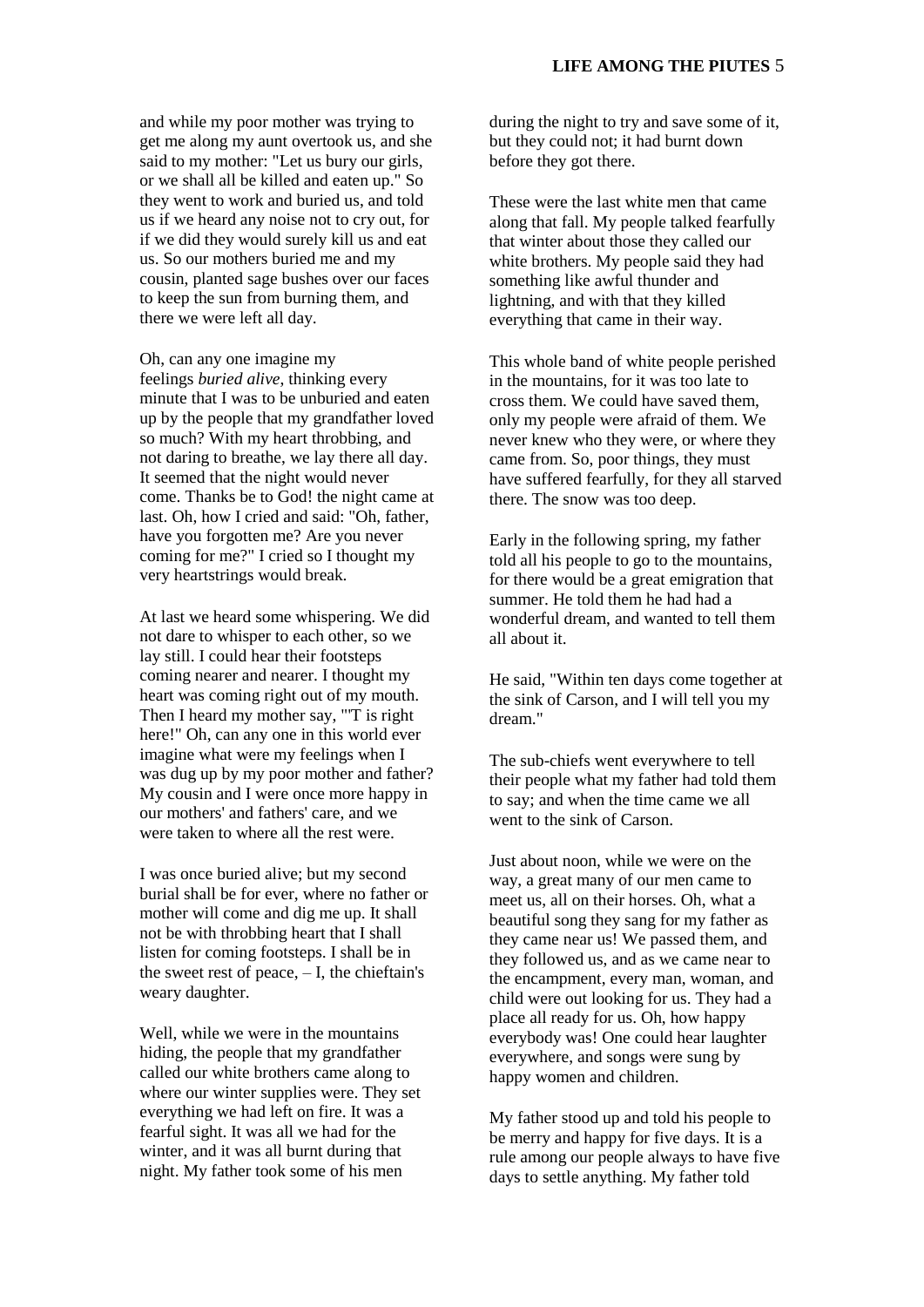and while my poor mother was trying to get me along my aunt overtook us, and she said to my mother: "Let us bury our girls, or we shall all be killed and eaten up." So they went to work and buried us, and told us if we heard any noise not to cry out, for if we did they would surely kill us and eat us. So our mothers buried me and my cousin, planted sage bushes over our faces to keep the sun from burning them, and there we were left all day.

Oh, can any one imagine my feelings *buried alive*, thinking every minute that I was to be unburied and eaten up by the people that my grandfather loved so much? With my heart throbbing, and not daring to breathe, we lay there all day. It seemed that the night would never come. Thanks be to God! the night came at last. Oh, how I cried and said: "Oh, father, have you forgotten me? Are you never coming for me?" I cried so I thought my very heartstrings would break.

At last we heard some whispering. We did not dare to whisper to each other, so we lay still. I could hear their footsteps coming nearer and nearer. I thought my heart was coming right out of my mouth. Then I heard my mother say, "'T is right here!" Oh, can any one in this world ever imagine what were my feelings when I was dug up by my poor mother and father? My cousin and I were once more happy in our mothers' and fathers' care, and we were taken to where all the rest were.

I was once buried alive; but my second burial shall be for ever, where no father or mother will come and dig me up. It shall not be with throbbing heart that I shall listen for coming footsteps. I shall be in the sweet rest of peace, – I, the chieftain's weary daughter.

Well, while we were in the mountains hiding, the people that my grandfather called our white brothers came along to where our winter supplies were. They set everything we had left on fire. It was a fearful sight. It was all we had for the winter, and it was all burnt during that night. My father took some of his men during the night to try and save some of it, but they could not; it had burnt down before they got there.

These were the last white men that came along that fall. My people talked fearfully that winter about those they called our white brothers. My people said they had something like awful thunder and lightning, and with that they killed everything that came in their way.

This whole band of white people perished in the mountains, for it was too late to cross them. We could have saved them, only my people were afraid of them. We never knew who they were, or where they came from. So, poor things, they must have suffered fearfully, for they all starved there. The snow was too deep.

Early in the following spring, my father told all his people to go to the mountains, for there would be a great emigration that summer. He told them he had had a wonderful dream, and wanted to tell them all about it.

He said, "Within ten days come together at the sink of Carson, and I will tell you my dream."

The sub-chiefs went everywhere to tell their people what my father had told them to say; and when the time came we all went to the sink of Carson.

Just about noon, while we were on the way, a great many of our men came to meet us, all on their horses. Oh, what a beautiful song they sang for my father as they came near us! We passed them, and they followed us, and as we came near to the encampment, every man, woman, and child were out looking for us. They had a place all ready for us. Oh, how happy everybody was! One could hear laughter everywhere, and songs were sung by happy women and children.

My father stood up and told his people to be merry and happy for five days. It is a rule among our people always to have five days to settle anything. My father told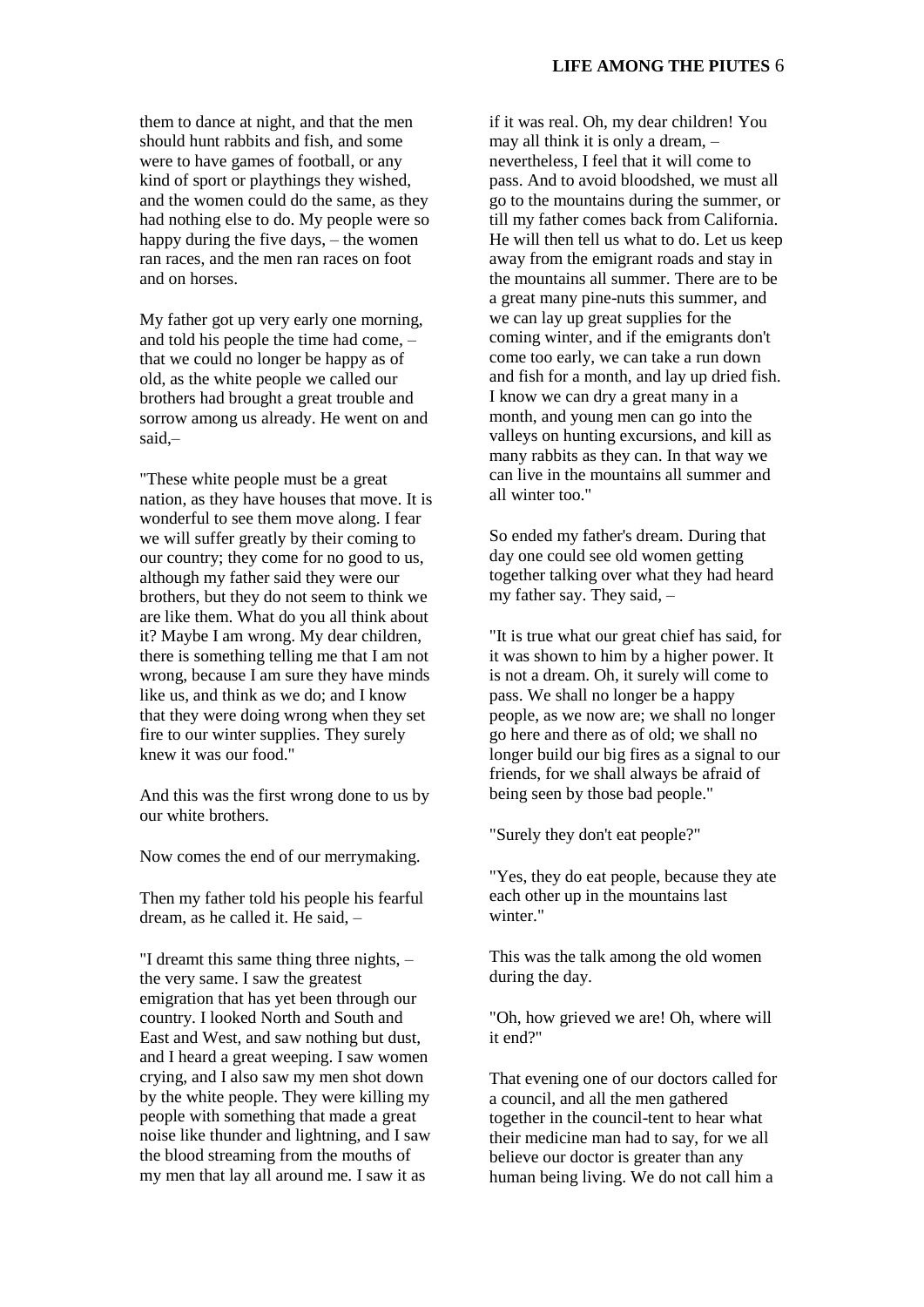them to dance at night, and that the men should hunt rabbits and fish, and some were to have games of football, or any kind of sport or playthings they wished, and the women could do the same, as they had nothing else to do. My people were so happy during the five days, – the women ran races, and the men ran races on foot and on horses.

My father got up very early one morning, and told his people the time had come, – that we could no longer be happy as of old, as the white people we called our brothers had brought a great trouble and sorrow among us already. He went on and said,–

"These white people must be a great nation, as they have houses that move. It is wonderful to see them move along. I fear we will suffer greatly by their coming to our country; they come for no good to us, although my father said they were our brothers, but they do not seem to think we are like them. What do you all think about it? Maybe I am wrong. My dear children, there is something telling me that I am not wrong, because I am sure they have minds like us, and think as we do; and I know that they were doing wrong when they set fire to our winter supplies. They surely knew it was our food."

And this was the first wrong done to us by our white brothers.

Now comes the end of our merrymaking.

Then my father told his people his fearful dream, as he called it. He said, –

"I dreamt this same thing three nights, – the very same. I saw the greatest emigration that has yet been through our country. I looked North and South and East and West, and saw nothing but dust, and I heard a great weeping. I saw women crying, and I also saw my men shot down by the white people. They were killing my people with something that made a great noise like thunder and lightning, and I saw the blood streaming from the mouths of my men that lay all around me. I saw it as if it was real. Oh, my dear children! You may all think it is only a dream, – nevertheless, I feel that it will come to pass. And to avoid bloodshed, we must all go to the mountains during the summer, or till my father comes back from California. He will then tell us what to do. Let us keep away from the emigrant roads and stay in the mountains all summer. There are to be a great many pine-nuts this summer, and we can lay up great supplies for the coming winter, and if the emigrants don't come too early, we can take a run down and fish for a month, and lay up dried fish. I know we can dry a great many in a month, and young men can go into the valleys on hunting excursions, and kill as many rabbits as they can. In that way we can live in the mountains all summer and all winter too."

So ended my father's dream. During that day one could see old women getting together talking over what they had heard my father say. They said, –

"It is true what our great chief has said, for it was shown to him by a higher power. It is not a dream. Oh, it surely will come to pass. We shall no longer be a happy people, as we now are; we shall no longer go here and there as of old; we shall no longer build our big fires as a signal to our friends, for we shall always be afraid of being seen by those bad people."

"Surely they don't eat people?"

"Yes, they do eat people, because they ate each other up in the mountains last winter."

This was the talk among the old women during the day.

"Oh, how grieved we are! Oh, where will it end?"

That evening one of our doctors called for a council, and all the men gathered together in the council-tent to hear what their medicine man had to say, for we all believe our doctor is greater than any human being living. We do not call him a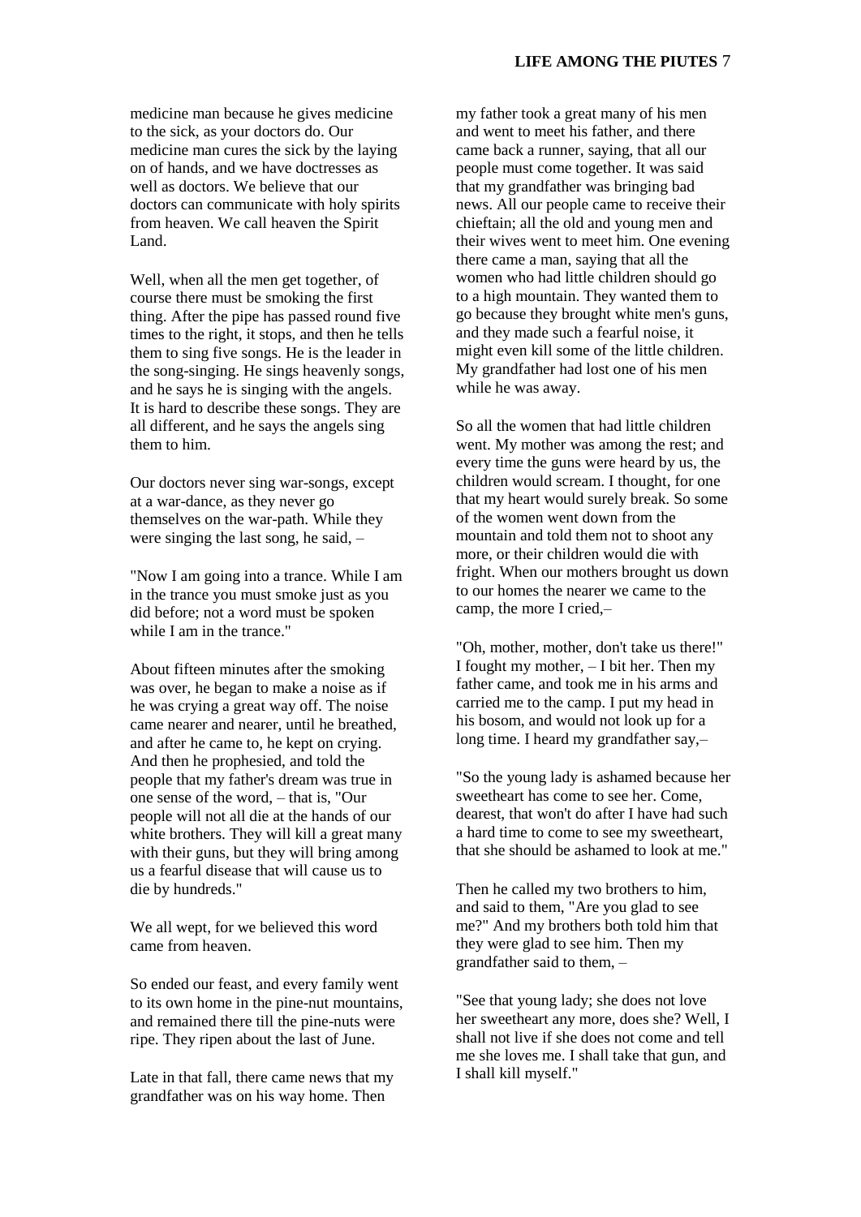medicine man because he gives medicine to the sick, as your doctors do. Our medicine man cures the sick by the laying on of hands, and we have doctresses as well as doctors. We believe that our doctors can communicate with holy spirits from heaven. We call heaven the Spirit Land.

Well, when all the men get together, of course there must be smoking the first thing. After the pipe has passed round five times to the right, it stops, and then he tells them to sing five songs. He is the leader in the song-singing. He sings heavenly songs, and he says he is singing with the angels. It is hard to describe these songs. They are all different, and he says the angels sing them to him.

Our doctors never sing war-songs, except at a war-dance, as they never go themselves on the war-path. While they were singing the last song, he said, –

"Now I am going into a trance. While I am in the trance you must smoke just as you did before; not a word must be spoken while I am in the trance."

About fifteen minutes after the smoking was over, he began to make a noise as if he was crying a great way off. The noise came nearer and nearer, until he breathed, and after he came to, he kept on crying. And then he prophesied, and told the people that my father's dream was true in one sense of the word, – that is, "Our people will not all die at the hands of our white brothers. They will kill a great many with their guns, but they will bring among us a fearful disease that will cause us to die by hundreds."

We all wept, for we believed this word came from heaven.

So ended our feast, and every family went to its own home in the pine-nut mountains, and remained there till the pine-nuts were ripe. They ripen about the last of June.

Late in that fall, there came news that my grandfather was on his way home. Then my father took a great many of his men and went to meet his father, and there came back a runner, saying, that all our people must come together. It was said that my grandfather was bringing bad news. All our people came to receive their chieftain; all the old and young men and their wives went to meet him. One evening there came a man, saying that all the women who had little children should go to a high mountain. They wanted them to go because they brought white men's guns, and they made such a fearful noise, it might even kill some of the little children. My grandfather had lost one of his men while he was away.

So all the women that had little children went. My mother was among the rest; and every time the guns were heard by us, the children would scream. I thought, for one that my heart would surely break. So some of the women went down from the mountain and told them not to shoot any more, or their children would die with fright. When our mothers brought us down to our homes the nearer we came to the camp, the more I cried,–

"Oh, mother, mother, don't take us there!" I fought my mother, – I bit her. Then my father came, and took me in his arms and carried me to the camp. I put my head in his bosom, and would not look up for a long time. I heard my grandfather say,–

"So the young lady is ashamed because her sweetheart has come to see her. Come, dearest, that won't do after I have had such a hard time to come to see my sweetheart, that she should be ashamed to look at me."

Then he called my two brothers to him, and said to them, "Are you glad to see me?" And my brothers both told him that they were glad to see him. Then my grandfather said to them, –

"See that young lady; she does not love her sweetheart any more, does she? Well, I shall not live if she does not come and tell me she loves me. I shall take that gun, and I shall kill myself."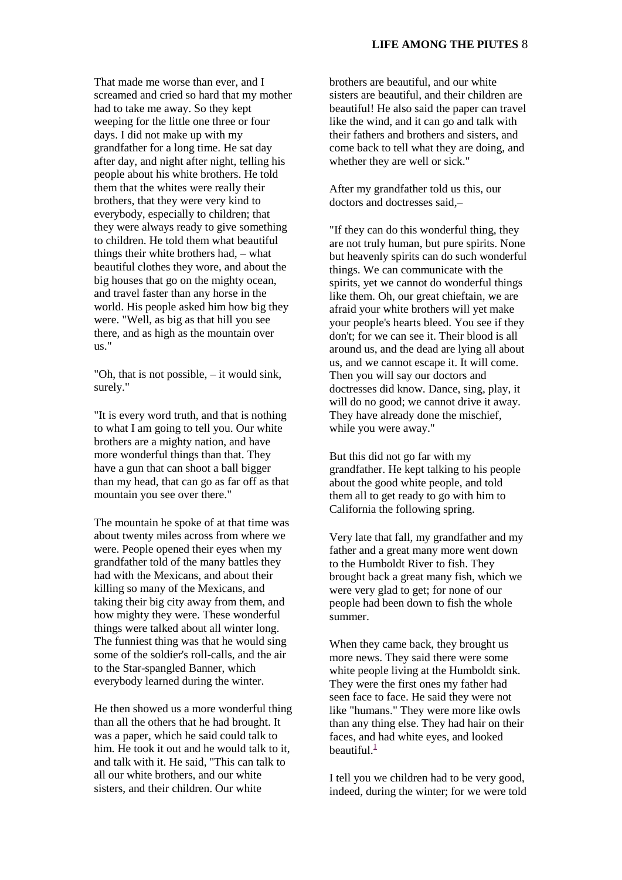That made me worse than ever, and I screamed and cried so hard that my mother had to take me away. So they kept weeping for the little one three or four days. I did not make up with my grandfather for a long time. He sat day after day, and night after night, telling his people about his white brothers. He told them that the whites were really their brothers, that they were very kind to everybody, especially to children; that they were always ready to give something to children. He told them what beautiful things their white brothers had, – what beautiful clothes they wore, and about the big houses that go on the mighty ocean, and travel faster than any horse in the world. His people asked him how big they were. "Well, as big as that hill you see there, and as high as the mountain over us."

"Oh, that is not possible, – it would sink, surely."

"It is every word truth, and that is nothing to what I am going to tell you. Our white brothers are a mighty nation, and have more wonderful things than that. They have a gun that can shoot a ball bigger than my head, that can go as far off as that mountain you see over there."

The mountain he spoke of at that time was about twenty miles across from where we were. People opened their eyes when my grandfather told of the many battles they had with the Mexicans, and about their killing so many of the Mexicans, and taking their big city away from them, and how mighty they were. These wonderful things were talked about all winter long. The funniest thing was that he would sing some of the soldier's roll-calls, and the air to the Star-spangled Banner, which everybody learned during the winter.

He then showed us a more wonderful thing than all the others that he had brought. It was a paper, which he said could talk to him. He took it out and he would talk to it, and talk with it. He said, "This can talk to all our white brothers, and our white sisters, and their children. Our white brothers are beautiful, and our white sisters are beautiful, and their children are beautiful! He also said the paper can travel like the wind, and it can go and talk with their fathers and brothers and sisters, and come back to tell what they are doing, and whether they are well or sick."

After my grandfather told us this, our doctors and doctresses said,–

"If they can do this wonderful thing, they are not truly human, but pure spirits. None but heavenly spirits can do such wonderful things. We can communicate with the spirits, yet we cannot do wonderful things like them. Oh, our great chieftain, we are afraid your white brothers will yet make your people's hearts bleed. You see if they don't; for we can see it. Their blood is all around us, and the dead are lying all about us, and we cannot escape it. It will come. Then you will say our doctors and doctresses did know. Dance, sing, play, it will do no good; we cannot drive it away. They have already done the mischief, while you were away."

But this did not go far with my grandfather. He kept talking to his people about the good white people, and told them all to get ready to go with him to California the following spring.

Very late that fall, my grandfather and my father and a great many more went down to the Humboldt River to fish. They brought back a great many fish, which we were very glad to get; for none of our people had been down to fish the whole summer.

When they came back, they brought us more news. They said there were some white people living at the Humboldt sink. They were the first ones my father had seen face to face. He said they were not like "humans." They were more like owls than any thing else. They had hair on their faces, and had white eyes, and looked beautiful.[1]

I tell you we children had to be very good, indeed, during the winter; for we were told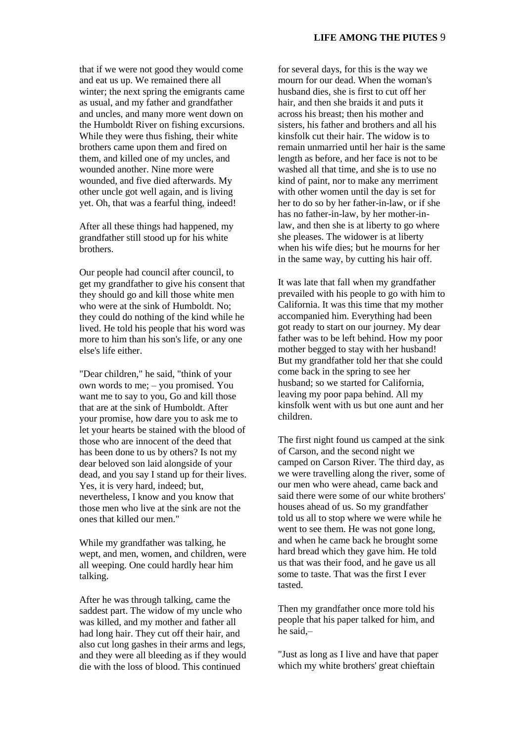that if we were not good they would come and eat us up. We remained there all winter; the next spring the emigrants came as usual, and my father and grandfather and uncles, and many more went down on the Humboldt River on fishing excursions. While they were thus fishing, their white brothers came upon them and fired on them, and killed one of my uncles, and wounded another. Nine more were wounded, and five died afterwards. My other uncle got well again, and is living yet. Oh, that was a fearful thing, indeed!

After all these things had happened, my grandfather still stood up for his white brothers.

Our people had council after council, to get my grandfather to give his consent that they should go and kill those white men who were at the sink of Humboldt. No; they could do nothing of the kind while he lived. He told his people that his word was more to him than his son's life, or any one else's life either.

"Dear children," he said, "think of your own words to me; – you promised. You want me to say to you, Go and kill those that are at the sink of Humboldt. After your promise, how dare you to ask me to let your hearts be stained with the blood of those who are innocent of the deed that has been done to us by others? Is not my dear beloved son laid alongside of your dead, and you say I stand up for their lives. Yes, it is very hard, indeed; but, nevertheless, I know and you know that those men who live at the sink are not the ones that killed our men."

While my grandfather was talking, he wept, and men, women, and children, were all weeping. One could hardly hear him talking.

After he was through talking, came the saddest part. The widow of my uncle who was killed, and my mother and father all had long hair. They cut off their hair, and also cut long gashes in their arms and legs, and they were all bleeding as if they would die with the loss of blood. This continued for several days, for this is the way we mourn for our dead. When the woman's husband dies, she is first to cut off her hair, and then she braids it and puts it across his breast; then his mother and sisters, his father and brothers and all his kinsfolk cut their hair. The widow is to remain unmarried until her hair is the same length as before, and her face is not to be washed all that time, and she is to use no kind of paint, nor to make any merriment with other women until the day is set for her to do so by her father-in-law, or if she has no father-in-law, by her mother-in-law, and then she is at liberty to go where she pleases. The widower is at liberty when his wife dies; but he mourns for her in the same way, by cutting his hair off.

It was late that fall when my grandfather prevailed with his people to go with him to California. It was this time that my mother accompanied him. Everything had been got ready to start on our journey. My dear father was to be left behind. How my poor mother begged to stay with her husband! But my grandfather told her that she could come back in the spring to see her husband; so we started for California, leaving my poor papa behind. All my kinsfolk went with us but one aunt and her children.

The first night found us camped at the sink of Carson, and the second night we camped on Carson River. The third day, as we were travelling along the river, some of our men who were ahead, came back and said there were some of our white brothers' houses ahead of us. So my grandfather told us all to stop where we were while he went to see them. He was not gone long, and when he came back he brought some hard bread which they gave him. He told us that was their food, and he gave us all some to taste. That was the first I ever tasted.

Then my grandfather once more told his people that his paper talked for him, and he said,–

"Just as long as I live and have that paper which my white brothers' great chieftain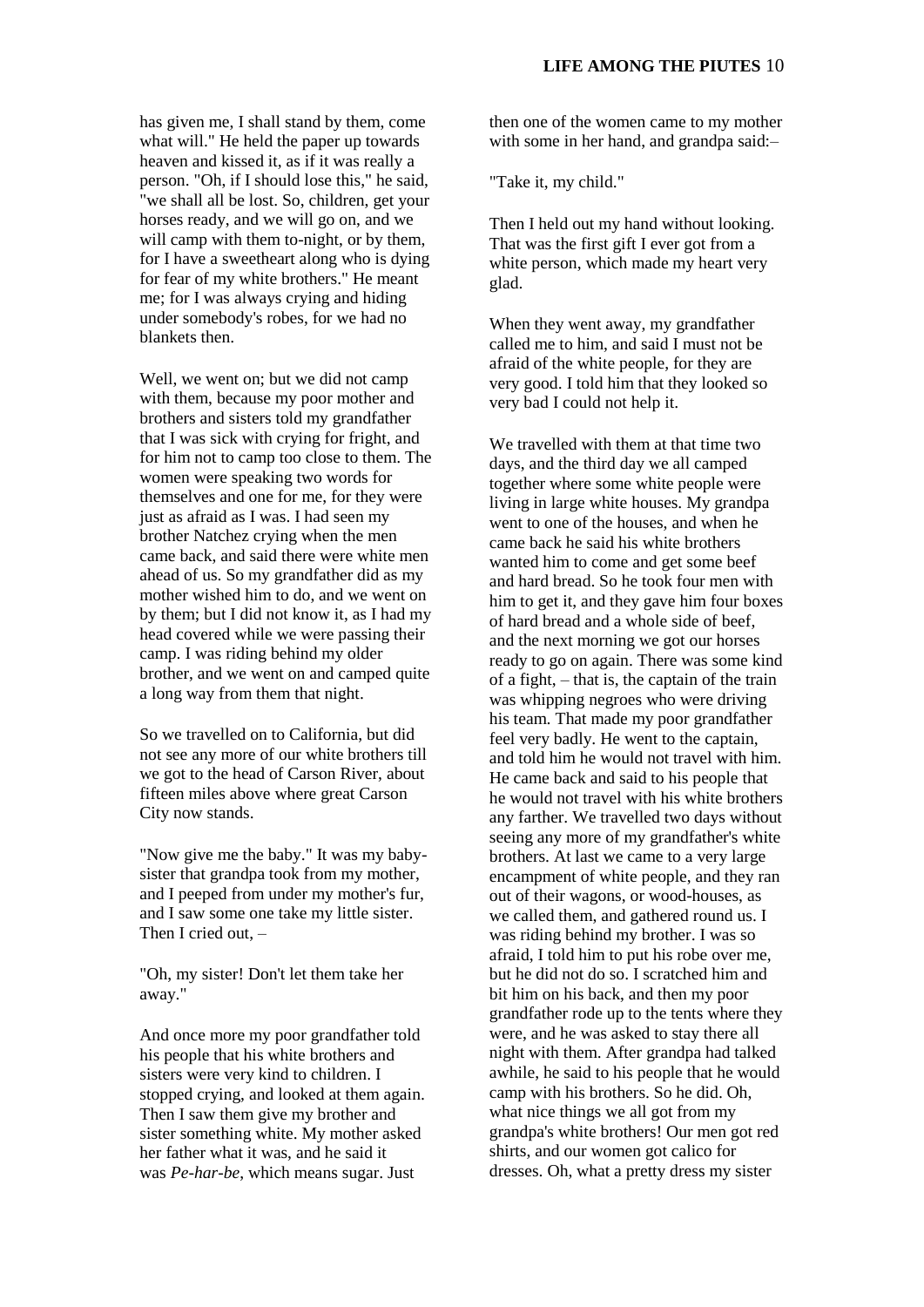has given me, I shall stand by them, come what will." He held the paper up towards heaven and kissed it, as if it was really a person. "Oh, if I should lose this," he said, "we shall all be lost. So, children, get your horses ready, and we will go on, and we will camp with them to-night, or by them, for I have a sweetheart along who is dying for fear of my white brothers." He meant me; for I was always crying and hiding under somebody's robes, for we had no blankets then.

Well, we went on; but we did not camp with them, because my poor mother and brothers and sisters told my grandfather that I was sick with crying for fright, and for him not to camp too close to them. The women were speaking two words for themselves and one for me, for they were just as afraid as I was. I had seen my brother Natchez crying when the men came back, and said there were white men ahead of us. So my grandfather did as my mother wished him to do, and we went on by them; but I did not know it, as I had my head covered while we were passing their camp. I was riding behind my older brother, and we went on and camped quite a long way from them that night.

So we travelled on to California, but did not see any more of our white brothers till we got to the head of Carson River, about fifteen miles above where great Carson City now stands.

"Now give me the baby." It was my baby-sister that grandpa took from my mother, and I peeped from under my mother's fur, and I saw some one take my little sister. Then I cried out, –

"Oh, my sister! Don't let them take her away."

And once more my poor grandfather told his people that his white brothers and sisters were very kind to children. I stopped crying, and looked at them again. Then I saw them give my brother and sister something white. My mother asked her father what it was, and he said it was *Pe-har-be*, which means sugar. Just then one of the women came to my mother with some in her hand, and grandpa said:–

"Take it, my child."

Then I held out my hand without looking. That was the first gift I ever got from a white person, which made my heart very glad.

When they went away, my grandfather called me to him, and said I must not be afraid of the white people, for they are very good. I told him that they looked so very bad I could not help it.

We travelled with them at that time two days, and the third day we all camped together where some white people were living in large white houses. My grandpa went to one of the houses, and when he came back he said his white brothers wanted him to come and get some beef and hard bread. So he took four men with him to get it, and they gave him four boxes of hard bread and a whole side of beef, and the next morning we got our horses ready to go on again. There was some kind of a fight, – that is, the captain of the train was whipping negroes who were driving his team. That made my poor grandfather feel very badly. He went to the captain, and told him he would not travel with him. He came back and said to his people that he would not travel with his white brothers any farther. We travelled two days without seeing any more of my grandfather's white brothers. At last we came to a very large encampment of white people, and they ran out of their wagons, or wood-houses, as we called them, and gathered round us. I was riding behind my brother. I was so afraid, I told him to put his robe over me, but he did not do so. I scratched him and bit him on his back, and then my poor grandfather rode up to the tents where they were, and he was asked to stay there all night with them. After grandpa had talked awhile, he said to his people that he would camp with his brothers. So he did. Oh, what nice things we all got from my grandpa's white brothers! Our men got red shirts, and our women got calico for dresses. Oh, what a pretty dress my sister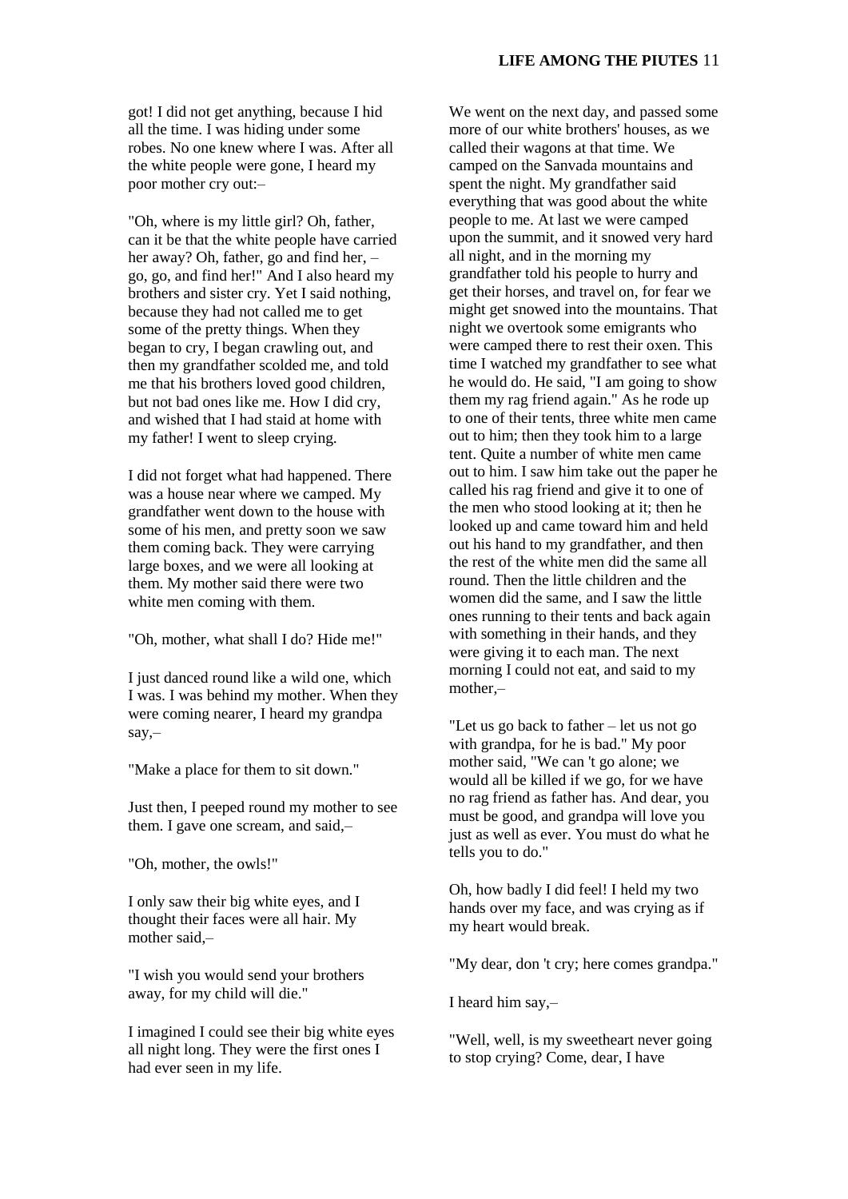got! I did not get anything, because I hid all the time. I was hiding under some robes. No one knew where I was. After all the white people were gone, I heard my poor mother cry out:–

"Oh, where is my little girl? Oh, father, can it be that the white people have carried her away? Oh, father, go and find her, – go, go, and find her!" And I also heard my brothers and sister cry. Yet I said nothing, because they had not called me to get some of the pretty things. When they began to cry, I began crawling out, and then my grandfather scolded me, and told me that his brothers loved good children, but not bad ones like me. How I did cry, and wished that I had staid at home with my father! I went to sleep crying.

I did not forget what had happened. There was a house near where we camped. My grandfather went down to the house with some of his men, and pretty soon we saw them coming back. They were carrying large boxes, and we were all looking at them. My mother said there were two white men coming with them.

"Oh, mother, what shall I do? Hide me!"

I just danced round like a wild one, which I was. I was behind my mother. When they were coming nearer, I heard my grandpa say,–

"Make a place for them to sit down."

Just then, I peeped round my mother to see them. I gave one scream, and said,–

"Oh, mother, the owls!"

I only saw their big white eyes, and I thought their faces were all hair. My mother said,–

"I wish you would send your brothers away, for my child will die."

I imagined I could see their big white eyes all night long. They were the first ones I had ever seen in my life.

We went on the next day, and passed some more of our white brothers' houses, as we called their wagons at that time. We camped on the Sanvada mountains and spent the night. My grandfather said everything that was good about the white people to me. At last we were camped upon the summit, and it snowed very hard all night, and in the morning my grandfather told his people to hurry and get their horses, and travel on, for fear we might get snowed into the mountains. That night we overtook some emigrants who were camped there to rest their oxen. This time I watched my grandfather to see what he would do. He said, "I am going to show them my rag friend again." As he rode up to one of their tents, three white men came out to him; then they took him to a large tent. Quite a number of white men came out to him. I saw him take out the paper he called his rag friend and give it to one of the men who stood looking at it; then he looked up and came toward him and held out his hand to my grandfather, and then the rest of the white men did the same all round. Then the little children and the women did the same, and I saw the little ones running to their tents and back again with something in their hands, and they were giving it to each man. The next morning I could not eat, and said to my mother,–

"Let us go back to father – let us not go with grandpa, for he is bad." My poor mother said, "We can 't go alone; we would all be killed if we go, for we have no rag friend as father has. And dear, you must be good, and grandpa will love you just as well as ever. You must do what he tells you to do."

Oh, how badly I did feel! I held my two hands over my face, and was crying as if my heart would break.

"My dear, don 't cry; here comes grandpa."

I heard him say,–

"Well, well, is my sweetheart never going to stop crying? Come, dear, I have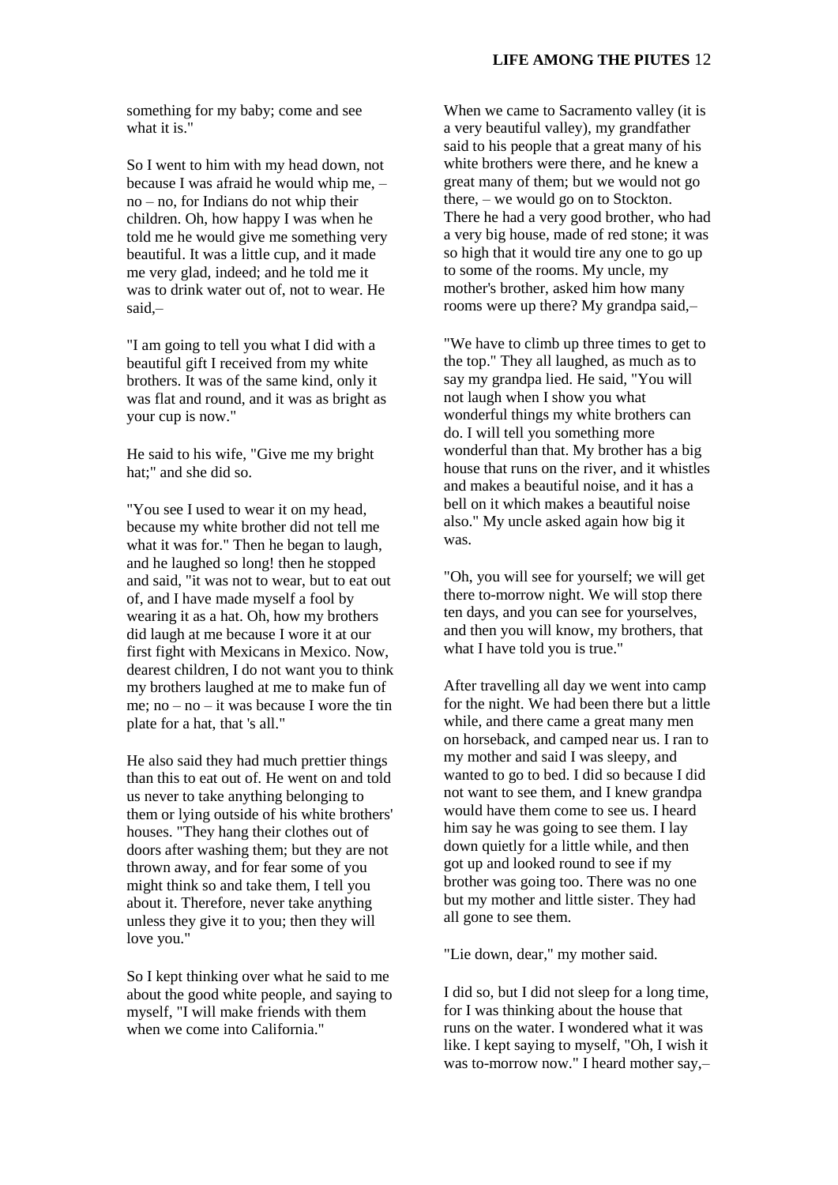something for my baby; come and see what it is."

So I went to him with my head down, not because I was afraid he would whip me, – no – no, for Indians do not whip their children. Oh, how happy I was when he told me he would give me something very beautiful. It was a little cup, and it made me very glad, indeed; and he told me it was to drink water out of, not to wear. He said,–

"I am going to tell you what I did with a beautiful gift I received from my white brothers. It was of the same kind, only it was flat and round, and it was as bright as your cup is now."

He said to his wife, "Give me my bright hat;" and she did so.

"You see I used to wear it on my head, because my white brother did not tell me what it was for." Then he began to laugh, and he laughed so long! then he stopped and said, "it was not to wear, but to eat out of, and I have made myself a fool by wearing it as a hat. Oh, how my brothers did laugh at me because I wore it at our first fight with Mexicans in Mexico. Now, dearest children, I do not want you to think my brothers laughed at me to make fun of me; no – no – it was because I wore the tin plate for a hat, that 's all."

He also said they had much prettier things than this to eat out of. He went on and told us never to take anything belonging to them or lying outside of his white brothers' houses. "They hang their clothes out of doors after washing them; but they are not thrown away, and for fear some of you might think so and take them, I tell you about it. Therefore, never take anything unless they give it to you; then they will love you."

So I kept thinking over what he said to me about the good white people, and saying to myself, "I will make friends with them when we come into California."

When we came to Sacramento valley (it is a very beautiful valley), my grandfather said to his people that a great many of his white brothers were there, and he knew a great many of them; but we would not go there, – we would go on to Stockton. There he had a very good brother, who had a very big house, made of red stone; it was so high that it would tire any one to go up to some of the rooms. My uncle, my mother's brother, asked him how many rooms were up there? My grandpa said,–

"We have to climb up three times to get to the top." They all laughed, as much as to say my grandpa lied. He said, "You will not laugh when I show you what wonderful things my white brothers can do. I will tell you something more wonderful than that. My brother has a big house that runs on the river, and it whistles and makes a beautiful noise, and it has a bell on it which makes a beautiful noise also." My uncle asked again how big it was.

"Oh, you will see for yourself; we will get there to-morrow night. We will stop there ten days, and you can see for yourselves, and then you will know, my brothers, that what I have told you is true."

After travelling all day we went into camp for the night. We had been there but a little while, and there came a great many men on horseback, and camped near us. I ran to my mother and said I was sleepy, and wanted to go to bed. I did so because I did not want to see them, and I knew grandpa would have them come to see us. I heard him say he was going to see them. I lay down quietly for a little while, and then got up and looked round to see if my brother was going too. There was no one but my mother and little sister. They had all gone to see them.

"Lie down, dear," my mother said.

I did so, but I did not sleep for a long time, for I was thinking about the house that runs on the water. I wondered what it was like. I kept saying to myself, "Oh, I wish it was to-morrow now." I heard mother say,–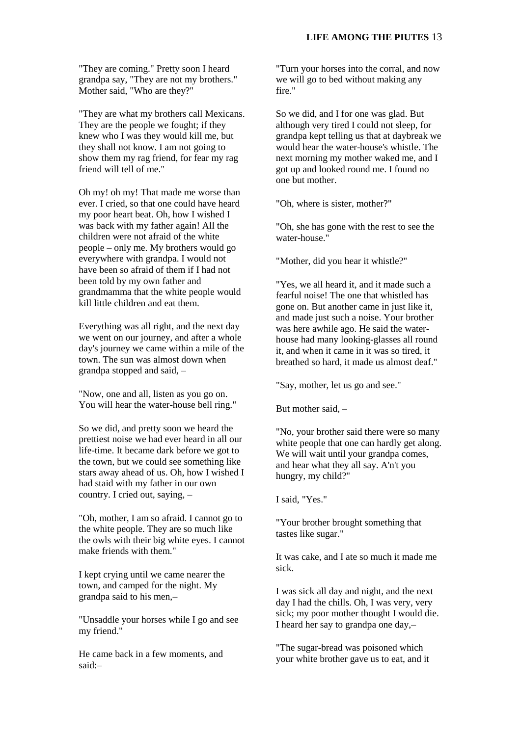"They are coming." Pretty soon I heard grandpa say, "They are not my brothers." Mother said, "Who are they?"

"They are what my brothers call Mexicans. They are the people we fought; if they knew who I was they would kill me, but they shall not know. I am not going to show them my rag friend, for fear my rag friend will tell of me."

Oh my! oh my! That made me worse than ever. I cried, so that one could have heard my poor heart beat. Oh, how I wished I was back with my father again! All the children were not afraid of the white people – only me. My brothers would go everywhere with grandpa. I would not have been so afraid of them if I had not been told by my own father and grandmamma that the white people would kill little children and eat them.

Everything was all right, and the next day we went on our journey, and after a whole day's journey we came within a mile of the town. The sun was almost down when grandpa stopped and said, –

"Now, one and all, listen as you go on. You will hear the water-house bell ring."

So we did, and pretty soon we heard the prettiest noise we had ever heard in all our life-time. It became dark before we got to the town, but we could see something like stars away ahead of us. Oh, how I wished I had staid with my father in our own country. I cried out, saying, –

"Oh, mother, I am so afraid. I cannot go to the white people. They are so much like the owls with their big white eyes. I cannot make friends with them."

I kept crying until we came nearer the town, and camped for the night. My grandpa said to his men,–

"Unsaddle your horses while I go and see my friend."

He came back in a few moments, and said:–

"Turn your horses into the corral, and now we will go to bed without making any fire."

So we did, and I for one was glad. But although very tired I could not sleep, for grandpa kept telling us that at daybreak we would hear the water-house's whistle. The next morning my mother waked me, and I got up and looked round me. I found no one but mother.

"Oh, where is sister, mother?"

"Oh, she has gone with the rest to see the water-house."

"Mother, did you hear it whistle?"

"Yes, we all heard it, and it made such a fearful noise! The one that whistled has gone on. But another came in just like it, and made just such a noise. Your brother was here awhile ago. He said the water-house had many looking-glasses all round it, and when it came in it was so tired, it breathed so hard, it made us almost deaf."

"Say, mother, let us go and see."

But mother said, –

"No, your brother said there were so many white people that one can hardly get along. We will wait until your grandpa comes, and hear what they all say. A'n't you hungry, my child?"

I said, "Yes."

"Your brother brought something that tastes like sugar."

It was cake, and I ate so much it made me sick.

I was sick all day and night, and the next day I had the chills. Oh, I was very, very sick; my poor mother thought I would die. I heard her say to grandpa one day,–

"The sugar-bread was poisoned which your white brother gave us to eat, and it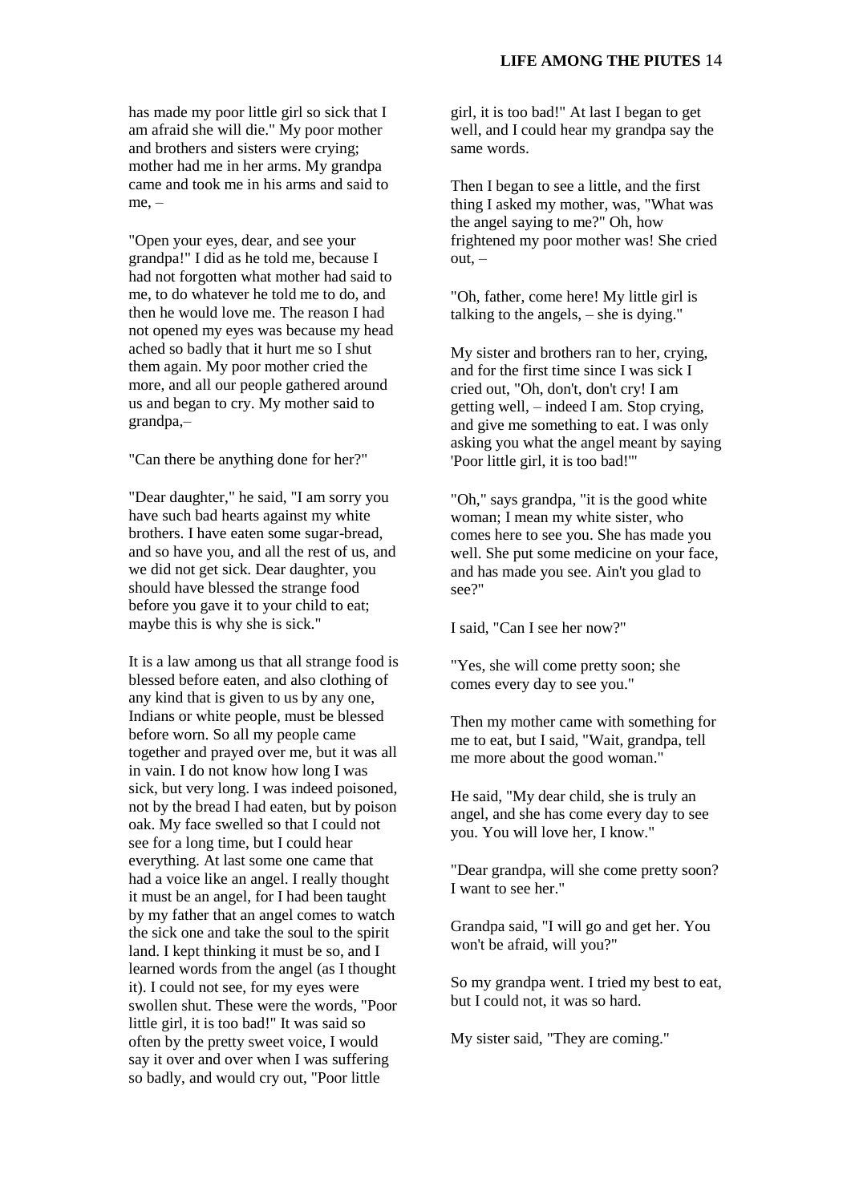has made my poor little girl so sick that I am afraid she will die." My poor mother and brothers and sisters were crying; mother had me in her arms. My grandpa came and took me in his arms and said to me, –

"Open your eyes, dear, and see your grandpa!" I did as he told me, because I had not forgotten what mother had said to me, to do whatever he told me to do, and then he would love me. The reason I had not opened my eyes was because my head ached so badly that it hurt me so I shut them again. My poor mother cried the more, and all our people gathered around us and began to cry. My mother said to grandpa,–

"Can there be anything done for her?"

"Dear daughter," he said, "I am sorry you have such bad hearts against my white brothers. I have eaten some sugar-bread, and so have you, and all the rest of us, and we did not get sick. Dear daughter, you should have blessed the strange food before you gave it to your child to eat; maybe this is why she is sick."

It is a law among us that all strange food is blessed before eaten, and also clothing of any kind that is given to us by any one, Indians or white people, must be blessed before worn. So all my people came together and prayed over me, but it was all in vain. I do not know how long I was sick, but very long. I was indeed poisoned, not by the bread I had eaten, but by poison oak. My face swelled so that I could not see for a long time, but I could hear everything. At last some one came that had a voice like an angel. I really thought it must be an angel, for I had been taught by my father that an angel comes to watch the sick one and take the soul to the spirit land. I kept thinking it must be so, and I learned words from the angel (as I thought it). I could not see, for my eyes were swollen shut. These were the words, "Poor little girl, it is too bad!" It was said so often by the pretty sweet voice, I would say it over and over when I was suffering so badly, and would cry out, "Poor little girl, it is too bad!" At last I began to get well, and I could hear my grandpa say the same words.

Then I began to see a little, and the first thing I asked my mother, was, "What was the angel saying to me?" Oh, how frightened my poor mother was! She cried out, –

"Oh, father, come here! My little girl is talking to the angels, – she is dying."

My sister and brothers ran to her, crying, and for the first time since I was sick I cried out, "Oh, don't, don't cry! I am getting well, – indeed I am. Stop crying, and give me something to eat. I was only asking you what the angel meant by saying 'Poor little girl, it is too bad!'"

"Oh," says grandpa, "it is the good white woman; I mean my white sister, who comes here to see you. She has made you well. She put some medicine on your face, and has made you see. Ain't you glad to see?"

I said, "Can I see her now?"

"Yes, she will come pretty soon; she comes every day to see you."

Then my mother came with something for me to eat, but I said, "Wait, grandpa, tell me more about the good woman."

He said, "My dear child, she is truly an angel, and she has come every day to see you. You will love her, I know."

"Dear grandpa, will she come pretty soon? I want to see her."

Grandpa said, "I will go and get her. You won't be afraid, will you?"

So my grandpa went. I tried my best to eat, but I could not, it was so hard.

My sister said, "They are coming."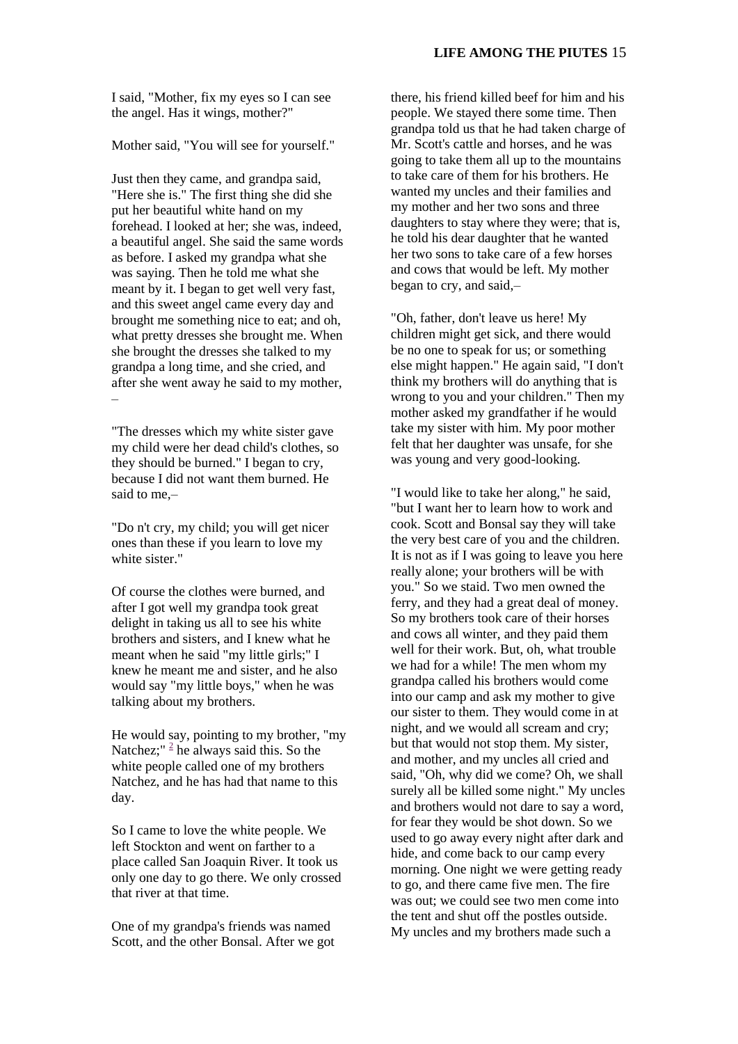I said, "Mother, fix my eyes so I can see the angel. Has it wings, mother?"

Mother said, "You will see for yourself."

Just then they came, and grandpa said, "Here she is." The first thing she did she put her beautiful white hand on my forehead. I looked at her; she was, indeed, a beautiful angel. She said the same words as before. I asked my grandpa what she was saying. Then he told me what she meant by it. I began to get well very fast, and this sweet angel came every day and brought me something nice to eat; and oh, what pretty dresses she brought me. When she brought the dresses she talked to my grandpa a long time, and she cried, and after she went away he said to my mother, –

"The dresses which my white sister gave my child were her dead child's clothes, so they should be burned." I began to cry, because I did not want them burned. He said to me,–

"Do n't cry, my child; you will get nicer ones than these if you learn to love my white sister."

Of course the clothes were burned, and after I got well my grandpa took great delight in taking us all to see his white brothers and sisters, and I knew what he meant when he said "my little girls;" I knew he meant me and sister, and he also would say "my little boys," when he was talking about my brothers.

He would say, pointing to my brother, "my Natchez;" [2] he always said this. So the white people called one of my brothers Natchez, and he has had that name to this day.

So I came to love the white people. We left Stockton and went on farther to a place called San Joaquin River. It took us only one day to go there. We only crossed that river at that time.

One of my grandpa's friends was named Scott, and the other Bonsal. After we got there, his friend killed beef for him and his people. We stayed there some time. Then grandpa told us that he had taken charge of Mr. Scott's cattle and horses, and he was going to take them all up to the mountains to take care of them for his brothers. He wanted my uncles and their families and my mother and her two sons and three daughters to stay where they were; that is, he told his dear daughter that he wanted her two sons to take care of a few horses and cows that would be left. My mother began to cry, and said,–

"Oh, father, don't leave us here! My children might get sick, and there would be no one to speak for us; or something else might happen." He again said, "I don't think my brothers will do anything that is wrong to you and your children." Then my mother asked my grandfather if he would take my sister with him. My poor mother felt that her daughter was unsafe, for she was young and very good-looking.

"I would like to take her along," he said, "but I want her to learn how to work and cook. Scott and Bonsal say they will take the very best care of you and the children. It is not as if I was going to leave you here really alone; your brothers will be with you." So we staid. Two men owned the ferry, and they had a great deal of money. So my brothers took care of their horses and cows all winter, and they paid them well for their work. But, oh, what trouble we had for a while! The men whom my grandpa called his brothers would come into our camp and ask my mother to give our sister to them. They would come in at night, and we would all scream and cry; but that would not stop them. My sister, and mother, and my uncles all cried and said, "Oh, why did we come? Oh, we shall surely all be killed some night." My uncles and brothers would not dare to say a word, for fear they would be shot down. So we used to go away every night after dark and hide, and come back to our camp every morning. One night we were getting ready to go, and there came five men. The fire was out; we could see two men come into the tent and shut off the postles outside. My uncles and my brothers made such a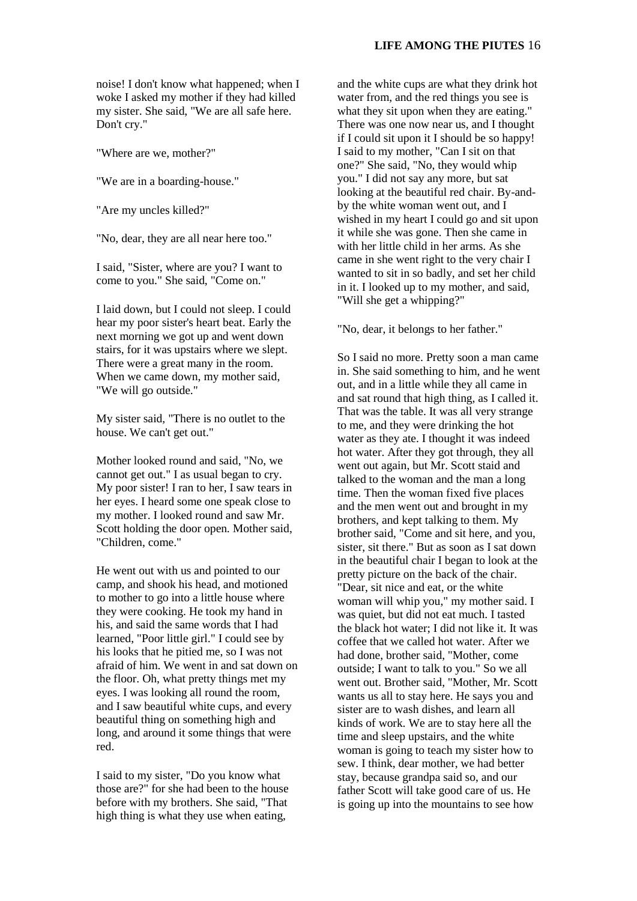noise! I don't know what happened; when I woke I asked my mother if they had killed my sister. She said, "We are all safe here. Don't cry."

"Where are we, mother?"

"We are in a boarding-house."

"Are my uncles killed?"

"No, dear, they are all near here too."

I said, "Sister, where are you? I want to come to you." She said, "Come on."

I laid down, but I could not sleep. I could hear my poor sister's heart beat. Early the next morning we got up and went down stairs, for it was upstairs where we slept. There were a great many in the room. When we came down, my mother said, "We will go outside."

My sister said, "There is no outlet to the house. We can't get out."

Mother looked round and said, "No, we cannot get out." I as usual began to cry. My poor sister! I ran to her, I saw tears in her eyes. I heard some one speak close to my mother. I looked round and saw Mr. Scott holding the door open. Mother said, "Children, come."

He went out with us and pointed to our camp, and shook his head, and motioned to mother to go into a little house where they were cooking. He took my hand in his, and said the same words that I had learned, "Poor little girl." I could see by his looks that he pitied me, so I was not afraid of him. We went in and sat down on the floor. Oh, what pretty things met my eyes. I was looking all round the room, and I saw beautiful white cups, and every beautiful thing on something high and long, and around it some things that were red.

I said to my sister, "Do you know what those are?" for she had been to the house before with my brothers. She said, "That high thing is what they use when eating, and the white cups are what they drink hot water from, and the red things you see is what they sit upon when they are eating." There was one now near us, and I thought if I could sit upon it I should be so happy! I said to my mother, "Can I sit on that one?" She said, "No, they would whip you." I did not say any more, but sat looking at the beautiful red chair. By-and-by the white woman went out, and I wished in my heart I could go and sit upon it while she was gone. Then she came in with her little child in her arms. As she came in she went right to the very chair I wanted to sit in so badly, and set her child in it. I looked up to my mother, and said, "Will she get a whipping?"

"No, dear, it belongs to her father."

So I said no more. Pretty soon a man came in. She said something to him, and he went out, and in a little while they all came in and sat round that high thing, as I called it. That was the table. It was all very strange to me, and they were drinking the hot water as they ate. I thought it was indeed hot water. After they got through, they all went out again, but Mr. Scott staid and talked to the woman and the man a long time. Then the woman fixed five places and the men went out and brought in my brothers, and kept talking to them. My brother said, "Come and sit here, and you, sister, sit there." But as soon as I sat down in the beautiful chair I began to look at the pretty picture on the back of the chair. "Dear, sit nice and eat, or the white woman will whip you," my mother said. I was quiet, but did not eat much. I tasted the black hot water; I did not like it. It was coffee that we called hot water. After we had done, brother said, "Mother, come outside; I want to talk to you." So we all went out. Brother said, "Mother, Mr. Scott wants us all to stay here. He says you and sister are to wash dishes, and learn all kinds of work. We are to stay here all the time and sleep upstairs, and the white woman is going to teach my sister how to sew. I think, dear mother, we had better stay, because grandpa said so, and our father Scott will take good care of us. He is going up into the mountains to see how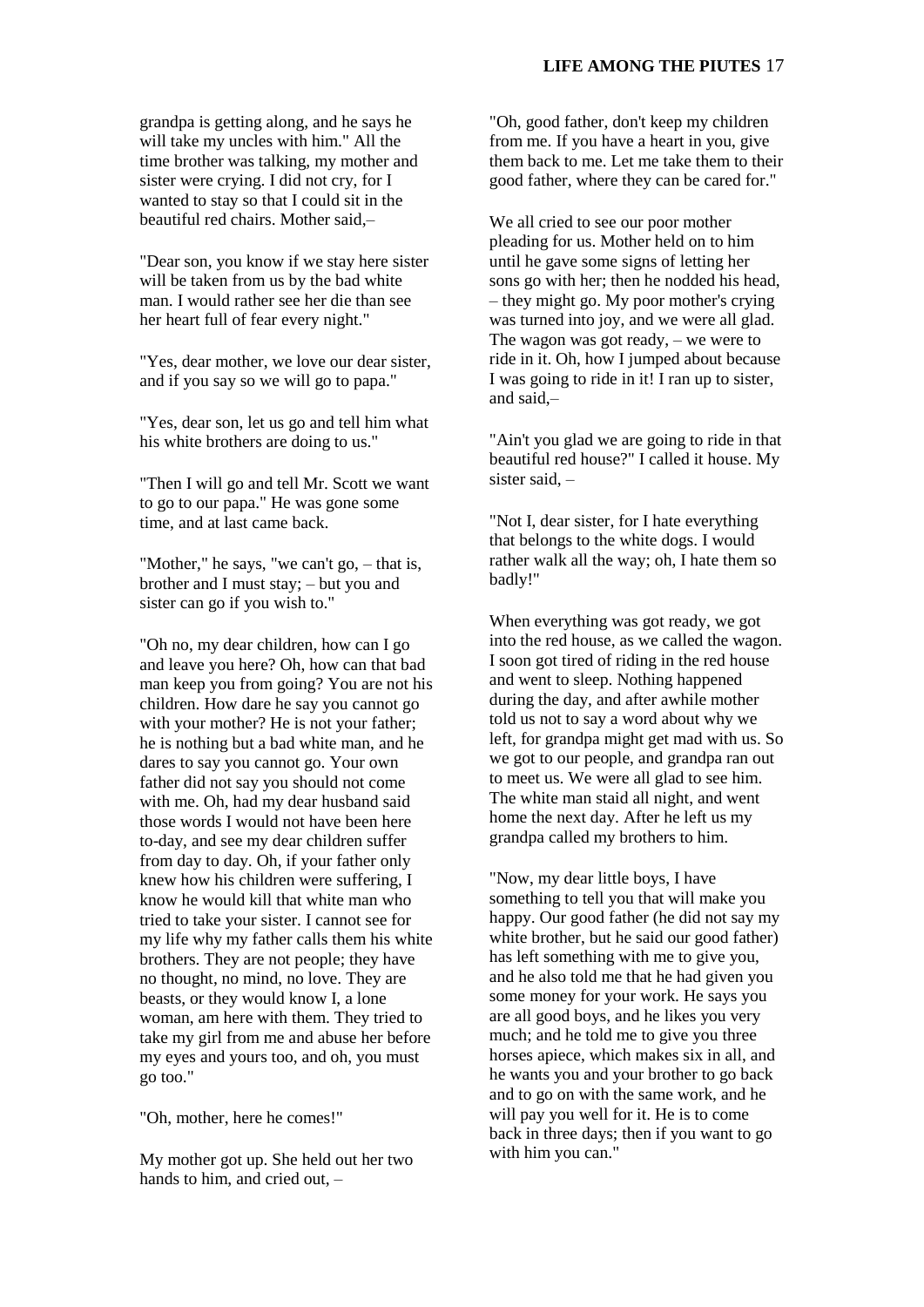grandpa is getting along, and he says he will take my uncles with him." All the time brother was talking, my mother and sister were crying. I did not cry, for I wanted to stay so that I could sit in the beautiful red chairs. Mother said,–

"Dear son, you know if we stay here sister will be taken from us by the bad white man. I would rather see her die than see her heart full of fear every night."

"Yes, dear mother, we love our dear sister, and if you say so we will go to papa."

"Yes, dear son, let us go and tell him what his white brothers are doing to us."

"Then I will go and tell Mr. Scott we want to go to our papa." He was gone some time, and at last came back.

"Mother," he says, "we can't go, – that is, brother and I must stay; – but you and sister can go if you wish to."

"Oh no, my dear children, how can I go and leave you here? Oh, how can that bad man keep you from going? You are not his children. How dare he say you cannot go with your mother? He is not your father; he is nothing but a bad white man, and he dares to say you cannot go. Your own father did not say you should not come with me. Oh, had my dear husband said those words I would not have been here to-day, and see my dear children suffer from day to day. Oh, if your father only knew how his children were suffering, I know he would kill that white man who tried to take your sister. I cannot see for my life why my father calls them his white brothers. They are not people; they have no thought, no mind, no love. They are beasts, or they would know I, a lone woman, am here with them. They tried to take my girl from me and abuse her before my eyes and yours too, and oh, you must go too."

"Oh, mother, here he comes!"

My mother got up. She held out her two hands to him, and cried out, –

"Oh, good father, don't keep my children from me. If you have a heart in you, give them back to me. Let me take them to their good father, where they can be cared for."

We all cried to see our poor mother pleading for us. Mother held on to him until he gave some signs of letting her sons go with her; then he nodded his head, – they might go. My poor mother's crying was turned into joy, and we were all glad. The wagon was got ready, – we were to ride in it. Oh, how I jumped about because I was going to ride in it! I ran up to sister, and said,–

"Ain't you glad we are going to ride in that beautiful red house?" I called it house. My sister said, –

"Not I, dear sister, for I hate everything that belongs to the white dogs. I would rather walk all the way; oh, I hate them so badly!"

When everything was got ready, we got into the red house, as we called the wagon. I soon got tired of riding in the red house and went to sleep. Nothing happened during the day, and after awhile mother told us not to say a word about why we left, for grandpa might get mad with us. So we got to our people, and grandpa ran out to meet us. We were all glad to see him. The white man staid all night, and went home the next day. After he left us my grandpa called my brothers to him.

"Now, my dear little boys, I have something to tell you that will make you happy. Our good father (he did not say my white brother, but he said our good father) has left something with me to give you, and he also told me that he had given you some money for your work. He says you are all good boys, and he likes you very much; and he told me to give you three horses apiece, which makes six in all, and he wants you and your brother to go back and to go on with the same work, and he will pay you well for it. He is to come back in three days; then if you want to go with him you can."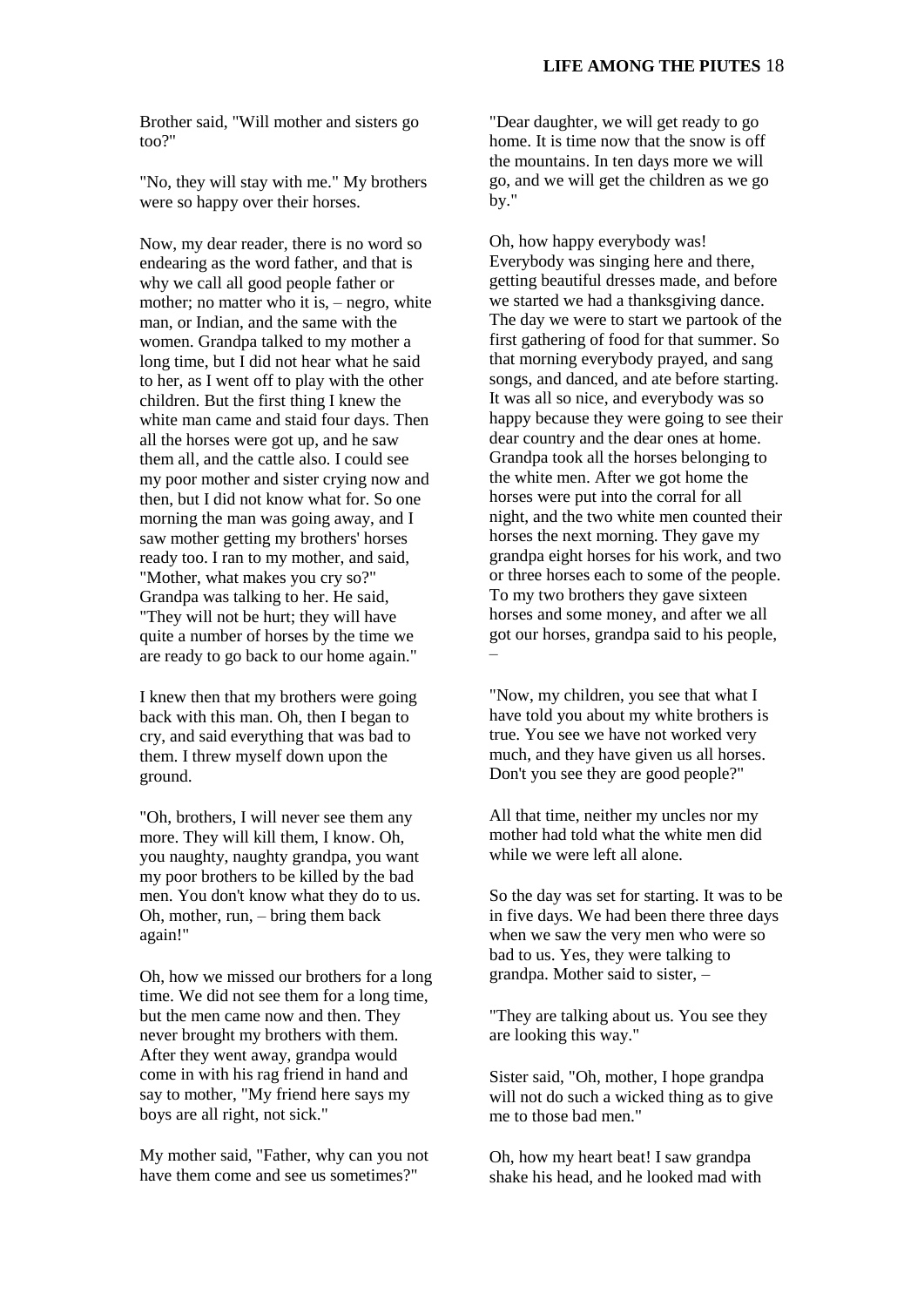Brother said, "Will mother and sisters go too?"

"No, they will stay with me." My brothers were so happy over their horses.

Now, my dear reader, there is no word so endearing as the word father, and that is why we call all good people father or mother; no matter who it is, – negro, white man, or Indian, and the same with the women. Grandpa talked to my mother a long time, but I did not hear what he said to her, as I went off to play with the other children. But the first thing I knew the white man came and staid four days. Then all the horses were got up, and he saw them all, and the cattle also. I could see my poor mother and sister crying now and then, but I did not know what for. So one morning the man was going away, and I saw mother getting my brothers' horses ready too. I ran to my mother, and said, "Mother, what makes you cry so?" Grandpa was talking to her. He said, "They will not be hurt; they will have quite a number of horses by the time we are ready to go back to our home again."

I knew then that my brothers were going back with this man. Oh, then I began to cry, and said everything that was bad to them. I threw myself down upon the ground.

"Oh, brothers, I will never see them any more. They will kill them, I know. Oh, you naughty, naughty grandpa, you want my poor brothers to be killed by the bad men. You don't know what they do to us. Oh, mother, run, – bring them back again!"

Oh, how we missed our brothers for a long time. We did not see them for a long time, but the men came now and then. They never brought my brothers with them. After they went away, grandpa would come in with his rag friend in hand and say to mother, "My friend here says my boys are all right, not sick."

My mother said, "Father, why can you not have them come and see us sometimes?"

"Dear daughter, we will get ready to go home. It is time now that the snow is off the mountains. In ten days more we will go, and we will get the children as we go by."

Oh, how happy everybody was! Everybody was singing here and there, getting beautiful dresses made, and before we started we had a thanksgiving dance. The day we were to start we partook of the first gathering of food for that summer. So that morning everybody prayed, and sang songs, and danced, and ate before starting. It was all so nice, and everybody was so happy because they were going to see their dear country and the dear ones at home. Grandpa took all the horses belonging to the white men. After we got home the horses were put into the corral for all night, and the two white men counted their horses the next morning. They gave my grandpa eight horses for his work, and two or three horses each to some of the people. To my two brothers they gave sixteen horses and some money, and after we all got our horses, grandpa said to his people, –

"Now, my children, you see that what I have told you about my white brothers is true. You see we have not worked very much, and they have given us all horses. Don't you see they are good people?"

All that time, neither my uncles nor my mother had told what the white men did while we were left all alone.

So the day was set for starting. It was to be in five days. We had been there three days when we saw the very men who were so bad to us. Yes, they were talking to grandpa. Mother said to sister, –

"They are talking about us. You see they are looking this way."

Sister said, "Oh, mother, I hope grandpa will not do such a wicked thing as to give me to those bad men."

Oh, how my heart beat! I saw grandpa shake his head, and he looked mad with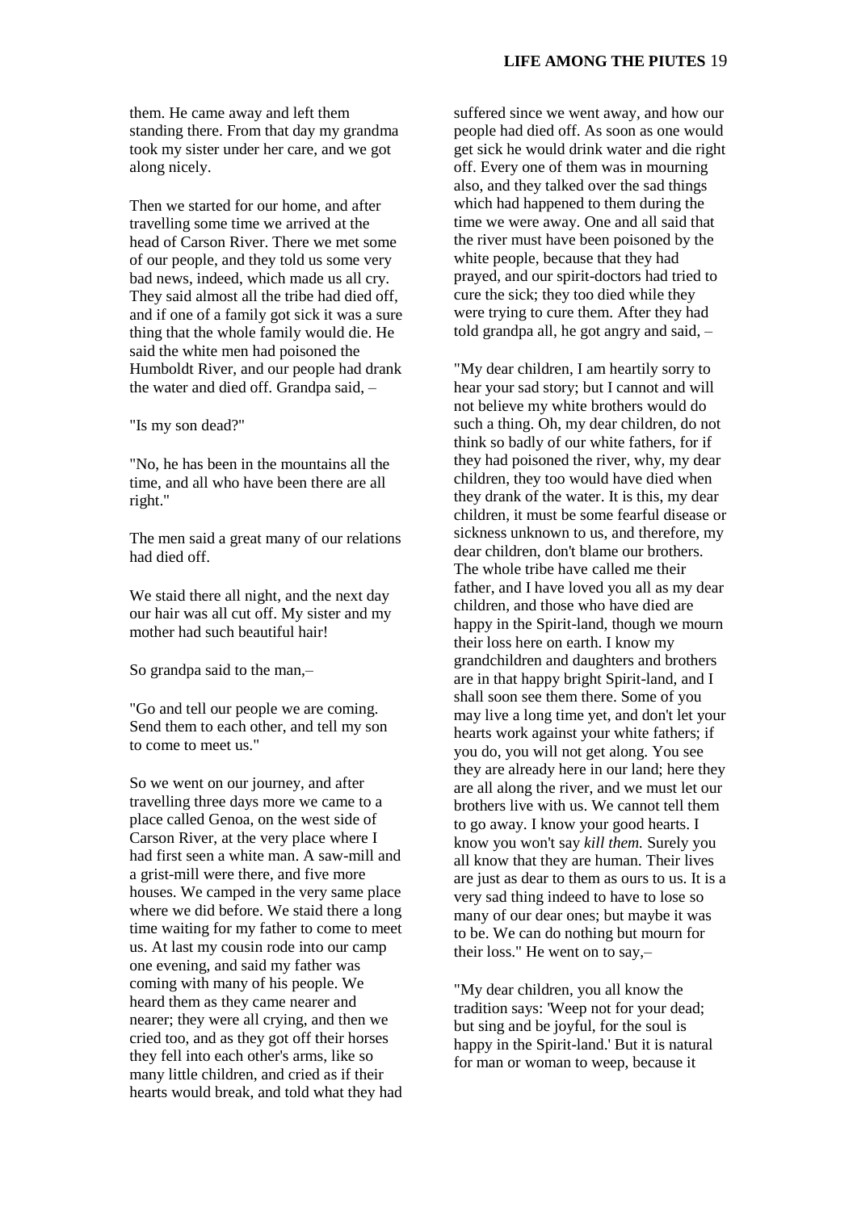them. He came away and left them standing there. From that day my grandma took my sister under her care, and we got along nicely.

Then we started for our home, and after travelling some time we arrived at the head of Carson River. There we met some of our people, and they told us some very bad news, indeed, which made us all cry. They said almost all the tribe had died off, and if one of a family got sick it was a sure thing that the whole family would die. He said the white men had poisoned the Humboldt River, and our people had drank the water and died off. Grandpa said, –

"Is my son dead?"

"No, he has been in the mountains all the time, and all who have been there are all right."

The men said a great many of our relations had died off.

We staid there all night, and the next day our hair was all cut off. My sister and my mother had such beautiful hair!

So grandpa said to the man,–

"Go and tell our people we are coming. Send them to each other, and tell my son to come to meet us."

So we went on our journey, and after travelling three days more we came to a place called Genoa, on the west side of Carson River, at the very place where I had first seen a white man. A saw-mill and a grist-mill were there, and five more houses. We camped in the very same place where we did before. We staid there a long time waiting for my father to come to meet us. At last my cousin rode into our camp one evening, and said my father was coming with many of his people. We heard them as they came nearer and nearer; they were all crying, and then we cried too, and as they got off their horses they fell into each other's arms, like so many little children, and cried as if their hearts would break, and told what they had suffered since we went away, and how our people had died off. As soon as one would get sick he would drink water and die right off. Every one of them was in mourning also, and they talked over the sad things which had happened to them during the time we were away. One and all said that the river must have been poisoned by the white people, because that they had prayed, and our spirit-doctors had tried to cure the sick; they too died while they were trying to cure them. After they had told grandpa all, he got angry and said, –

"My dear children, I am heartily sorry to hear your sad story; but I cannot and will not believe my white brothers would do such a thing. Oh, my dear children, do not think so badly of our white fathers, for if they had poisoned the river, why, my dear children, they too would have died when they drank of the water. It is this, my dear children, it must be some fearful disease or sickness unknown to us, and therefore, my dear children, don't blame our brothers. The whole tribe have called me their father, and I have loved you all as my dear children, and those who have died are happy in the Spirit-land, though we mourn their loss here on earth. I know my grandchildren and daughters and brothers are in that happy bright Spirit-land, and I shall soon see them there. Some of you may live a long time yet, and don't let your hearts work against your white fathers; if you do, you will not get along. You see they are already here in our land; here they are all along the river, and we must let our brothers live with us. We cannot tell them to go away. I know your good hearts. I know you won't say *kill them.* Surely you all know that they are human. Their lives are just as dear to them as ours to us. It is a very sad thing indeed to have to lose so many of our dear ones; but maybe it was to be. We can do nothing but mourn for their loss." He went on to say,–

"My dear children, you all know the tradition says: 'Weep not for your dead; but sing and be joyful, for the soul is happy in the Spirit-land.' But it is natural for man or woman to weep, because it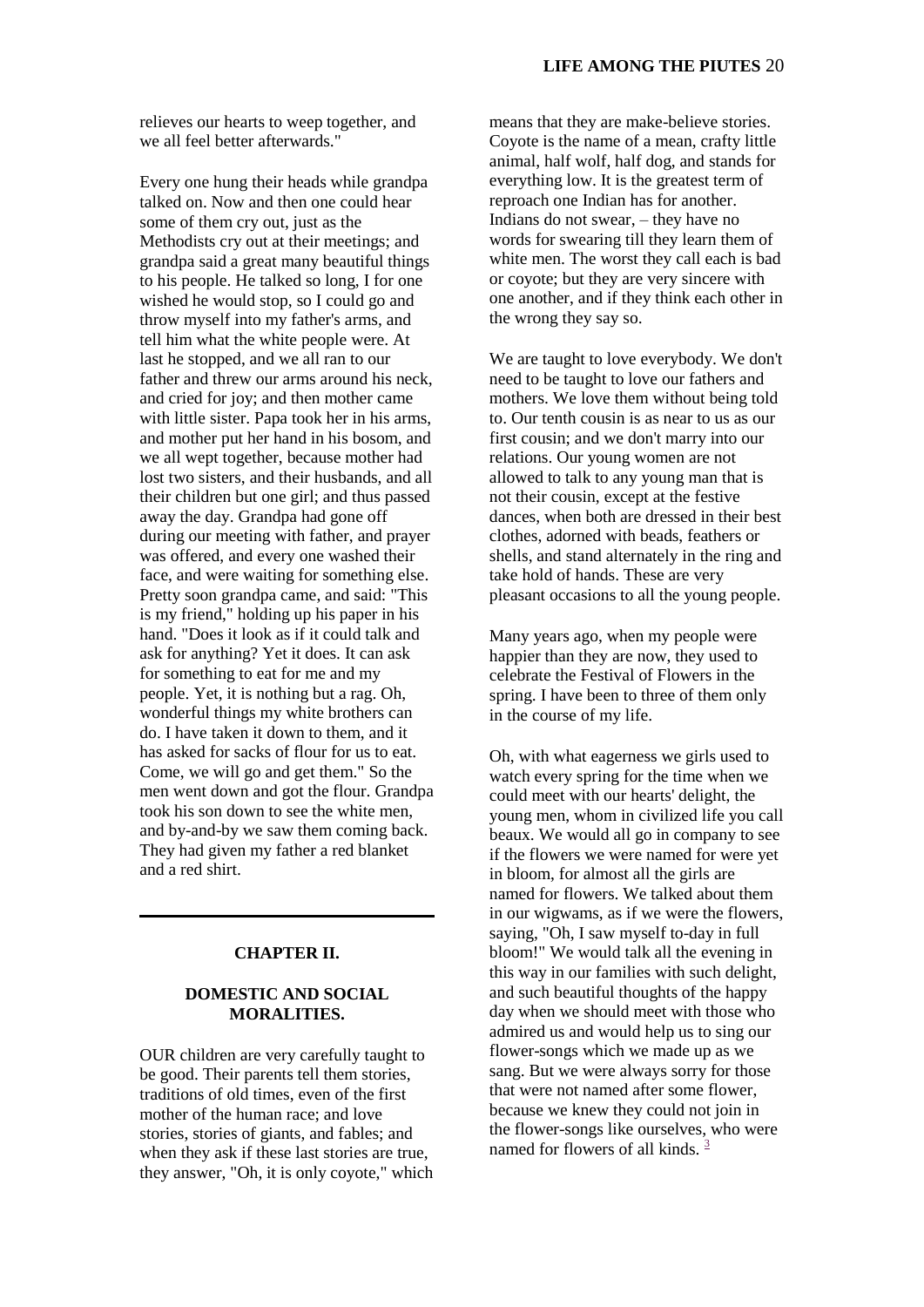relieves our hearts to weep together, and we all feel better afterwards."

Every one hung their heads while grandpa talked on. Now and then one could hear some of them cry out, just as the Methodists cry out at their meetings; and grandpa said a great many beautiful things to his people. He talked so long, I for one wished he would stop, so I could go and throw myself into my father's arms, and tell him what the white people were. At last he stopped, and we all ran to our father and threw our arms around his neck, and cried for joy; and then mother came with little sister. Papa took her in his arms, and mother put her hand in his bosom, and we all wept together, because mother had lost two sisters, and their husbands, and all their children but one girl; and thus passed away the day. Grandpa had gone off during our meeting with father, and prayer was offered, and every one washed their face, and were waiting for something else. Pretty soon grandpa came, and said: "This is my friend," holding up his paper in his hand. "Does it look as if it could talk and ask for anything? Yet it does. It can ask for something to eat for me and my people. Yet, it is nothing but a rag. Oh, wonderful things my white brothers can do. I have taken it down to them, and it has asked for sacks of flour for us to eat. Come, we will go and get them." So the men went down and got the flour. Grandpa took his son down to see the white men, and by-and-by we saw them coming back. They had given my father a red blanket and a red shirt.

---

## CHAPTER II.

### DOMESTIC AND SOCIAL MORALITIES.

OUR children are very carefully taught to be good. Their parents tell them stories, traditions of old times, even of the first mother of the human race; and love stories, stories of giants, and fables; and when they ask if these last stories are true, they answer, "Oh, it is only coyote," which means that they are make-believe stories. Coyote is the name of a mean, crafty little animal, half wolf, half dog, and stands for everything low. It is the greatest term of reproach one Indian has for another. Indians do not swear, – they have no words for swearing till they learn them of white men. The worst they call each is bad or coyote; but they are very sincere with one another, and if they think each other in the wrong they say so.

We are taught to love everybody. We don't need to be taught to love our fathers and mothers. We love them without being told to. Our tenth cousin is as near to us as our first cousin; and we don't marry into our relations. Our young women are not allowed to talk to any young man that is not their cousin, except at the festive dances, when both are dressed in their best clothes, adorned with beads, feathers or shells, and stand alternately in the ring and take hold of hands. These are very pleasant occasions to all the young people.

Many years ago, when my people were happier than they are now, they used to celebrate the Festival of Flowers in the spring. I have been to three of them only in the course of my life.

Oh, with what eagerness we girls used to watch every spring for the time when we could meet with our hearts' delight, the young men, whom in civilized life you call beaux. We would all go in company to see if the flowers we were named for were yet in bloom, for almost all the girls are named for flowers. We talked about them in our wigwams, as if we were the flowers, saying, "Oh, I saw myself to-day in full bloom!" We would talk all the evening in this way in our families with such delight, and such beautiful thoughts of the happy day when we should meet with those who admired us and would help us to sing our flower-songs which we made up as we sang. But we were always sorry for those that were not named after some flower, because we knew they could not join in the flower-songs like ourselves, who were named for flowers of all kinds. [3]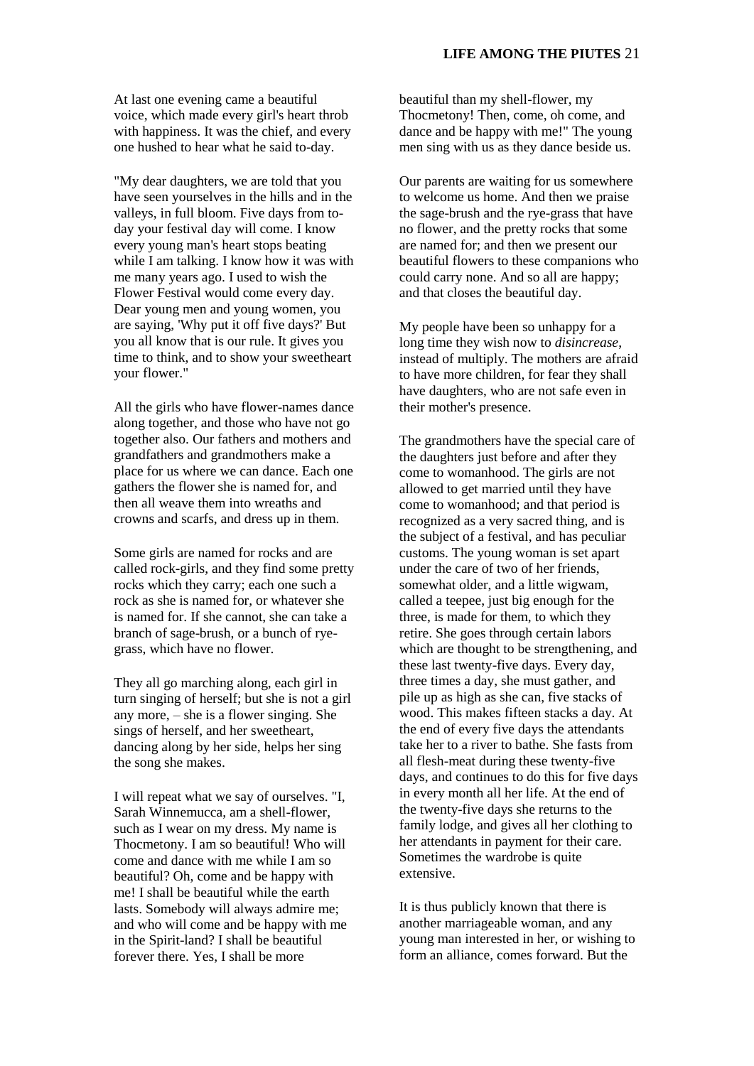At last one evening came a beautiful voice, which made every girl's heart throb with happiness. It was the chief, and every one hushed to hear what he said to-day.

"My dear daughters, we are told that you have seen yourselves in the hills and in the valleys, in full bloom. Five days from to-day your festival day will come. I know every young man's heart stops beating while I am talking. I know how it was with me many years ago. I used to wish the Flower Festival would come every day. Dear young men and young women, you are saying, 'Why put it off five days?' But you all know that is our rule. It gives you time to think, and to show your sweetheart your flower."

All the girls who have flower-names dance along together, and those who have not go together also. Our fathers and mothers and grandfathers and grandmothers make a place for us where we can dance. Each one gathers the flower she is named for, and then all weave them into wreaths and crowns and scarfs, and dress up in them.

Some girls are named for rocks and are called rock-girls, and they find some pretty rocks which they carry; each one such a rock as she is named for, or whatever she is named for. If she cannot, she can take a branch of sage-brush, or a bunch of rye-grass, which have no flower.

They all go marching along, each girl in turn singing of herself; but she is not a girl any more, – she is a flower singing. She sings of herself, and her sweetheart, dancing along by her side, helps her sing the song she makes.

I will repeat what we say of ourselves. "I, Sarah Winnemucca, am a shell-flower, such as I wear on my dress. My name is Thocmetony. I am so beautiful! Who will come and dance with me while I am so beautiful? Oh, come and be happy with me! I shall be beautiful while the earth lasts. Somebody will always admire me; and who will come and be happy with me in the Spirit-land? I shall be beautiful forever there. Yes, I shall be more beautiful than my shell-flower, my Thocmetony! Then, come, oh come, and dance and be happy with me!" The young men sing with us as they dance beside us.

Our parents are waiting for us somewhere to welcome us home. And then we praise the sage-brush and the rye-grass that have no flower, and the pretty rocks that some are named for; and then we present our beautiful flowers to these companions who could carry none. And so all are happy; and that closes the beautiful day.

My people have been so unhappy for a long time they wish now to *disincrease*, instead of multiply. The mothers are afraid to have more children, for fear they shall have daughters, who are not safe even in their mother's presence.

The grandmothers have the special care of the daughters just before and after they come to womanhood. The girls are not allowed to get married until they have come to womanhood; and that period is recognized as a very sacred thing, and is the subject of a festival, and has peculiar customs. The young woman is set apart under the care of two of her friends, somewhat older, and a little wigwam, called a teepee, just big enough for the three, is made for them, to which they retire. She goes through certain labors which are thought to be strengthening, and these last twenty-five days. Every day, three times a day, she must gather, and pile up as high as she can, five stacks of wood. This makes fifteen stacks a day. At the end of every five days the attendants take her to a river to bathe. She fasts from all flesh-meat during these twenty-five days, and continues to do this for five days in every month all her life. At the end of the twenty-five days she returns to the family lodge, and gives all her clothing to her attendants in payment for their care. Sometimes the wardrobe is quite extensive.

It is thus publicly known that there is another marriageable woman, and any young man interested in her, or wishing to form an alliance, comes forward. But the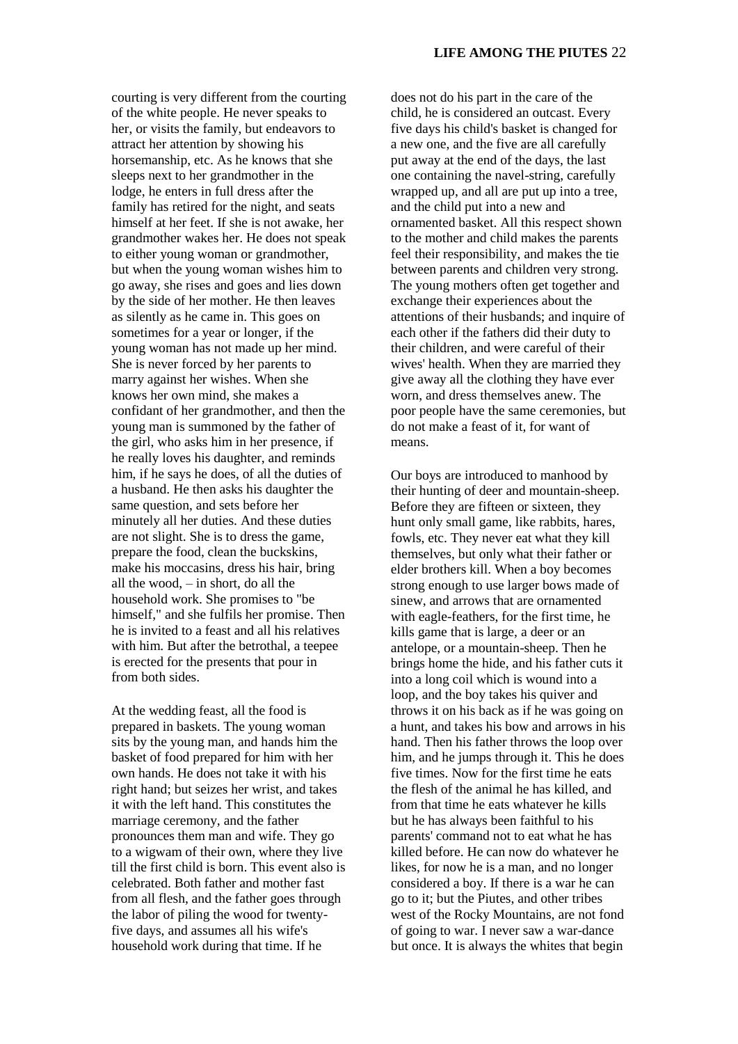courting is very different from the courting of the white people. He never speaks to her, or visits the family, but endeavors to attract her attention by showing his horsemanship, etc. As he knows that she sleeps next to her grandmother in the lodge, he enters in full dress after the family has retired for the night, and seats himself at her feet. If she is not awake, her grandmother wakes her. He does not speak to either young woman or grandmother, but when the young woman wishes him to go away, she rises and goes and lies down by the side of her mother. He then leaves as silently as he came in. This goes on sometimes for a year or longer, if the young woman has not made up her mind. She is never forced by her parents to marry against her wishes. When she knows her own mind, she makes a confidant of her grandmother, and then the young man is summoned by the father of the girl, who asks him in her presence, if he really loves his daughter, and reminds him, if he says he does, of all the duties of a husband. He then asks his daughter the same question, and sets before her minutely all her duties. And these duties are not slight. She is to dress the game, prepare the food, clean the buckskins, make his moccasins, dress his hair, bring all the wood, – in short, do all the household work. She promises to "be himself," and she fulfils her promise. Then he is invited to a feast and all his relatives with him. But after the betrothal, a teepee is erected for the presents that pour in from both sides.

At the wedding feast, all the food is prepared in baskets. The young woman sits by the young man, and hands him the basket of food prepared for him with her own hands. He does not take it with his right hand; but seizes her wrist, and takes it with the left hand. This constitutes the marriage ceremony, and the father pronounces them man and wife. They go to a wigwam of their own, where they live till the first child is born. This event also is celebrated. Both father and mother fast from all flesh, and the father goes through the labor of piling the wood for twenty-five days, and assumes all his wife's household work during that time. If he does not do his part in the care of the child, he is considered an outcast. Every five days his child's basket is changed for a new one, and the five are all carefully put away at the end of the days, the last one containing the navel-string, carefully wrapped up, and all are put up into a tree, and the child put into a new and ornamented basket. All this respect shown to the mother and child makes the parents feel their responsibility, and makes the tie between parents and children very strong. The young mothers often get together and exchange their experiences about the attentions of their husbands; and inquire of each other if the fathers did their duty to their children, and were careful of their wives' health. When they are married they give away all the clothing they have ever worn, and dress themselves anew. The poor people have the same ceremonies, but do not make a feast of it, for want of means.

Our boys are introduced to manhood by their hunting of deer and mountain-sheep. Before they are fifteen or sixteen, they hunt only small game, like rabbits, hares, fowls, etc. They never eat what they kill themselves, but only what their father or elder brothers kill. When a boy becomes strong enough to use larger bows made of sinew, and arrows that are ornamented with eagle-feathers, for the first time, he kills game that is large, a deer or an antelope, or a mountain-sheep. Then he brings home the hide, and his father cuts it into a long coil which is wound into a loop, and the boy takes his quiver and throws it on his back as if he was going on a hunt, and takes his bow and arrows in his hand. Then his father throws the loop over him, and he jumps through it. This he does five times. Now for the first time he eats the flesh of the animal he has killed, and from that time he eats whatever he kills but he has always been faithful to his parents' command not to eat what he has killed before. He can now do whatever he likes, for now he is a man, and no longer considered a boy. If there is a war he can go to it; but the Piutes, and other tribes west of the Rocky Mountains, are not fond of going to war. I never saw a war-dance but once. It is always the whites that begin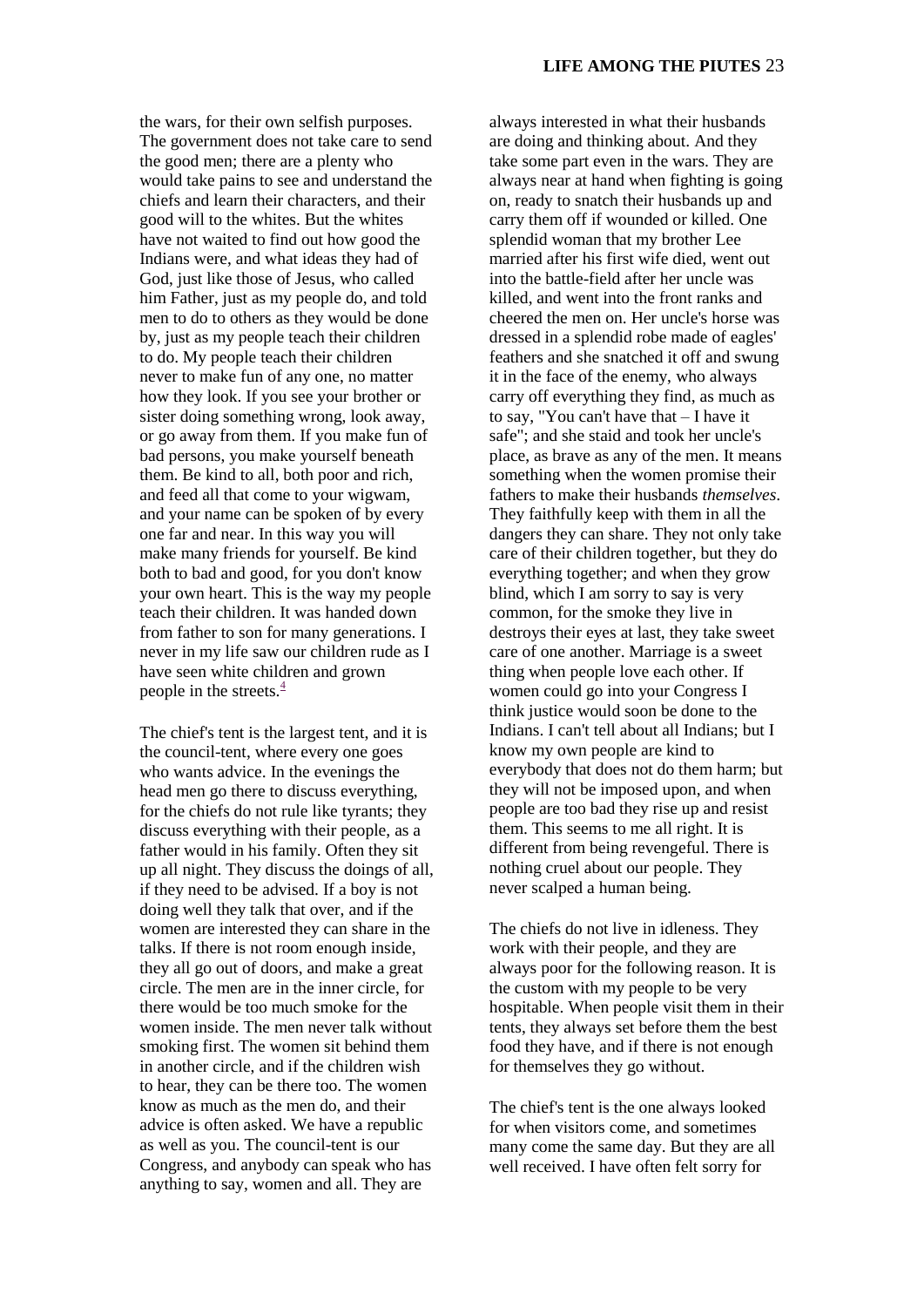the wars, for their own selfish purposes. The government does not take care to send the good men; there are a plenty who would take pains to see and understand the chiefs and learn their characters, and their good will to the whites. But the whites have not waited to find out how good the Indians were, and what ideas they had of God, just like those of Jesus, who called him Father, just as my people do, and told men to do to others as they would be done by, just as my people teach their children to do. My people teach their children never to make fun of any one, no matter how they look. If you see your brother or sister doing something wrong, look away, or go away from them. If you make fun of bad persons, you make yourself beneath them. Be kind to all, both poor and rich, and feed all that come to your wigwam, and your name can be spoken of by every one far and near. In this way you will make many friends for yourself. Be kind both to bad and good, for you don't know your own heart. This is the way my people teach their children. It was handed down from father to son for many generations. I never in my life saw our children rude as I have seen white children and grown people in the streets.[4]

The chief's tent is the largest tent, and it is the council-tent, where every one goes who wants advice. In the evenings the head men go there to discuss everything, for the chiefs do not rule like tyrants; they discuss everything with their people, as a father would in his family. Often they sit up all night. They discuss the doings of all, if they need to be advised. If a boy is not doing well they talk that over, and if the women are interested they can share in the talks. If there is not room enough inside, they all go out of doors, and make a great circle. The men are in the inner circle, for there would be too much smoke for the women inside. The men never talk without smoking first. The women sit behind them in another circle, and if the children wish to hear, they can be there too. The women know as much as the men do, and their advice is often asked. We have a republic as well as you. The council-tent is our Congress, and anybody can speak who has anything to say, women and all. They are always interested in what their husbands are doing and thinking about. And they take some part even in the wars. They are always near at hand when fighting is going on, ready to snatch their husbands up and carry them off if wounded or killed. One splendid woman that my brother Lee married after his first wife died, went out into the battle-field after her uncle was killed, and went into the front ranks and cheered the men on. Her uncle's horse was dressed in a splendid robe made of eagles' feathers and she snatched it off and swung it in the face of the enemy, who always carry off everything they find, as much as to say, "You can't have that – I have it safe"; and she staid and took her uncle's place, as brave as any of the men. It means something when the women promise their fathers to make their husbands *themselves*. They faithfully keep with them in all the dangers they can share. They not only take care of their children together, but they do everything together; and when they grow blind, which I am sorry to say is very common, for the smoke they live in destroys their eyes at last, they take sweet care of one another. Marriage is a sweet thing when people love each other. If women could go into your Congress I think justice would soon be done to the Indians. I can't tell about all Indians; but I know my own people are kind to everybody that does not do them harm; but they will not be imposed upon, and when people are too bad they rise up and resist them. This seems to me all right. It is different from being revengeful. There is nothing cruel about our people. They never scalped a human being.

The chiefs do not live in idleness. They work with their people, and they are always poor for the following reason. It is the custom with my people to be very hospitable. When people visit them in their tents, they always set before them the best food they have, and if there is not enough for themselves they go without.

The chief's tent is the one always looked for when visitors come, and sometimes many come the same day. But they are all well received. I have often felt sorry for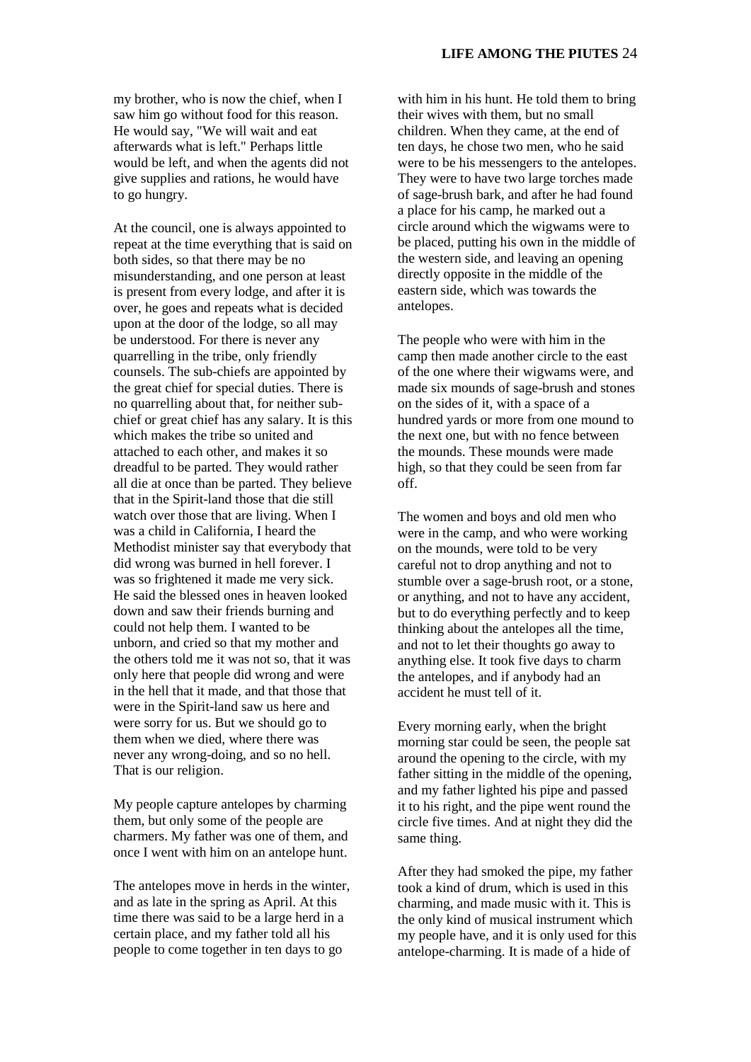my brother, who is now the chief, when I saw him go without food for this reason. He would say, "We will wait and eat afterwards what is left." Perhaps little would be left, and when the agents did not give supplies and rations, he would have to go hungry.

At the council, one is always appointed to repeat at the time everything that is said on both sides, so that there may be no misunderstanding, and one person at least is present from every lodge, and after it is over, he goes and repeats what is decided upon at the door of the lodge, so all may be understood. For there is never any quarrelling in the tribe, only friendly counsels. The sub-chiefs are appointed by the great chief for special duties. There is no quarrelling about that, for neither sub-chief or great chief has any salary. It is this which makes the tribe so united and attached to each other, and makes it so dreadful to be parted. They would rather all die at once than be parted. They believe that in the Spirit-land those that die still watch over those that are living. When I was a child in California, I heard the Methodist minister say that everybody that did wrong was burned in hell forever. I was so frightened it made me very sick. He said the blessed ones in heaven looked down and saw their friends burning and could not help them. I wanted to be unborn, and cried so that my mother and the others told me it was not so, that it was only here that people did wrong and were in the hell that it made, and that those that were in the Spirit-land saw us here and were sorry for us. But we should go to them when we died, where there was never any wrong-doing, and so no hell. That is our religion.

My people capture antelopes by charming them, but only some of the people are charmers. My father was one of them, and once I went with him on an antelope hunt.

The antelopes move in herds in the winter, and as late in the spring as April. At this time there was said to be a large herd in a certain place, and my father told all his people to come together in ten days to go with him in his hunt. He told them to bring their wives with them, but no small children. When they came, at the end of ten days, he chose two men, who he said were to be his messengers to the antelopes. They were to have two large torches made of sage-brush bark, and after he had found a place for his camp, he marked out a circle around which the wigwams were to be placed, putting his own in the middle of the western side, and leaving an opening directly opposite in the middle of the eastern side, which was towards the antelopes.

The people who were with him in the camp then made another circle to the east of the one where their wigwams were, and made six mounds of sage-brush and stones on the sides of it, with a space of a hundred yards or more from one mound to the next one, but with no fence between the mounds. These mounds were made high, so that they could be seen from far off.

The women and boys and old men who were in the camp, and who were working on the mounds, were told to be very careful not to drop anything and not to stumble over a sage-brush root, or a stone, or anything, and not to have any accident, but to do everything perfectly and to keep thinking about the antelopes all the time, and not to let their thoughts go away to anything else. It took five days to charm the antelopes, and if anybody had an accident he must tell of it.

Every morning early, when the bright morning star could be seen, the people sat around the opening to the circle, with my father sitting in the middle of the opening, and my father lighted his pipe and passed it to his right, and the pipe went round the circle five times. And at night they did the same thing.

After they had smoked the pipe, my father took a kind of drum, which is used in this charming, and made music with it. This is the only kind of musical instrument which my people have, and it is only used for this antelope-charming. It is made of a hide of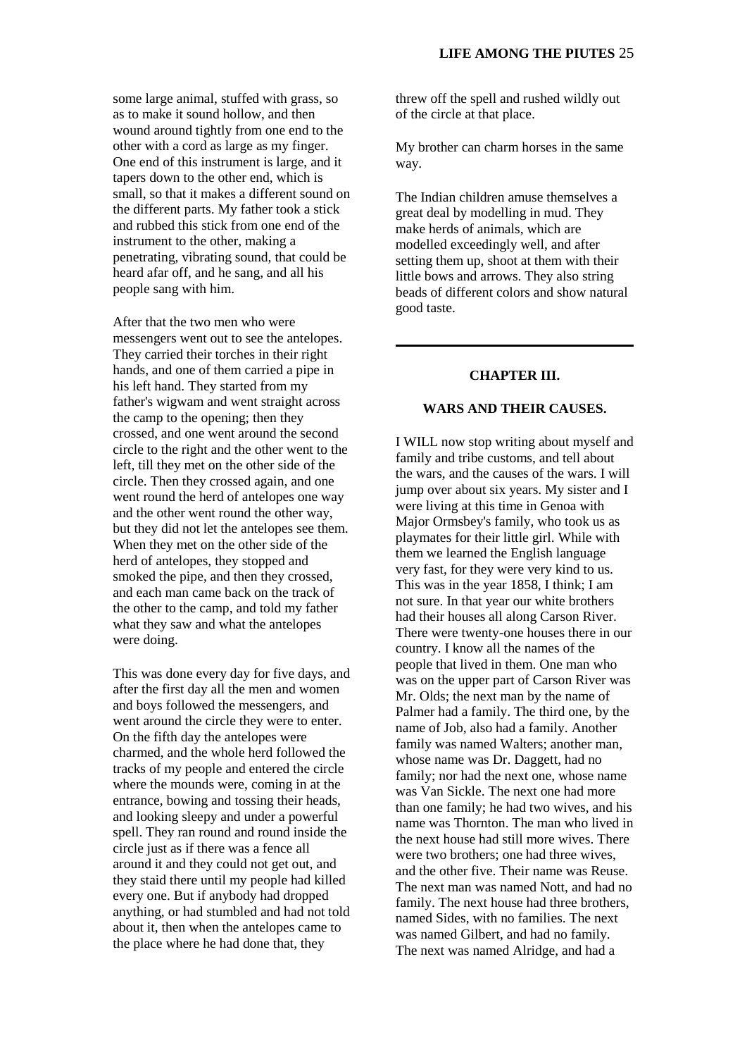some large animal, stuffed with grass, so as to make it sound hollow, and then wound around tightly from one end to the other with a cord as large as my finger. One end of this instrument is large, and it tapers down to the other end, which is small, so that it makes a different sound on the different parts. My father took a stick and rubbed this stick from one end of the instrument to the other, making a penetrating, vibrating sound, that could be heard afar off, and he sang, and all his people sang with him.

After that the two men who were messengers went out to see the antelopes. They carried their torches in their right hands, and one of them carried a pipe in his left hand. They started from my father's wigwam and went straight across the camp to the opening; then they crossed, and one went around the second circle to the right and the other went to the left, till they met on the other side of the circle. Then they crossed again, and one went round the herd of antelopes one way and the other went round the other way, but they did not let the antelopes see them. When they met on the other side of the herd of antelopes, they stopped and smoked the pipe, and then they crossed, and each man came back on the track of the other to the camp, and told my father what they saw and what the antelopes were doing.

This was done every day for five days, and after the first day all the men and women and boys followed the messengers, and went around the circle they were to enter. On the fifth day the antelopes were charmed, and the whole herd followed the tracks of my people and entered the circle where the mounds were, coming in at the entrance, bowing and tossing their heads, and looking sleepy and under a powerful spell. They ran round and round inside the circle just as if there was a fence all around it and they could not get out, and they staid there until my people had killed every one. But if anybody had dropped anything, or had stumbled and had not told about it, then when the antelopes came to the place where he had done that, they threw off the spell and rushed wildly out of the circle at that place.

My brother can charm horses in the same way.

The Indian children amuse themselves a great deal by modelling in mud. They make herds of animals, which are modelled exceedingly well, and after setting them up, shoot at them with their little bows and arrows. They also string beads of different colors and show natural good taste.

---

## CHAPTER III.

### WARS AND THEIR CAUSES.

I WILL now stop writing about myself and family and tribe customs, and tell about the wars, and the causes of the wars. I will jump over about six years. My sister and I were living at this time in Genoa with Major Ormsbey's family, who took us as playmates for their little girl. While with them we learned the English language very fast, for they were very kind to us. This was in the year 1858, I think; I am not sure. In that year our white brothers had their houses all along Carson River. There were twenty-one houses there in our country. I know all the names of the people that lived in them. One man who was on the upper part of Carson River was Mr. Olds; the next man by the name of Palmer had a family. The third one, by the name of Job, also had a family. Another family was named Walters; another man, whose name was Dr. Daggett, had no family; nor had the next one, whose name was Van Sickle. The next one had more than one family; he had two wives, and his name was Thornton. The man who lived in the next house had still more wives. There were two brothers; one had three wives, and the other five. Their name was Reuse. The next man was named Nott, and had no family. The next house had three brothers, named Sides, with no families. The next was named Gilbert, and had no family. The next was named Alridge, and had a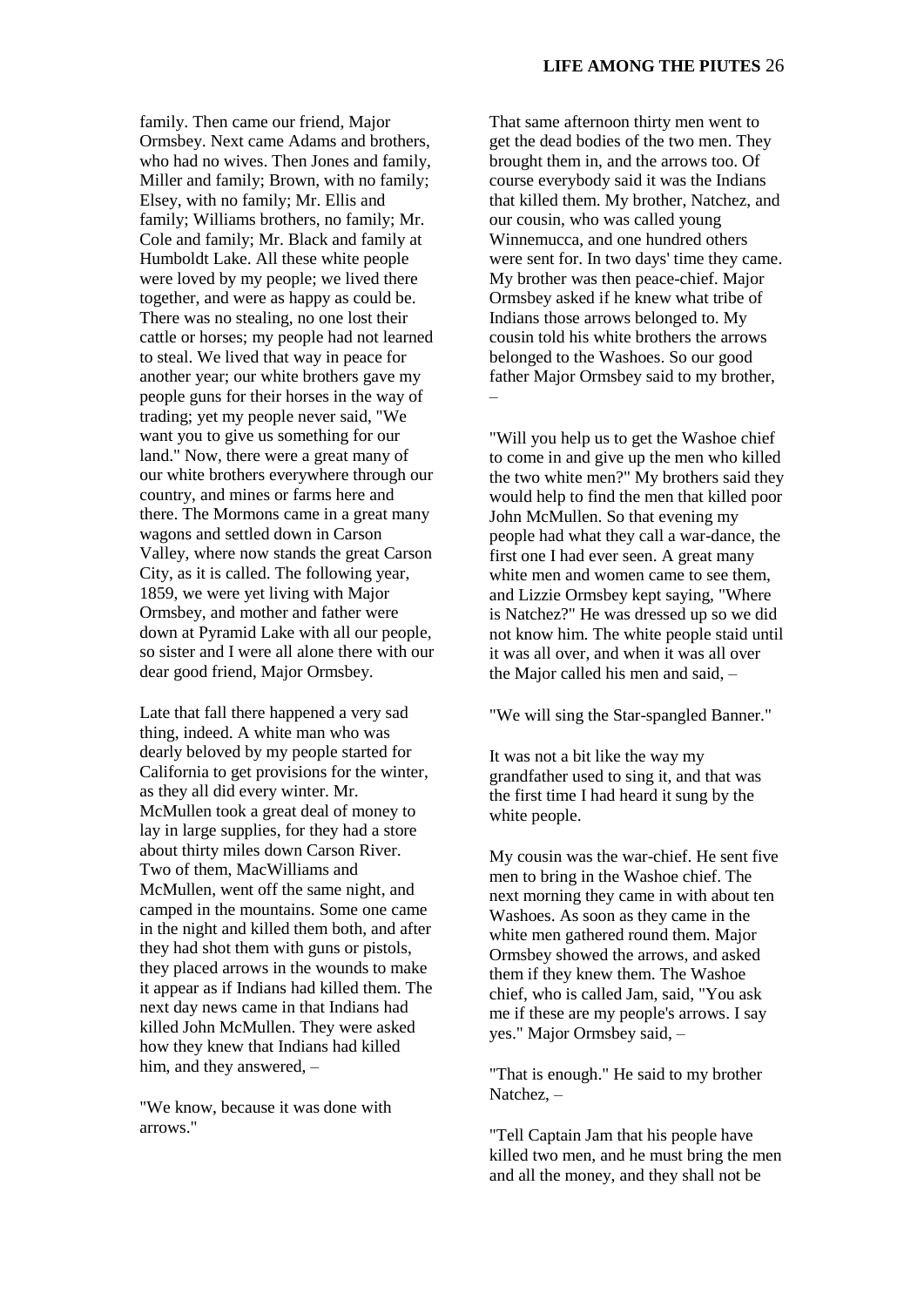family. Then came our friend, Major Ormsbey. Next came Adams and brothers, who had no wives. Then Jones and family, Miller and family; Brown, with no family; Elsey, with no family; Mr. Ellis and family; Williams brothers, no family; Mr. Cole and family; Mr. Black and family at Humboldt Lake. All these white people were loved by my people; we lived there together, and were as happy as could be. There was no stealing, no one lost their cattle or horses; my people had not learned to steal. We lived that way in peace for another year; our white brothers gave my people guns for their horses in the way of trading; yet my people never said, "We want you to give us something for our land." Now, there were a great many of our white brothers everywhere through our country, and mines or farms here and there. The Mormons came in a great many wagons and settled down in Carson Valley, where now stands the great Carson City, as it is called. The following year, 1859, we were yet living with Major Ormsbey, and mother and father were down at Pyramid Lake with all our people, so sister and I were all alone there with our dear good friend, Major Ormsbey.

Late that fall there happened a very sad thing, indeed. A white man who was dearly beloved by my people started for California to get provisions for the winter, as they all did every winter. Mr. McMullen took a great deal of money to lay in large supplies, for they had a store about thirty miles down Carson River. Two of them, MacWilliams and McMullen, went off the same night, and camped in the mountains. Some one came in the night and killed them both, and after they had shot them with guns or pistols, they placed arrows in the wounds to make it appear as if Indians had killed them. The next day news came in that Indians had killed John McMullen. They were asked how they knew that Indians had killed him, and they answered, –

"We know, because it was done with arrows."

That same afternoon thirty men went to get the dead bodies of the two men. They brought them in, and the arrows too. Of course everybody said it was the Indians that killed them. My brother, Natchez, and our cousin, who was called young Winnemucca, and one hundred others were sent for. In two days' time they came. My brother was then peace-chief. Major Ormsbey asked if he knew what tribe of Indians those arrows belonged to. My cousin told his white brothers the arrows belonged to the Washoes. So our good father Major Ormsbey said to my brother, –

"Will you help us to get the Washoe chief to come in and give up the men who killed the two white men?" My brothers said they would help to find the men that killed poor John McMullen. So that evening my people had what they call a war-dance, the first one I had ever seen. A great many white men and women came to see them, and Lizzie Ormsbey kept saying, "Where is Natchez?" He was dressed up so we did not know him. The white people staid until it was all over, and when it was all over the Major called his men and said, –

"We will sing the Star-spangled Banner."

It was not a bit like the way my grandfather used to sing it, and that was the first time I had heard it sung by the white people.

My cousin was the war-chief. He sent five men to bring in the Washoe chief. The next morning they came in with about ten Washoes. As soon as they came in the white men gathered round them. Major Ormsbey showed the arrows, and asked them if they knew them. The Washoe chief, who is called Jam, said, "You ask me if these are my people's arrows. I say yes." Major Ormsbey said, –

"That is enough." He said to my brother Natchez, –

"Tell Captain Jam that his people have killed two men, and he must bring the men and all the money, and they shall not be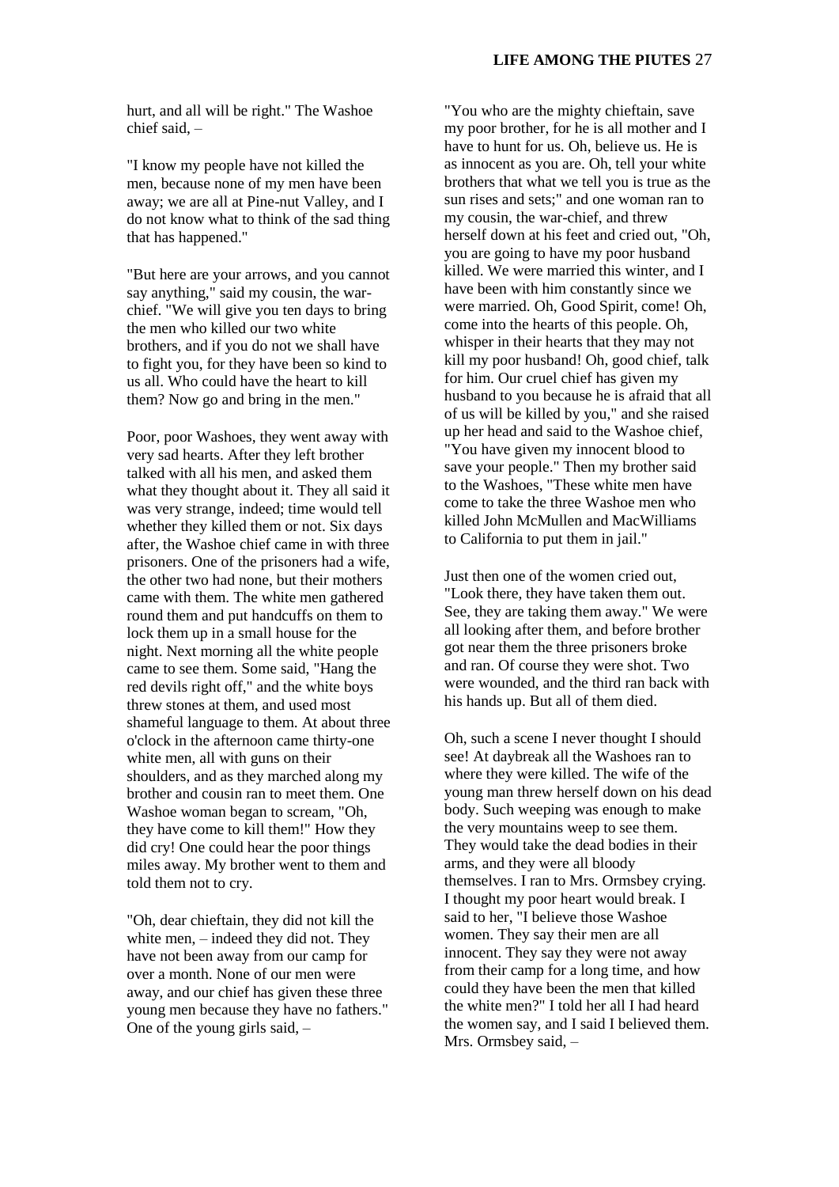hurt, and all will be right." The Washoe chief said, –

"I know my people have not killed the men, because none of my men have been away; we are all at Pine-nut Valley, and I do not know what to think of the sad thing that has happened."

"But here are your arrows, and you cannot say anything," said my cousin, the war-chief. "We will give you ten days to bring the men who killed our two white brothers, and if you do not we shall have to fight you, for they have been so kind to us all. Who could have the heart to kill them? Now go and bring in the men."

Poor, poor Washoes, they went away with very sad hearts. After they left brother talked with all his men, and asked them what they thought about it. They all said it was very strange, indeed; time would tell whether they killed them or not. Six days after, the Washoe chief came in with three prisoners. One of the prisoners had a wife, the other two had none, but their mothers came with them. The white men gathered round them and put handcuffs on them to lock them up in a small house for the night. Next morning all the white people came to see them. Some said, "Hang the red devils right off," and the white boys threw stones at them, and used most shameful language to them. At about three o'clock in the afternoon came thirty-one white men, all with guns on their shoulders, and as they marched along my brother and cousin ran to meet them. One Washoe woman began to scream, "Oh, they have come to kill them!" How they did cry! One could hear the poor things miles away. My brother went to them and told them not to cry.

"Oh, dear chieftain, they did not kill the white men, – indeed they did not. They have not been away from our camp for over a month. None of our men were away, and our chief has given these three young men because they have no fathers." One of the young girls said, –

"You who are the mighty chieftain, save my poor brother, for he is all mother and I have to hunt for us. Oh, believe us. He is as innocent as you are. Oh, tell your white brothers that what we tell you is true as the sun rises and sets;" and one woman ran to my cousin, the war-chief, and threw herself down at his feet and cried out, "Oh, you are going to have my poor husband killed. We were married this winter, and I have been with him constantly since we were married. Oh, Good Spirit, come! Oh, come into the hearts of this people. Oh, whisper in their hearts that they may not kill my poor husband! Oh, good chief, talk for him. Our cruel chief has given my husband to you because he is afraid that all of us will be killed by you," and she raised up her head and said to the Washoe chief, "You have given my innocent blood to save your people." Then my brother said to the Washoes, "These white men have come to take the three Washoe men who killed John McMullen and MacWilliams to California to put them in jail."

Just then one of the women cried out, "Look there, they have taken them out. See, they are taking them away." We were all looking after them, and before brother got near them the three prisoners broke and ran. Of course they were shot. Two were wounded, and the third ran back with his hands up. But all of them died.

Oh, such a scene I never thought I should see! At daybreak all the Washoes ran to where they were killed. The wife of the young man threw herself down on his dead body. Such weeping was enough to make the very mountains weep to see them. They would take the dead bodies in their arms, and they were all bloody themselves. I ran to Mrs. Ormsbey crying. I thought my poor heart would break. I said to her, "I believe those Washoe women. They say their men are all innocent. They say they were not away from their camp for a long time, and how could they have been the men that killed the white men?" I told her all I had heard the women say, and I said I believed them. Mrs. Ormsbey said, –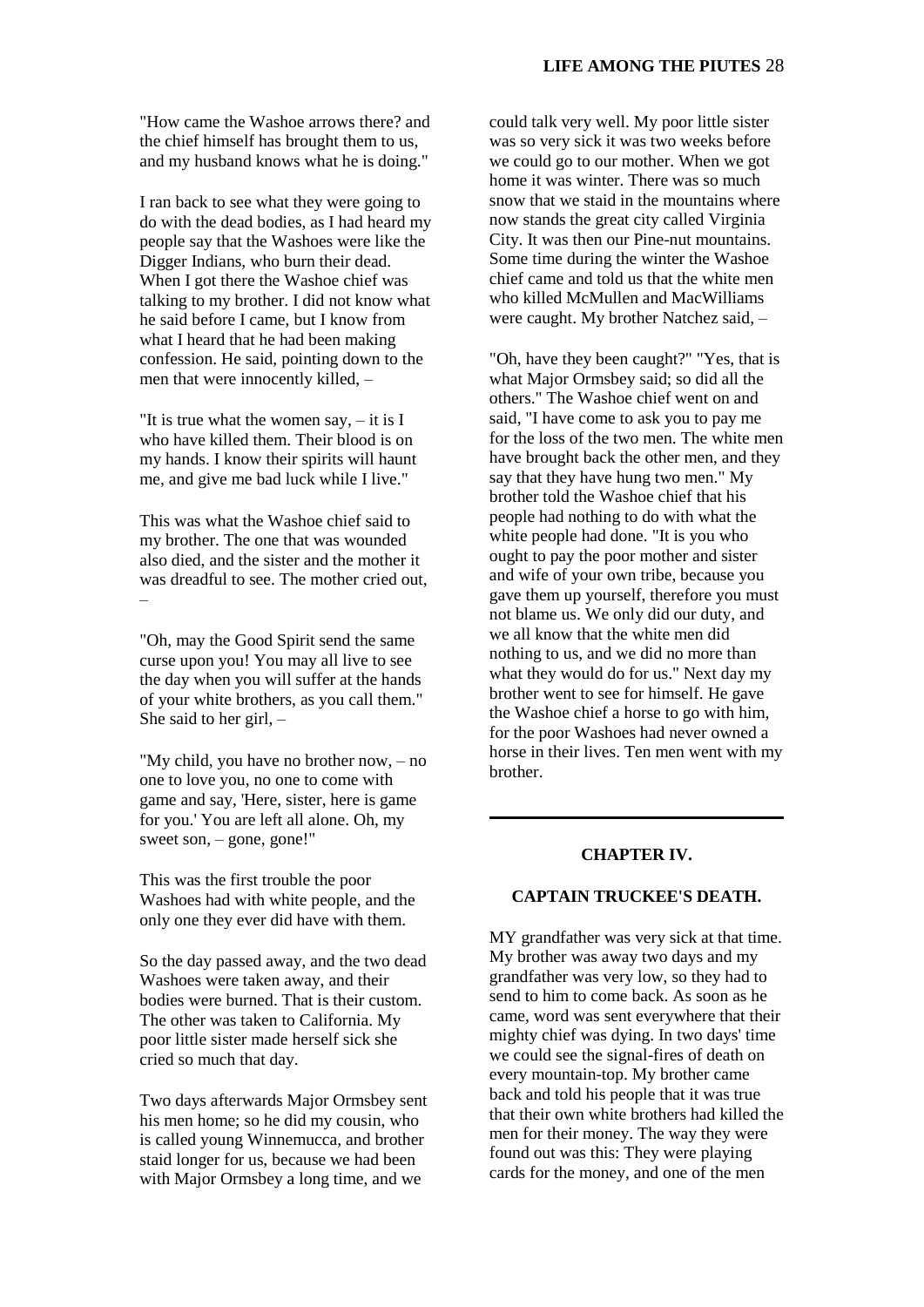"How came the Washoe arrows there? and the chief himself has brought them to us, and my husband knows what he is doing."

I ran back to see what they were going to do with the dead bodies, as I had heard my people say that the Washoes were like the Digger Indians, who burn their dead. When I got there the Washoe chief was talking to my brother. I did not know what he said before I came, but I know from what I heard that he had been making confession. He said, pointing down to the men that were innocently killed, –

"It is true what the women say, – it is I who have killed them. Their blood is on my hands. I know their spirits will haunt me, and give me bad luck while I live."

This was what the Washoe chief said to my brother. The one that was wounded also died, and the sister and the mother it was dreadful to see. The mother cried out, –

"Oh, may the Good Spirit send the same curse upon you! You may all live to see the day when you will suffer at the hands of your white brothers, as you call them." She said to her girl, –

"My child, you have no brother now, – no one to love you, no one to come with game and say, 'Here, sister, here is game for you.' You are left all alone. Oh, my sweet son, – gone, gone!"

This was the first trouble the poor Washoes had with white people, and the only one they ever did have with them.

So the day passed away, and the two dead Washoes were taken away, and their bodies were burned. That is their custom. The other was taken to California. My poor little sister made herself sick she cried so much that day.

Two days afterwards Major Ormsbey sent his men home; so he did my cousin, who is called young Winnemucca, and brother staid longer for us, because we had been with Major Ormsbey a long time, and we could talk very well. My poor little sister was so very sick it was two weeks before we could go to our mother. When we got home it was winter. There was so much snow that we staid in the mountains where now stands the great city called Virginia City. It was then our Pine-nut mountains. Some time during the winter the Washoe chief came and told us that the white men who killed McMullen and MacWilliams were caught. My brother Natchez said, –

"Oh, have they been caught?" "Yes, that is what Major Ormsbey said; so did all the others." The Washoe chief went on and said, "I have come to ask you to pay me for the loss of the two men. The white men have brought back the other men, and they say that they have hung two men." My brother told the Washoe chief that his people had nothing to do with what the white people had done. "It is you who ought to pay the poor mother and sister and wife of your own tribe, because you gave them up yourself, therefore you must not blame us. We only did our duty, and we all know that the white men did nothing to us, and we did no more than what they would do for us." Next day my brother went to see for himself. He gave the Washoe chief a horse to go with him, for the poor Washoes had never owned a horse in their lives. Ten men went with my brother.

---

## CHAPTER IV.

### CAPTAIN TRUCKEE'S DEATH.

MY grandfather was very sick at that time. My brother was away two days and my grandfather was very low, so they had to send to him to come back. As soon as he came, word was sent everywhere that their mighty chief was dying. In two days' time we could see the signal-fires of death on every mountain-top. My brother came back and told his people that it was true that their own white brothers had killed the men for their money. The way they were found out was this: They were playing cards for the money, and one of the men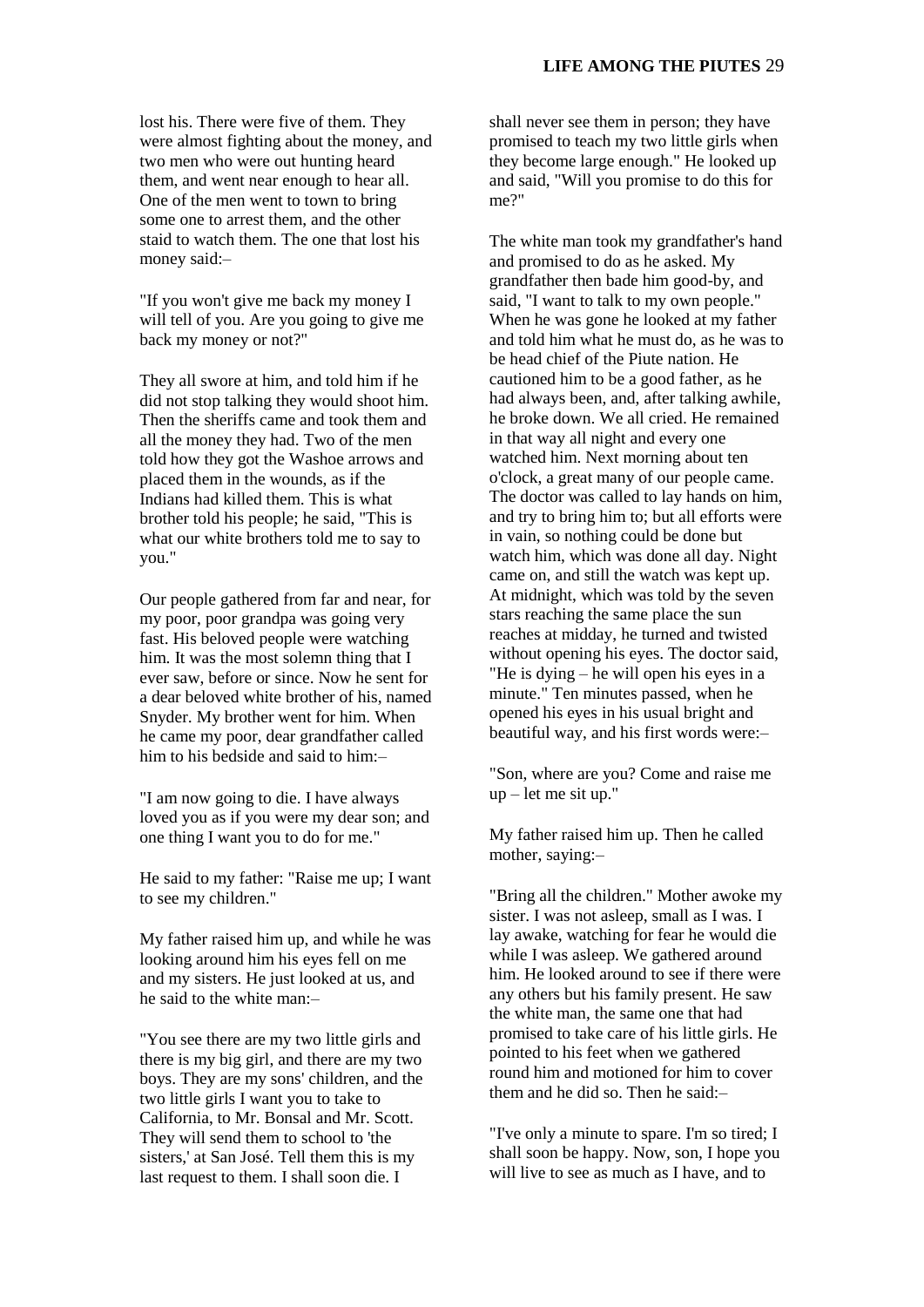lost his. There were five of them. They were almost fighting about the money, and two men who were out hunting heard them, and went near enough to hear all. One of the men went to town to bring some one to arrest them, and the other staid to watch them. The one that lost his money said:–

"If you won't give me back my money I will tell of you. Are you going to give me back my money or not?"

They all swore at him, and told him if he did not stop talking they would shoot him. Then the sheriffs came and took them and all the money they had. Two of the men told how they got the Washoe arrows and placed them in the wounds, as if the Indians had killed them. This is what brother told his people; he said, "This is what our white brothers told me to say to you."

Our people gathered from far and near, for my poor, poor grandpa was going very fast. His beloved people were watching him. It was the most solemn thing that I ever saw, before or since. Now he sent for a dear beloved white brother of his, named Snyder. My brother went for him. When he came my poor, dear grandfather called him to his bedside and said to him:–

"I am now going to die. I have always loved you as if you were my dear son; and one thing I want you to do for me."

He said to my father: "Raise me up; I want to see my children."

My father raised him up, and while he was looking around him his eyes fell on me and my sisters. He just looked at us, and he said to the white man:–

"You see there are my two little girls and there is my big girl, and there are my two boys. They are my sons' children, and the two little girls I want you to take to California, to Mr. Bonsal and Mr. Scott. They will send them to school to 'the sisters,' at San José. Tell them this is my last request to them. I shall soon die. I shall never see them in person; they have promised to teach my two little girls when they become large enough." He looked up and said, "Will you promise to do this for me?"

The white man took my grandfather's hand and promised to do as he asked. My grandfather then bade him good-by, and said, "I want to talk to my own people." When he was gone he looked at my father and told him what he must do, as he was to be head chief of the Piute nation. He cautioned him to be a good father, as he had always been, and, after talking awhile, he broke down. We all cried. He remained in that way all night and every one watched him. Next morning about ten o'clock, a great many of our people came. The doctor was called to lay hands on him, and try to bring him to; but all efforts were in vain, so nothing could be done but watch him, which was done all day. Night came on, and still the watch was kept up. At midnight, which was told by the seven stars reaching the same place the sun reaches at midday, he turned and twisted without opening his eyes. The doctor said, "He is dying – he will open his eyes in a minute." Ten minutes passed, when he opened his eyes in his usual bright and beautiful way, and his first words were:–

"Son, where are you? Come and raise me up – let me sit up."

My father raised him up. Then he called mother, saying:–

"Bring all the children." Mother awoke my sister. I was not asleep, small as I was. I lay awake, watching for fear he would die while I was asleep. We gathered around him. He looked around to see if there were any others but his family present. He saw the white man, the same one that had promised to take care of his little girls. He pointed to his feet when we gathered round him and motioned for him to cover them and he did so. Then he said:–

"I've only a minute to spare. I'm so tired; I shall soon be happy. Now, son, I hope you will live to see as much as I have, and to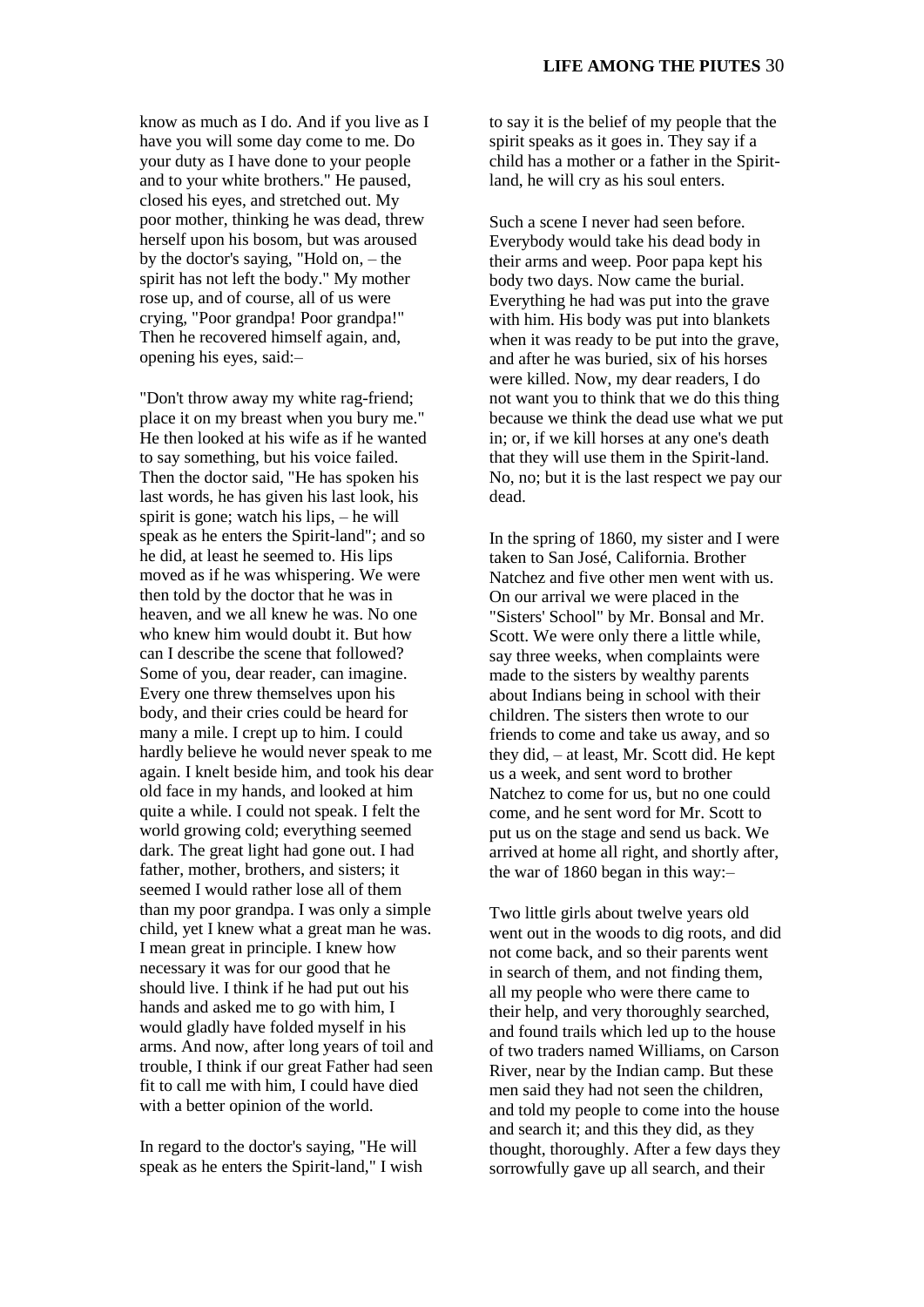know as much as I do. And if you live as I have you will some day come to me. Do your duty as I have done to your people and to your white brothers." He paused, closed his eyes, and stretched out. My poor mother, thinking he was dead, threw herself upon his bosom, but was aroused by the doctor's saying, "Hold on, – the spirit has not left the body." My mother rose up, and of course, all of us were crying, "Poor grandpa! Poor grandpa!" Then he recovered himself again, and, opening his eyes, said:–

"Don't throw away my white rag-friend; place it on my breast when you bury me." He then looked at his wife as if he wanted to say something, but his voice failed. Then the doctor said, "He has spoken his last words, he has given his last look, his spirit is gone; watch his lips, – he will speak as he enters the Spirit-land"; and so he did, at least he seemed to. His lips moved as if he was whispering. We were then told by the doctor that he was in heaven, and we all knew he was. No one who knew him would doubt it. But how can I describe the scene that followed? Some of you, dear reader, can imagine. Every one threw themselves upon his body, and their cries could be heard for many a mile. I crept up to him. I could hardly believe he would never speak to me again. I knelt beside him, and took his dear old face in my hands, and looked at him quite a while. I could not speak. I felt the world growing cold; everything seemed dark. The great light had gone out. I had father, mother, brothers, and sisters; it seemed I would rather lose all of them than my poor grandpa. I was only a simple child, yet I knew what a great man he was. I mean great in principle. I knew how necessary it was for our good that he should live. I think if he had put out his hands and asked me to go with him, I would gladly have folded myself in his arms. And now, after long years of toil and trouble, I think if our great Father had seen fit to call me with him, I could have died with a better opinion of the world.

In regard to the doctor's saying, "He will speak as he enters the Spirit-land," I wish to say it is the belief of my people that the spirit speaks as it goes in. They say if a child has a mother or a father in the Spirit-land, he will cry as his soul enters.

Such a scene I never had seen before. Everybody would take his dead body in their arms and weep. Poor papa kept his body two days. Now came the burial. Everything he had was put into the grave with him. His body was put into blankets when it was ready to be put into the grave, and after he was buried, six of his horses were killed. Now, my dear readers, I do not want you to think that we do this thing because we think the dead use what we put in; or, if we kill horses at any one's death that they will use them in the Spirit-land. No, no; but it is the last respect we pay our dead.

In the spring of 1860, my sister and I were taken to San José, California. Brother Natchez and five other men went with us. On our arrival we were placed in the "Sisters' School" by Mr. Bonsal and Mr. Scott. We were only there a little while, say three weeks, when complaints were made to the sisters by wealthy parents about Indians being in school with their children. The sisters then wrote to our friends to come and take us away, and so they did, – at least, Mr. Scott did. He kept us a week, and sent word to brother Natchez to come for us, but no one could come, and he sent word for Mr. Scott to put us on the stage and send us back. We arrived at home all right, and shortly after, the war of 1860 began in this way:–

Two little girls about twelve years old went out in the woods to dig roots, and did not come back, and so their parents went in search of them, and not finding them, all my people who were there came to their help, and very thoroughly searched, and found trails which led up to the house of two traders named Williams, on Carson River, near by the Indian camp. But these men said they had not seen the children, and told my people to come into the house and search it; and this they did, as they thought, thoroughly. After a few days they sorrowfully gave up all search, and their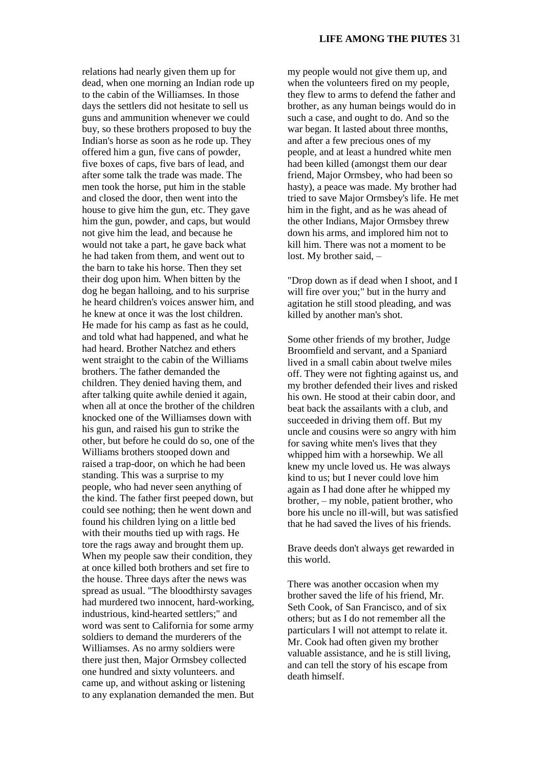relations had nearly given them up for dead, when one morning an Indian rode up to the cabin of the Williamses. In those days the settlers did not hesitate to sell us guns and ammunition whenever we could buy, so these brothers proposed to buy the Indian's horse as soon as he rode up. They offered him a gun, five cans of powder, five boxes of caps, five bars of lead, and after some talk the trade was made. The men took the horse, put him in the stable and closed the door, then went into the house to give him the gun, etc. They gave him the gun, powder, and caps, but would not give him the lead, and because he would not take a part, he gave back what he had taken from them, and went out to the barn to take his horse. Then they set their dog upon him. When bitten by the dog he began halloing, and to his surprise he heard children's voices answer him, and he knew at once it was the lost children. He made for his camp as fast as he could, and told what had happened, and what he had heard. Brother Natchez and ethers went straight to the cabin of the Williams brothers. The father demanded the children. They denied having them, and after talking quite awhile denied it again, when all at once the brother of the children knocked one of the Williamses down with his gun, and raised his gun to strike the other, but before he could do so, one of the Williams brothers stooped down and raised a trap-door, on which he had been standing. This was a surprise to my people, who had never seen anything of the kind. The father first peeped down, but could see nothing; then he went down and found his children lying on a little bed with their mouths tied up with rags. He tore the rags away and brought them up. When my people saw their condition, they at once killed both brothers and set fire to the house. Three days after the news was spread as usual. "The bloodthirsty savages had murdered two innocent, hard-working, industrious, kind-hearted settlers;" and word was sent to California for some army soldiers to demand the murderers of the Williamses. As no army soldiers were there just then, Major Ormsbey collected one hundred and sixty volunteers. and came up, and without asking or listening to any explanation demanded the men. But my people would not give them up, and when the volunteers fired on my people, they flew to arms to defend the father and brother, as any human beings would do in such a case, and ought to do. And so the war began. It lasted about three months, and after a few precious ones of my people, and at least a hundred white men had been killed (amongst them our dear friend, Major Ormsbey, who had been so hasty), a peace was made. My brother had tried to save Major Ormsbey's life. He met him in the fight, and as he was ahead of the other Indians, Major Ormsbey threw down his arms, and implored him not to kill him. There was not a moment to be lost. My brother said, –

"Drop down as if dead when I shoot, and I will fire over you;" but in the hurry and agitation he still stood pleading, and was killed by another man's shot.

Some other friends of my brother, Judge Broomfield and servant, and a Spaniard lived in a small cabin about twelve miles off. They were not fighting against us, and my brother defended their lives and risked his own. He stood at their cabin door, and beat back the assailants with a club, and succeeded in driving them off. But my uncle and cousins were so angry with him for saving white men's lives that they whipped him with a horsewhip. We all knew my uncle loved us. He was always kind to us; but I never could love him again as I had done after he whipped my brother, – my noble, patient brother, who bore his uncle no ill-will, but was satisfied that he had saved the lives of his friends.

Brave deeds don't always get rewarded in this world.

There was another occasion when my brother saved the life of his friend, Mr. Seth Cook, of San Francisco, and of six others; but as I do not remember all the particulars I will not attempt to relate it. Mr. Cook had often given my brother valuable assistance, and he is still living, and can tell the story of his escape from death himself.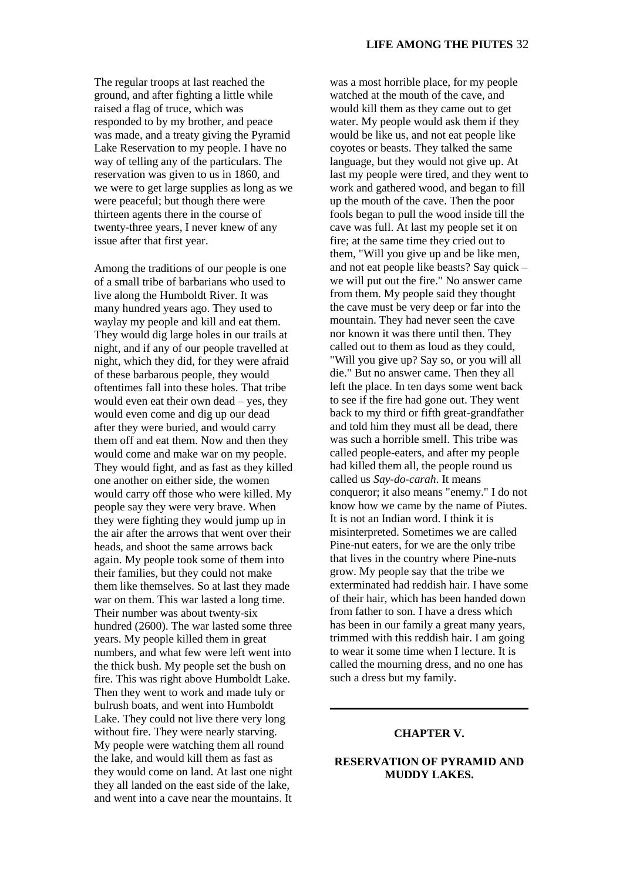The regular troops at last reached the ground, and after fighting a little while raised a flag of truce, which was responded to by my brother, and peace was made, and a treaty giving the Pyramid Lake Reservation to my people. I have no way of telling any of the particulars. The reservation was given to us in 1860, and we were to get large supplies as long as we were peaceful; but though there were thirteen agents there in the course of twenty-three years, I never knew of any issue after that first year.

Among the traditions of our people is one of a small tribe of barbarians who used to live along the Humboldt River. It was many hundred years ago. They used to waylay my people and kill and eat them. They would dig large holes in our trails at night, and if any of our people travelled at night, which they did, for they were afraid of these barbarous people, they would oftentimes fall into these holes. That tribe would even eat their own dead – yes, they would even come and dig up our dead after they were buried, and would carry them off and eat them. Now and then they would come and make war on my people. They would fight, and as fast as they killed one another on either side, the women would carry off those who were killed. My people say they were very brave. When they were fighting they would jump up in the air after the arrows that went over their heads, and shoot the same arrows back again. My people took some of them into their families, but they could not make them like themselves. So at last they made war on them. This war lasted a long time. Their number was about twenty-six hundred (2600). The war lasted some three years. My people killed them in great numbers, and what few were left went into the thick bush. My people set the bush on fire. This was right above Humboldt Lake. Then they went to work and made tuly or bulrush boats, and went into Humboldt Lake. They could not live there very long without fire. They were nearly starving. My people were watching them all round the lake, and would kill them as fast as they would come on land. At last one night they all landed on the east side of the lake, and went into a cave near the mountains. It was a most horrible place, for my people watched at the mouth of the cave, and would kill them as they came out to get water. My people would ask them if they would be like us, and not eat people like coyotes or beasts. They talked the same language, but they would not give up. At last my people were tired, and they went to work and gathered wood, and began to fill up the mouth of the cave. Then the poor fools began to pull the wood inside till the cave was full. At last my people set it on fire; at the same time they cried out to them, "Will you give up and be like men, and not eat people like beasts? Say quick – we will put out the fire." No answer came from them. My people said they thought the cave must be very deep or far into the mountain. They had never seen the cave nor known it was there until then. They called out to them as loud as they could, "Will you give up? Say so, or you will all die." But no answer came. Then they all left the place. In ten days some went back to see if the fire had gone out. They went back to my third or fifth great-grandfather and told him they must all be dead, there was such a horrible smell. This tribe was called people-eaters, and after my people had killed them all, the people round us called us *Say-do-carah*. It means conqueror; it also means "enemy." I do not know how we came by the name of Piutes. It is not an Indian word. I think it is misinterpreted. Sometimes we are called Pine-nut eaters, for we are the only tribe that lives in the country where Pine-nuts grow. My people say that the tribe we exterminated had reddish hair. I have some of their hair, which has been handed down from father to son. I have a dress which has been in our family a great many years, trimmed with this reddish hair. I am going to wear it some time when I lecture. It is called the mourning dress, and no one has such a dress but my family.

---

## CHAPTER V.

### RESERVATION OF PYRAMID AND MUDDY LAKES.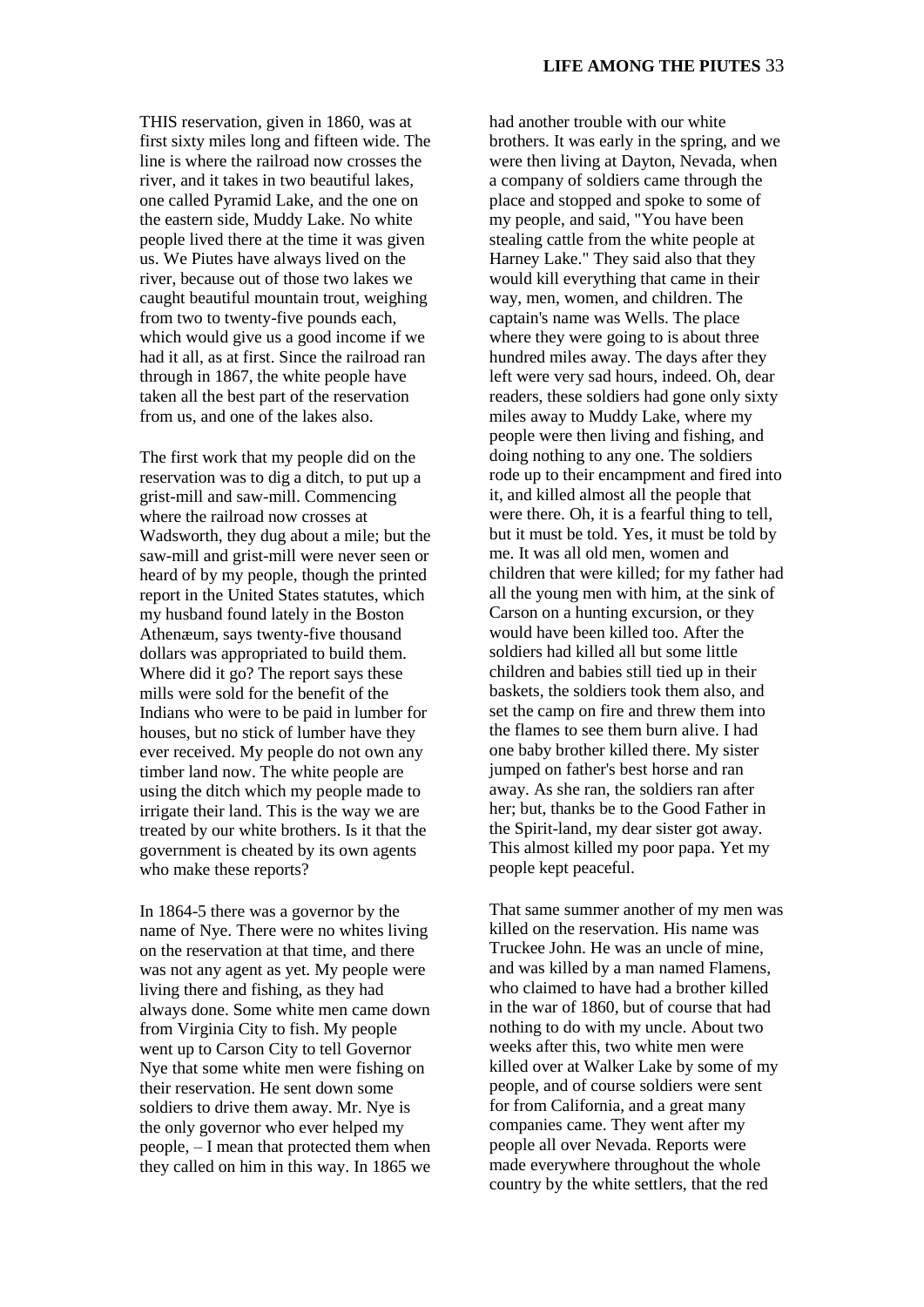THIS reservation, given in 1860, was at first sixty miles long and fifteen wide. The line is where the railroad now crosses the river, and it takes in two beautiful lakes, one called Pyramid Lake, and the one on the eastern side, Muddy Lake. No white people lived there at the time it was given us. We Piutes have always lived on the river, because out of those two lakes we caught beautiful mountain trout, weighing from two to twenty-five pounds each, which would give us a good income if we had it all, as at first. Since the railroad ran through in 1867, the white people have taken all the best part of the reservation from us, and one of the lakes also.

The first work that my people did on the reservation was to dig a ditch, to put up a grist-mill and saw-mill. Commencing where the railroad now crosses at Wadsworth, they dug about a mile; but the saw-mill and grist-mill were never seen or heard of by my people, though the printed report in the United States statutes, which my husband found lately in the Boston Athenæum, says twenty-five thousand dollars was appropriated to build them. Where did it go? The report says these mills were sold for the benefit of the Indians who were to be paid in lumber for houses, but no stick of lumber have they ever received. My people do not own any timber land now. The white people are using the ditch which my people made to irrigate their land. This is the way we are treated by our white brothers. Is it that the government is cheated by its own agents who make these reports?

In 1864-5 there was a governor by the name of Nye. There were no whites living on the reservation at that time, and there was not any agent as yet. My people were living there and fishing, as they had always done. Some white men came down from Virginia City to fish. My people went up to Carson City to tell Governor Nye that some white men were fishing on their reservation. He sent down some soldiers to drive them away. Mr. Nye is the only governor who ever helped my people, – I mean that protected them when they called on him in this way. In 1865 we had another trouble with our white brothers. It was early in the spring, and we were then living at Dayton, Nevada, when a company of soldiers came through the place and stopped and spoke to some of my people, and said, "You have been stealing cattle from the white people at Harney Lake." They said also that they would kill everything that came in their way, men, women, and children. The captain's name was Wells. The place where they were going to is about three hundred miles away. The days after they left were very sad hours, indeed. Oh, dear readers, these soldiers had gone only sixty miles away to Muddy Lake, where my people were then living and fishing, and doing nothing to any one. The soldiers rode up to their encampment and fired into it, and killed almost all the people that were there. Oh, it is a fearful thing to tell, but it must be told. Yes, it must be told by me. It was all old men, women and children that were killed; for my father had all the young men with him, at the sink of Carson on a hunting excursion, or they would have been killed too. After the soldiers had killed all but some little children and babies still tied up in their baskets, the soldiers took them also, and set the camp on fire and threw them into the flames to see them burn alive. I had one baby brother killed there. My sister jumped on father's best horse and ran away. As she ran, the soldiers ran after her; but, thanks be to the Good Father in the Spirit-land, my dear sister got away. This almost killed my poor papa. Yet my people kept peaceful.

That same summer another of my men was killed on the reservation. His name was Truckee John. He was an uncle of mine, and was killed by a man named Flamens, who claimed to have had a brother killed in the war of 1860, but of course that had nothing to do with my uncle. About two weeks after this, two white men were killed over at Walker Lake by some of my people, and of course soldiers were sent for from California, and a great many companies came. They went after my people all over Nevada. Reports were made everywhere throughout the whole country by the white settlers, that the red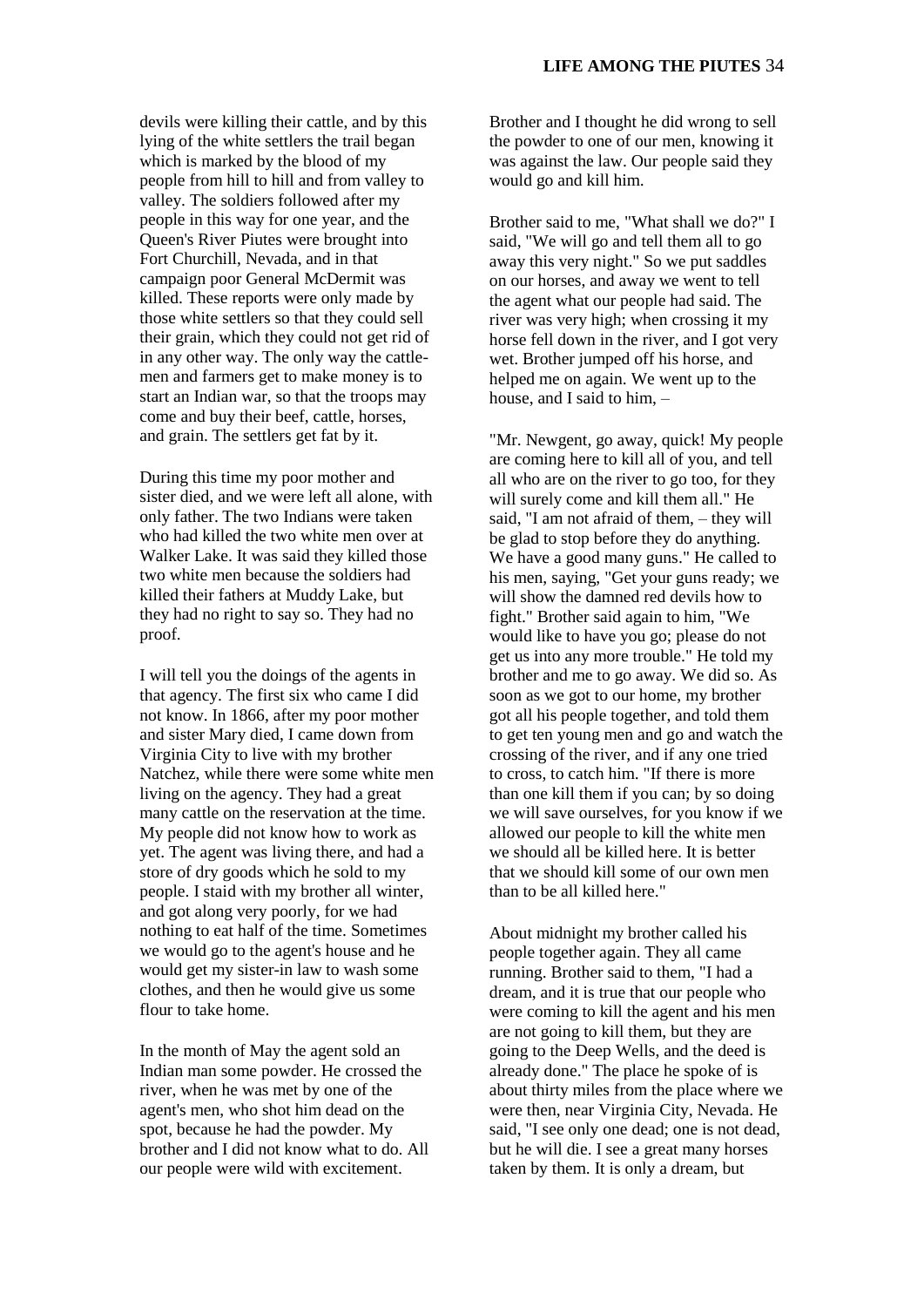devils were killing their cattle, and by this lying of the white settlers the trail began which is marked by the blood of my people from hill to hill and from valley to valley. The soldiers followed after my people in this way for one year, and the Queen's River Piutes were brought into Fort Churchill, Nevada, and in that campaign poor General McDermit was killed. These reports were only made by those white settlers so that they could sell their grain, which they could not get rid of in any other way. The only way the cattle-men and farmers get to make money is to start an Indian war, so that the troops may come and buy their beef, cattle, horses, and grain. The settlers get fat by it.

During this time my poor mother and sister died, and we were left all alone, with only father. The two Indians were taken who had killed the two white men over at Walker Lake. It was said they killed those two white men because the soldiers had killed their fathers at Muddy Lake, but they had no right to say so. They had no proof.

I will tell you the doings of the agents in that agency. The first six who came I did not know. In 1866, after my poor mother and sister Mary died, I came down from Virginia City to live with my brother Natchez, while there were some white men living on the agency. They had a great many cattle on the reservation at the time. My people did not know how to work as yet. The agent was living there, and had a store of dry goods which he sold to my people. I staid with my brother all winter, and got along very poorly, for we had nothing to eat half of the time. Sometimes we would go to the agent's house and he would get my sister-in law to wash some clothes, and then he would give us some flour to take home.

In the month of May the agent sold an Indian man some powder. He crossed the river, when he was met by one of the agent's men, who shot him dead on the spot, because he had the powder. My brother and I did not know what to do. All our people were wild with excitement. Brother and I thought he did wrong to sell the powder to one of our men, knowing it was against the law. Our people said they would go and kill him.

Brother said to me, "What shall we do?" I said, "We will go and tell them all to go away this very night." So we put saddles on our horses, and away we went to tell the agent what our people had said. The river was very high; when crossing it my horse fell down in the river, and I got very wet. Brother jumped off his horse, and helped me on again. We went up to the house, and I said to him, –

"Mr. Newgent, go away, quick! My people are coming here to kill all of you, and tell all who are on the river to go too, for they will surely come and kill them all." He said, "I am not afraid of them, – they will be glad to stop before they do anything. We have a good many guns." He called to his men, saying, "Get your guns ready; we will show the damned red devils how to fight." Brother said again to him, "We would like to have you go; please do not get us into any more trouble." He told my brother and me to go away. We did so. As soon as we got to our home, my brother got all his people together, and told them to get ten young men and go and watch the crossing of the river, and if any one tried to cross, to catch him. "If there is more than one kill them if you can; by so doing we will save ourselves, for you know if we allowed our people to kill the white men we should all be killed here. It is better that we should kill some of our own men than to be all killed here."

About midnight my brother called his people together again. They all came running. Brother said to them, "I had a dream, and it is true that our people who were coming to kill the agent and his men are not going to kill them, but they are going to the Deep Wells, and the deed is already done." The place he spoke of is about thirty miles from the place where we were then, near Virginia City, Nevada. He said, "I see only one dead; one is not dead, but he will die. I see a great many horses taken by them. It is only a dream, but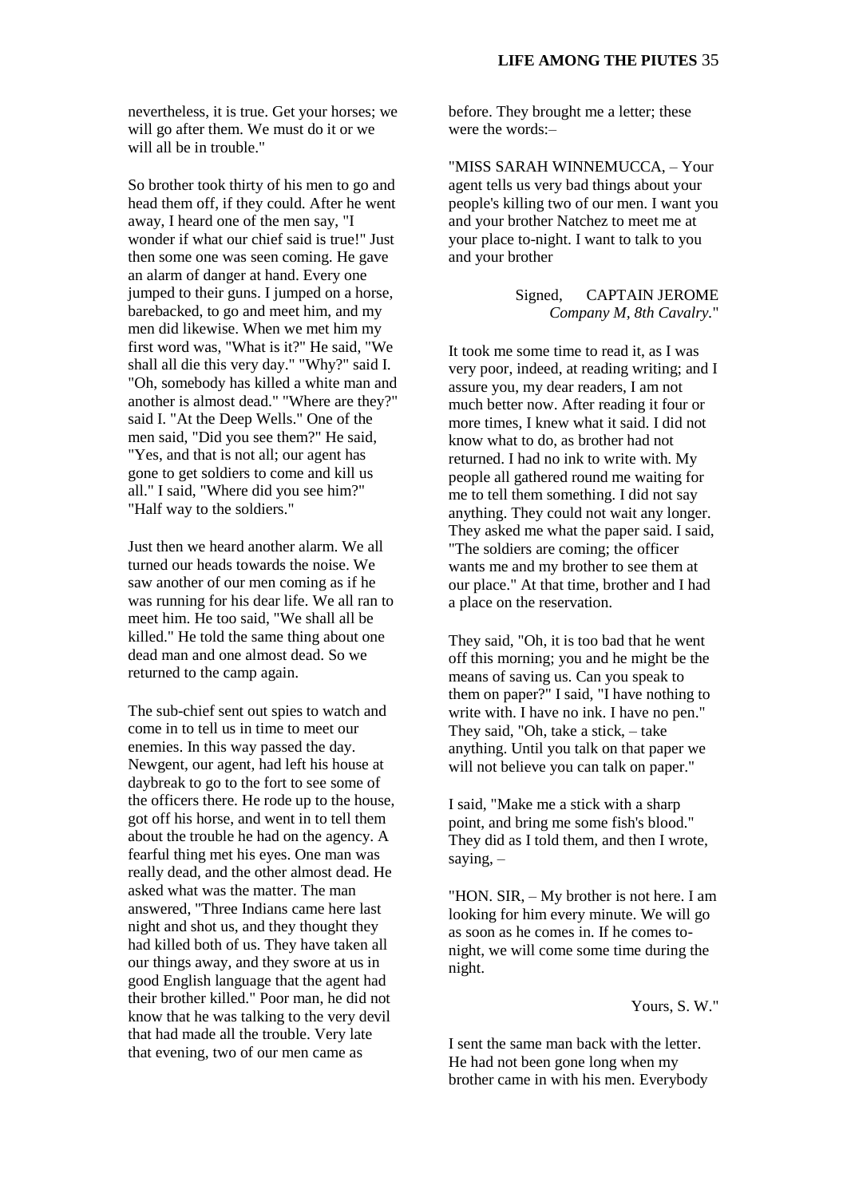nevertheless, it is true. Get your horses; we will go after them. We must do it or we will all be in trouble."

So brother took thirty of his men to go and head them off, if they could. After he went away, I heard one of the men say, "I wonder if what our chief said is true!" Just then some one was seen coming. He gave an alarm of danger at hand. Every one jumped to their guns. I jumped on a horse, barebacked, to go and meet him, and my men did likewise. When we met him my first word was, "What is it?" He said, "We shall all die this very day." "Why?" said I. "Oh, somebody has killed a white man and another is almost dead." "Where are they?" said I. "At the Deep Wells." One of the men said, "Did you see them?" He said, "Yes, and that is not all; our agent has gone to get soldiers to come and kill us all." I said, "Where did you see him?" "Half way to the soldiers."

Just then we heard another alarm. We all turned our heads towards the noise. We saw another of our men coming as if he was running for his dear life. We all ran to meet him. He too said, "We shall all be killed." He told the same thing about one dead man and one almost dead. So we returned to the camp again.

The sub-chief sent out spies to watch and come in to tell us in time to meet our enemies. In this way passed the day. Newgent, our agent, had left his house at daybreak to go to the fort to see some of the officers there. He rode up to the house, got off his horse, and went in to tell them about the trouble he had on the agency. A fearful thing met his eyes. One man was really dead, and the other almost dead. He asked what was the matter. The man answered, "Three Indians came here last night and shot us, and they thought they had killed both of us. They have taken all our things away, and they swore at us in good English language that the agent had their brother killed." Poor man, he did not know that he was talking to the very devil that had made all the trouble. Very late that evening, two of our men came as before. They brought me a letter; these were the words:–

"MISS SARAH WINNEMUCCA, – Your agent tells us very bad things about your people's killing two of our men. I want you and your brother Natchez to meet me at your place to-night. I want to talk to you and your brother

Signed, CAPTAIN JEROME
*Company M, 8th Cavalry.*"

It took me some time to read it, as I was very poor, indeed, at reading writing; and I assure you, my dear readers, I am not much better now. After reading it four or more times, I knew what it said. I did not know what to do, as brother had not returned. I had no ink to write with. My people all gathered round me waiting for me to tell them something. I did not say anything. They could not wait any longer. They asked me what the paper said. I said, "The soldiers are coming; the officer wants me and my brother to see them at our place." At that time, brother and I had a place on the reservation.

They said, "Oh, it is too bad that he went off this morning; you and he might be the means of saving us. Can you speak to them on paper?" I said, "I have nothing to write with. I have no ink. I have no pen." They said, "Oh, take a stick, – take anything. Until you talk on that paper we will not believe you can talk on paper."

I said, "Make me a stick with a sharp point, and bring me some fish's blood." They did as I told them, and then I wrote, saying, –

"HON. SIR, – My brother is not here. I am looking for him every minute. We will go as soon as he comes in. If he comes to-night, we will come some time during the night.

Yours, S. W."

I sent the same man back with the letter. He had not been gone long when my brother came in with his men. Everybody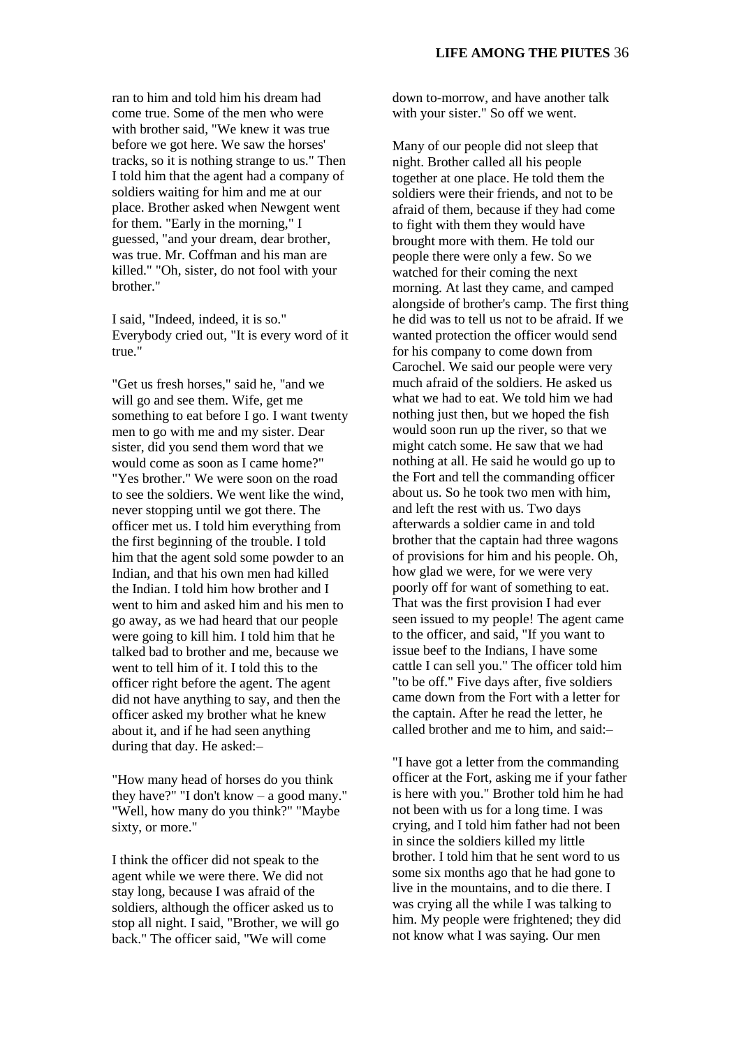ran to him and told him his dream had come true. Some of the men who were with brother said, "We knew it was true before we got here. We saw the horses' tracks, so it is nothing strange to us." Then I told him that the agent had a company of soldiers waiting for him and me at our place. Brother asked when Newgent went for them. "Early in the morning," I guessed, "and your dream, dear brother, was true. Mr. Coffman and his man are killed." "Oh, sister, do not fool with your brother."

I said, "Indeed, indeed, it is so." Everybody cried out, "It is every word of it true."

"Get us fresh horses," said he, "and we will go and see them. Wife, get me something to eat before I go. I want twenty men to go with me and my sister. Dear sister, did you send them word that we would come as soon as I came home?" "Yes brother." We were soon on the road to see the soldiers. We went like the wind, never stopping until we got there. The officer met us. I told him everything from the first beginning of the trouble. I told him that the agent sold some powder to an Indian, and that his own men had killed the Indian. I told him how brother and I went to him and asked him and his men to go away, as we had heard that our people were going to kill him. I told him that he talked bad to brother and me, because we went to tell him of it. I told this to the officer right before the agent. The agent did not have anything to say, and then the officer asked my brother what he knew about it, and if he had seen anything during that day. He asked:–

"How many head of horses do you think they have?" "I don't know – a good many." "Well, how many do you think?" "Maybe sixty, or more."

I think the officer did not speak to the agent while we were there. We did not stay long, because I was afraid of the soldiers, although the officer asked us to stop all night. I said, "Brother, we will go back." The officer said, "We will come down to-morrow, and have another talk with your sister." So off we went.

Many of our people did not sleep that night. Brother called all his people together at one place. He told them the soldiers were their friends, and not to be afraid of them, because if they had come to fight with them they would have brought more with them. He told our people there were only a few. So we watched for their coming the next morning. At last they came, and camped alongside of brother's camp. The first thing he did was to tell us not to be afraid. If we wanted protection the officer would send for his company to come down from Carochel. We said our people were very much afraid of the soldiers. He asked us what we had to eat. We told him we had nothing just then, but we hoped the fish would soon run up the river, so that we might catch some. He saw that we had nothing at all. He said he would go up to the Fort and tell the commanding officer about us. So he took two men with him, and left the rest with us. Two days afterwards a soldier came in and told brother that the captain had three wagons of provisions for him and his people. Oh, how glad we were, for we were very poorly off for want of something to eat. That was the first provision I had ever seen issued to my people! The agent came to the officer, and said, "If you want to issue beef to the Indians, I have some cattle I can sell you." The officer told him "to be off." Five days after, five soldiers came down from the Fort with a letter for the captain. After he read the letter, he called brother and me to him, and said:–

"I have got a letter from the commanding officer at the Fort, asking me if your father is here with you." Brother told him he had not been with us for a long time. I was crying, and I told him father had not been in since the soldiers killed my little brother. I told him that he sent word to us some six months ago that he had gone to live in the mountains, and to die there. I was crying all the while I was talking to him. My people were frightened; they did not know what I was saying. Our men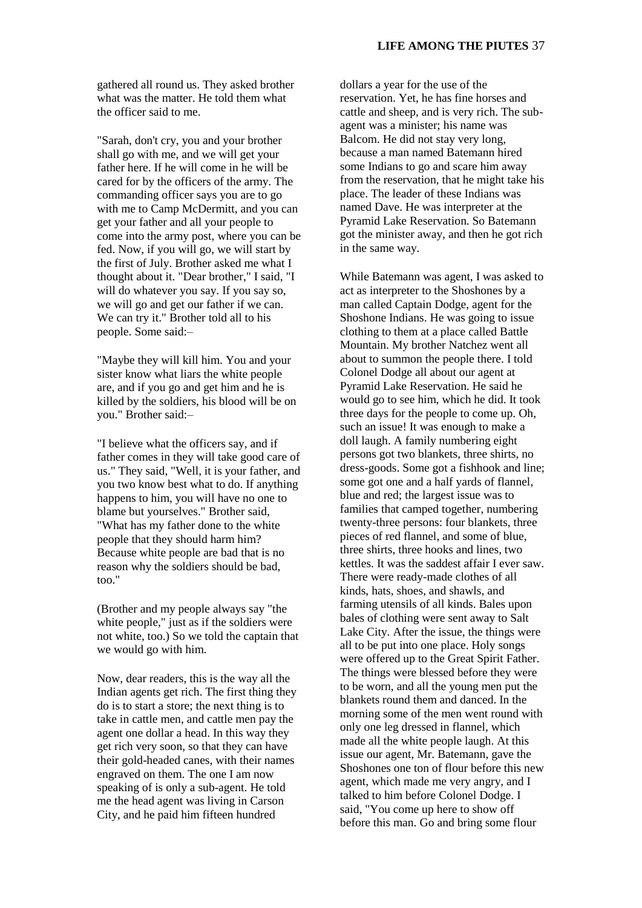gathered all round us. They asked brother what was the matter. He told them what the officer said to me.

"Sarah, don't cry, you and your brother shall go with me, and we will get your father here. If he will come in he will be cared for by the officers of the army. The commanding officer says you are to go with me to Camp McDermitt, and you can get your father and all your people to come into the army post, where you can be fed. Now, if you will go, we will start by the first of July. Brother asked me what I thought about it. "Dear brother," I said, "I will do whatever you say. If you say so, we will go and get our father if we can. We can try it." Brother told all to his people. Some said:–

"Maybe they will kill him. You and your sister know what liars the white people are, and if you go and get him and he is killed by the soldiers, his blood will be on you." Brother said:–

"I believe what the officers say, and if father comes in they will take good care of us." They said, "Well, it is your father, and you two know best what to do. If anything happens to him, you will have no one to blame but yourselves." Brother said, "What has my father done to the white people that they should harm him? Because white people are bad that is no reason why the soldiers should be bad, too."

(Brother and my people always say "the white people," just as if the soldiers were not white, too.) So we told the captain that we would go with him.

Now, dear readers, this is the way all the Indian agents get rich. The first thing they do is to start a store; the next thing is to take in cattle men, and cattle men pay the agent one dollar a head. In this way they get rich very soon, so that they can have their gold-headed canes, with their names engraved on them. The one I am now speaking of is only a sub-agent. He told me the head agent was living in Carson City, and he paid him fifteen hundred dollars a year for the use of the reservation. Yet, he has fine horses and cattle and sheep, and is very rich. The sub-agent was a minister; his name was Balcom. He did not stay very long, because a man named Batemann hired some Indians to go and scare him away from the reservation, that he might take his place. The leader of these Indians was named Dave. He was interpreter at the Pyramid Lake Reservation. So Batemann got the minister away, and then he got rich in the same way.

While Batemann was agent, I was asked to act as interpreter to the Shoshones by a man called Captain Dodge, agent for the Shoshone Indians. He was going to issue clothing to them at a place called Battle Mountain. My brother Natchez went all about to summon the people there. I told Colonel Dodge all about our agent at Pyramid Lake Reservation. He said he would go to see him, which he did. It took three days for the people to come up. Oh, such an issue! It was enough to make a doll laugh. A family numbering eight persons got two blankets, three shirts, no dress-goods. Some got a fishhook and line; some got one and a half yards of flannel, blue and red; the largest issue was to families that camped together, numbering twenty-three persons: four blankets, three pieces of red flannel, and some of blue, three shirts, three hooks and lines, two kettles. It was the saddest affair I ever saw. There were ready-made clothes of all kinds, hats, shoes, and shawls, and farming utensils of all kinds. Bales upon bales of clothing were sent away to Salt Lake City. After the issue, the things were all to be put into one place. Holy songs were offered up to the Great Spirit Father. The things were blessed before they were to be worn, and all the young men put the blankets round them and danced. In the morning some of the men went round with only one leg dressed in flannel, which made all the white people laugh. At this issue our agent, Mr. Batemann, gave the Shoshones one ton of flour before this new agent, which made me very angry, and I talked to him before Colonel Dodge. I said, "You come up here to show off before this man. Go and bring some flour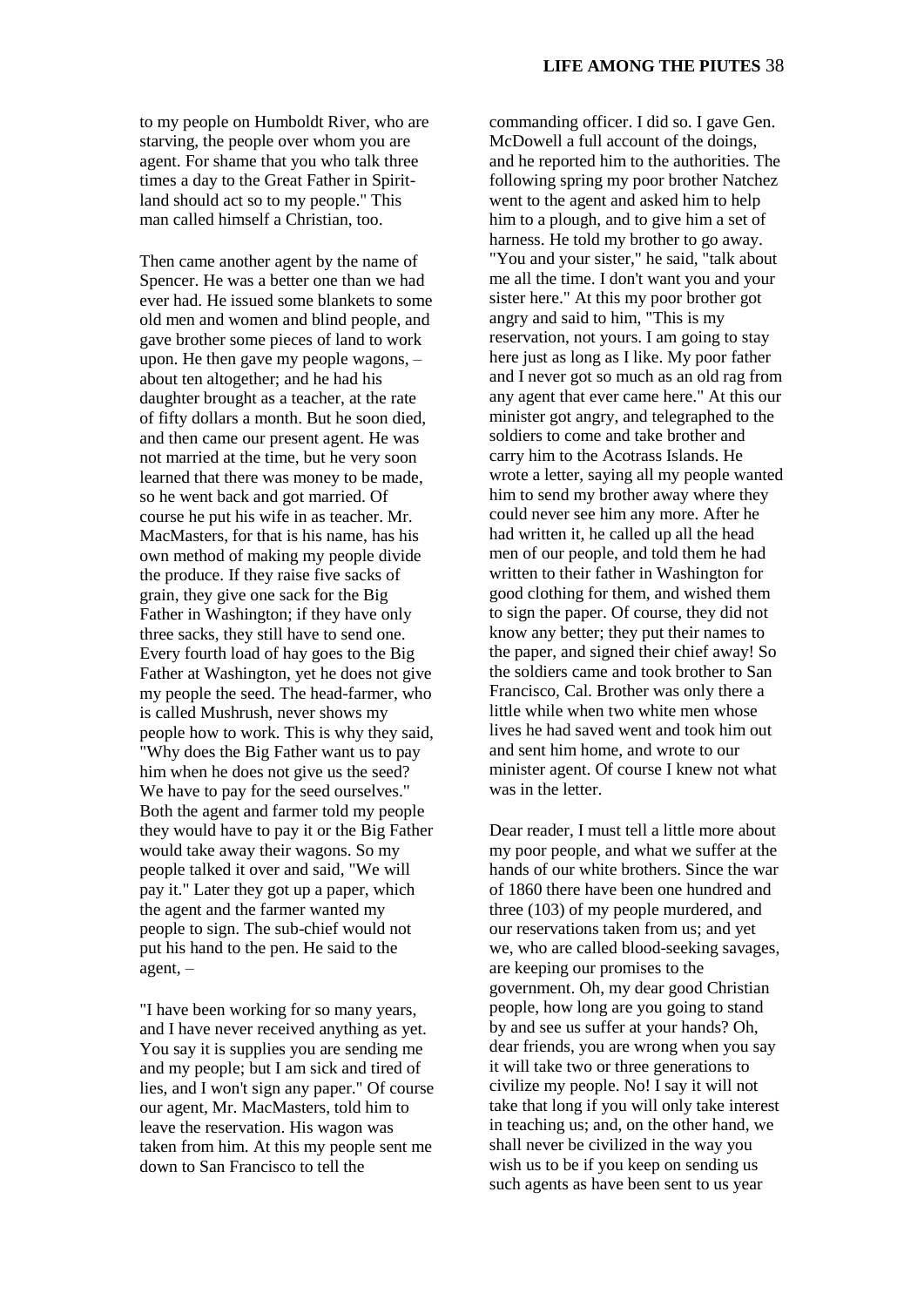to my people on Humboldt River, who are starving, the people over whom you are agent. For shame that you who talk three times a day to the Great Father in Spirit-land should act so to my people." This man called himself a Christian, too.

Then came another agent by the name of Spencer. He was a better one than we had ever had. He issued some blankets to some old men and women and blind people, and gave brother some pieces of land to work upon. He then gave my people wagons, – about ten altogether; and he had his daughter brought as a teacher, at the rate of fifty dollars a month. But he soon died, and then came our present agent. He was not married at the time, but he very soon learned that there was money to be made, so he went back and got married. Of course he put his wife in as teacher. Mr. MacMasters, for that is his name, has his own method of making my people divide the produce. If they raise five sacks of grain, they give one sack for the Big Father in Washington; if they have only three sacks, they still have to send one. Every fourth load of hay goes to the Big Father at Washington, yet he does not give my people the seed. The head-farmer, who is called Mushrush, never shows my people how to work. This is why they said, "Why does the Big Father want us to pay him when he does not give us the seed? We have to pay for the seed ourselves." Both the agent and farmer told my people they would have to pay it or the Big Father would take away their wagons. So my people talked it over and said, "We will pay it." Later they got up a paper, which the agent and the farmer wanted my people to sign. The sub-chief would not put his hand to the pen. He said to the agent, –

"I have been working for so many years, and I have never received anything as yet. You say it is supplies you are sending me and my people; but I am sick and tired of lies, and I won't sign any paper." Of course our agent, Mr. MacMasters, told him to leave the reservation. His wagon was taken from him. At this my people sent me down to San Francisco to tell the commanding officer. I did so. I gave Gen. McDowell a full account of the doings, and he reported him to the authorities. The following spring my poor brother Natchez went to the agent and asked him to help him to a plough, and to give him a set of harness. He told my brother to go away. "You and your sister," he said, "talk about me all the time. I don't want you and your sister here." At this my poor brother got angry and said to him, "This is my reservation, not yours. I am going to stay here just as long as I like. My poor father and I never got so much as an old rag from any agent that ever came here." At this our minister got angry, and telegraphed to the soldiers to come and take brother and carry him to the Acotrass Islands. He wrote a letter, saying all my people wanted him to send my brother away where they could never see him any more. After he had written it, he called up all the head men of our people, and told them he had written to their father in Washington for good clothing for them, and wished them to sign the paper. Of course, they did not know any better; they put their names to the paper, and signed their chief away! So the soldiers came and took brother to San Francisco, Cal. Brother was only there a little while when two white men whose lives he had saved went and took him out and sent him home, and wrote to our minister agent. Of course I knew not what was in the letter.

Dear reader, I must tell a little more about my poor people, and what we suffer at the hands of our white brothers. Since the war of 1860 there have been one hundred and three (103) of my people murdered, and our reservations taken from us; and yet we, who are called blood-seeking savages, are keeping our promises to the government. Oh, my dear good Christian people, how long are you going to stand by and see us suffer at your hands? Oh, dear friends, you are wrong when you say it will take two or three generations to civilize my people. No! I say it will not take that long if you will only take interest in teaching us; and, on the other hand, we shall never be civilized in the way you wish us to be if you keep on sending us such agents as have been sent to us year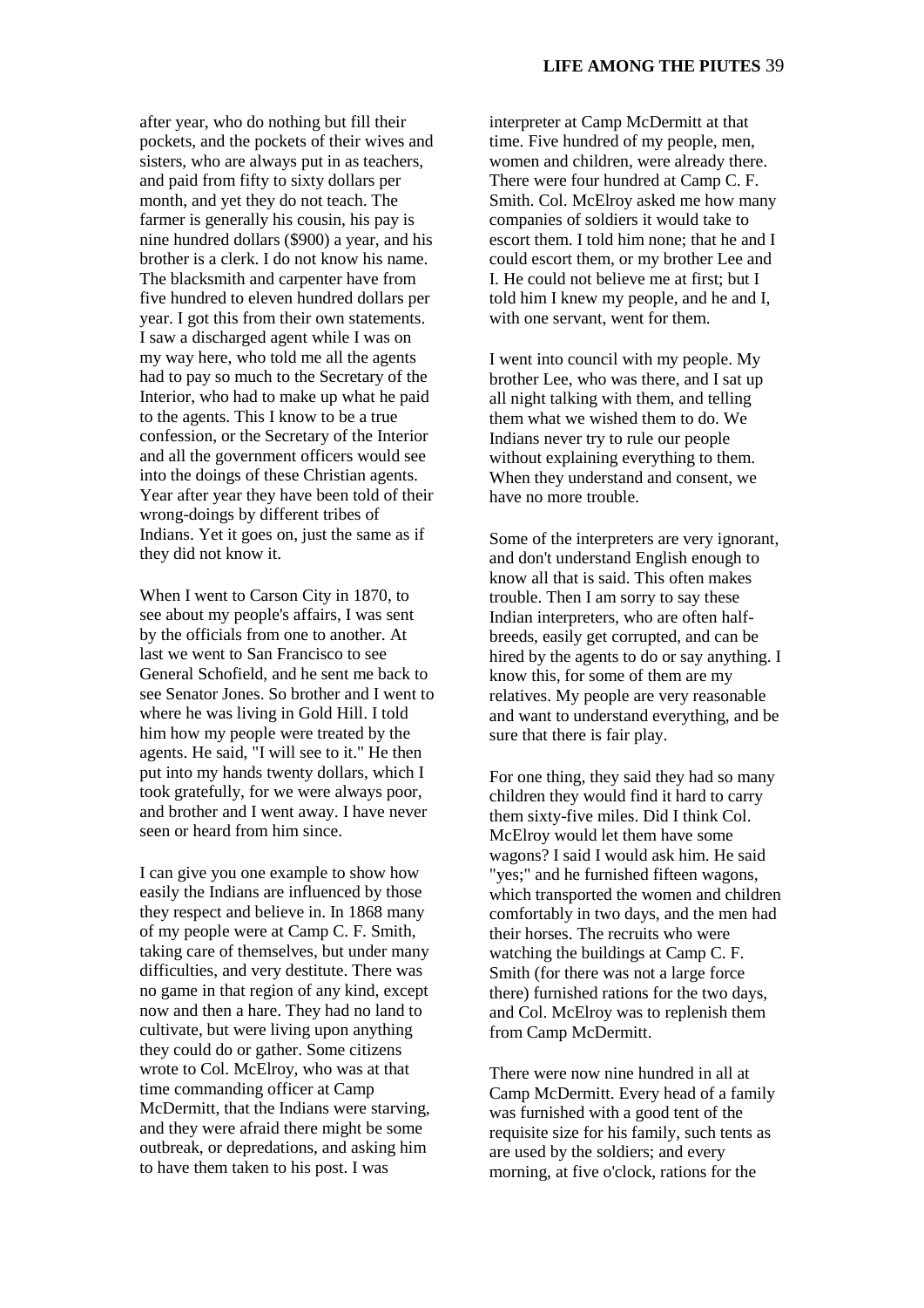after year, who do nothing but fill their pockets, and the pockets of their wives and sisters, who are always put in as teachers, and paid from fifty to sixty dollars per month, and yet they do not teach. The farmer is generally his cousin, his pay is nine hundred dollars ($900) a year, and his brother is a clerk. I do not know his name. The blacksmith and carpenter have from five hundred to eleven hundred dollars per year. I got this from their own statements. I saw a discharged agent while I was on my way here, who told me all the agents had to pay so much to the Secretary of the Interior, who had to make up what he paid to the agents. This I know to be a true confession, or the Secretary of the Interior and all the government officers would see into the doings of these Christian agents. Year after year they have been told of their wrong-doings by different tribes of Indians. Yet it goes on, just the same as if they did not know it.

When I went to Carson City in 1870, to see about my people's affairs, I was sent by the officials from one to another. At last we went to San Francisco to see General Schofield, and he sent me back to see Senator Jones. So brother and I went to where he was living in Gold Hill. I told him how my people were treated by the agents. He said, "I will see to it." He then put into my hands twenty dollars, which I took gratefully, for we were always poor, and brother and I went away. I have never seen or heard from him since.

I can give you one example to show how easily the Indians are influenced by those they respect and believe in. In 1868 many of my people were at Camp C. F. Smith, taking care of themselves, but under many difficulties, and very destitute. There was no game in that region of any kind, except now and then a hare. They had no land to cultivate, but were living upon anything they could do or gather. Some citizens wrote to Col. McElroy, who was at that time commanding officer at Camp McDermitt, that the Indians were starving, and they were afraid there might be some outbreak, or depredations, and asking him to have them taken to his post. I was interpreter at Camp McDermitt at that time. Five hundred of my people, men, women and children, were already there. There were four hundred at Camp C. F. Smith. Col. McElroy asked me how many companies of soldiers it would take to escort them. I told him none; that he and I could escort them, or my brother Lee and I. He could not believe me at first; but I told him I knew my people, and he and I, with one servant, went for them.

I went into council with my people. My brother Lee, who was there, and I sat up all night talking with them, and telling them what we wished them to do. We Indians never try to rule our people without explaining everything to them. When they understand and consent, we have no more trouble.

Some of the interpreters are very ignorant, and don't understand English enough to know all that is said. This often makes trouble. Then I am sorry to say these Indian interpreters, who are often half-breeds, easily get corrupted, and can be hired by the agents to do or say anything. I know this, for some of them are my relatives. My people are very reasonable and want to understand everything, and be sure that there is fair play.

For one thing, they said they had so many children they would find it hard to carry them sixty-five miles. Did I think Col. McElroy would let them have some wagons? I said I would ask him. He said "yes;" and he furnished fifteen wagons, which transported the women and children comfortably in two days, and the men had their horses. The recruits who were watching the buildings at Camp C. F. Smith (for there was not a large force there) furnished rations for the two days, and Col. McElroy was to replenish them from Camp McDermitt.

There were now nine hundred in all at Camp McDermitt. Every head of a family was furnished with a good tent of the requisite size for his family, such tents as are used by the soldiers; and every morning, at five o'clock, rations for the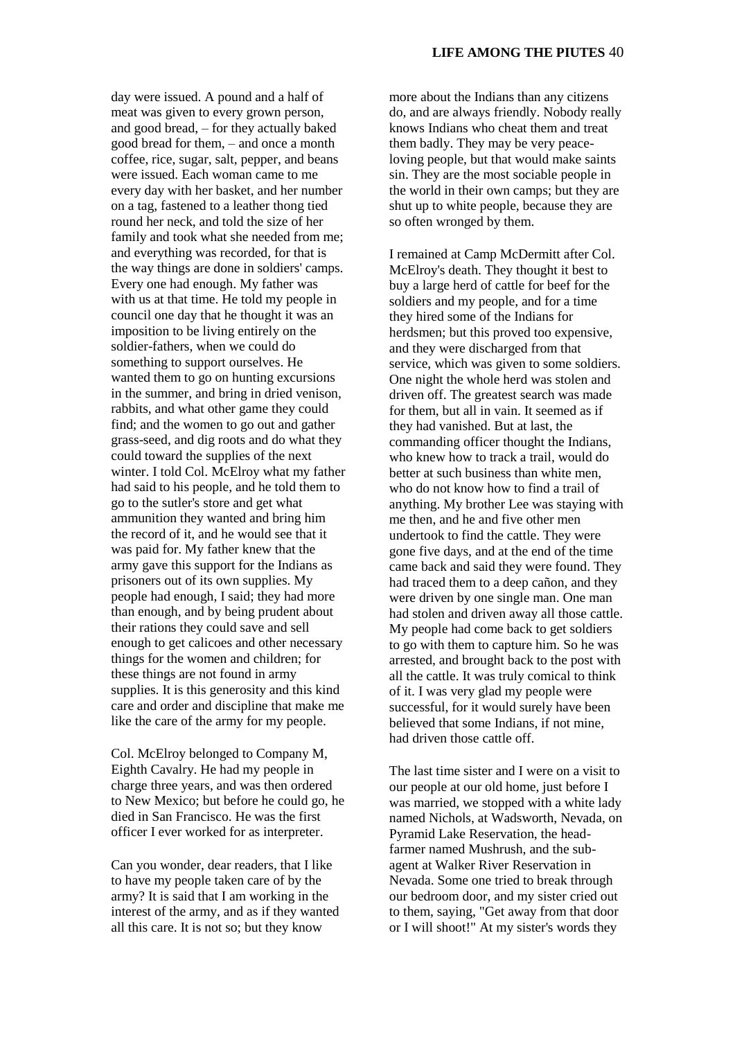day were issued. A pound and a half of meat was given to every grown person, and good bread, – for they actually baked good bread for them, – and once a month coffee, rice, sugar, salt, pepper, and beans were issued. Each woman came to me every day with her basket, and her number on a tag, fastened to a leather thong tied round her neck, and told the size of her family and took what she needed from me; and everything was recorded, for that is the way things are done in soldiers' camps. Every one had enough. My father was with us at that time. He told my people in council one day that he thought it was an imposition to be living entirely on the soldier-fathers, when we could do something to support ourselves. He wanted them to go on hunting excursions in the summer, and bring in dried venison, rabbits, and what other game they could find; and the women to go out and gather grass-seed, and dig roots and do what they could toward the supplies of the next winter. I told Col. McElroy what my father had said to his people, and he told them to go to the sutler's store and get what ammunition they wanted and bring him the record of it, and he would see that it was paid for. My father knew that the army gave this support for the Indians as prisoners out of its own supplies. My people had enough, I said; they had more than enough, and by being prudent about their rations they could save and sell enough to get calicoes and other necessary things for the women and children; for these things are not found in army supplies. It is this generosity and this kind care and order and discipline that make me like the care of the army for my people.

Col. McElroy belonged to Company M, Eighth Cavalry. He had my people in charge three years, and was then ordered to New Mexico; but before he could go, he died in San Francisco. He was the first officer I ever worked for as interpreter.

Can you wonder, dear readers, that I like to have my people taken care of by the army? It is said that I am working in the interest of the army, and as if they wanted all this care. It is not so; but they know more about the Indians than any citizens do, and are always friendly. Nobody really knows Indians who cheat them and treat them badly. They may be very peace-loving people, but that would make saints sin. They are the most sociable people in the world in their own camps; but they are shut up to white people, because they are so often wronged by them.

I remained at Camp McDermitt after Col. McElroy's death. They thought it best to buy a large herd of cattle for beef for the soldiers and my people, and for a time they hired some of the Indians for herdsmen; but this proved too expensive, and they were discharged from that service, which was given to some soldiers. One night the whole herd was stolen and driven off. The greatest search was made for them, but all in vain. It seemed as if they had vanished. But at last, the commanding officer thought the Indians, who knew how to track a trail, would do better at such business than white men, who do not know how to find a trail of anything. My brother Lee was staying with me then, and he and five other men undertook to find the cattle. They were gone five days, and at the end of the time came back and said they were found. They had traced them to a deep cañon, and they were driven by one single man. One man had stolen and driven away all those cattle. My people had come back to get soldiers to go with them to capture him. So he was arrested, and brought back to the post with all the cattle. It was truly comical to think of it. I was very glad my people were successful, for it would surely have been believed that some Indians, if not mine, had driven those cattle off.

The last time sister and I were on a visit to our people at our old home, just before I was married, we stopped with a white lady named Nichols, at Wadsworth, Nevada, on Pyramid Lake Reservation, the head-farmer named Mushrush, and the sub-agent at Walker River Reservation in Nevada. Some one tried to break through our bedroom door, and my sister cried out to them, saying, "Get away from that door or I will shoot!" At my sister's words they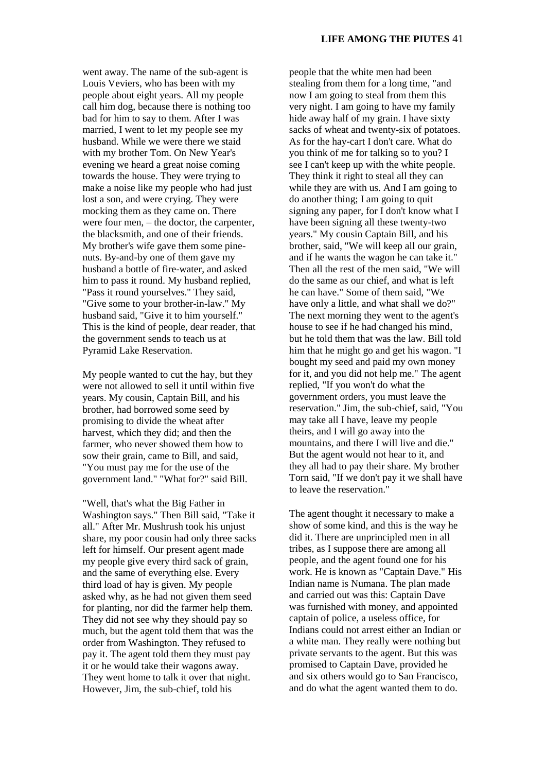went away. The name of the sub-agent is Louis Veviers, who has been with my people about eight years. All my people call him dog, because there is nothing too bad for him to say to them. After I was married, I went to let my people see my husband. While we were there we staid with my brother Tom. On New Year's evening we heard a great noise coming towards the house. They were trying to make a noise like my people who had just lost a son, and were crying. They were mocking them as they came on. There were four men, – the doctor, the carpenter, the blacksmith, and one of their friends. My brother's wife gave them some pine-nuts. By-and-by one of them gave my husband a bottle of fire-water, and asked him to pass it round. My husband replied, "Pass it round yourselves." They said, "Give some to your brother-in-law." My husband said, "Give it to him yourself." This is the kind of people, dear reader, that the government sends to teach us at Pyramid Lake Reservation.

My people wanted to cut the hay, but they were not allowed to sell it until within five years. My cousin, Captain Bill, and his brother, had borrowed some seed by promising to divide the wheat after harvest, which they did; and then the farmer, who never showed them how to sow their grain, came to Bill, and said, "You must pay me for the use of the government land." "What for?" said Bill.

"Well, that's what the Big Father in Washington says." Then Bill said, "Take it all." After Mr. Mushrush took his unjust share, my poor cousin had only three sacks left for himself. Our present agent made my people give every third sack of grain, and the same of everything else. Every third load of hay is given. My people asked why, as he had not given them seed for planting, nor did the farmer help them. They did not see why they should pay so much, but the agent told them that was the order from Washington. They refused to pay it. The agent told them they must pay it or he would take their wagons away. They went home to talk it over that night. However, Jim, the sub-chief, told his people that the white men had been stealing from them for a long time, "and now I am going to steal from them this very night. I am going to have my family hide away half of my grain. I have sixty sacks of wheat and twenty-six of potatoes. As for the hay-cart I don't care. What do you think of me for talking so to you? I see I can't keep up with the white people. They think it right to steal all they can while they are with us. And I am going to do another thing; I am going to quit signing any paper, for I don't know what I have been signing all these twenty-two years." My cousin Captain Bill, and his brother, said, "We will keep all our grain, and if he wants the wagon he can take it." Then all the rest of the men said, "We will do the same as our chief, and what is left he can have." Some of them said, "We have only a little, and what shall we do?" The next morning they went to the agent's house to see if he had changed his mind, but he told them that was the law. Bill told him that he might go and get his wagon. "I bought my seed and paid my own money for it, and you did not help me." The agent replied, "If you won't do what the government orders, you must leave the reservation." Jim, the sub-chief, said, "You may take all I have, leave my people theirs, and I will go away into the mountains, and there I will live and die." But the agent would not hear to it, and they all had to pay their share. My brother Torn said, "If we don't pay it we shall have to leave the reservation."

The agent thought it necessary to make a show of some kind, and this is the way he did it. There are unprincipled men in all tribes, as I suppose there are among all people, and the agent found one for his work. He is known as "Captain Dave." His Indian name is Numana. The plan made and carried out was this: Captain Dave was furnished with money, and appointed captain of police, a useless office, for Indians could not arrest either an Indian or a white man. They really were nothing but private servants to the agent. But this was promised to Captain Dave, provided he and six others would go to San Francisco, and do what the agent wanted them to do.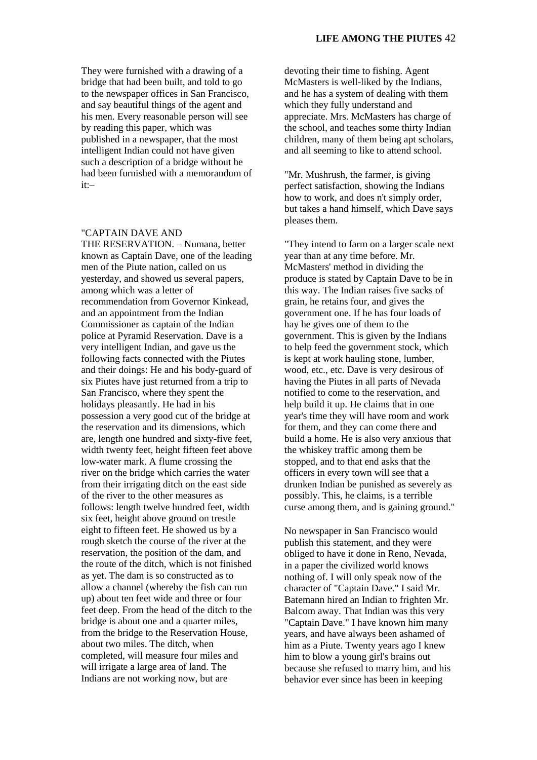They were furnished with a drawing of a bridge that had been built, and told to go to the newspaper offices in San Francisco, and say beautiful things of the agent and his men. Every reasonable person will see by reading this paper, which was published in a newspaper, that the most intelligent Indian could not have given such a description of a bridge without he had been furnished with a memorandum of it:–

"CAPTAIN DAVE AND THE RESERVATION. – Numana, better known as Captain Dave, one of the leading men of the Piute nation, called on us yesterday, and showed us several papers, among which was a letter of recommendation from Governor Kinkead, and an appointment from the Indian Commissioner as captain of the Indian police at Pyramid Reservation. Dave is a very intelligent Indian, and gave us the following facts connected with the Piutes and their doings: He and his body-guard of six Piutes have just returned from a trip to San Francisco, where they spent the holidays pleasantly. He had in his possession a very good cut of the bridge at the reservation and its dimensions, which are, length one hundred and sixty-five feet, width twenty feet, height fifteen feet above low-water mark. A flume crossing the river on the bridge which carries the water from their irrigating ditch on the east side of the river to the other measures as follows: length twelve hundred feet, width six feet, height above ground on trestle eight to fifteen feet. He showed us by a rough sketch the course of the river at the reservation, the position of the dam, and the route of the ditch, which is not finished as yet. The dam is so constructed as to allow a channel (whereby the fish can run up) about ten feet wide and three or four feet deep. From the head of the ditch to the bridge is about one and a quarter miles, from the bridge to the Reservation House, about two miles. The ditch, when completed, will measure four miles and will irrigate a large area of land. The Indians are not working now, but are devoting their time to fishing. Agent McMasters is well-liked by the Indians, and he has a system of dealing with them which they fully understand and appreciate. Mrs. McMasters has charge of the school, and teaches some thirty Indian children, many of them being apt scholars, and all seeming to like to attend school.

"Mr. Mushrush, the farmer, is giving perfect satisfaction, showing the Indians how to work, and does n't simply order, but takes a hand himself, which Dave says pleases them.

"They intend to farm on a larger scale next year than at any time before. Mr. McMasters' method in dividing the produce is stated by Captain Dave to be in this way. The Indian raises five sacks of grain, he retains four, and gives the government one. If he has four loads of hay he gives one of them to the government. This is given by the Indians to help feed the government stock, which is kept at work hauling stone, lumber, wood, etc., etc. Dave is very desirous of having the Piutes in all parts of Nevada notified to come to the reservation, and help build it up. He claims that in one year's time they will have room and work for them, and they can come there and build a home. He is also very anxious that the whiskey traffic among them be stopped, and to that end asks that the officers in every town will see that a drunken Indian be punished as severely as possibly. This, he claims, is a terrible curse among them, and is gaining ground."

No newspaper in San Francisco would publish this statement, and they were obliged to have it done in Reno, Nevada, in a paper the civilized world knows nothing of. I will only speak now of the character of "Captain Dave." I said Mr. Batemann hired an Indian to frighten Mr. Balcom away. That Indian was this very "Captain Dave." I have known him many years, and have always been ashamed of him as a Piute. Twenty years ago I knew him to blow a young girl's brains out because she refused to marry him, and his behavior ever since has been in keeping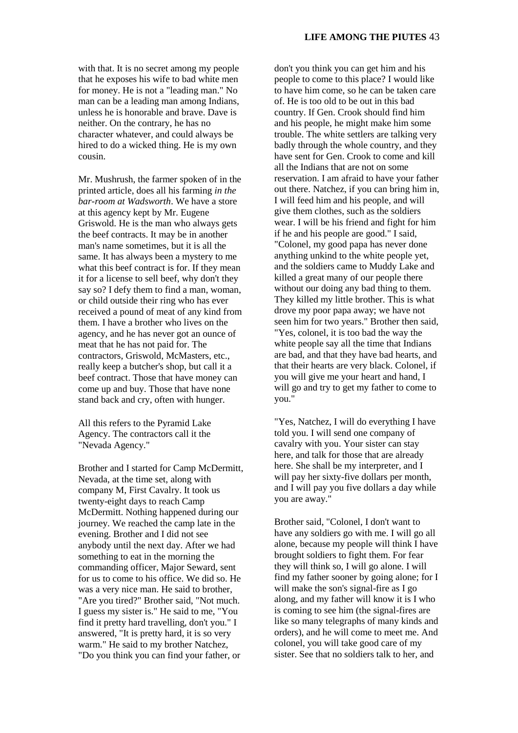with that. It is no secret among my people that he exposes his wife to bad white men for money. He is not a "leading man." No man can be a leading man among Indians, unless he is honorable and brave. Dave is neither. On the contrary, he has no character whatever, and could always be hired to do a wicked thing. He is my own cousin.

Mr. Mushrush, the farmer spoken of in the printed article, does all his farming *in the bar-room at Wadsworth*. We have a store at this agency kept by Mr. Eugene Griswold. He is the man who always gets the beef contracts. It may be in another man's name sometimes, but it is all the same. It has always been a mystery to me what this beef contract is for. If they mean it for a license to sell beef, why don't they say so? I defy them to find a man, woman, or child outside their ring who has ever received a pound of meat of any kind from them. I have a brother who lives on the agency, and he has never got an ounce of meat that he has not paid for. The contractors, Griswold, McMasters, etc., really keep a butcher's shop, but call it a beef contract. Those that have money can come up and buy. Those that have none stand back and cry, often with hunger.

All this refers to the Pyramid Lake Agency. The contractors call it the "Nevada Agency."

Brother and I started for Camp McDermitt, Nevada, at the time set, along with company M, First Cavalry. It took us twenty-eight days to reach Camp McDermitt. Nothing happened during our journey. We reached the camp late in the evening. Brother and I did not see anybody until the next day. After we had something to eat in the morning the commanding officer, Major Seward, sent for us to come to his office. We did so. He was a very nice man. He said to brother, "Are you tired?" Brother said, "Not much. I guess my sister is." He said to me, "You find it pretty hard travelling, don't you." I answered, "It is pretty hard, it is so very warm." He said to my brother Natchez, "Do you think you can find your father, or don't you think you can get him and his people to come to this place? I would like to have him come, so he can be taken care of. He is too old to be out in this bad country. If Gen. Crook should find him and his people, he might make him some trouble. The white settlers are talking very badly through the whole country, and they have sent for Gen. Crook to come and kill all the Indians that are not on some reservation. I am afraid to have your father out there. Natchez, if you can bring him in, I will feed him and his people, and will give them clothes, such as the soldiers wear. I will be his friend and fight for him if he and his people are good." I said, "Colonel, my good papa has never done anything unkind to the white people yet, and the soldiers came to Muddy Lake and killed a great many of our people there without our doing any bad thing to them. They killed my little brother. This is what drove my poor papa away; we have not seen him for two years." Brother then said, "Yes, colonel, it is too bad the way the white people say all the time that Indians are bad, and that they have bad hearts, and that their hearts are very black. Colonel, if you will give me your heart and hand, I will go and try to get my father to come to you."

"Yes, Natchez, I will do everything I have told you. I will send one company of cavalry with you. Your sister can stay here, and talk for those that are already here. She shall be my interpreter, and I will pay her sixty-five dollars per month, and I will pay you five dollars a day while you are away."

Brother said, "Colonel, I don't want to have any soldiers go with me. I will go all alone, because my people will think I have brought soldiers to fight them. For fear they will think so, I will go alone. I will find my father sooner by going alone; for I will make the son's signal-fire as I go along, and my father will know it is I who is coming to see him (the signal-fires are like so many telegraphs of many kinds and orders), and he will come to meet me. And colonel, you will take good care of my sister. See that no soldiers talk to her, and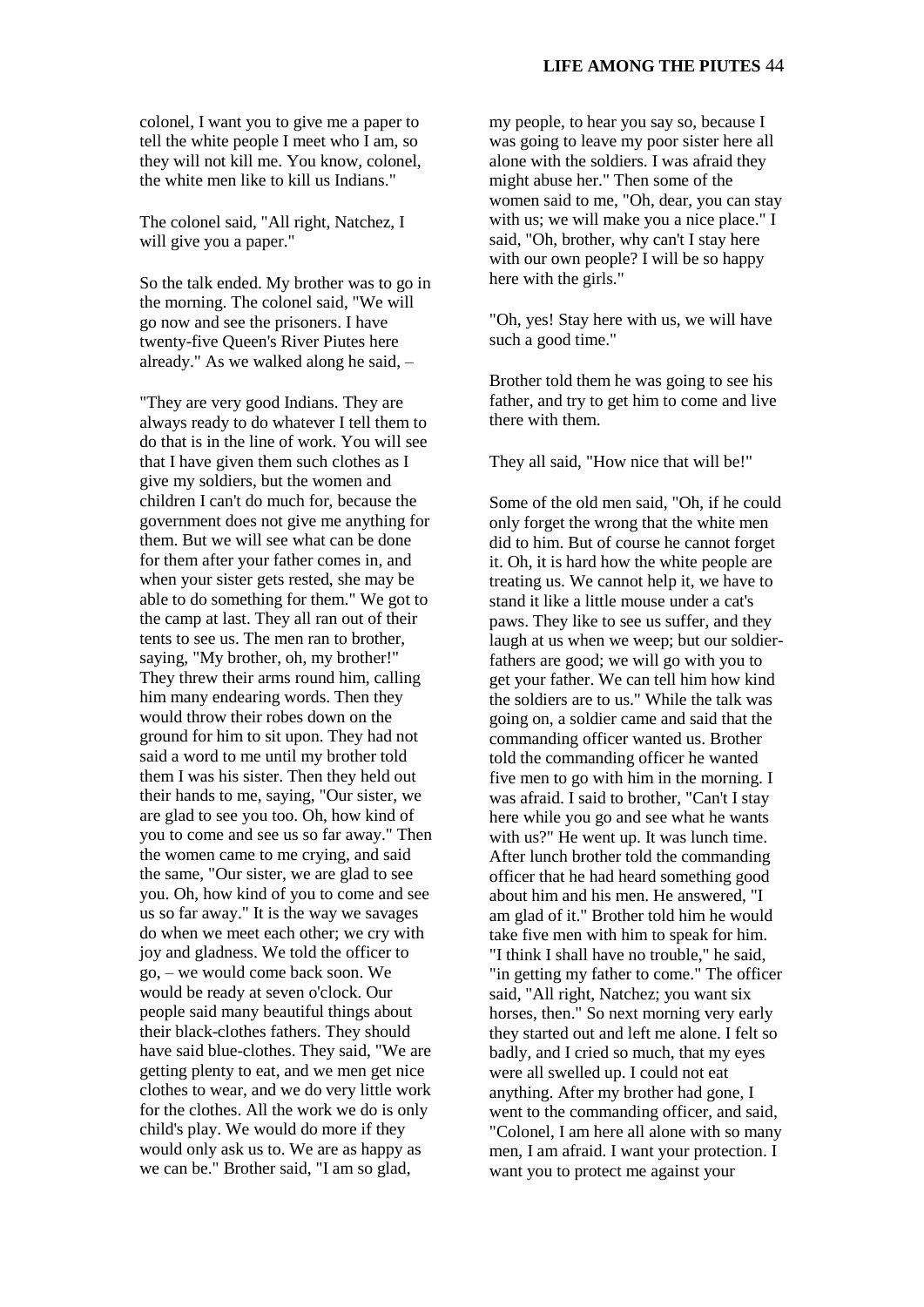colonel, I want you to give me a paper to tell the white people I meet who I am, so they will not kill me. You know, colonel, the white men like to kill us Indians."

The colonel said, "All right, Natchez, I will give you a paper."

So the talk ended. My brother was to go in the morning. The colonel said, "We will go now and see the prisoners. I have twenty-five Queen's River Piutes here already." As we walked along he said, –

"They are very good Indians. They are always ready to do whatever I tell them to do that is in the line of work. You will see that I have given them such clothes as I give my soldiers, but the women and children I can't do much for, because the government does not give me anything for them. But we will see what can be done for them after your father comes in, and when your sister gets rested, she may be able to do something for them." We got to the camp at last. They all ran out of their tents to see us. The men ran to brother, saying, "My brother, oh, my brother!" They threw their arms round him, calling him many endearing words. Then they would throw their robes down on the ground for him to sit upon. They had not said a word to me until my brother told them I was his sister. Then they held out their hands to me, saying, "Our sister, we are glad to see you too. Oh, how kind of you to come and see us so far away." Then the women came to me crying, and said the same, "Our sister, we are glad to see you. Oh, how kind of you to come and see us so far away." It is the way we savages do when we meet each other; we cry with joy and gladness. We told the officer to go, – we would come back soon. We would be ready at seven o'clock. Our people said many beautiful things about their black-clothes fathers. They should have said blue-clothes. They said, "We are getting plenty to eat, and we men get nice clothes to wear, and we do very little work for the clothes. All the work we do is only child's play. We would do more if they would only ask us to. We are as happy as we can be." Brother said, "I am so glad, my people, to hear you say so, because I was going to leave my poor sister here all alone with the soldiers. I was afraid they might abuse her." Then some of the women said to me, "Oh, dear, you can stay with us; we will make you a nice place." I said, "Oh, brother, why can't I stay here with our own people? I will be so happy here with the girls."

"Oh, yes! Stay here with us, we will have such a good time."

Brother told them he was going to see his father, and try to get him to come and live there with them.

They all said, "How nice that will be!"

Some of the old men said, "Oh, if he could only forget the wrong that the white men did to him. But of course he cannot forget it. Oh, it is hard how the white people are treating us. We cannot help it, we have to stand it like a little mouse under a cat's paws. They like to see us suffer, and they laugh at us when we weep; but our soldier-fathers are good; we will go with you to get your father. We can tell him how kind the soldiers are to us." While the talk was going on, a soldier came and said that the commanding officer wanted us. Brother told the commanding officer he wanted five men to go with him in the morning. I was afraid. I said to brother, "Can't I stay here while you go and see what he wants with us?" He went up. It was lunch time. After lunch brother told the commanding officer that he had heard something good about him and his men. He answered, "I am glad of it." Brother told him he would take five men with him to speak for him. "I think I shall have no trouble," he said, "in getting my father to come." The officer said, "All right, Natchez; you want six horses, then." So next morning very early they started out and left me alone. I felt so badly, and I cried so much, that my eyes were all swelled up. I could not eat anything. After my brother had gone, I went to the commanding officer, and said, "Colonel, I am here all alone with so many men, I am afraid. I want your protection. I want you to protect me against your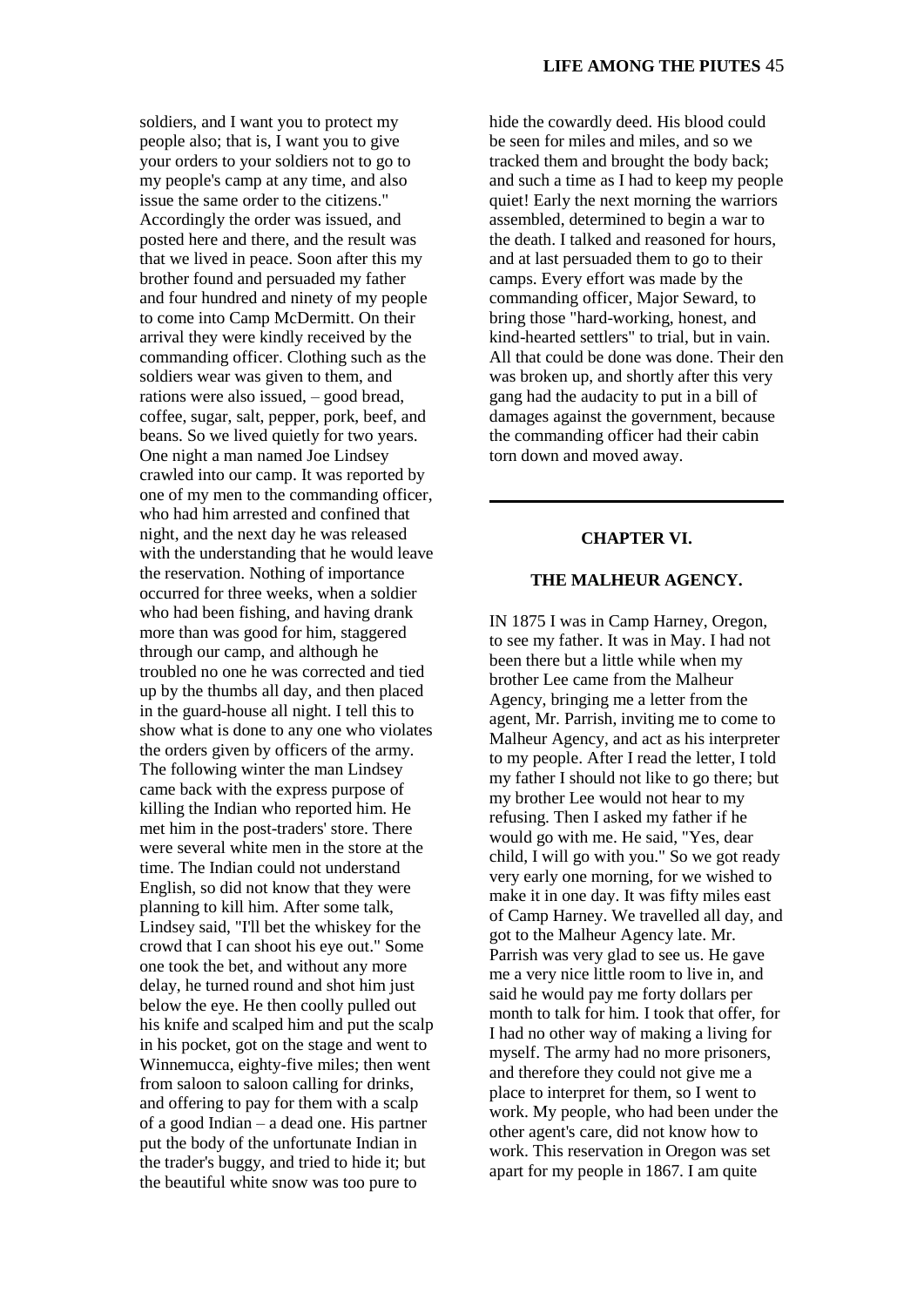soldiers, and I want you to protect my people also; that is, I want you to give your orders to your soldiers not to go to my people's camp at any time, and also issue the same order to the citizens." Accordingly the order was issued, and posted here and there, and the result was that we lived in peace. Soon after this my brother found and persuaded my father and four hundred and ninety of my people to come into Camp McDermitt. On their arrival they were kindly received by the commanding officer. Clothing such as the soldiers wear was given to them, and rations were also issued, – good bread, coffee, sugar, salt, pepper, pork, beef, and beans. So we lived quietly for two years. One night a man named Joe Lindsey crawled into our camp. It was reported by one of my men to the commanding officer, who had him arrested and confined that night, and the next day he was released with the understanding that he would leave the reservation. Nothing of importance occurred for three weeks, when a soldier who had been fishing, and having drank more than was good for him, staggered through our camp, and although he troubled no one he was corrected and tied up by the thumbs all day, and then placed in the guard-house all night. I tell this to show what is done to any one who violates the orders given by officers of the army. The following winter the man Lindsey came back with the express purpose of killing the Indian who reported him. He met him in the post-traders' store. There were several white men in the store at the time. The Indian could not understand English, so did not know that they were planning to kill him. After some talk, Lindsey said, "I'll bet the whiskey for the crowd that I can shoot his eye out." Some one took the bet, and without any more delay, he turned round and shot him just below the eye. He then coolly pulled out his knife and scalped him and put the scalp in his pocket, got on the stage and went to Winnemucca, eighty-five miles; then went from saloon to saloon calling for drinks, and offering to pay for them with a scalp of a good Indian – a dead one. His partner put the body of the unfortunate Indian in the trader's buggy, and tried to hide it; but the beautiful white snow was too pure to hide the cowardly deed. His blood could be seen for miles and miles, and so we tracked them and brought the body back; and such a time as I had to keep my people quiet! Early the next morning the warriors assembled, determined to begin a war to the death. I talked and reasoned for hours, and at last persuaded them to go to their camps. Every effort was made by the commanding officer, Major Seward, to bring those "hard-working, honest, and kind-hearted settlers" to trial, but in vain. All that could be done was done. Their den was broken up, and shortly after this very gang had the audacity to put in a bill of damages against the government, because the commanding officer had their cabin torn down and moved away.

---

## CHAPTER VI.

## THE MALHEUR AGENCY.

IN 1875 I was in Camp Harney, Oregon, to see my father. It was in May. I had not been there but a little while when my brother Lee came from the Malheur Agency, bringing me a letter from the agent, Mr. Parrish, inviting me to come to Malheur Agency, and act as his interpreter to my people. After I read the letter, I told my father I should not like to go there; but my brother Lee would not hear to my refusing. Then I asked my father if he would go with me. He said, "Yes, dear child, I will go with you." So we got ready very early one morning, for we wished to make it in one day. It was fifty miles east of Camp Harney. We travelled all day, and got to the Malheur Agency late. Mr. Parrish was very glad to see us. He gave me a very nice little room to live in, and said he would pay me forty dollars per month to talk for him. I took that offer, for I had no other way of making a living for myself. The army had no more prisoners, and therefore they could not give me a place to interpret for them, so I went to work. My people, who had been under the other agent's care, did not know how to work. This reservation in Oregon was set apart for my people in 1867. I am quite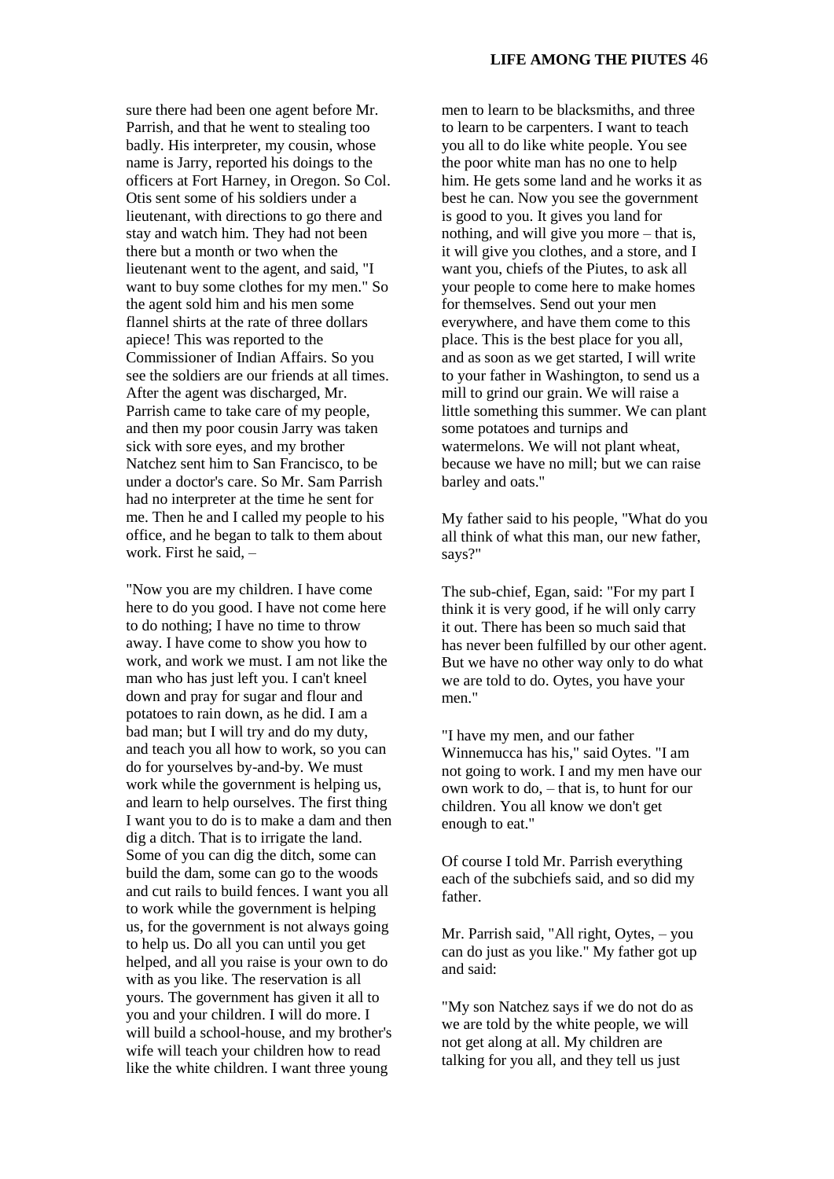sure there had been one agent before Mr. Parrish, and that he went to stealing too badly. His interpreter, my cousin, whose name is Jarry, reported his doings to the officers at Fort Harney, in Oregon. So Col. Otis sent some of his soldiers under a lieutenant, with directions to go there and stay and watch him. They had not been there but a month or two when the lieutenant went to the agent, and said, "I want to buy some clothes for my men." So the agent sold him and his men some flannel shirts at the rate of three dollars apiece! This was reported to the Commissioner of Indian Affairs. So you see the soldiers are our friends at all times. After the agent was discharged, Mr. Parrish came to take care of my people, and then my poor cousin Jarry was taken sick with sore eyes, and my brother Natchez sent him to San Francisco, to be under a doctor's care. So Mr. Sam Parrish had no interpreter at the time he sent for me. Then he and I called my people to his office, and he began to talk to them about work. First he said, –

"Now you are my children. I have come here to do you good. I have not come here to do nothing; I have no time to throw away. I have come to show you how to work, and work we must. I am not like the man who has just left you. I can't kneel down and pray for sugar and flour and potatoes to rain down, as he did. I am a bad man; but I will try and do my duty, and teach you all how to work, so you can do for yourselves by-and-by. We must work while the government is helping us, and learn to help ourselves. The first thing I want you to do is to make a dam and then dig a ditch. That is to irrigate the land. Some of you can dig the ditch, some can build the dam, some can go to the woods and cut rails to build fences. I want you all to work while the government is helping us, for the government is not always going to help us. Do all you can until you get helped, and all you raise is your own to do with as you like. The reservation is all yours. The government has given it all to you and your children. I will do more. I will build a school-house, and my brother's wife will teach your children how to read like the white children. I want three young men to learn to be blacksmiths, and three to learn to be carpenters. I want to teach you all to do like white people. You see the poor white man has no one to help him. He gets some land and he works it as best he can. Now you see the government is good to you. It gives you land for nothing, and will give you more – that is, it will give you clothes, and a store, and I want you, chiefs of the Piutes, to ask all your people to come here to make homes for themselves. Send out your men everywhere, and have them come to this place. This is the best place for you all, and as soon as we get started, I will write to your father in Washington, to send us a mill to grind our grain. We will raise a little something this summer. We can plant some potatoes and turnips and watermelons. We will not plant wheat, because we have no mill; but we can raise barley and oats."

My father said to his people, "What do you all think of what this man, our new father, says?"

The sub-chief, Egan, said: "For my part I think it is very good, if he will only carry it out. There has been so much said that has never been fulfilled by our other agent. But we have no other way only to do what we are told to do. Oytes, you have your men."

"I have my men, and our father Winnemucca has his," said Oytes. "I am not going to work. I and my men have our own work to do, – that is, to hunt for our children. You all know we don't get enough to eat."

Of course I told Mr. Parrish everything each of the subchiefs said, and so did my father.

Mr. Parrish said, "All right, Oytes, – you can do just as you like." My father got up and said:

"My son Natchez says if we do not do as we are told by the white people, we will not get along at all. My children are talking for you all, and they tell us just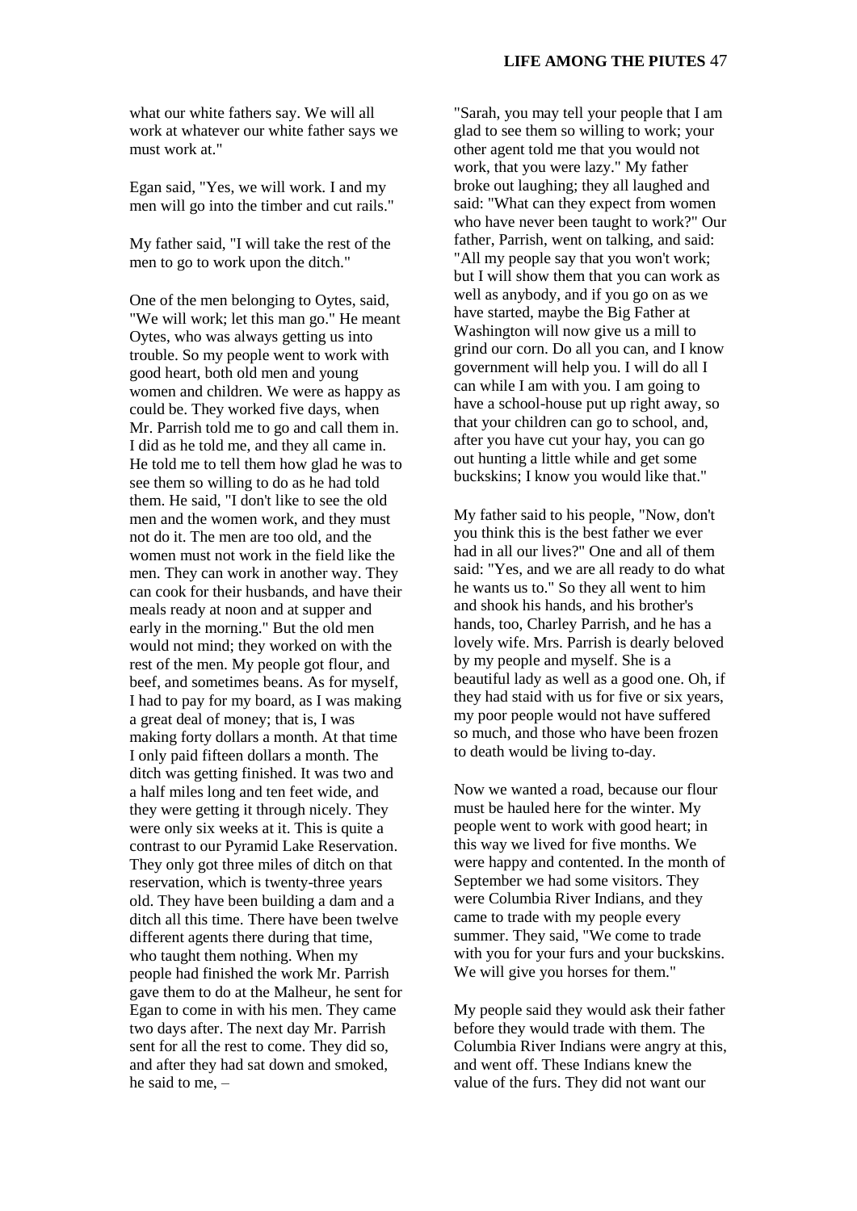what our white fathers say. We will all work at whatever our white father says we must work at."

Egan said, "Yes, we will work. I and my men will go into the timber and cut rails."

My father said, "I will take the rest of the men to go to work upon the ditch."

One of the men belonging to Oytes, said, "We will work; let this man go." He meant Oytes, who was always getting us into trouble. So my people went to work with good heart, both old men and young women and children. We were as happy as could be. They worked five days, when Mr. Parrish told me to go and call them in. I did as he told me, and they all came in. He told me to tell them how glad he was to see them so willing to do as he had told them. He said, "I don't like to see the old men and the women work, and they must not do it. The men are too old, and the women must not work in the field like the men. They can work in another way. They can cook for their husbands, and have their meals ready at noon and at supper and early in the morning." But the old men would not mind; they worked on with the rest of the men. My people got flour, and beef, and sometimes beans. As for myself, I had to pay for my board, as I was making a great deal of money; that is, I was making forty dollars a month. At that time I only paid fifteen dollars a month. The ditch was getting finished. It was two and a half miles long and ten feet wide, and they were getting it through nicely. They were only six weeks at it. This is quite a contrast to our Pyramid Lake Reservation. They only got three miles of ditch on that reservation, which is twenty-three years old. They have been building a dam and a ditch all this time. There have been twelve different agents there during that time, who taught them nothing. When my people had finished the work Mr. Parrish gave them to do at the Malheur, he sent for Egan to come in with his men. They came two days after. The next day Mr. Parrish sent for all the rest to come. They did so, and after they had sat down and smoked, he said to me, –

"Sarah, you may tell your people that I am glad to see them so willing to work; your other agent told me that you would not work, that you were lazy." My father broke out laughing; they all laughed and said: "What can they expect from women who have never been taught to work?" Our father, Parrish, went on talking, and said: "All my people say that you won't work; but I will show them that you can work as well as anybody, and if you go on as we have started, maybe the Big Father at Washington will now give us a mill to grind our corn. Do all you can, and I know government will help you. I will do all I can while I am with you. I am going to have a school-house put up right away, so that your children can go to school, and, after you have cut your hay, you can go out hunting a little while and get some buckskins; I know you would like that."

My father said to his people, "Now, don't you think this is the best father we ever had in all our lives?" One and all of them said: "Yes, and we are all ready to do what he wants us to." So they all went to him and shook his hands, and his brother's hands, too, Charley Parrish, and he has a lovely wife. Mrs. Parrish is dearly beloved by my people and myself. She is a beautiful lady as well as a good one. Oh, if they had staid with us for five or six years, my poor people would not have suffered so much, and those who have been frozen to death would be living to-day.

Now we wanted a road, because our flour must be hauled here for the winter. My people went to work with good heart; in this way we lived for five months. We were happy and contented. In the month of September we had some visitors. They were Columbia River Indians, and they came to trade with my people every summer. They said, "We come to trade with you for your furs and your buckskins. We will give you horses for them."

My people said they would ask their father before they would trade with them. The Columbia River Indians were angry at this, and went off. These Indians knew the value of the furs. They did not want our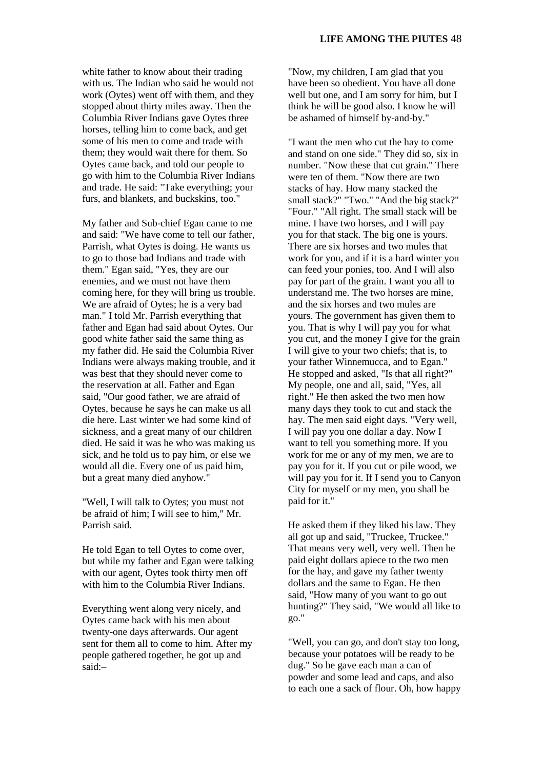white father to know about their trading with us. The Indian who said he would not work (Oytes) went off with them, and they stopped about thirty miles away. Then the Columbia River Indians gave Oytes three horses, telling him to come back, and get some of his men to come and trade with them; they would wait there for them. So Oytes came back, and told our people to go with him to the Columbia River Indians and trade. He said: "Take everything; your furs, and blankets, and buckskins, too."

My father and Sub-chief Egan came to me and said: "We have come to tell our father, Parrish, what Oytes is doing. He wants us to go to those bad Indians and trade with them." Egan said, "Yes, they are our enemies, and we must not have them coming here, for they will bring us trouble. We are afraid of Oytes; he is a very bad man." I told Mr. Parrish everything that father and Egan had said about Oytes. Our good white father said the same thing as my father did. He said the Columbia River Indians were always making trouble, and it was best that they should never come to the reservation at all. Father and Egan said, "Our good father, we are afraid of Oytes, because he says he can make us all die here. Last winter we had some kind of sickness, and a great many of our children died. He said it was he who was making us sick, and he told us to pay him, or else we would all die. Every one of us paid him, but a great many died anyhow."

"Well, I will talk to Oytes; you must not be afraid of him; I will see to him," Mr. Parrish said.

He told Egan to tell Oytes to come over, but while my father and Egan were talking with our agent, Oytes took thirty men off with him to the Columbia River Indians.

Everything went along very nicely, and Oytes came back with his men about twenty-one days afterwards. Our agent sent for them all to come to him. After my people gathered together, he got up and said:–

"Now, my children, I am glad that you have been so obedient. You have all done well but one, and I am sorry for him, but I think he will be good also. I know he will be ashamed of himself by-and-by."

"I want the men who cut the hay to come and stand on one side." They did so, six in number. "Now these that cut grain." There were ten of them. "Now there are two stacks of hay. How many stacked the small stack?" "Two." "And the big stack?" "Four." "All right. The small stack will be mine. I have two horses, and I will pay you for that stack. The big one is yours. There are six horses and two mules that work for you, and if it is a hard winter you can feed your ponies, too. And I will also pay for part of the grain. I want you all to understand me. The two horses are mine, and the six horses and two mules are yours. The government has given them to you. That is why I will pay you for what you cut, and the money I give for the grain I will give to your two chiefs; that is, to your father Winnemucca, and to Egan." He stopped and asked, "Is that all right?" My people, one and all, said, "Yes, all right." He then asked the two men how many days they took to cut and stack the hay. The men said eight days. "Very well, I will pay you one dollar a day. Now I want to tell you something more. If you work for me or any of my men, we are to pay you for it. If you cut or pile wood, we will pay you for it. If I send you to Canyon City for myself or my men, you shall be paid for it."

He asked them if they liked his law. They all got up and said, "Truckee, Truckee." That means very well, very well. Then he paid eight dollars apiece to the two men for the hay, and gave my father twenty dollars and the same to Egan. He then said, "How many of you want to go out hunting?" They said, "We would all like to go."

"Well, you can go, and don't stay too long, because your potatoes will be ready to be dug." So he gave each man a can of powder and some lead and caps, and also to each one a sack of flour. Oh, how happy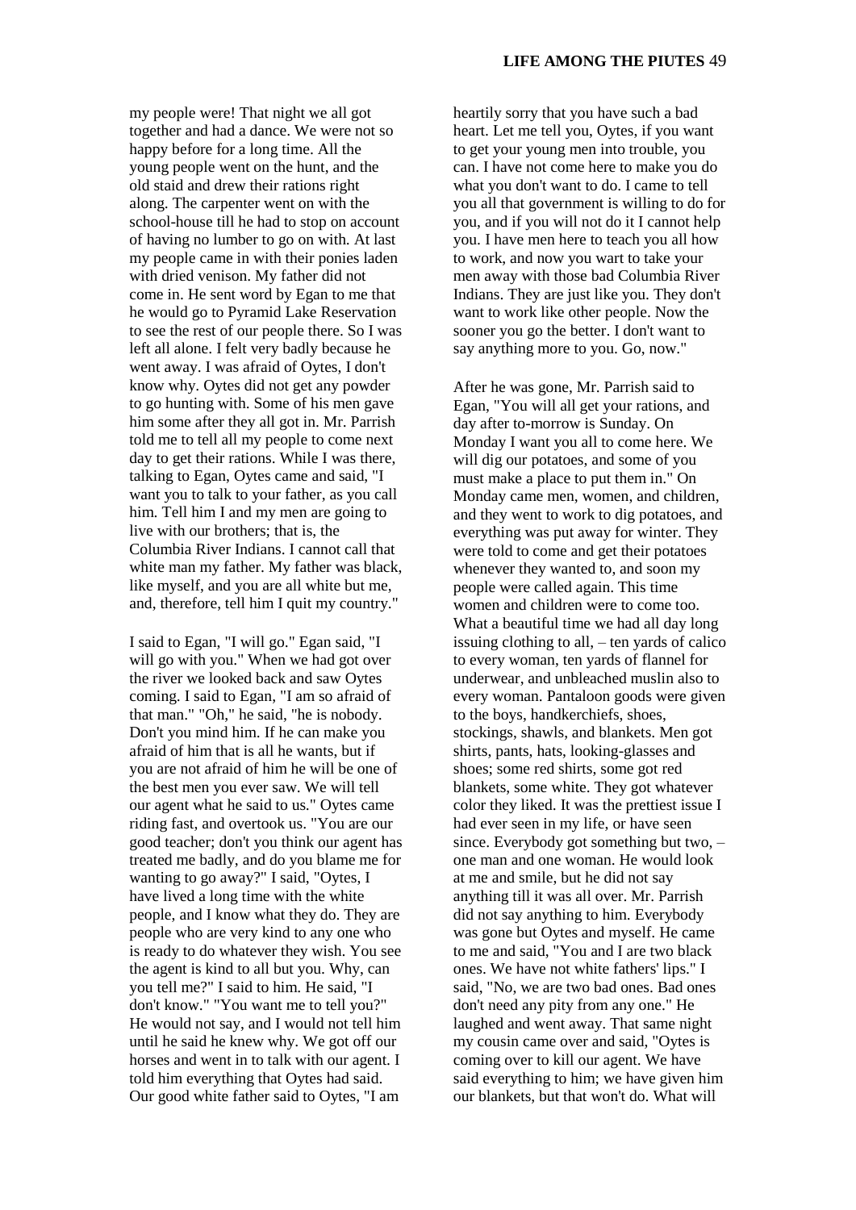my people were! That night we all got together and had a dance. We were not so happy before for a long time. All the young people went on the hunt, and the old staid and drew their rations right along. The carpenter went on with the school-house till he had to stop on account of having no lumber to go on with. At last my people came in with their ponies laden with dried venison. My father did not come in. He sent word by Egan to me that he would go to Pyramid Lake Reservation to see the rest of our people there. So I was left all alone. I felt very badly because he went away. I was afraid of Oytes, I don't know why. Oytes did not get any powder to go hunting with. Some of his men gave him some after they all got in. Mr. Parrish told me to tell all my people to come next day to get their rations. While I was there, talking to Egan, Oytes came and said, "I want you to talk to your father, as you call him. Tell him I and my men are going to live with our brothers; that is, the Columbia River Indians. I cannot call that white man my father. My father was black, like myself, and you are all white but me, and, therefore, tell him I quit my country."

I said to Egan, "I will go." Egan said, "I will go with you." When we had got over the river we looked back and saw Oytes coming. I said to Egan, "I am so afraid of that man." "Oh," he said, "he is nobody. Don't you mind him. If he can make you afraid of him that is all he wants, but if you are not afraid of him he will be one of the best men you ever saw. We will tell our agent what he said to us." Oytes came riding fast, and overtook us. "You are our good teacher; don't you think our agent has treated me badly, and do you blame me for wanting to go away?" I said, "Oytes, I have lived a long time with the white people, and I know what they do. They are people who are very kind to any one who is ready to do whatever they wish. You see the agent is kind to all but you. Why, can you tell me?" I said to him. He said, "I don't know." "You want me to tell you?" He would not say, and I would not tell him until he said he knew why. We got off our horses and went in to talk with our agent. I told him everything that Oytes had said. Our good white father said to Oytes, "I am heartily sorry that you have such a bad heart. Let me tell you, Oytes, if you want to get your young men into trouble, you can. I have not come here to make you do what you don't want to do. I came to tell you all that government is willing to do for you, and if you will not do it I cannot help you. I have men here to teach you all how to work, and now you wart to take your men away with those bad Columbia River Indians. They are just like you. They don't want to work like other people. Now the sooner you go the better. I don't want to say anything more to you. Go, now."

After he was gone, Mr. Parrish said to Egan, "You will all get your rations, and day after to-morrow is Sunday. On Monday I want you all to come here. We will dig our potatoes, and some of you must make a place to put them in." On Monday came men, women, and children, and they went to work to dig potatoes, and everything was put away for winter. They were told to come and get their potatoes whenever they wanted to, and soon my people were called again. This time women and children were to come too. What a beautiful time we had all day long issuing clothing to all, – ten yards of calico to every woman, ten yards of flannel for underwear, and unbleached muslin also to every woman. Pantaloon goods were given to the boys, handkerchiefs, shoes, stockings, shawls, and blankets. Men got shirts, pants, hats, looking-glasses and shoes; some red shirts, some got red blankets, some white. They got whatever color they liked. It was the prettiest issue I had ever seen in my life, or have seen since. Everybody got something but two, – one man and one woman. He would look at me and smile, but he did not say anything till it was all over. Mr. Parrish did not say anything to him. Everybody was gone but Oytes and myself. He came to me and said, "You and I are two black ones. We have not white fathers' lips." I said, "No, we are two bad ones. Bad ones don't need any pity from any one." He laughed and went away. That same night my cousin came over and said, "Oytes is coming over to kill our agent. We have said everything to him; we have given him our blankets, but that won't do. What will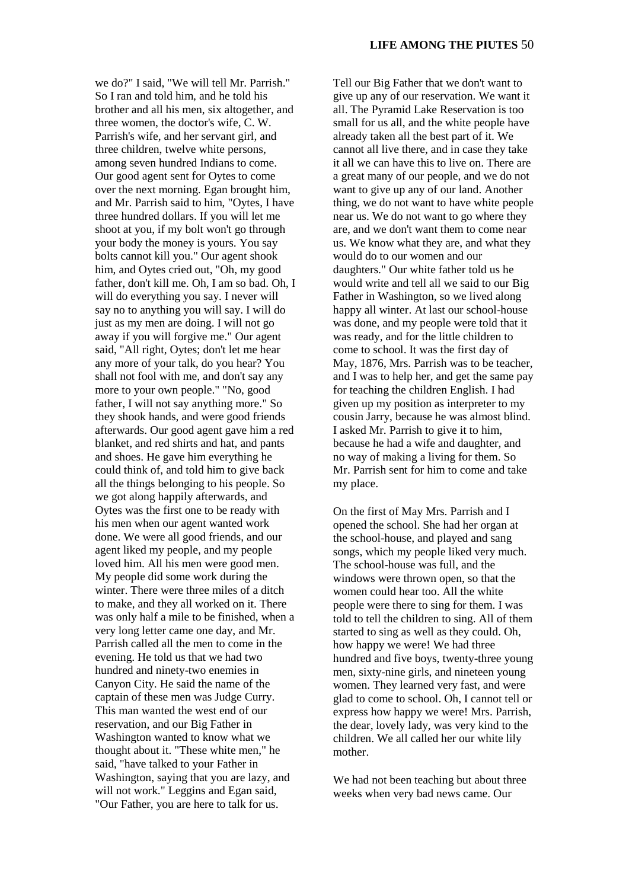we do?" I said, "We will tell Mr. Parrish." So I ran and told him, and he told his brother and all his men, six altogether, and three women, the doctor's wife, C. W. Parrish's wife, and her servant girl, and three children, twelve white persons, among seven hundred Indians to come. Our good agent sent for Oytes to come over the next morning. Egan brought him, and Mr. Parrish said to him, "Oytes, I have three hundred dollars. If you will let me shoot at you, if my bolt won't go through your body the money is yours. You say bolts cannot kill you." Our agent shook him, and Oytes cried out, "Oh, my good father, don't kill me. Oh, I am so bad. Oh, I will do everything you say. I never will say no to anything you will say. I will do just as my men are doing. I will not go away if you will forgive me." Our agent said, "All right, Oytes; don't let me hear any more of your talk, do you hear? You shall not fool with me, and don't say any more to your own people." "No, good father, I will not say anything more." So they shook hands, and were good friends afterwards. Our good agent gave him a red blanket, and red shirts and hat, and pants and shoes. He gave him everything he could think of, and told him to give back all the things belonging to his people. So we got along happily afterwards, and Oytes was the first one to be ready with his men when our agent wanted work done. We were all good friends, and our agent liked my people, and my people loved him. All his men were good men. My people did some work during the winter. There were three miles of a ditch to make, and they all worked on it. There was only half a mile to be finished, when a very long letter came one day, and Mr. Parrish called all the men to come in the evening. He told us that we had two hundred and ninety-two enemies in Canyon City. He said the name of the captain of these men was Judge Curry. This man wanted the west end of our reservation, and our Big Father in Washington wanted to know what we thought about it. "These white men," he said, "have talked to your Father in Washington, saying that you are lazy, and will not work." Leggins and Egan said, "Our Father, you are here to talk for us. Tell our Big Father that we don't want to give up any of our reservation. We want it all. The Pyramid Lake Reservation is too small for us all, and the white people have already taken all the best part of it. We cannot all live there, and in case they take it all we can have this to live on. There are a great many of our people, and we do not want to give up any of our land. Another thing, we do not want to have white people near us. We do not want to go where they are, and we don't want them to come near us. We know what they are, and what they would do to our women and our daughters." Our white father told us he would write and tell all we said to our Big Father in Washington, so we lived along happy all winter. At last our school-house was done, and my people were told that it was ready, and for the little children to come to school. It was the first day of May, 1876, Mrs. Parrish was to be teacher, and I was to help her, and get the same pay for teaching the children English. I had given up my position as interpreter to my cousin Jarry, because he was almost blind. I asked Mr. Parrish to give it to him, because he had a wife and daughter, and no way of making a living for them. So Mr. Parrish sent for him to come and take my place.

On the first of May Mrs. Parrish and I opened the school. She had her organ at the school-house, and played and sang songs, which my people liked very much. The school-house was full, and the windows were thrown open, so that the women could hear too. All the white people were there to sing for them. I was told to tell the children to sing. All of them started to sing as well as they could. Oh, how happy we were! We had three hundred and five boys, twenty-three young men, sixty-nine girls, and nineteen young women. They learned very fast, and were glad to come to school. Oh, I cannot tell or express how happy we were! Mrs. Parrish, the dear, lovely lady, was very kind to the children. We all called her our white lily mother.

We had not been teaching but about three weeks when very bad news came. Our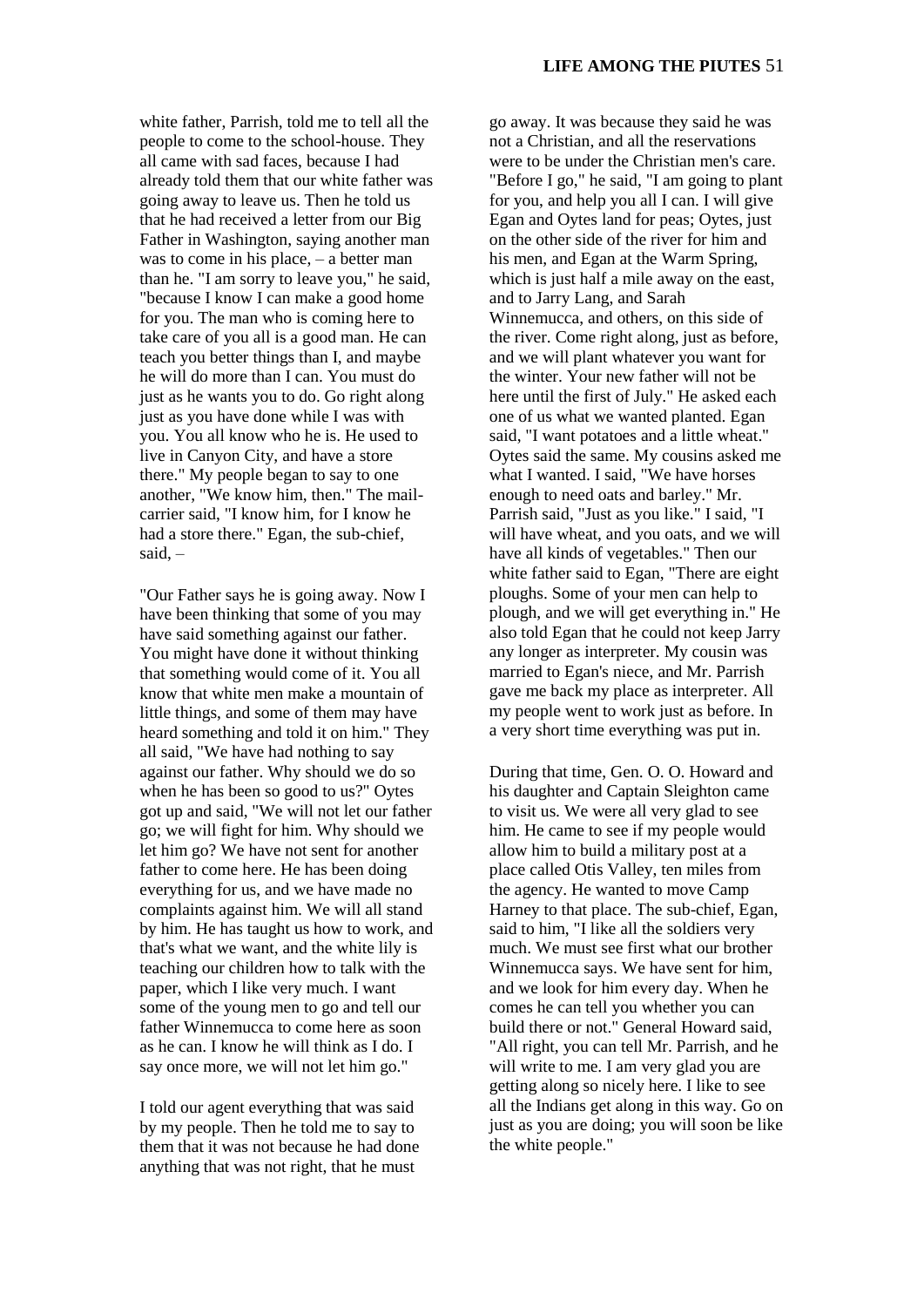white father, Parrish, told me to tell all the people to come to the school-house. They all came with sad faces, because I had already told them that our white father was going away to leave us. Then he told us that he had received a letter from our Big Father in Washington, saying another man was to come in his place, – a better man than he. "I am sorry to leave you," he said, "because I know I can make a good home for you. The man who is coming here to take care of you all is a good man. He can teach you better things than I, and maybe he will do more than I can. You must do just as he wants you to do. Go right along just as you have done while I was with you. You all know who he is. He used to live in Canyon City, and have a store there." My people began to say to one another, "We know him, then." The mail-carrier said, "I know him, for I know he had a store there." Egan, the sub-chief, said, –

"Our Father says he is going away. Now I have been thinking that some of you may have said something against our father. You might have done it without thinking that something would come of it. You all know that white men make a mountain of little things, and some of them may have heard something and told it on him." They all said, "We have had nothing to say against our father. Why should we do so when he has been so good to us?" Oytes got up and said, "We will not let our father go; we will fight for him. Why should we let him go? We have not sent for another father to come here. He has been doing everything for us, and we have made no complaints against him. We will all stand by him. He has taught us how to work, and that's what we want, and the white lily is teaching our children how to talk with the paper, which I like very much. I want some of the young men to go and tell our father Winnemucca to come here as soon as he can. I know he will think as I do. I say once more, we will not let him go."

I told our agent everything that was said by my people. Then he told me to say to them that it was not because he had done anything that was not right, that he must go away. It was because they said he was not a Christian, and all the reservations were to be under the Christian men's care. "Before I go," he said, "I am going to plant for you, and help you all I can. I will give Egan and Oytes land for peas; Oytes, just on the other side of the river for him and his men, and Egan at the Warm Spring, which is just half a mile away on the east, and to Jarry Lang, and Sarah Winnemucca, and others, on this side of the river. Come right along, just as before, and we will plant whatever you want for the winter. Your new father will not be here until the first of July." He asked each one of us what we wanted planted. Egan said, "I want potatoes and a little wheat." Oytes said the same. My cousins asked me what I wanted. I said, "We have horses enough to need oats and barley." Mr. Parrish said, "Just as you like." I said, "I will have wheat, and you oats, and we will have all kinds of vegetables." Then our white father said to Egan, "There are eight ploughs. Some of your men can help to plough, and we will get everything in." He also told Egan that he could not keep Jarry any longer as interpreter. My cousin was married to Egan's niece, and Mr. Parrish gave me back my place as interpreter. All my people went to work just as before. In a very short time everything was put in.

During that time, Gen. O. O. Howard and his daughter and Captain Sleighton came to visit us. We were all very glad to see him. He came to see if my people would allow him to build a military post at a place called Otis Valley, ten miles from the agency. He wanted to move Camp Harney to that place. The sub-chief, Egan, said to him, "I like all the soldiers very much. We must see first what our brother Winnemucca says. We have sent for him, and we look for him every day. When he comes he can tell you whether you can build there or not." General Howard said, "All right, you can tell Mr. Parrish, and he will write to me. I am very glad you are getting along so nicely here. I like to see all the Indians get along in this way. Go on just as you are doing; you will soon be like the white people."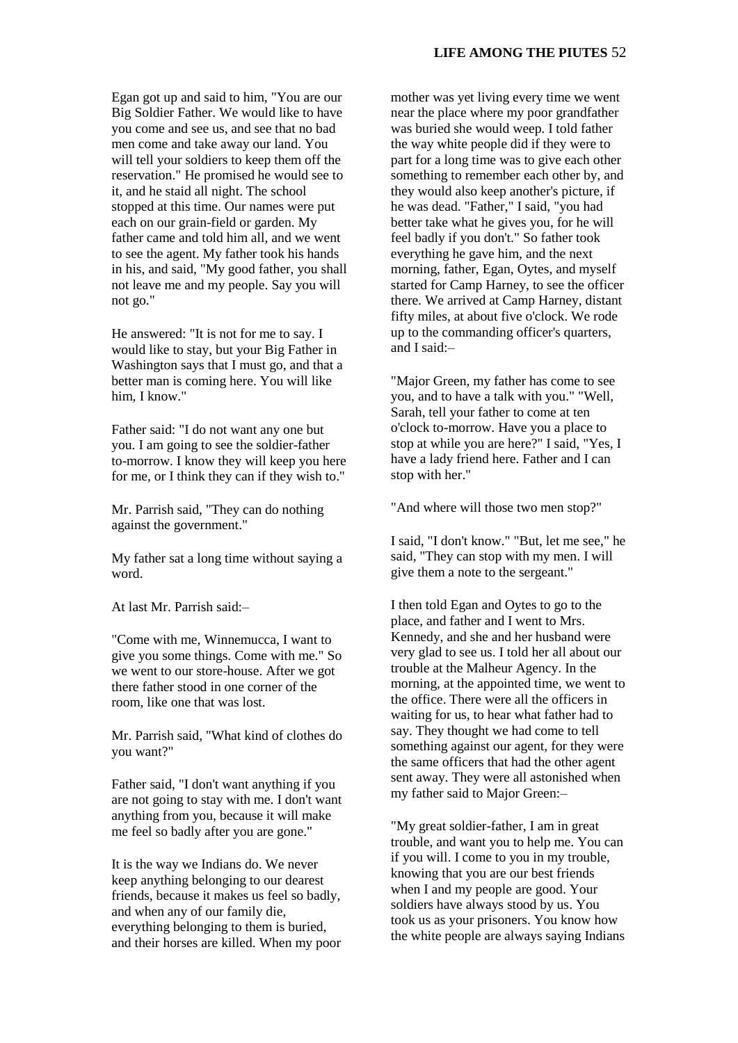Egan got up and said to him, "You are our Big Soldier Father. We would like to have you come and see us, and see that no bad men come and take away our land. You will tell your soldiers to keep them off the reservation." He promised he would see to it, and he staid all night. The school stopped at this time. Our names were put each on our grain-field or garden. My father came and told him all, and we went to see the agent. My father took his hands in his, and said, "My good father, you shall not leave me and my people. Say you will not go."

He answered: "It is not for me to say. I would like to stay, but your Big Father in Washington says that I must go, and that a better man is coming here. You will like him, I know."

Father said: "I do not want any one but you. I am going to see the soldier-father to-morrow. I know they will keep you here for me, or I think they can if they wish to."

Mr. Parrish said, "They can do nothing against the government."

My father sat a long time without saying a word.

At last Mr. Parrish said:–

"Come with me, Winnemucca, I want to give you some things. Come with me." So we went to our store-house. After we got there father stood in one corner of the room, like one that was lost.

Mr. Parrish said, "What kind of clothes do you want?"

Father said, "I don't want anything if you are not going to stay with me. I don't want anything from you, because it will make me feel so badly after you are gone."

It is the way we Indians do. We never keep anything belonging to our dearest friends, because it makes us feel so badly, and when any of our family die, everything belonging to them is buried, and their horses are killed. When my poor mother was yet living every time we went near the place where my poor grandfather was buried she would weep. I told father the way white people did if they were to part for a long time was to give each other something to remember each other by, and they would also keep another's picture, if he was dead. "Father," I said, "you had better take what he gives you, for he will feel badly if you don't." So father took everything he gave him, and the next morning, father, Egan, Oytes, and myself started for Camp Harney, to see the officer there. We arrived at Camp Harney, distant fifty miles, at about five o'clock. We rode up to the commanding officer's quarters, and I said:–

"Major Green, my father has come to see you, and to have a talk with you." "Well, Sarah, tell your father to come at ten o'clock to-morrow. Have you a place to stop at while you are here?" I said, "Yes, I have a lady friend here. Father and I can stop with her."

"And where will those two men stop?"

I said, "I don't know." "But, let me see," he said, "They can stop with my men. I will give them a note to the sergeant."

I then told Egan and Oytes to go to the place, and father and I went to Mrs. Kennedy, and she and her husband were very glad to see us. I told her all about our trouble at the Malheur Agency. In the morning, at the appointed time, we went to the office. There were all the officers in waiting for us, to hear what father had to say. They thought we had come to tell something against our agent, for they were the same officers that had the other agent sent away. They were all astonished when my father said to Major Green:–

"My great soldier-father, I am in great trouble, and want you to help me. You can if you will. I come to you in my trouble, knowing that you are our best friends when I and my people are good. Your soldiers have always stood by us. You took us as your prisoners. You know how the white people are always saying Indians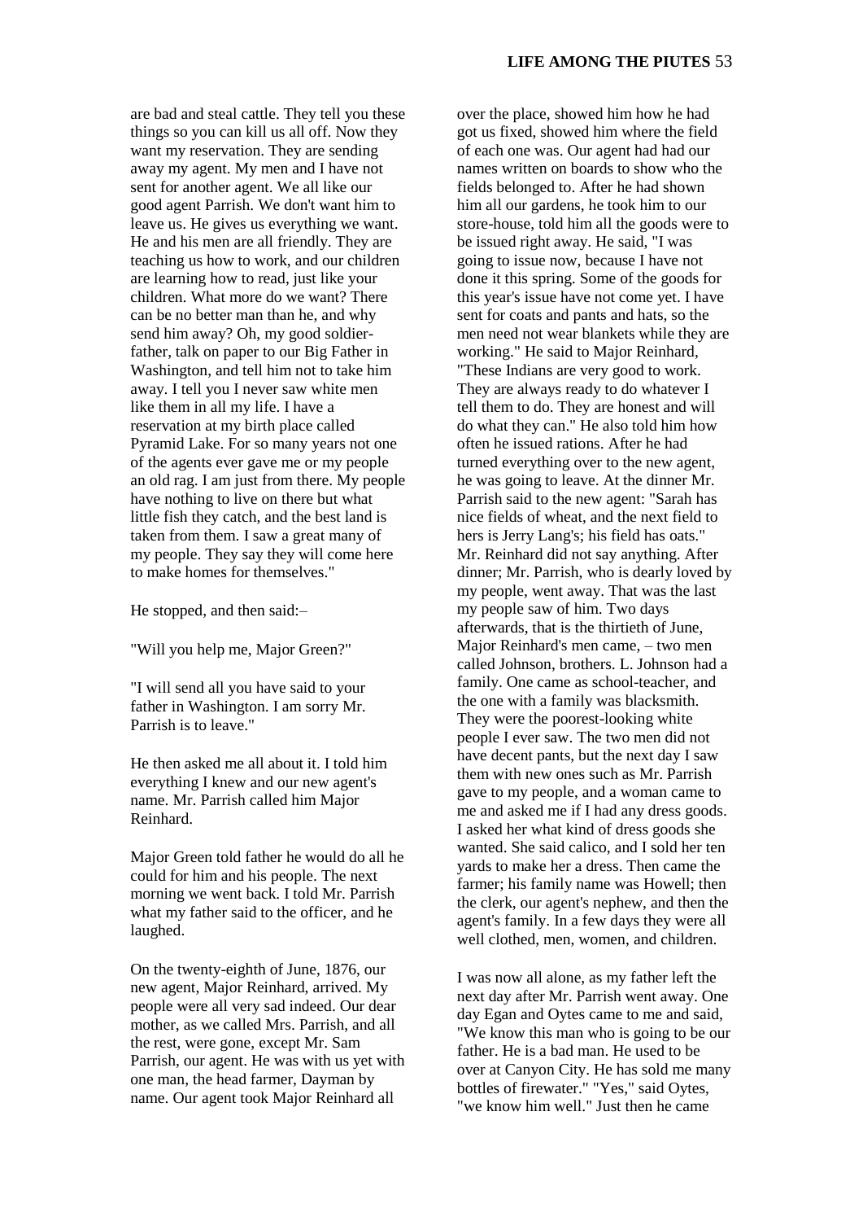are bad and steal cattle. They tell you these things so you can kill us all off. Now they want my reservation. They are sending away my agent. My men and I have not sent for another agent. We all like our good agent Parrish. We don't want him to leave us. He gives us everything we want. He and his men are all friendly. They are teaching us how to work, and our children are learning how to read, just like your children. What more do we want? There can be no better man than he, and why send him away? Oh, my good soldier-father, talk on paper to our Big Father in Washington, and tell him not to take him away. I tell you I never saw white men like them in all my life. I have a reservation at my birth place called Pyramid Lake. For so many years not one of the agents ever gave me or my people an old rag. I am just from there. My people have nothing to live on there but what little fish they catch, and the best land is taken from them. I saw a great many of my people. They say they will come here to make homes for themselves."

He stopped, and then said:–

"Will you help me, Major Green?"

"I will send all you have said to your father in Washington. I am sorry Mr. Parrish is to leave."

He then asked me all about it. I told him everything I knew and our new agent's name. Mr. Parrish called him Major Reinhard.

Major Green told father he would do all he could for him and his people. The next morning we went back. I told Mr. Parrish what my father said to the officer, and he laughed.

On the twenty-eighth of June, 1876, our new agent, Major Reinhard, arrived. My people were all very sad indeed. Our dear mother, as we called Mrs. Parrish, and all the rest, were gone, except Mr. Sam Parrish, our agent. He was with us yet with one man, the head farmer, Dayman by name. Our agent took Major Reinhard all over the place, showed him how he had got us fixed, showed him where the field of each one was. Our agent had had our names written on boards to show who the fields belonged to. After he had shown him all our gardens, he took him to our store-house, told him all the goods were to be issued right away. He said, "I was going to issue now, because I have not done it this spring. Some of the goods for this year's issue have not come yet. I have sent for coats and pants and hats, so the men need not wear blankets while they are working." He said to Major Reinhard, "These Indians are very good to work. They are always ready to do whatever I tell them to do. They are honest and will do what they can." He also told him how often he issued rations. After he had turned everything over to the new agent, he was going to leave. At the dinner Mr. Parrish said to the new agent: "Sarah has nice fields of wheat, and the next field to hers is Jerry Lang's; his field has oats." Mr. Reinhard did not say anything. After dinner; Mr. Parrish, who is dearly loved by my people, went away. That was the last my people saw of him. Two days afterwards, that is the thirtieth of June, Major Reinhard's men came, – two men called Johnson, brothers. L. Johnson had a family. One came as school-teacher, and the one with a family was blacksmith. They were the poorest-looking white people I ever saw. The two men did not have decent pants, but the next day I saw them with new ones such as Mr. Parrish gave to my people, and a woman came to me and asked me if I had any dress goods. I asked her what kind of dress goods she wanted. She said calico, and I sold her ten yards to make her a dress. Then came the farmer; his family name was Howell; then the clerk, our agent's nephew, and then the agent's family. In a few days they were all well clothed, men, women, and children.

I was now all alone, as my father left the next day after Mr. Parrish went away. One day Egan and Oytes came to me and said, "We know this man who is going to be our father. He is a bad man. He used to be over at Canyon City. He has sold me many bottles of firewater." "Yes," said Oytes, "we know him well." Just then he came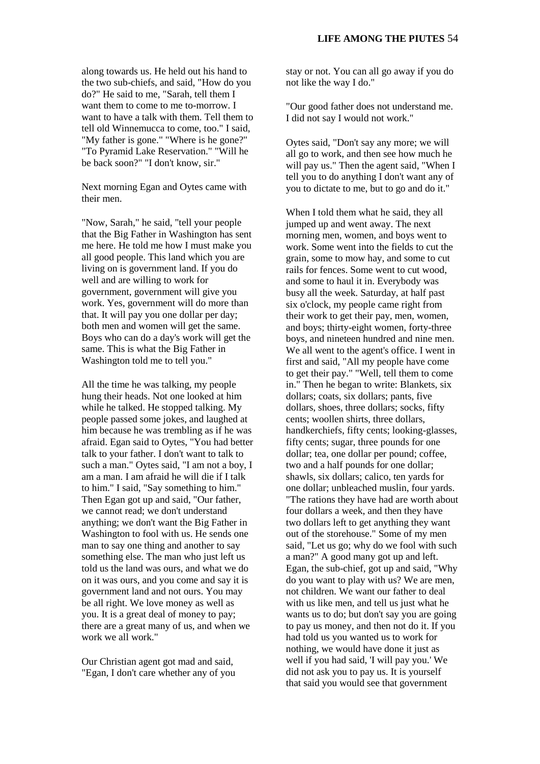along towards us. He held out his hand to the two sub-chiefs, and said, "How do you do?" He said to me, "Sarah, tell them I want them to come to me to-morrow. I want to have a talk with them. Tell them to tell old Winnemucca to come, too." I said, "My father is gone." "Where is he gone?" "To Pyramid Lake Reservation." "Will he be back soon?" "I don't know, sir."

Next morning Egan and Oytes came with their men.

"Now, Sarah," he said, "tell your people that the Big Father in Washington has sent me here. He told me how I must make you all good people. This land which you are living on is government land. If you do well and are willing to work for government, government will give you work. Yes, government will do more than that. It will pay you one dollar per day; both men and women will get the same. Boys who can do a day's work will get the same. This is what the Big Father in Washington told me to tell you."

All the time he was talking, my people hung their heads. Not one looked at him while he talked. He stopped talking. My people passed some jokes, and laughed at him because he was trembling as if he was afraid. Egan said to Oytes, "You had better talk to your father. I don't want to talk to such a man." Oytes said, "I am not a boy, I am a man. I am afraid he will die if I talk to him." I said, "Say something to him." Then Egan got up and said, "Our father, we cannot read; we don't understand anything; we don't want the Big Father in Washington to fool with us. He sends one man to say one thing and another to say something else. The man who just left us told us the land was ours, and what we do on it was ours, and you come and say it is government land and not ours. You may be all right. We love money as well as you. It is a great deal of money to pay; there are a great many of us, and when we work we all work."

Our Christian agent got mad and said, "Egan, I don't care whether any of you stay or not. You can all go away if you do not like the way I do."

"Our good father does not understand me. I did not say I would not work."

Oytes said, "Don't say any more; we will all go to work, and then see how much he will pay us." Then the agent said, "When I tell you to do anything I don't want any of you to dictate to me, but to go and do it."

When I told them what he said, they all jumped up and went away. The next morning men, women, and boys went to work. Some went into the fields to cut the grain, some to mow hay, and some to cut rails for fences. Some went to cut wood, and some to haul it in. Everybody was busy all the week. Saturday, at half past six o'clock, my people came right from their work to get their pay, men, women, and boys; thirty-eight women, forty-three boys, and nineteen hundred and nine men. We all went to the agent's office. I went in first and said, "All my people have come to get their pay." "Well, tell them to come in." Then he began to write: Blankets, six dollars; coats, six dollars; pants, five dollars, shoes, three dollars; socks, fifty cents; woollen shirts, three dollars, handkerchiefs, fifty cents; looking-glasses, fifty cents; sugar, three pounds for one dollar; tea, one dollar per pound; coffee, two and a half pounds for one dollar; shawls, six dollars; calico, ten yards for one dollar; unbleached muslin, four yards. "The rations they have had are worth about four dollars a week, and then they have two dollars left to get anything they want out of the storehouse." Some of my men said, "Let us go; why do we fool with such a man?" A good many got up and left. Egan, the sub-chief, got up and said, "Why do you want to play with us? We are men, not children. We want our father to deal with us like men, and tell us just what he wants us to do; but don't say you are going to pay us money, and then not do it. If you had told us you wanted us to work for nothing, we would have done it just as well if you had said, 'I will pay you.' We did not ask you to pay us. It is yourself that said you would see that government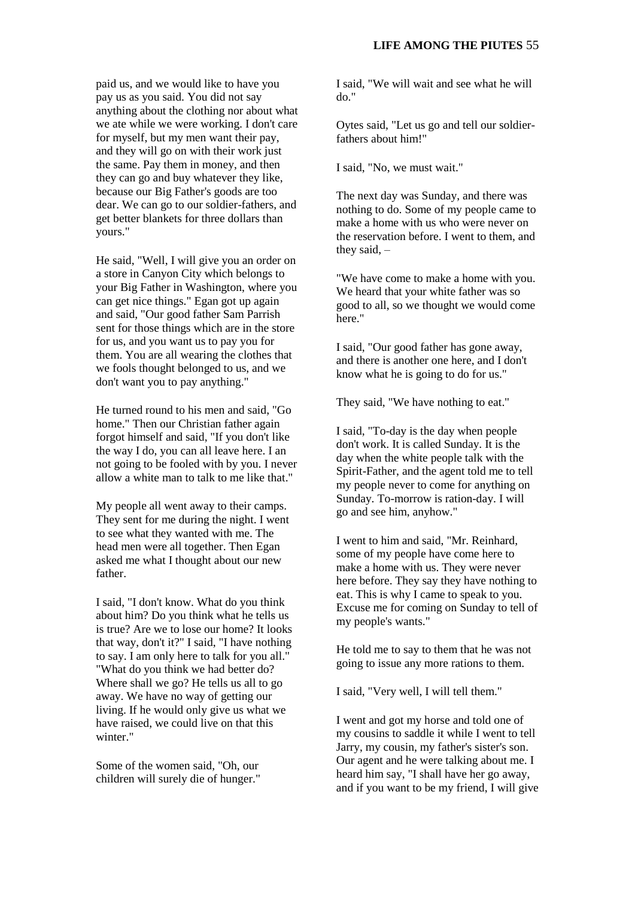paid us, and we would like to have you pay us as you said. You did not say anything about the clothing nor about what we ate while we were working. I don't care for myself, but my men want their pay, and they will go on with their work just the same. Pay them in money, and then they can go and buy whatever they like, because our Big Father's goods are too dear. We can go to our soldier-fathers, and get better blankets for three dollars than yours."

He said, "Well, I will give you an order on a store in Canyon City which belongs to your Big Father in Washington, where you can get nice things." Egan got up again and said, "Our good father Sam Parrish sent for those things which are in the store for us, and you want us to pay you for them. You are all wearing the clothes that we fools thought belonged to us, and we don't want you to pay anything."

He turned round to his men and said, "Go home." Then our Christian father again forgot himself and said, "If you don't like the way I do, you can all leave here. I an not going to be fooled with by you. I never allow a white man to talk to me like that."

My people all went away to their camps. They sent for me during the night. I went to see what they wanted with me. The head men were all together. Then Egan asked me what I thought about our new father.

I said, "I don't know. What do you think about him? Do you think what he tells us is true? Are we to lose our home? It looks that way, don't it?" I said, "I have nothing to say. I am only here to talk for you all." "What do you think we had better do? Where shall we go? He tells us all to go away. We have no way of getting our living. If he would only give us what we have raised, we could live on that this winter."

Some of the women said, "Oh, our children will surely die of hunger."

I said, "We will wait and see what he will do."

Oytes said, "Let us go and tell our soldier-fathers about him!"

I said, "No, we must wait."

The next day was Sunday, and there was nothing to do. Some of my people came to make a home with us who were never on the reservation before. I went to them, and they said, –

"We have come to make a home with you. We heard that your white father was so good to all, so we thought we would come here."

I said, "Our good father has gone away, and there is another one here, and I don't know what he is going to do for us."

They said, "We have nothing to eat."

I said, "To-day is the day when people don't work. It is called Sunday. It is the day when the white people talk with the Spirit-Father, and the agent told me to tell my people never to come for anything on Sunday. To-morrow is ration-day. I will go and see him, anyhow."

I went to him and said, "Mr. Reinhard, some of my people have come here to make a home with us. They were never here before. They say they have nothing to eat. This is why I came to speak to you. Excuse me for coming on Sunday to tell of my people's wants."

He told me to say to them that he was not going to issue any more rations to them.

I said, "Very well, I will tell them."

I went and got my horse and told one of my cousins to saddle it while I went to tell Jarry, my cousin, my father's sister's son. Our agent and he were talking about me. I heard him say, "I shall have her go away, and if you want to be my friend, I will give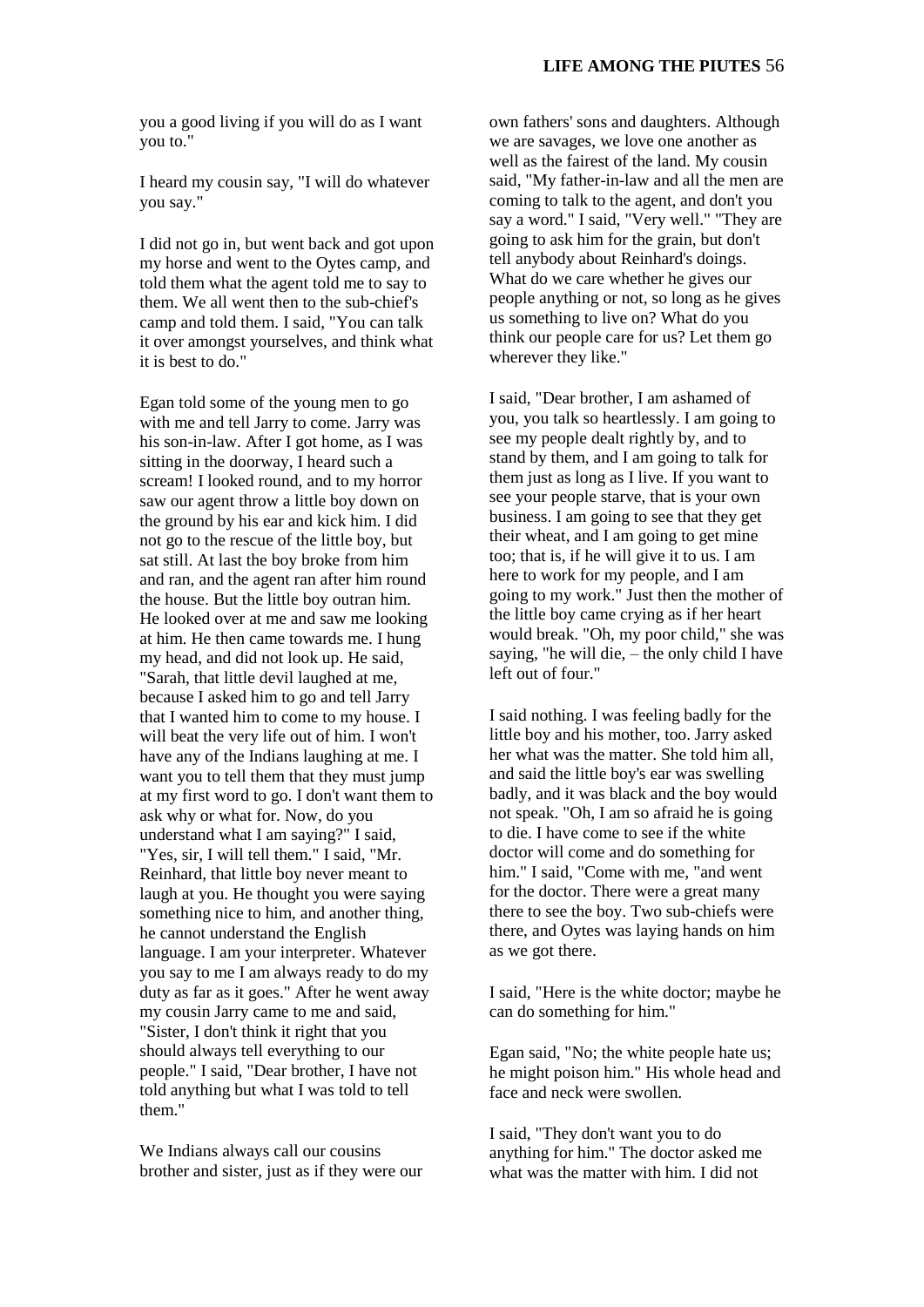you a good living if you will do as I want you to."

I heard my cousin say, "I will do whatever you say."

I did not go in, but went back and got upon my horse and went to the Oytes camp, and told them what the agent told me to say to them. We all went then to the sub-chief's camp and told them. I said, "You can talk it over amongst yourselves, and think what it is best to do."

Egan told some of the young men to go with me and tell Jarry to come. Jarry was his son-in-law. After I got home, as I was sitting in the doorway, I heard such a scream! I looked round, and to my horror saw our agent throw a little boy down on the ground by his ear and kick him. I did not go to the rescue of the little boy, but sat still. At last the boy broke from him and ran, and the agent ran after him round the house. But the little boy outran him. He looked over at me and saw me looking at him. He then came towards me. I hung my head, and did not look up. He said, "Sarah, that little devil laughed at me, because I asked him to go and tell Jarry that I wanted him to come to my house. I will beat the very life out of him. I won't have any of the Indians laughing at me. I want you to tell them that they must jump at my first word to go. I don't want them to ask why or what for. Now, do you understand what I am saying?" I said, "Yes, sir, I will tell them." I said, "Mr. Reinhard, that little boy never meant to laugh at you. He thought you were saying something nice to him, and another thing, he cannot understand the English language. I am your interpreter. Whatever you say to me I am always ready to do my duty as far as it goes." After he went away my cousin Jarry came to me and said, "Sister, I don't think it right that you should always tell everything to our people." I said, "Dear brother, I have not told anything but what I was told to tell them."

We Indians always call our cousins brother and sister, just as if they were our own fathers' sons and daughters. Although we are savages, we love one another as well as the fairest of the land. My cousin said, "My father-in-law and all the men are coming to talk to the agent, and don't you say a word." I said, "Very well." "They are going to ask him for the grain, but don't tell anybody about Reinhard's doings. What do we care whether he gives our people anything or not, so long as he gives us something to live on? What do you think our people care for us? Let them go wherever they like."

I said, "Dear brother, I am ashamed of you, you talk so heartlessly. I am going to see my people dealt rightly by, and to stand by them, and I am going to talk for them just as long as I live. If you want to see your people starve, that is your own business. I am going to see that they get their wheat, and I am going to get mine too; that is, if he will give it to us. I am here to work for my people, and I am going to my work." Just then the mother of the little boy came crying as if her heart would break. "Oh, my poor child," she was saying, "he will die, – the only child I have left out of four."

I said nothing. I was feeling badly for the little boy and his mother, too. Jarry asked her what was the matter. She told him all, and said the little boy's ear was swelling badly, and it was black and the boy would not speak. "Oh, I am so afraid he is going to die. I have come to see if the white doctor will come and do something for him." I said, "Come with me, "and went for the doctor. There were a great many there to see the boy. Two sub-chiefs were there, and Oytes was laying hands on him as we got there.

I said, "Here is the white doctor; maybe he can do something for him."

Egan said, "No; the white people hate us; he might poison him." His whole head and face and neck were swollen.

I said, "They don't want you to do anything for him." The doctor asked me what was the matter with him. I did not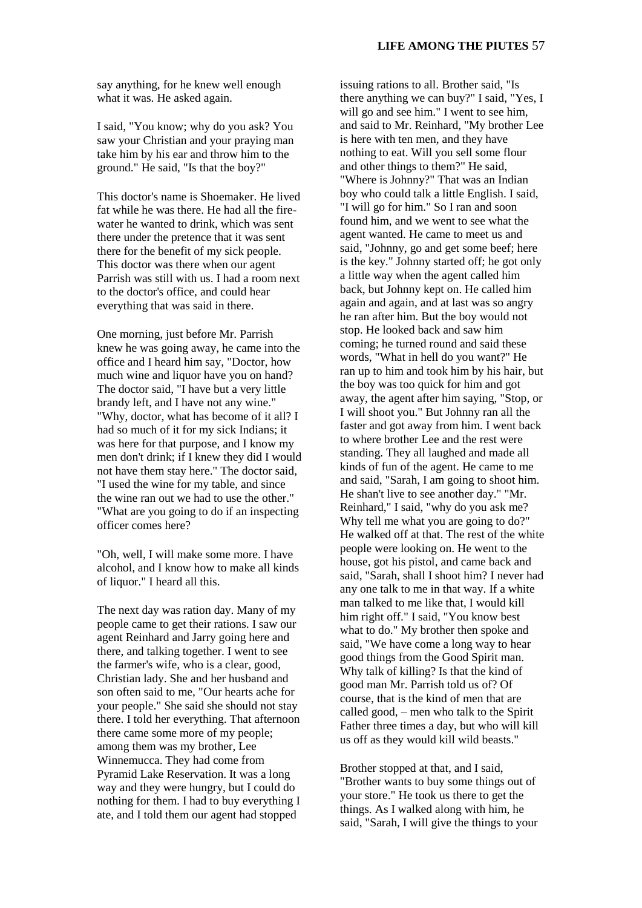say anything, for he knew well enough what it was. He asked again.

I said, "You know; why do you ask? You saw your Christian and your praying man take him by his ear and throw him to the ground." He said, "Is that the boy?"

This doctor's name is Shoemaker. He lived fat while he was there. He had all the fire-water he wanted to drink, which was sent there under the pretence that it was sent there for the benefit of my sick people. This doctor was there when our agent Parrish was still with us. I had a room next to the doctor's office, and could hear everything that was said in there.

One morning, just before Mr. Parrish knew he was going away, he came into the office and I heard him say, "Doctor, how much wine and liquor have you on hand? The doctor said, "I have but a very little brandy left, and I have not any wine." "Why, doctor, what has become of it all? I had so much of it for my sick Indians; it was here for that purpose, and I know my men don't drink; if I knew they did I would not have them stay here." The doctor said, "I used the wine for my table, and since the wine ran out we had to use the other." "What are you going to do if an inspecting officer comes here?

"Oh, well, I will make some more. I have alcohol, and I know how to make all kinds of liquor." I heard all this.

The next day was ration day. Many of my people came to get their rations. I saw our agent Reinhard and Jarry going here and there, and talking together. I went to see the farmer's wife, who is a clear, good, Christian lady. She and her husband and son often said to me, "Our hearts ache for your people." She said she should not stay there. I told her everything. That afternoon there came some more of my people; among them was my brother, Lee Winnemucca. They had come from Pyramid Lake Reservation. It was a long way and they were hungry, but I could do nothing for them. I had to buy everything I ate, and I told them our agent had stopped issuing rations to all. Brother said, "Is there anything we can buy?" I said, "Yes, I will go and see him." I went to see him, and said to Mr. Reinhard, "My brother Lee is here with ten men, and they have nothing to eat. Will you sell some flour and other things to them?" He said, "Where is Johnny?" That was an Indian boy who could talk a little English. I said, "I will go for him." So I ran and soon found him, and we went to see what the agent wanted. He came to meet us and said, "Johnny, go and get some beef; here is the key." Johnny started off; he got only a little way when the agent called him back, but Johnny kept on. He called him again and again, and at last was so angry he ran after him. But the boy would not stop. He looked back and saw him coming; he turned round and said these words, "What in hell do you want?" He ran up to him and took him by his hair, but the boy was too quick for him and got away, the agent after him saying, "Stop, or I will shoot you." But Johnny ran all the faster and got away from him. I went back to where brother Lee and the rest were standing. They all laughed and made all kinds of fun of the agent. He came to me and said, "Sarah, I am going to shoot him. He shan't live to see another day." "Mr. Reinhard," I said, "why do you ask me? Why tell me what you are going to do?" He walked off at that. The rest of the white people were looking on. He went to the house, got his pistol, and came back and said, "Sarah, shall I shoot him? I never had any one talk to me in that way. If a white man talked to me like that, I would kill him right off." I said, "You know best what to do." My brother then spoke and said, "We have come a long way to hear good things from the Good Spirit man. Why talk of killing? Is that the kind of good man Mr. Parrish told us of? Of course, that is the kind of men that are called good, – men who talk to the Spirit Father three times a day, but who will kill us off as they would kill wild beasts."

Brother stopped at that, and I said, "Brother wants to buy some things out of your store." He took us there to get the things. As I walked along with him, he said, "Sarah, I will give the things to your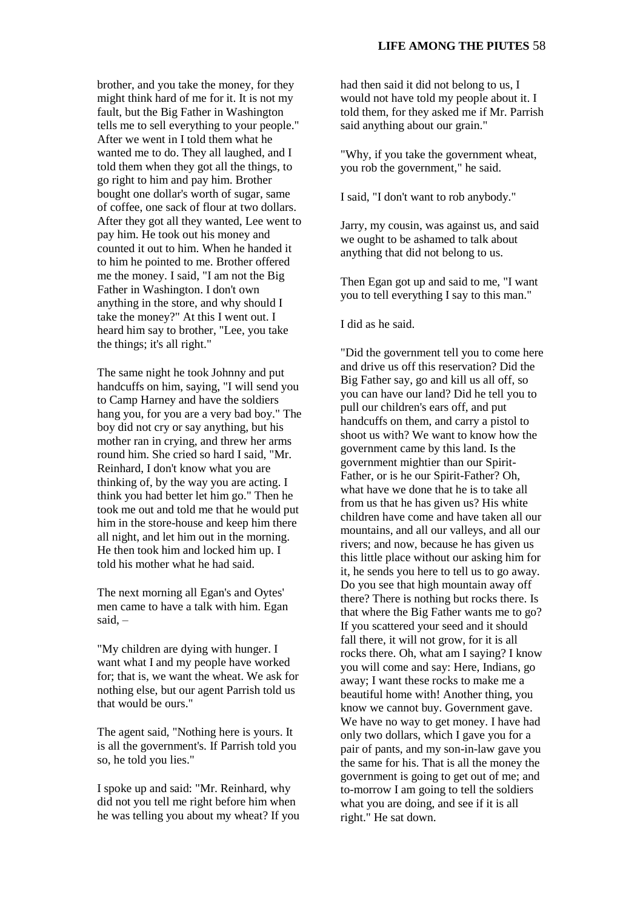brother, and you take the money, for they might think hard of me for it. It is not my fault, but the Big Father in Washington tells me to sell everything to your people." After we went in I told them what he wanted me to do. They all laughed, and I told them when they got all the things, to go right to him and pay him. Brother bought one dollar's worth of sugar, same of coffee, one sack of flour at two dollars. After they got all they wanted, Lee went to pay him. He took out his money and counted it out to him. When he handed it to him he pointed to me. Brother offered me the money. I said, "I am not the Big Father in Washington. I don't own anything in the store, and why should I take the money?" At this I went out. I heard him say to brother, "Lee, you take the things; it's all right."

The same night he took Johnny and put handcuffs on him, saying, "I will send you to Camp Harney and have the soldiers hang you, for you are a very bad boy." The boy did not cry or say anything, but his mother ran in crying, and threw her arms round him. She cried so hard I said, "Mr. Reinhard, I don't know what you are thinking of, by the way you are acting. I think you had better let him go." Then he took me out and told me that he would put him in the store-house and keep him there all night, and let him out in the morning. He then took him and locked him up. I told his mother what he had said.

The next morning all Egan's and Oytes' men came to have a talk with him. Egan said, –

"My children are dying with hunger. I want what I and my people have worked for; that is, we want the wheat. We ask for nothing else, but our agent Parrish told us that would be ours."

The agent said, "Nothing here is yours. It is all the government's. If Parrish told you so, he told you lies."

I spoke up and said: "Mr. Reinhard, why did not you tell me right before him when he was telling you about my wheat? If you had then said it did not belong to us, I would not have told my people about it. I told them, for they asked me if Mr. Parrish said anything about our grain."

"Why, if you take the government wheat, you rob the government," he said.

I said, "I don't want to rob anybody."

Jarry, my cousin, was against us, and said we ought to be ashamed to talk about anything that did not belong to us.

Then Egan got up and said to me, "I want you to tell everything I say to this man."

I did as he said.

"Did the government tell you to come here and drive us off this reservation? Did the Big Father say, go and kill us all off, so you can have our land? Did he tell you to pull our children's ears off, and put handcuffs on them, and carry a pistol to shoot us with? We want to know how the government came by this land. Is the government mightier than our Spirit-Father, or is he our Spirit-Father? Oh, what have we done that he is to take all from us that he has given us? His white children have come and have taken all our mountains, and all our valleys, and all our rivers; and now, because he has given us this little place without our asking him for it, he sends you here to tell us to go away. Do you see that high mountain away off there? There is nothing but rocks there. Is that where the Big Father wants me to go? If you scattered your seed and it should fall there, it will not grow, for it is all rocks there. Oh, what am I saying? I know you will come and say: Here, Indians, go away; I want these rocks to make me a beautiful home with! Another thing, you know we cannot buy. Government gave. We have no way to get money. I have had only two dollars, which I gave you for a pair of pants, and my son-in-law gave you the same for his. That is all the money the government is going to get out of me; and to-morrow I am going to tell the soldiers what you are doing, and see if it is all right." He sat down.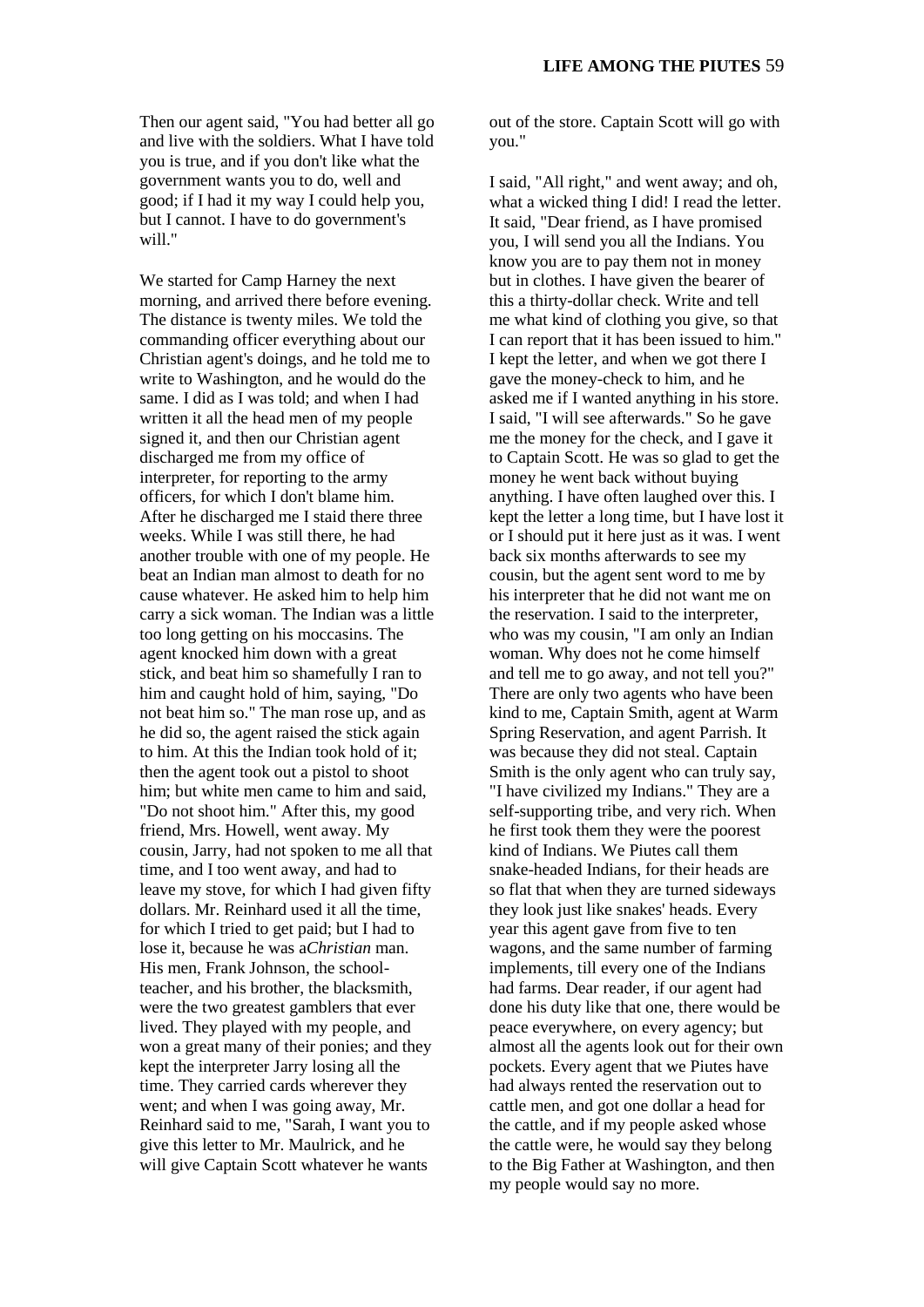Then our agent said, "You had better all go and live with the soldiers. What I have told you is true, and if you don't like what the government wants you to do, well and good; if I had it my way I could help you, but I cannot. I have to do government's will."

We started for Camp Harney the next morning, and arrived there before evening. The distance is twenty miles. We told the commanding officer everything about our Christian agent's doings, and he told me to write to Washington, and he would do the same. I did as I was told; and when I had written it all the head men of my people signed it, and then our Christian agent discharged me from my office of interpreter, for reporting to the army officers, for which I don't blame him. After he discharged me I staid there three weeks. While I was still there, he had another trouble with one of my people. He beat an Indian man almost to death for no cause whatever. He asked him to help him carry a sick woman. The Indian was a little too long getting on his moccasins. The agent knocked him down with a great stick, and beat him so shamefully I ran to him and caught hold of him, saying, "Do not beat him so." The man rose up, and as he did so, the agent raised the stick again to him. At this the Indian took hold of it; then the agent took out a pistol to shoot him; but white men came to him and said, "Do not shoot him." After this, my good friend, Mrs. Howell, went away. My cousin, Jarry, had not spoken to me all that time, and I too went away, and had to leave my stove, for which I had given fifty dollars. Mr. Reinhard used it all the time, for which I tried to get paid; but I had to lose it, because he was a *Christian* man. His men, Frank Johnson, the school-teacher, and his brother, the blacksmith, were the two greatest gamblers that ever lived. They played with my people, and won a great many of their ponies; and they kept the interpreter Jarry losing all the time. They carried cards wherever they went; and when I was going away, Mr. Reinhard said to me, "Sarah, I want you to give this letter to Mr. Maulrick, and he will give Captain Scott whatever he wants out of the store. Captain Scott will go with you."

I said, "All right," and went away; and oh, what a wicked thing I did! I read the letter. It said, "Dear friend, as I have promised you, I will send you all the Indians. You know you are to pay them not in money but in clothes. I have given the bearer of this a thirty-dollar check. Write and tell me what kind of clothing you give, so that I can report that it has been issued to him." I kept the letter, and when we got there I gave the money-check to him, and he asked me if I wanted anything in his store. I said, "I will see afterwards." So he gave me the money for the check, and I gave it to Captain Scott. He was so glad to get the money he went back without buying anything. I have often laughed over this. I kept the letter a long time, but I have lost it or I should put it here just as it was. I went back six months afterwards to see my cousin, but the agent sent word to me by his interpreter that he did not want me on the reservation. I said to the interpreter, who was my cousin, "I am only an Indian woman. Why does not he come himself and tell me to go away, and not tell you?" There are only two agents who have been kind to me, Captain Smith, agent at Warm Spring Reservation, and agent Parrish. It was because they did not steal. Captain Smith is the only agent who can truly say, "I have civilized my Indians." They are a self-supporting tribe, and very rich. When he first took them they were the poorest kind of Indians. We Piutes call them snake-headed Indians, for their heads are so flat that when they are turned sideways they look just like snakes' heads. Every year this agent gave from five to ten wagons, and the same number of farming implements, till every one of the Indians had farms. Dear reader, if our agent had done his duty like that one, there would be peace everywhere, on every agency; but almost all the agents look out for their own pockets. Every agent that we Piutes have had always rented the reservation out to cattle men, and got one dollar a head for the cattle, and if my people asked whose the cattle were, he would say they belong to the Big Father at Washington, and then my people would say no more.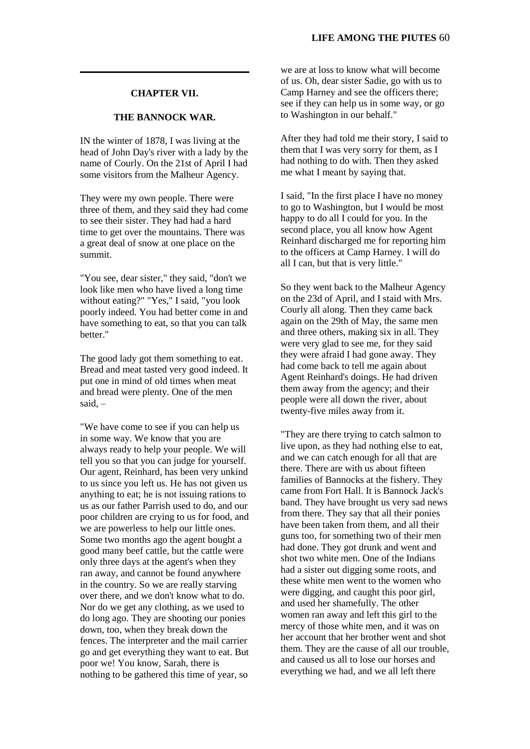## CHAPTER VII.

## THE BANNOCK WAR.

IN the winter of 1878, I was living at the head of John Day's river with a lady by the name of Courly. On the 21st of April I had some visitors from the Malheur Agency.

They were my own people. There were three of them, and they said they had come to see their sister. They had had a hard time to get over the mountains. There was a great deal of snow at one place on the summit.

"You see, dear sister," they said, "don't we look like men who have lived a long time without eating?" "Yes," I said, "you look poorly indeed. You had better come in and have something to eat, so that you can talk better."

The good lady got them something to eat. Bread and meat tasted very good indeed. It put one in mind of old times when meat and bread were plenty. One of the men said, –

"We have come to see if you can help us in some way. We know that you are always ready to help your people. We will tell you so that you can judge for yourself. Our agent, Reinhard, has been very unkind to us since you left us. He has not given us anything to eat; he is not issuing rations to us as our father Parrish used to do, and our poor children are crying to us for food, and we are powerless to help our little ones. Some two months ago the agent bought a good many beef cattle, but the cattle were only three days at the agent's when they ran away, and cannot be found anywhere in the country. So we are really starving over there, and we don't know what to do. Nor do we get any clothing, as we used to do long ago. They are shooting our ponies down, too, when they break down the fences. The interpreter and the mail carrier go and get everything they want to eat. But poor we! You know, Sarah, there is nothing to be gathered this time of year, so we are at loss to know what will become of us. Oh, dear sister Sadie, go with us to Camp Harney and see the officers there; see if they can help us in some way, or go to Washington in our behalf."

After they had told me their story, I said to them that I was very sorry for them, as I had nothing to do with. Then they asked me what I meant by saying that.

I said, "In the first place I have no money to go to Washington, but I would be most happy to do all I could for you. In the second place, you all know how Agent Reinhard discharged me for reporting him to the officers at Camp Harney. I will do all I can, but that is very little."

So they went back to the Malheur Agency on the 23d of April, and I staid with Mrs. Courly all along. Then they came back again on the 29th of May, the same men and three others, making six in all. They were very glad to see me, for they said they were afraid I had gone away. They had come back to tell me again about Agent Reinhard's doings. He had driven them away from the agency; and their people were all down the river, about twenty-five miles away from it.

"They are there trying to catch salmon to live upon, as they had nothing else to eat, and we can catch enough for all that are there. There are with us about fifteen families of Bannocks at the fishery. They came from Fort Hall. It is Bannock Jack's band. They have brought us very sad news from there. They say that all their ponies have been taken from them, and all their guns too, for something two of their men had done. They got drunk and went and shot two white men. One of the Indians had a sister out digging some roots, and these white men went to the women who were digging, and caught this poor girl, and used her shamefully. The other women ran away and left this girl to the mercy of those white men, and it was on her account that her brother went and shot them. They are the cause of all our trouble, and caused us all to lose our horses and everything we had, and we all left there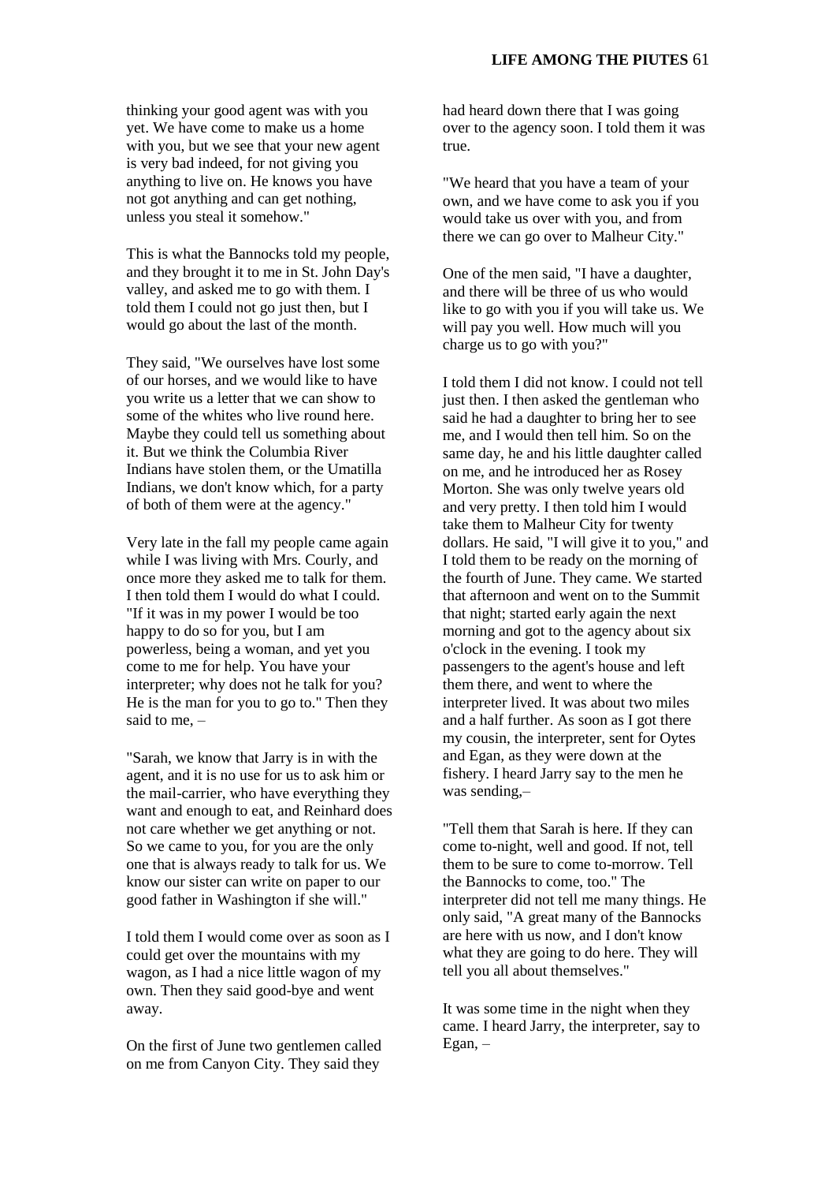thinking your good agent was with you yet. We have come to make us a home with you, but we see that your new agent is very bad indeed, for not giving you anything to live on. He knows you have not got anything and can get nothing, unless you steal it somehow."

This is what the Bannocks told my people, and they brought it to me in St. John Day's valley, and asked me to go with them. I told them I could not go just then, but I would go about the last of the month.

They said, "We ourselves have lost some of our horses, and we would like to have you write us a letter that we can show to some of the whites who live round here. Maybe they could tell us something about it. But we think the Columbia River Indians have stolen them, or the Umatilla Indians, we don't know which, for a party of both of them were at the agency."

Very late in the fall my people came again while I was living with Mrs. Courly, and once more they asked me to talk for them. I then told them I would do what I could. "If it was in my power I would be too happy to do so for you, but I am powerless, being a woman, and yet you come to me for help. You have your interpreter; why does not he talk for you? He is the man for you to go to." Then they said to me, –

"Sarah, we know that Jarry is in with the agent, and it is no use for us to ask him or the mail-carrier, who have everything they want and enough to eat, and Reinhard does not care whether we get anything or not. So we came to you, for you are the only one that is always ready to talk for us. We know our sister can write on paper to our good father in Washington if she will."

I told them I would come over as soon as I could get over the mountains with my wagon, as I had a nice little wagon of my own. Then they said good-bye and went away.

On the first of June two gentlemen called on me from Canyon City. They said they had heard down there that I was going over to the agency soon. I told them it was true.

"We heard that you have a team of your own, and we have come to ask you if you would take us over with you, and from there we can go over to Malheur City."

One of the men said, "I have a daughter, and there will be three of us who would like to go with you if you will take us. We will pay you well. How much will you charge us to go with you?"

I told them I did not know. I could not tell just then. I then asked the gentleman who said he had a daughter to bring her to see me, and I would then tell him. So on the same day, he and his little daughter called on me, and he introduced her as Rosey Morton. She was only twelve years old and very pretty. I then told him I would take them to Malheur City for twenty dollars. He said, "I will give it to you," and I told them to be ready on the morning of the fourth of June. They came. We started that afternoon and went on to the Summit that night; started early again the next morning and got to the agency about six o'clock in the evening. I took my passengers to the agent's house and left them there, and went to where the interpreter lived. It was about two miles and a half further. As soon as I got there my cousin, the interpreter, sent for Oytes and Egan, as they were down at the fishery. I heard Jarry say to the men he was sending,–

"Tell them that Sarah is here. If they can come to-night, well and good. If not, tell them to be sure to come to-morrow. Tell the Bannocks to come, too." The interpreter did not tell me many things. He only said, "A great many of the Bannocks are here with us now, and I don't know what they are going to do here. They will tell you all about themselves."

It was some time in the night when they came. I heard Jarry, the interpreter, say to Egan, –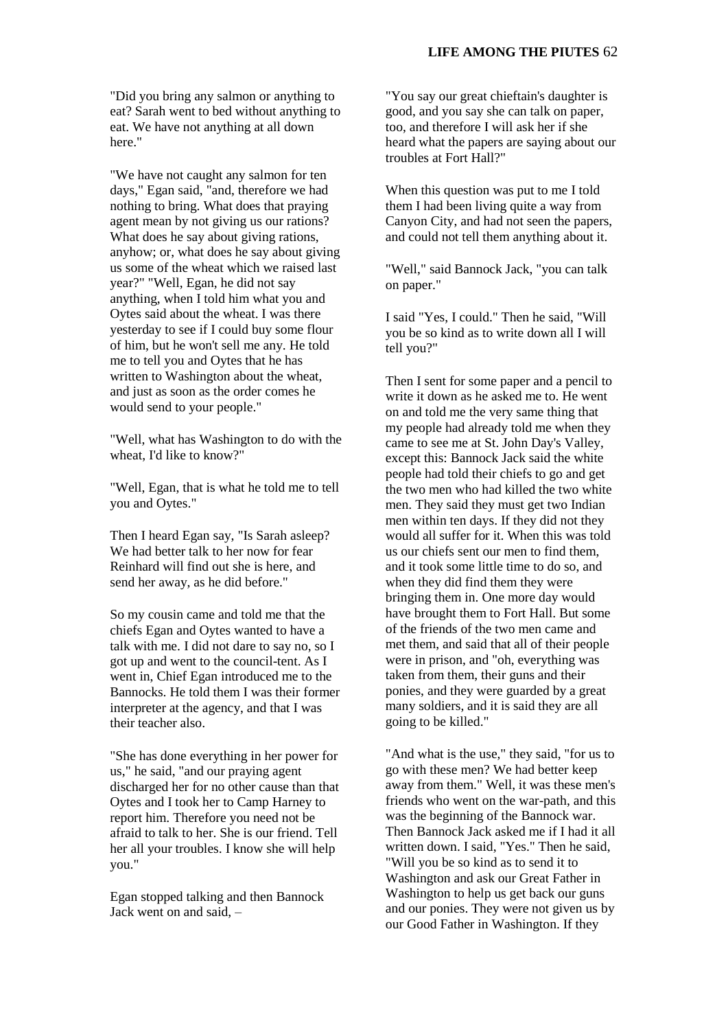"Did you bring any salmon or anything to eat? Sarah went to bed without anything to eat. We have not anything at all down here."

"We have not caught any salmon for ten days," Egan said, "and, therefore we had nothing to bring. What does that praying agent mean by not giving us our rations? What does he say about giving rations, anyhow; or, what does he say about giving us some of the wheat which we raised last year?" "Well, Egan, he did not say anything, when I told him what you and Oytes said about the wheat. I was there yesterday to see if I could buy some flour of him, but he won't sell me any. He told me to tell you and Oytes that he has written to Washington about the wheat, and just as soon as the order comes he would send to your people."

"Well, what has Washington to do with the wheat, I'd like to know?"

"Well, Egan, that is what he told me to tell you and Oytes."

Then I heard Egan say, "Is Sarah asleep? We had better talk to her now for fear Reinhard will find out she is here, and send her away, as he did before."

So my cousin came and told me that the chiefs Egan and Oytes wanted to have a talk with me. I did not dare to say no, so I got up and went to the council-tent. As I went in, Chief Egan introduced me to the Bannocks. He told them I was their former interpreter at the agency, and that I was their teacher also.

"She has done everything in her power for us," he said, "and our praying agent discharged her for no other cause than that Oytes and I took her to Camp Harney to report him. Therefore you need not be afraid to talk to her. She is our friend. Tell her all your troubles. I know she will help you."

Egan stopped talking and then Bannock Jack went on and said, –

"You say our great chieftain's daughter is good, and you say she can talk on paper, too, and therefore I will ask her if she heard what the papers are saying about our troubles at Fort Hall?"

When this question was put to me I told them I had been living quite a way from Canyon City, and had not seen the papers, and could not tell them anything about it.

"Well," said Bannock Jack, "you can talk on paper."

I said "Yes, I could." Then he said, "Will you be so kind as to write down all I will tell you?"

Then I sent for some paper and a pencil to write it down as he asked me to. He went on and told me the very same thing that my people had already told me when they came to see me at St. John Day's Valley, except this: Bannock Jack said the white people had told their chiefs to go and get the two men who had killed the two white men. They said they must get two Indian men within ten days. If they did not they would all suffer for it. When this was told us our chiefs sent our men to find them, and it took some little time to do so, and when they did find them they were bringing them in. One more day would have brought them to Fort Hall. But some of the friends of the two men came and met them, and said that all of their people were in prison, and "oh, everything was taken from them, their guns and their ponies, and they were guarded by a great many soldiers, and it is said they are all going to be killed."

"And what is the use," they said, "for us to go with these men? We had better keep away from them." Well, it was these men's friends who went on the war-path, and this was the beginning of the Bannock war. Then Bannock Jack asked me if I had it all written down. I said, "Yes." Then he said, "Will you be so kind as to send it to Washington and ask our Great Father in Washington to help us get back our guns and our ponies. They were not given us by our Good Father in Washington. If they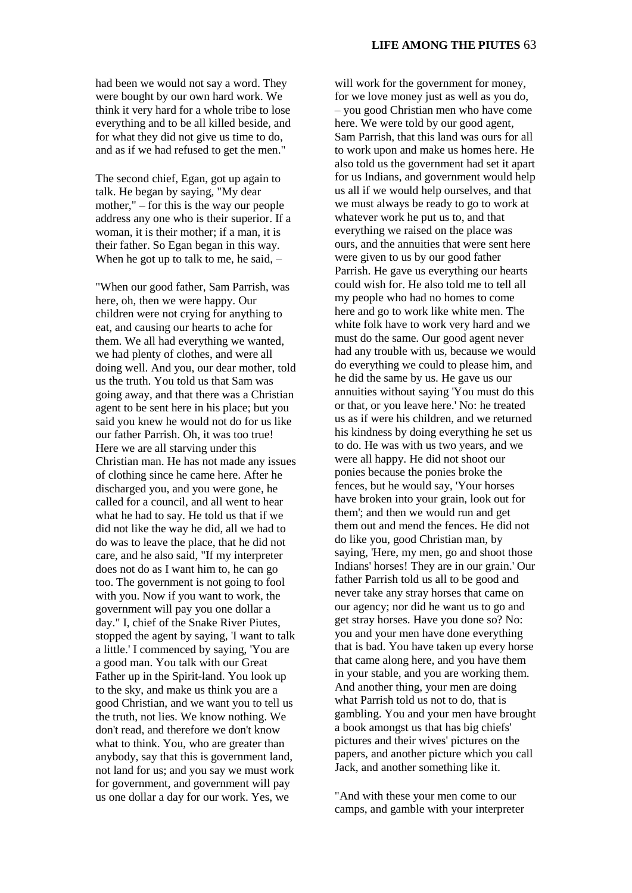had been we would not say a word. They were bought by our own hard work. We think it very hard for a whole tribe to lose everything and to be all killed beside, and for what they did not give us time to do, and as if we had refused to get the men."

The second chief, Egan, got up again to talk. He began by saying, "My dear mother," – for this is the way our people address any one who is their superior. If a woman, it is their mother; if a man, it is their father. So Egan began in this way. When he got up to talk to me, he said, –

"When our good father, Sam Parrish, was here, oh, then we were happy. Our children were not crying for anything to eat, and causing our hearts to ache for them. We all had everything we wanted, we had plenty of clothes, and were all doing well. And you, our dear mother, told us the truth. You told us that Sam was going away, and that there was a Christian agent to be sent here in his place; but you said you knew he would not do for us like our father Parrish. Oh, it was too true! Here we are all starving under this Christian man. He has not made any issues of clothing since he came here. After he discharged you, and you were gone, he called for a council, and all went to hear what he had to say. He told us that if we did not like the way he did, all we had to do was to leave the place, that he did not care, and he also said, "If my interpreter does not do as I want him to, he can go too. The government is not going to fool with you. Now if you want to work, the government will pay you one dollar a day." I, chief of the Snake River Piutes, stopped the agent by saying, 'I want to talk a little.' I commenced by saying, 'You are a good man. You talk with our Great Father up in the Spirit-land. You look up to the sky, and make us think you are a good Christian, and we want you to tell us the truth, not lies. We know nothing. We don't read, and therefore we don't know what to think. You, who are greater than anybody, say that this is government land, not land for us; and you say we must work for government, and government will pay us one dollar a day for our work. Yes, we will work for the government for money, for we love money just as well as you do, – you good Christian men who have come here. We were told by our good agent, Sam Parrish, that this land was ours for all to work upon and make us homes here. He also told us the government had set it apart for us Indians, and government would help us all if we would help ourselves, and that we must always be ready to go to work at whatever work he put us to, and that everything we raised on the place was ours, and the annuities that were sent here were given to us by our good father Parrish. He gave us everything our hearts could wish for. He also told me to tell all my people who had no homes to come here and go to work like white men. The white folk have to work very hard and we must do the same. Our good agent never had any trouble with us, because we would do everything we could to please him, and he did the same by us. He gave us our annuities without saying 'You must do this or that, or you leave here.' No: he treated us as if were his children, and we returned his kindness by doing everything he set us to do. He was with us two years, and we were all happy. He did not shoot our ponies because the ponies broke the fences, but he would say, 'Your horses have broken into your grain, look out for them'; and then we would run and get them out and mend the fences. He did not do like you, good Christian man, by saying, 'Here, my men, go and shoot those Indians' horses! They are in our grain.' Our father Parrish told us all to be good and never take any stray horses that came on our agency; nor did he want us to go and get stray horses. Have you done so? No: you and your men have done everything that is bad. You have taken up every horse that came along here, and you have them in your stable, and you are working them. And another thing, your men are doing what Parrish told us not to do, that is gambling. You and your men have brought a book amongst us that has big chiefs' pictures and their wives' pictures on the papers, and another picture which you call Jack, and another something like it.

"And with these your men come to our camps, and gamble with your interpreter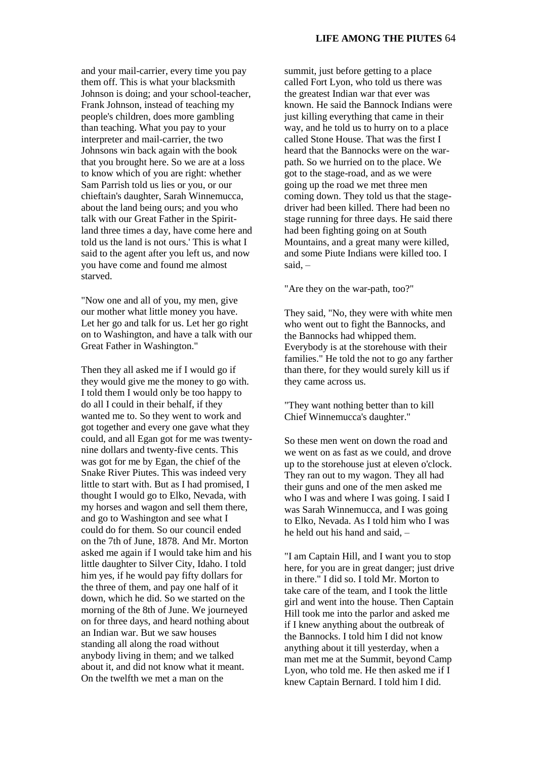and your mail-carrier, every time you pay them off. This is what your blacksmith Johnson is doing; and your school-teacher, Frank Johnson, instead of teaching my people's children, does more gambling than teaching. What you pay to your interpreter and mail-carrier, the two Johnsons win back again with the book that you brought here. So we are at a loss to know which of you are right: whether Sam Parrish told us lies or you, or our chieftain's daughter, Sarah Winnemucca, about the land being ours; and you who talk with our Great Father in the Spirit-land three times a day, have come here and told us the land is not ours.' This is what I said to the agent after you left us, and now you have come and found me almost starved.

"Now one and all of you, my men, give our mother what little money you have. Let her go and talk for us. Let her go right on to Washington, and have a talk with our Great Father in Washington."

Then they all asked me if I would go if they would give me the money to go with. I told them I would only be too happy to do all I could in their behalf, if they wanted me to. So they went to work and got together and every one gave what they could, and all Egan got for me was twenty-nine dollars and twenty-five cents. This was got for me by Egan, the chief of the Snake River Piutes. This was indeed very little to start with. But as I had promised, I thought I would go to Elko, Nevada, with my horses and wagon and sell them there, and go to Washington and see what I could do for them. So our council ended on the 7th of June, 1878. And Mr. Morton asked me again if I would take him and his little daughter to Silver City, Idaho. I told him yes, if he would pay fifty dollars for the three of them, and pay one half of it down, which he did. So we started on the morning of the 8th of June. We journeyed on for three days, and heard nothing about an Indian war. But we saw houses standing all along the road without anybody living in them; and we talked about it, and did not know what it meant. On the twelfth we met a man on the summit, just before getting to a place called Fort Lyon, who told us there was the greatest Indian war that ever was known. He said the Bannock Indians were just killing everything that came in their way, and he told us to hurry on to a place called Stone House. That was the first I heard that the Bannocks were on the war-path. So we hurried on to the place. We got to the stage-road, and as we were going up the road we met three men coming down. They told us that the stage-driver had been killed. There had been no stage running for three days. He said there had been fighting going on at South Mountains, and a great many were killed, and some Piute Indians were killed too. I said, –

"Are they on the war-path, too?"

They said, "No, they were with white men who went out to fight the Bannocks, and the Bannocks had whipped them. Everybody is at the storehouse with their families." He told the not to go any farther than there, for they would surely kill us if they came across us.

"They want nothing better than to kill Chief Winnemucca's daughter."

So these men went on down the road and we went on as fast as we could, and drove up to the storehouse just at eleven o'clock. They ran out to my wagon. They all had their guns and one of the men asked me who I was and where I was going. I said I was Sarah Winnemucca, and I was going to Elko, Nevada. As I told him who I was he held out his hand and said, –

"I am Captain Hill, and I want you to stop here, for you are in great danger; just drive in there." I did so. I told Mr. Morton to take care of the team, and I took the little girl and went into the house. Then Captain Hill took me into the parlor and asked me if I knew anything about the outbreak of the Bannocks. I told him I did not know anything about it till yesterday, when a man met me at the Summit, beyond Camp Lyon, who told me. He then asked me if I knew Captain Bernard. I told him I did.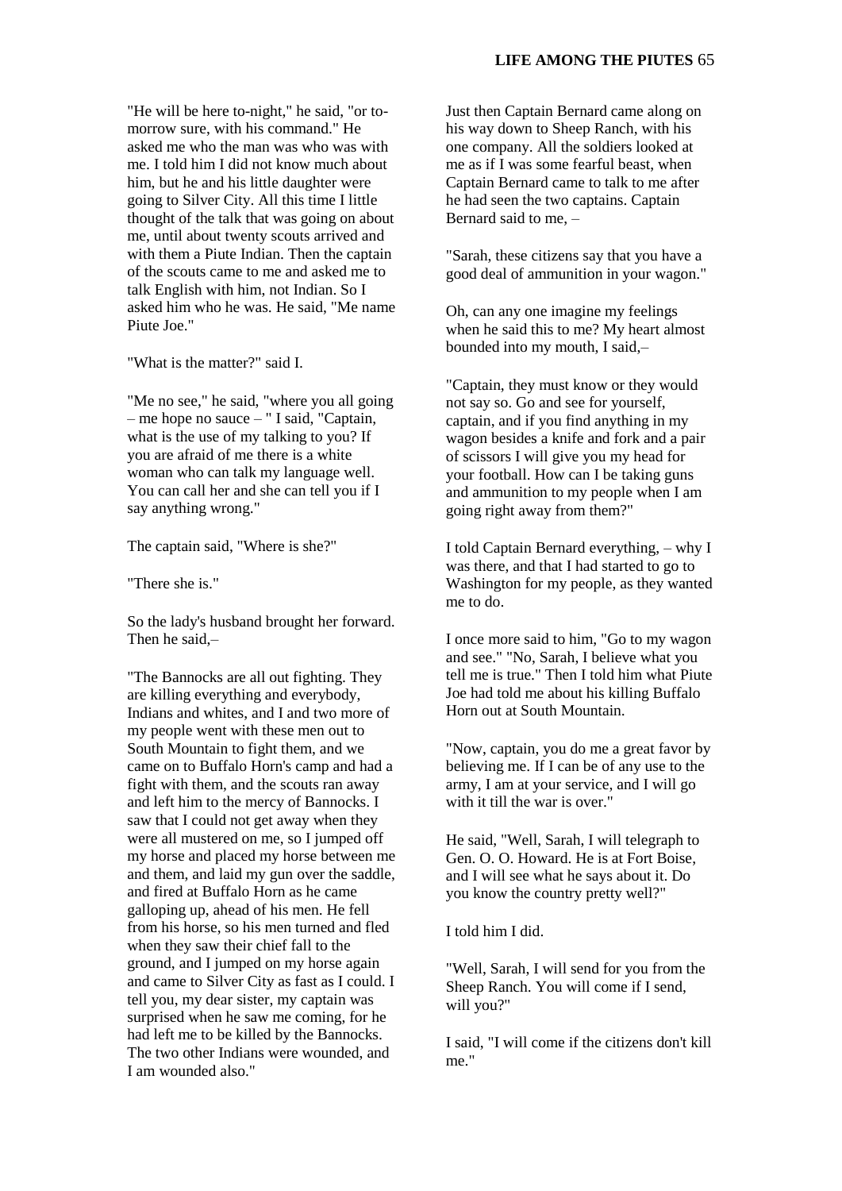"He will be here to-night," he said, "or to-morrow sure, with his command." He asked me who the man was who was with me. I told him I did not know much about him, but he and his little daughter were going to Silver City. All this time I little thought of the talk that was going on about me, until about twenty scouts arrived and with them a Piute Indian. Then the captain of the scouts came to me and asked me to talk English with him, not Indian. So I asked him who he was. He said, "Me name Piute Joe."

"What is the matter?" said I.

"Me no see," he said, "where you all going – me hope no sauce – " I said, "Captain, what is the use of my talking to you? If you are afraid of me there is a white woman who can talk my language well. You can call her and she can tell you if I say anything wrong."

The captain said, "Where is she?"

"There she is."

So the lady's husband brought her forward. Then he said,–

"The Bannocks are all out fighting. They are killing everything and everybody, Indians and whites, and I and two more of my people went with these men out to South Mountain to fight them, and we came on to Buffalo Horn's camp and had a fight with them, and the scouts ran away and left him to the mercy of Bannocks. I saw that I could not get away when they were all mustered on me, so I jumped off my horse and placed my horse between me and them, and laid my gun over the saddle, and fired at Buffalo Horn as he came galloping up, ahead of his men. He fell from his horse, so his men turned and fled when they saw their chief fall to the ground, and I jumped on my horse again and came to Silver City as fast as I could. I tell you, my dear sister, my captain was surprised when he saw me coming, for he had left me to be killed by the Bannocks. The two other Indians were wounded, and I am wounded also."

Just then Captain Bernard came along on his way down to Sheep Ranch, with his one company. All the soldiers looked at me as if I was some fearful beast, when Captain Bernard came to talk to me after he had seen the two captains. Captain Bernard said to me, –

"Sarah, these citizens say that you have a good deal of ammunition in your wagon."

Oh, can any one imagine my feelings when he said this to me? My heart almost bounded into my mouth, I said,–

"Captain, they must know or they would not say so. Go and see for yourself, captain, and if you find anything in my wagon besides a knife and fork and a pair of scissors I will give you my head for your football. How can I be taking guns and ammunition to my people when I am going right away from them?"

I told Captain Bernard everything, – why I was there, and that I had started to go to Washington for my people, as they wanted me to do.

I once more said to him, "Go to my wagon and see." "No, Sarah, I believe what you tell me is true." Then I told him what Piute Joe had told me about his killing Buffalo Horn out at South Mountain.

"Now, captain, you do me a great favor by believing me. If I can be of any use to the army, I am at your service, and I will go with it till the war is over."

He said, "Well, Sarah, I will telegraph to Gen. O. O. Howard. He is at Fort Boise, and I will see what he says about it. Do you know the country pretty well?"

I told him I did.

"Well, Sarah, I will send for you from the Sheep Ranch. You will come if I send, will you?"

I said, "I will come if the citizens don't kill me."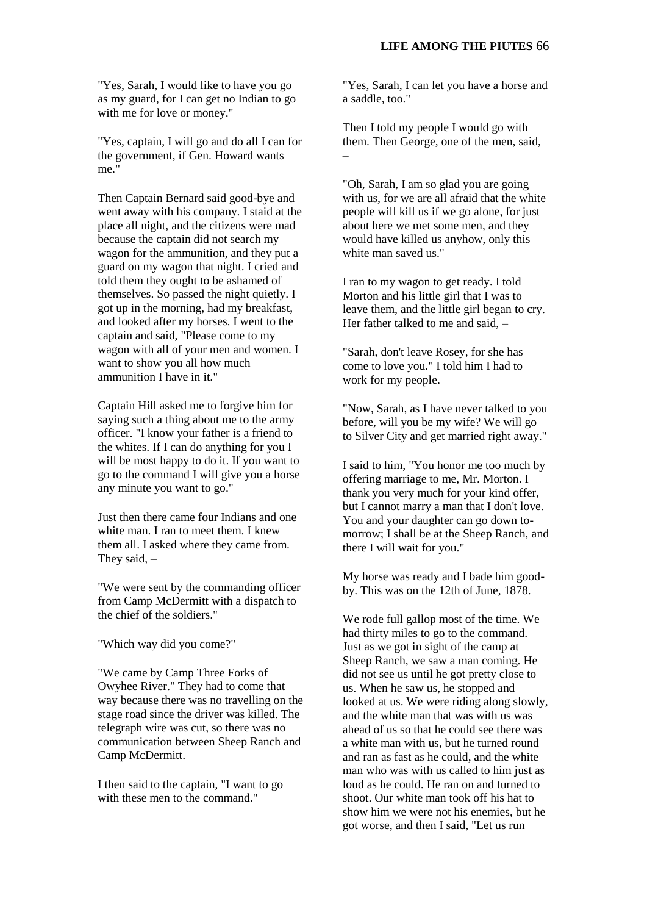"Yes, Sarah, I would like to have you go as my guard, for I can get no Indian to go with me for love or money."

"Yes, captain, I will go and do all I can for the government, if Gen. Howard wants me."

Then Captain Bernard said good-bye and went away with his company. I staid at the place all night, and the citizens were mad because the captain did not search my wagon for the ammunition, and they put a guard on my wagon that night. I cried and told them they ought to be ashamed of themselves. So passed the night quietly. I got up in the morning, had my breakfast, and looked after my horses. I went to the captain and said, "Please come to my wagon with all of your men and women. I want to show you all how much ammunition I have in it."

Captain Hill asked me to forgive him for saying such a thing about me to the army officer. "I know your father is a friend to the whites. If I can do anything for you I will be most happy to do it. If you want to go to the command I will give you a horse any minute you want to go."

Just then there came four Indians and one white man. I ran to meet them. I knew them all. I asked where they came from. They said, –

"We were sent by the commanding officer from Camp McDermitt with a dispatch to the chief of the soldiers."

"Which way did you come?"

"We came by Camp Three Forks of Owyhee River." They had to come that way because there was no travelling on the stage road since the driver was killed. The telegraph wire was cut, so there was no communication between Sheep Ranch and Camp McDermitt.

I then said to the captain, "I want to go with these men to the command."

"Yes, Sarah, I can let you have a horse and a saddle, too."

Then I told my people I would go with them. Then George, one of the men, said, –

"Oh, Sarah, I am so glad you are going with us, for we are all afraid that the white people will kill us if we go alone, for just about here we met some men, and they would have killed us anyhow, only this white man saved us."

I ran to my wagon to get ready. I told Morton and his little girl that I was to leave them, and the little girl began to cry. Her father talked to me and said, –

"Sarah, don't leave Rosey, for she has come to love you." I told him I had to work for my people.

"Now, Sarah, as I have never talked to you before, will you be my wife? We will go to Silver City and get married right away."

I said to him, "You honor me too much by offering marriage to me, Mr. Morton. I thank you very much for your kind offer, but I cannot marry a man that I don't love. You and your daughter can go down to-morrow; I shall be at the Sheep Ranch, and there I will wait for you."

My horse was ready and I bade him good-by. This was on the 12th of June, 1878.

We rode full gallop most of the time. We had thirty miles to go to the command. Just as we got in sight of the camp at Sheep Ranch, we saw a man coming. He did not see us until he got pretty close to us. When he saw us, he stopped and looked at us. We were riding along slowly, and the white man that was with us was ahead of us so that he could see there was a white man with us, but he turned round and ran as fast as he could, and the white man who was with us called to him just as loud as he could. He ran on and turned to shoot. Our white man took off his hat to show him we were not his enemies, but he got worse, and then I said, "Let us run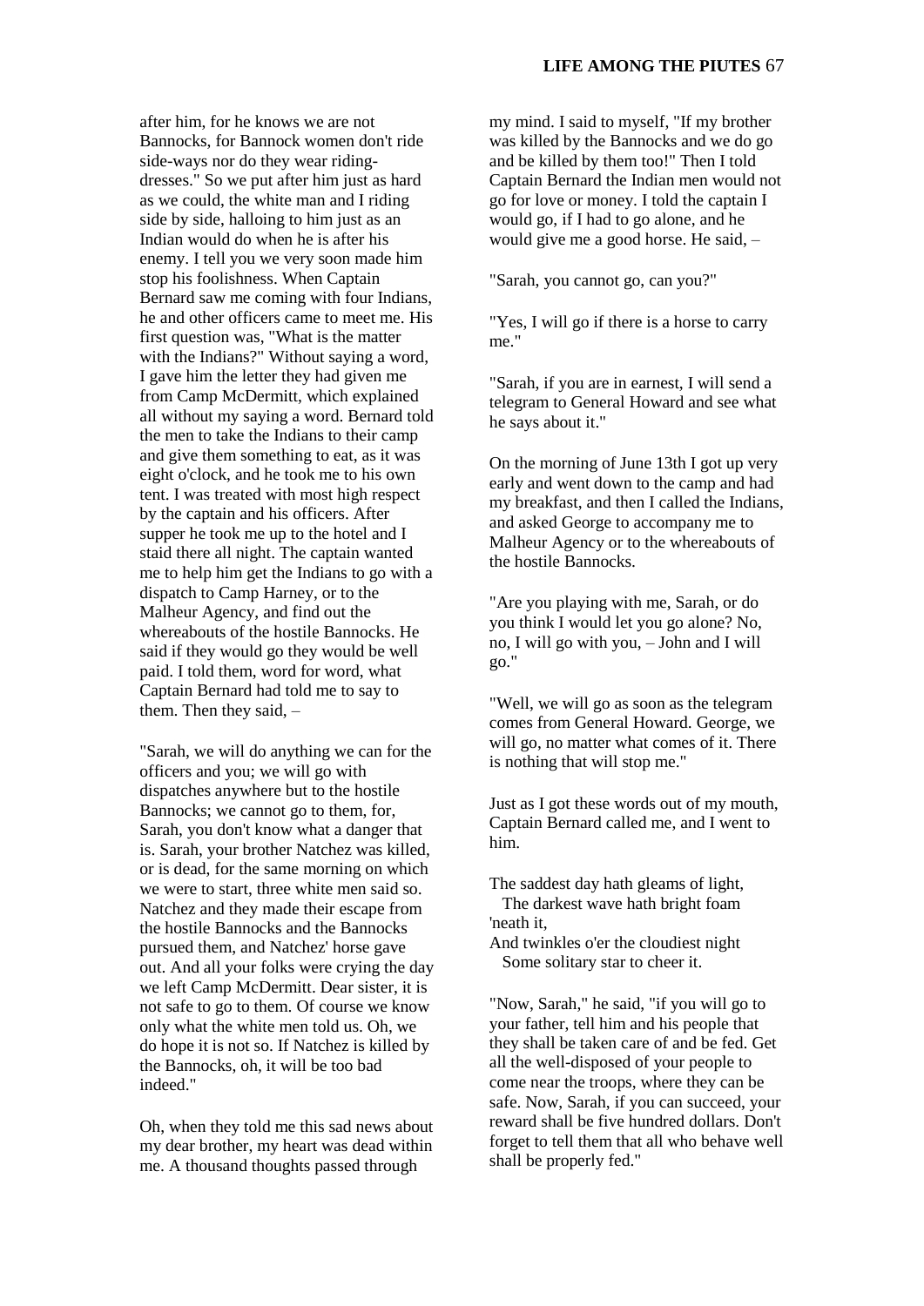after him, for he knows we are not Bannocks, for Bannock women don't ride side-ways nor do they wear riding-dresses." So we put after him just as hard as we could, the white man and I riding side by side, halloing to him just as an Indian would do when he is after his enemy. I tell you we very soon made him stop his foolishness. When Captain Bernard saw me coming with four Indians, he and other officers came to meet me. His first question was, "What is the matter with the Indians?" Without saying a word, I gave him the letter they had given me from Camp McDermitt, which explained all without my saying a word. Bernard told the men to take the Indians to their camp and give them something to eat, as it was eight o'clock, and he took me to his own tent. I was treated with most high respect by the captain and his officers. After supper he took me up to the hotel and I staid there all night. The captain wanted me to help him get the Indians to go with a dispatch to Camp Harney, or to the Malheur Agency, and find out the whereabouts of the hostile Bannocks. He said if they would go they would be well paid. I told them, word for word, what Captain Bernard had told me to say to them. Then they said, –

"Sarah, we will do anything we can for the officers and you; we will go with dispatches anywhere but to the hostile Bannocks; we cannot go to them, for, Sarah, you don't know what a danger that is. Sarah, your brother Natchez was killed, or is dead, for the same morning on which we were to start, three white men said so. Natchez and they made their escape from the hostile Bannocks and the Bannocks pursued them, and Natchez' horse gave out. And all your folks were crying the day we left Camp McDermitt. Dear sister, it is not safe to go to them. Of course we know only what the white men told us. Oh, we do hope it is not so. If Natchez is killed by the Bannocks, oh, it will be too bad indeed."

Oh, when they told me this sad news about my dear brother, my heart was dead within me. A thousand thoughts passed through my mind. I said to myself, "If my brother was killed by the Bannocks and we do go and be killed by them too!" Then I told Captain Bernard the Indian men would not go for love or money. I told the captain I would go, if I had to go alone, and he would give me a good horse. He said, –

"Sarah, you cannot go, can you?"

"Yes, I will go if there is a horse to carry me."

"Sarah, if you are in earnest, I will send a telegram to General Howard and see what he says about it."

On the morning of June 13th I got up very early and went down to the camp and had my breakfast, and then I called the Indians, and asked George to accompany me to Malheur Agency or to the whereabouts of the hostile Bannocks.

"Are you playing with me, Sarah, or do you think I would let you go alone? No, no, I will go with you, – John and I will go."

"Well, we will go as soon as the telegram comes from General Howard. George, we will go, no matter what comes of it. There is nothing that will stop me."

Just as I got these words out of my mouth, Captain Bernard called me, and I went to him.

The saddest day hath gleams of light,  
  The darkest wave hath bright foam 'neath it,  
And twinkles o'er the cloudiest night  
  Some solitary star to cheer it.

"Now, Sarah," he said, "if you will go to your father, tell him and his people that they shall be taken care of and be fed. Get all the well-disposed of your people to come near the troops, where they can be safe. Now, Sarah, if you can succeed, your reward shall be five hundred dollars. Don't forget to tell them that all who behave well shall be properly fed."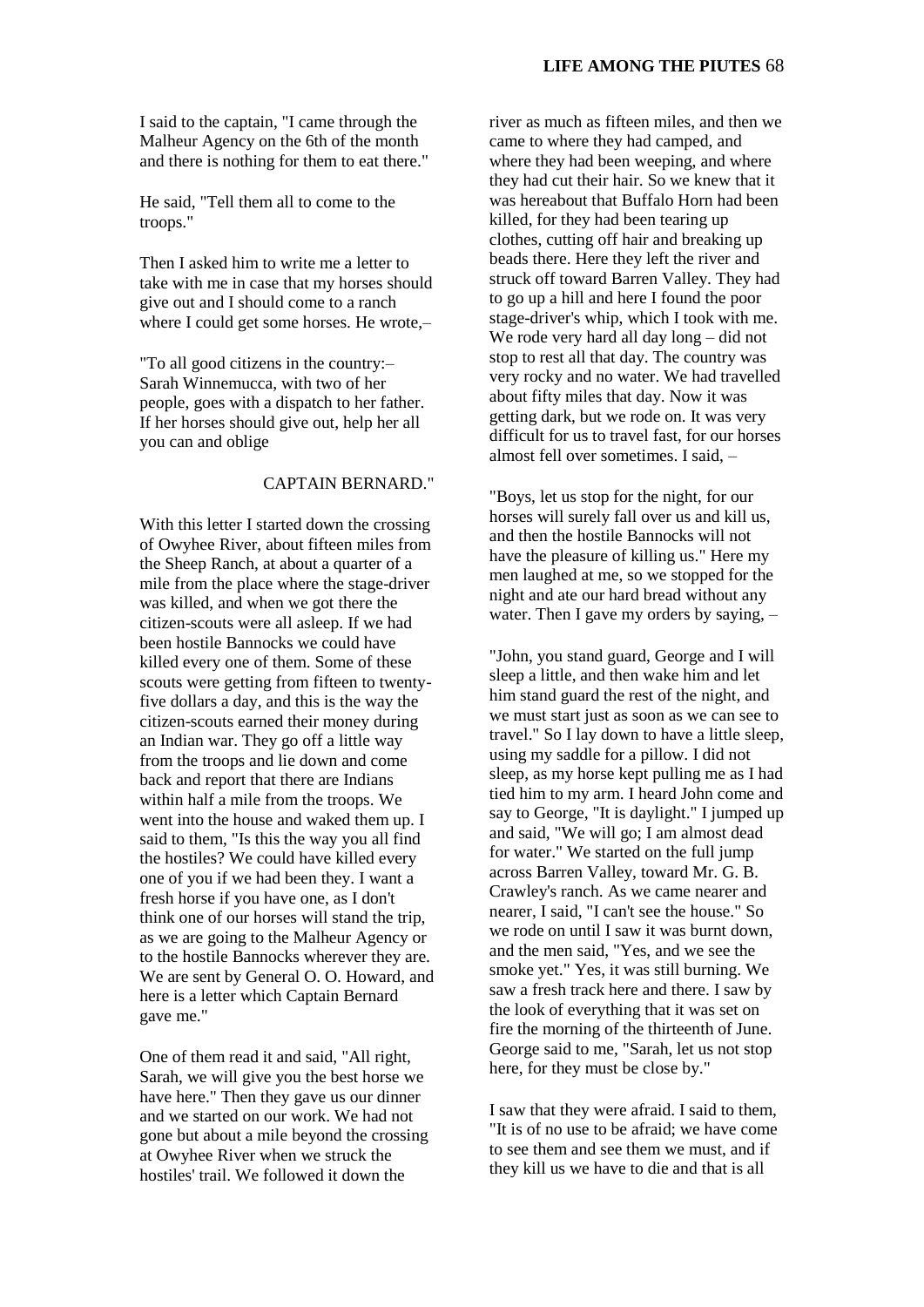I said to the captain, "I came through the Malheur Agency on the 6th of the month and there is nothing for them to eat there."

He said, "Tell them all to come to the troops."

Then I asked him to write me a letter to take with me in case that my horses should give out and I should come to a ranch where I could get some horses. He wrote,–

"To all good citizens in the country:– Sarah Winnemucca, with two of her people, goes with a dispatch to her father. If her horses should give out, help her all you can and oblige

CAPTAIN BERNARD."

With this letter I started down the crossing of Owyhee River, about fifteen miles from the Sheep Ranch, at about a quarter of a mile from the place where the stage-driver was killed, and when we got there the citizen-scouts were all asleep. If we had been hostile Bannocks we could have killed every one of them. Some of these scouts were getting from fifteen to twenty-five dollars a day, and this is the way the citizen-scouts earned their money during an Indian war. They go off a little way from the troops and lie down and come back and report that there are Indians within half a mile from the troops. We went into the house and waked them up. I said to them, "Is this the way you all find the hostiles? We could have killed every one of you if we had been they. I want a fresh horse if you have one, as I don't think one of our horses will stand the trip, as we are going to the Malheur Agency or to the hostile Bannocks wherever they are. We are sent by General O. O. Howard, and here is a letter which Captain Bernard gave me."

One of them read it and said, "All right, Sarah, we will give you the best horse we have here." Then they gave us our dinner and we started on our work. We had not gone but about a mile beyond the crossing at Owyhee River when we struck the hostiles' trail. We followed it down the river as much as fifteen miles, and then we came to where they had camped, and where they had been weeping, and where they had cut their hair. So we knew that it was hereabout that Buffalo Horn had been killed, for they had been tearing up clothes, cutting off hair and breaking up beads there. Here they left the river and struck off toward Barren Valley. They had to go up a hill and here I found the poor stage-driver's whip, which I took with me. We rode very hard all day long – did not stop to rest all that day. The country was very rocky and no water. We had travelled about fifty miles that day. Now it was getting dark, but we rode on. It was very difficult for us to travel fast, for our horses almost fell over sometimes. I said, –

"Boys, let us stop for the night, for our horses will surely fall over us and kill us, and then the hostile Bannocks will not have the pleasure of killing us." Here my men laughed at me, so we stopped for the night and ate our hard bread without any water. Then I gave my orders by saying, –

"John, you stand guard, George and I will sleep a little, and then wake him and let him stand guard the rest of the night, and we must start just as soon as we can see to travel." So I lay down to have a little sleep, using my saddle for a pillow. I did not sleep, as my horse kept pulling me as I had tied him to my arm. I heard John come and say to George, "It is daylight." I jumped up and said, "We will go; I am almost dead for water." We started on the full jump across Barren Valley, toward Mr. G. B. Crawley's ranch. As we came nearer and nearer, I said, "I can't see the house." So we rode on until I saw it was burnt down, and the men said, "Yes, and we see the smoke yet." Yes, it was still burning. We saw a fresh track here and there. I saw by the look of everything that it was set on fire the morning of the thirteenth of June. George said to me, "Sarah, let us not stop here, for they must be close by."

I saw that they were afraid. I said to them, "It is of no use to be afraid; we have come to see them and see them we must, and if they kill us we have to die and that is all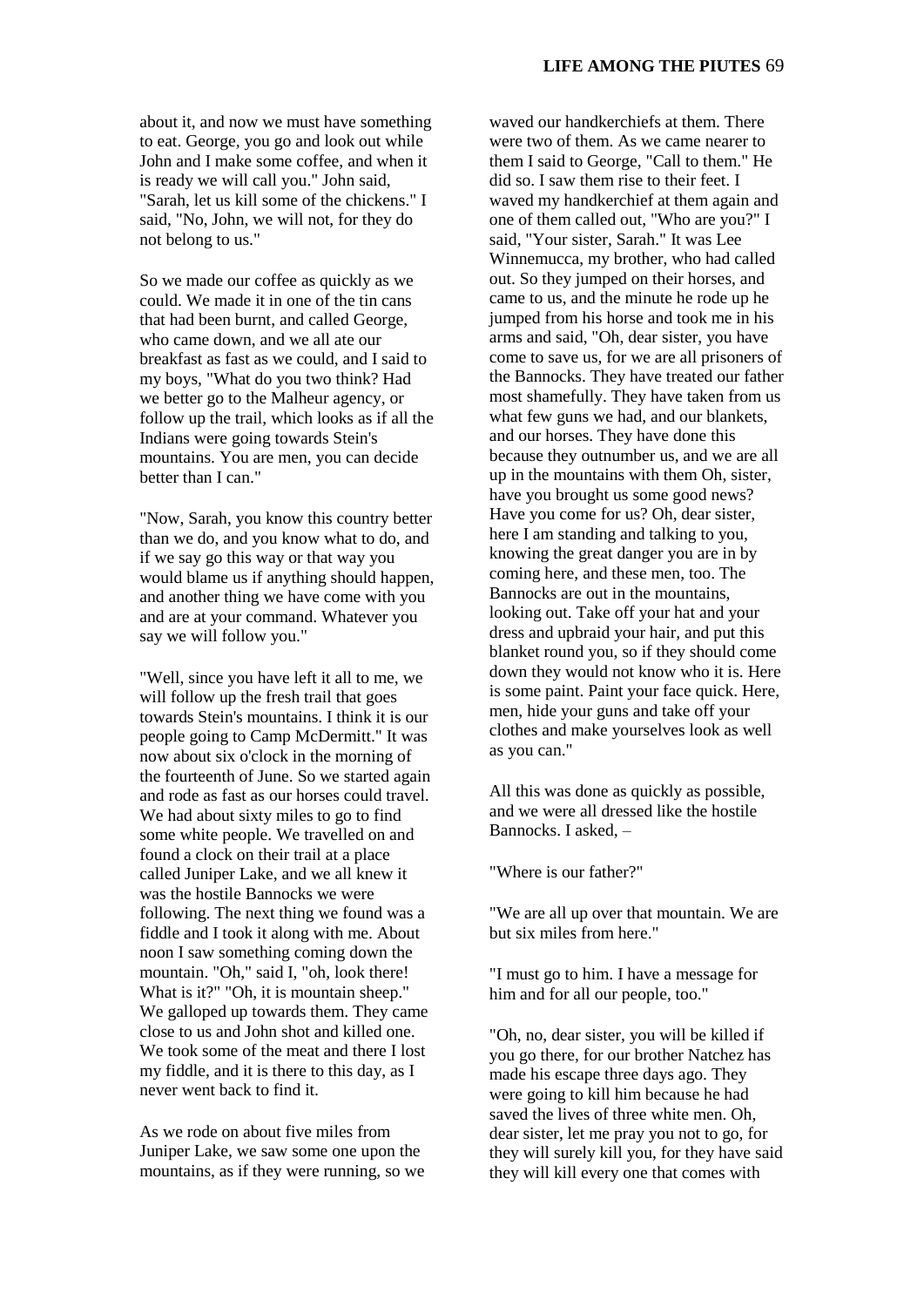about it, and now we must have something to eat. George, you go and look out while John and I make some coffee, and when it is ready we will call you." John said, "Sarah, let us kill some of the chickens." I said, "No, John, we will not, for they do not belong to us."

So we made our coffee as quickly as we could. We made it in one of the tin cans that had been burnt, and called George, who came down, and we all ate our breakfast as fast as we could, and I said to my boys, "What do you two think? Had we better go to the Malheur agency, or follow up the trail, which looks as if all the Indians were going towards Stein's mountains. You are men, you can decide better than I can."

"Now, Sarah, you know this country better than we do, and you know what to do, and if we say go this way or that way you would blame us if anything should happen, and another thing we have come with you and are at your command. Whatever you say we will follow you."

"Well, since you have left it all to me, we will follow up the fresh trail that goes towards Stein's mountains. I think it is our people going to Camp McDermitt." It was now about six o'clock in the morning of the fourteenth of June. So we started again and rode as fast as our horses could travel. We had about sixty miles to go to find some white people. We travelled on and found a clock on their trail at a place called Juniper Lake, and we all knew it was the hostile Bannocks we were following. The next thing we found was a fiddle and I took it along with me. About noon I saw something coming down the mountain. "Oh," said I, "oh, look there! What is it?" "Oh, it is mountain sheep." We galloped up towards them. They came close to us and John shot and killed one. We took some of the meat and there I lost my fiddle, and it is there to this day, as I never went back to find it.

As we rode on about five miles from Juniper Lake, we saw some one upon the mountains, as if they were running, so we waved our handkerchiefs at them. There were two of them. As we came nearer to them I said to George, "Call to them." He did so. I saw them rise to their feet. I waved my handkerchief at them again and one of them called out, "Who are you?" I said, "Your sister, Sarah." It was Lee Winnemucca, my brother, who had called out. So they jumped on their horses, and came to us, and the minute he rode up he jumped from his horse and took me in his arms and said, "Oh, dear sister, you have come to save us, for we are all prisoners of the Bannocks. They have treated our father most shamefully. They have taken from us what few guns we had, and our blankets, and our horses. They have done this because they outnumber us, and we are all up in the mountains with them Oh, sister, have you brought us some good news? Have you come for us? Oh, dear sister, here I am standing and talking to you, knowing the great danger you are in by coming here, and these men, too. The Bannocks are out in the mountains, looking out. Take off your hat and your dress and upbraid your hair, and put this blanket round you, so if they should come down they would not know who it is. Here is some paint. Paint your face quick. Here, men, hide your guns and take off your clothes and make yourselves look as well as you can."

All this was done as quickly as possible, and we were all dressed like the hostile Bannocks. I asked, –

"Where is our father?"

"We are all up over that mountain. We are but six miles from here."

"I must go to him. I have a message for him and for all our people, too."

"Oh, no, dear sister, you will be killed if you go there, for our brother Natchez has made his escape three days ago. They were going to kill him because he had saved the lives of three white men. Oh, dear sister, let me pray you not to go, for they will surely kill you, for they have said they will kill every one that comes with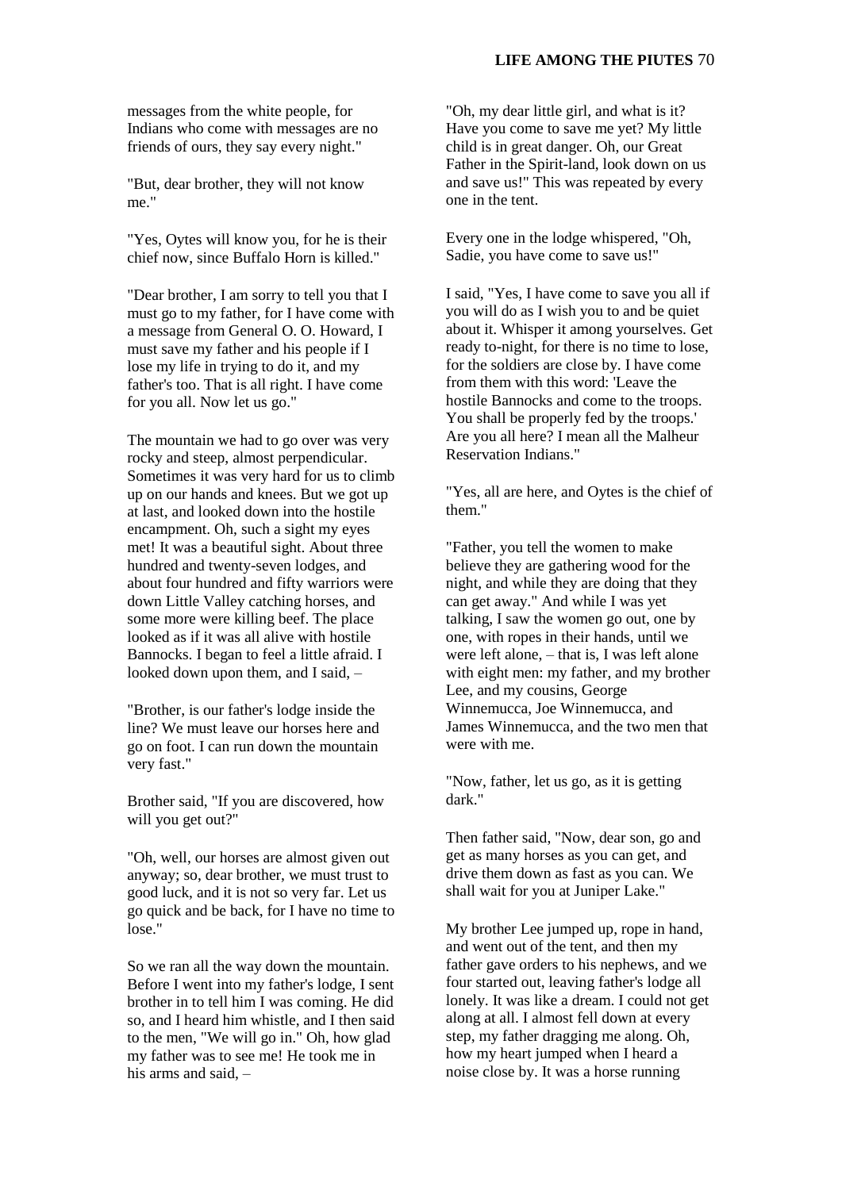messages from the white people, for Indians who come with messages are no friends of ours, they say every night."

"But, dear brother, they will not know me."

"Yes, Oytes will know you, for he is their chief now, since Buffalo Horn is killed."

"Dear brother, I am sorry to tell you that I must go to my father, for I have come with a message from General O. O. Howard, I must save my father and his people if I lose my life in trying to do it, and my father's too. That is all right. I have come for you all. Now let us go."

The mountain we had to go over was very rocky and steep, almost perpendicular. Sometimes it was very hard for us to climb up on our hands and knees. But we got up at last, and looked down into the hostile encampment. Oh, such a sight my eyes met! It was a beautiful sight. About three hundred and twenty-seven lodges, and about four hundred and fifty warriors were down Little Valley catching horses, and some more were killing beef. The place looked as if it was all alive with hostile Bannocks. I began to feel a little afraid. I looked down upon them, and I said, –

"Brother, is our father's lodge inside the line? We must leave our horses here and go on foot. I can run down the mountain very fast."

Brother said, "If you are discovered, how will you get out?"

"Oh, well, our horses are almost given out anyway; so, dear brother, we must trust to good luck, and it is not so very far. Let us go quick and be back, for I have no time to lose."

So we ran all the way down the mountain. Before I went into my father's lodge, I sent brother in to tell him I was coming. He did so, and I heard him whistle, and I then said to the men, "We will go in." Oh, how glad my father was to see me! He took me in his arms and said, –

"Oh, my dear little girl, and what is it? Have you come to save me yet? My little child is in great danger. Oh, our Great Father in the Spirit-land, look down on us and save us!" This was repeated by every one in the tent.

Every one in the lodge whispered, "Oh, Sadie, you have come to save us!"

I said, "Yes, I have come to save you all if you will do as I wish you to and be quiet about it. Whisper it among yourselves. Get ready to-night, for there is no time to lose, for the soldiers are close by. I have come from them with this word: 'Leave the hostile Bannocks and come to the troops. You shall be properly fed by the troops.' Are you all here? I mean all the Malheur Reservation Indians."

"Yes, all are here, and Oytes is the chief of them."

"Father, you tell the women to make believe they are gathering wood for the night, and while they are doing that they can get away." And while I was yet talking, I saw the women go out, one by one, with ropes in their hands, until we were left alone, – that is, I was left alone with eight men: my father, and my brother Lee, and my cousins, George Winnemucca, Joe Winnemucca, and James Winnemucca, and the two men that were with me.

"Now, father, let us go, as it is getting dark."

Then father said, "Now, dear son, go and get as many horses as you can get, and drive them down as fast as you can. We shall wait for you at Juniper Lake."

My brother Lee jumped up, rope in hand, and went out of the tent, and then my father gave orders to his nephews, and we four started out, leaving father's lodge all lonely. It was like a dream. I could not get along at all. I almost fell down at every step, my father dragging me along. Oh, how my heart jumped when I heard a noise close by. It was a horse running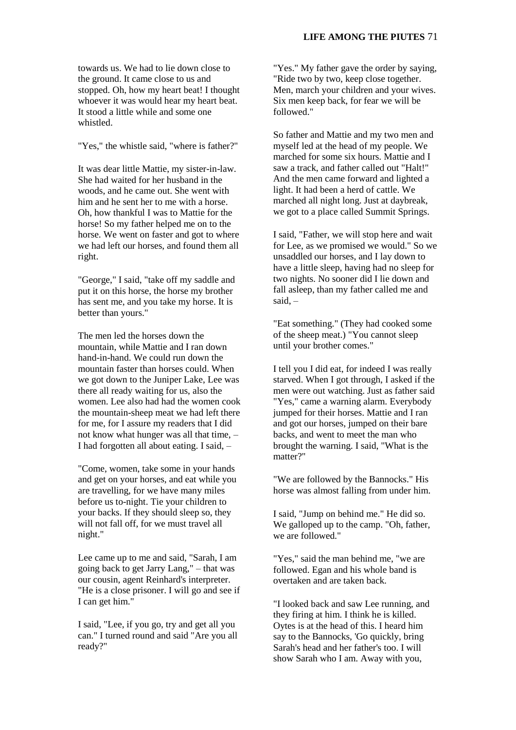towards us. We had to lie down close to the ground. It came close to us and stopped. Oh, how my heart beat! I thought whoever it was would hear my heart beat. It stood a little while and some one whistled.

"Yes," the whistle said, "where is father?"

It was dear little Mattie, my sister-in-law. She had waited for her husband in the woods, and he came out. She went with him and he sent her to me with a horse. Oh, how thankful I was to Mattie for the horse! So my father helped me on to the horse. We went on faster and got to where we had left our horses, and found them all right.

"George," I said, "take off my saddle and put it on this horse, the horse my brother has sent me, and you take my horse. It is better than yours."

The men led the horses down the mountain, while Mattie and I ran down hand-in-hand. We could run down the mountain faster than horses could. When we got down to the Juniper Lake, Lee was there all ready waiting for us, also the women. Lee also had had the women cook the mountain-sheep meat we had left there for me, for I assure my readers that I did not know what hunger was all that time, – I had forgotten all about eating. I said, –

"Come, women, take some in your hands and get on your horses, and eat while you are travelling, for we have many miles before us to-night. Tie your children to your backs. If they should sleep so, they will not fall off, for we must travel all night."

Lee came up to me and said, "Sarah, I am going back to get Jarry Lang," – that was our cousin, agent Reinhard's interpreter. "He is a close prisoner. I will go and see if I can get him."

I said, "Lee, if you go, try and get all you can." I turned round and said "Are you all ready?"

"Yes." My father gave the order by saying, "Ride two by two, keep close together. Men, march your children and your wives. Six men keep back, for fear we will be followed."

So father and Mattie and my two men and myself led at the head of my people. We marched for some six hours. Mattie and I saw a track, and father called out "Halt!" And the men came forward and lighted a light. It had been a herd of cattle. We marched all night long. Just at daybreak, we got to a place called Summit Springs.

I said, "Father, we will stop here and wait for Lee, as we promised we would." So we unsaddled our horses, and I lay down to have a little sleep, having had no sleep for two nights. No sooner did I lie down and fall asleep, than my father called me and said, –

"Eat something." (They had cooked some of the sheep meat.) "You cannot sleep until your brother comes."

I tell you I did eat, for indeed I was really starved. When I got through, I asked if the men were out watching. Just as father said "Yes," came a warning alarm. Everybody jumped for their horses. Mattie and I ran and got our horses, jumped on their bare backs, and went to meet the man who brought the warning. I said, "What is the matter?"

"We are followed by the Bannocks." His horse was almost falling from under him.

I said, "Jump on behind me." He did so. We galloped up to the camp. "Oh, father, we are followed."

"Yes," said the man behind me, "we are followed. Egan and his whole band is overtaken and are taken back.

"I looked back and saw Lee running, and they firing at him. I think he is killed. Oytes is at the head of this. I heard him say to the Bannocks, 'Go quickly, bring Sarah's head and her father's too. I will show Sarah who I am. Away with you,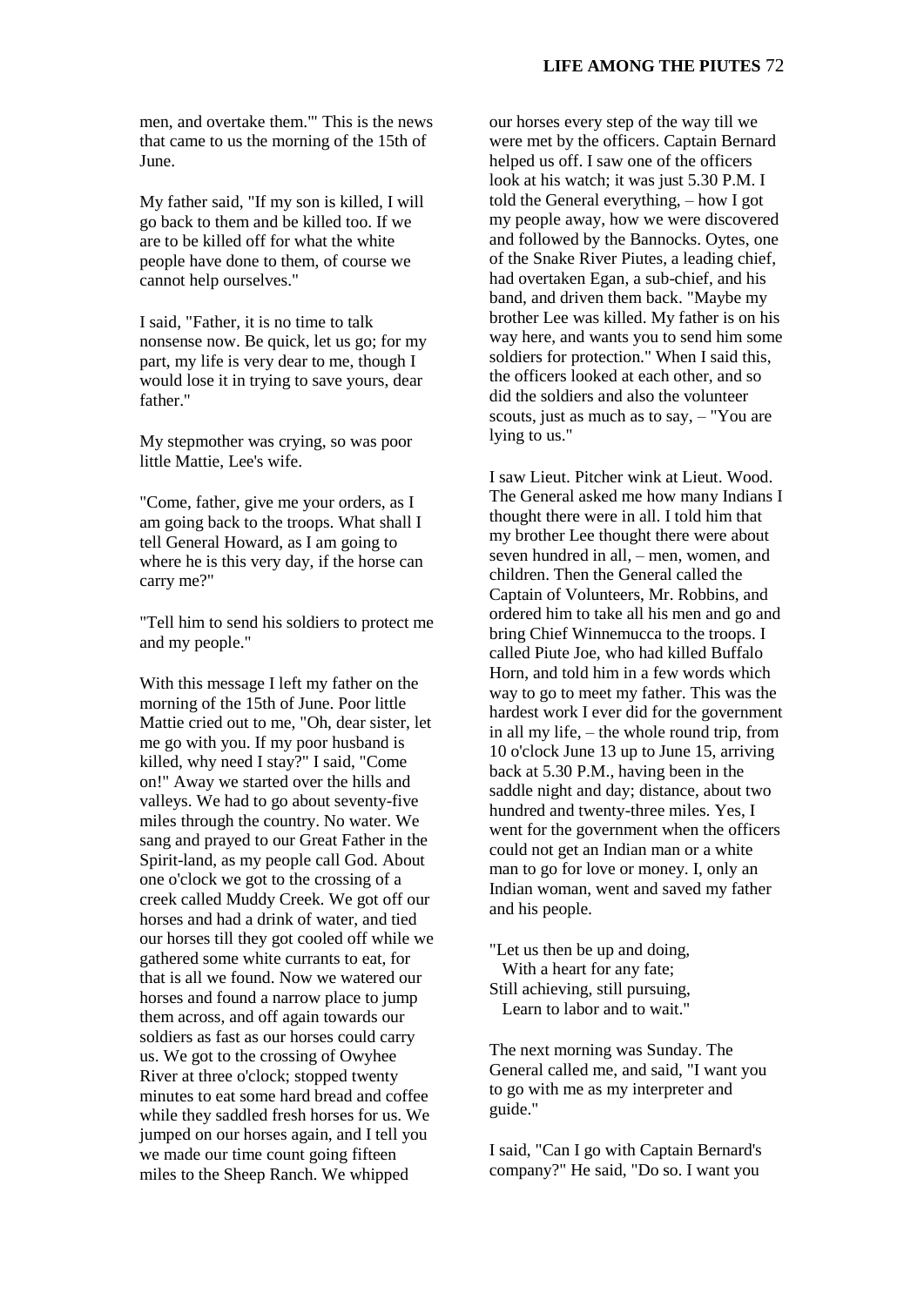men, and overtake them.'" This is the news that came to us the morning of the 15th of June.

My father said, "If my son is killed, I will go back to them and be killed too. If we are to be killed off for what the white people have done to them, of course we cannot help ourselves."

I said, "Father, it is no time to talk nonsense now. Be quick, let us go; for my part, my life is very dear to me, though I would lose it in trying to save yours, dear father."

My stepmother was crying, so was poor little Mattie, Lee's wife.

"Come, father, give me your orders, as I am going back to the troops. What shall I tell General Howard, as I am going to where he is this very day, if the horse can carry me?"

"Tell him to send his soldiers to protect me and my people."

With this message I left my father on the morning of the 15th of June. Poor little Mattie cried out to me, "Oh, dear sister, let me go with you. If my poor husband is killed, why need I stay?" I said, "Come on!" Away we started over the hills and valleys. We had to go about seventy-five miles through the country. No water. We sang and prayed to our Great Father in the Spirit-land, as my people call God. About one o'clock we got to the crossing of a creek called Muddy Creek. We got off our horses and had a drink of water, and tied our horses till they got cooled off while we gathered some white currants to eat, for that is all we found. Now we watered our horses and found a narrow place to jump them across, and off again towards our soldiers as fast as our horses could carry us. We got to the crossing of Owyhee River at three o'clock; stopped twenty minutes to eat some hard bread and coffee while they saddled fresh horses for us. We jumped on our horses again, and I tell you we made our time count going fifteen miles to the Sheep Ranch. We whipped our horses every step of the way till we were met by the officers. Captain Bernard helped us off. I saw one of the officers look at his watch; it was just 5.30 P.M. I told the General everything, – how I got my people away, how we were discovered and followed by the Bannocks. Oytes, one of the Snake River Piutes, a leading chief, had overtaken Egan, a sub-chief, and his band, and driven them back. "Maybe my brother Lee was killed. My father is on his way here, and wants you to send him some soldiers for protection." When I said this, the officers looked at each other, and so did the soldiers and also the volunteer scouts, just as much as to say, – "You are lying to us."

I saw Lieut. Pitcher wink at Lieut. Wood. The General asked me how many Indians I thought there were in all. I told him that my brother Lee thought there were about seven hundred in all, – men, women, and children. Then the General called the Captain of Volunteers, Mr. Robbins, and ordered him to take all his men and go and bring Chief Winnemucca to the troops. I called Piute Joe, who had killed Buffalo Horn, and told him in a few words which way to go to meet my father. This was the hardest work I ever did for the government in all my life, – the whole round trip, from 10 o'clock June 13 up to June 15, arriving back at 5.30 P.M., having been in the saddle night and day; distance, about two hundred and twenty-three miles. Yes, I went for the government when the officers could not get an Indian man or a white man to go for love or money. I, only an Indian woman, went and saved my father and his people.

"Let us then be up and doing,  
  With a heart for any fate;  
Still achieving, still pursuing,  
  Learn to labor and to wait."

The next morning was Sunday. The General called me, and said, "I want you to go with me as my interpreter and guide."

I said, "Can I go with Captain Bernard's company?" He said, "Do so. I want you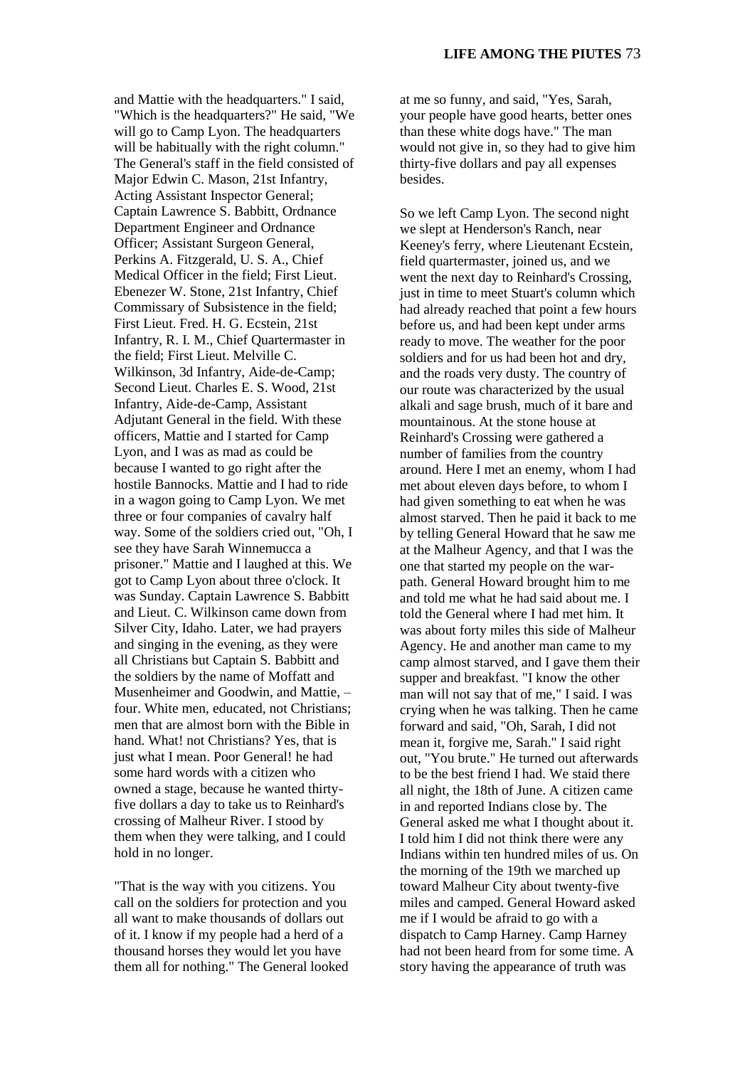and Mattie with the headquarters." I said, "Which is the headquarters?" He said, "We will go to Camp Lyon. The headquarters will be habitually with the right column." The General's staff in the field consisted of Major Edwin C. Mason, 21st Infantry, Acting Assistant Inspector General; Captain Lawrence S. Babbitt, Ordnance Department Engineer and Ordnance Officer; Assistant Surgeon General, Perkins A. Fitzgerald, U. S. A., Chief Medical Officer in the field; First Lieut. Ebenezer W. Stone, 21st Infantry, Chief Commissary of Subsistence in the field; First Lieut. Fred. H. G. Ecstein, 21st Infantry, R. I. M., Chief Quartermaster in the field; First Lieut. Melville C. Wilkinson, 3d Infantry, Aide-de-Camp; Second Lieut. Charles E. S. Wood, 21st Infantry, Aide-de-Camp, Assistant Adjutant General in the field. With these officers, Mattie and I started for Camp Lyon, and I was as mad as could be because I wanted to go right after the hostile Bannocks. Mattie and I had to ride in a wagon going to Camp Lyon. We met three or four companies of cavalry half way. Some of the soldiers cried out, "Oh, I see they have Sarah Winnemucca a prisoner." Mattie and I laughed at this. We got to Camp Lyon about three o'clock. It was Sunday. Captain Lawrence S. Babbitt and Lieut. C. Wilkinson came down from Silver City, Idaho. Later, we had prayers and singing in the evening, as they were all Christians but Captain S. Babbitt and the soldiers by the name of Moffatt and Musenheimer and Goodwin, and Mattie, – four. White men, educated, not Christians; men that are almost born with the Bible in hand. What! not Christians? Yes, that is just what I mean. Poor General! he had some hard words with a citizen who owned a stage, because he wanted thirty-five dollars a day to take us to Reinhard's crossing of Malheur River. I stood by them when they were talking, and I could hold in no longer.

"That is the way with you citizens. You call on the soldiers for protection and you all want to make thousands of dollars out of it. I know if my people had a herd of a thousand horses they would let you have them all for nothing." The General looked at me so funny, and said, "Yes, Sarah, your people have good hearts, better ones than these white dogs have." The man would not give in, so they had to give him thirty-five dollars and pay all expenses besides.

So we left Camp Lyon. The second night we slept at Henderson's Ranch, near Keeney's ferry, where Lieutenant Ecstein, field quartermaster, joined us, and we went the next day to Reinhard's Crossing, just in time to meet Stuart's column which had already reached that point a few hours before us, and had been kept under arms ready to move. The weather for the poor soldiers and for us had been hot and dry, and the roads very dusty. The country of our route was characterized by the usual alkali and sage brush, much of it bare and mountainous. At the stone house at Reinhard's Crossing were gathered a number of families from the country around. Here I met an enemy, whom I had met about eleven days before, to whom I had given something to eat when he was almost starved. Then he paid it back to me by telling General Howard that he saw me at the Malheur Agency, and that I was the one that started my people on the war-path. General Howard brought him to me and told me what he had said about me. I told the General where I had met him. It was about forty miles this side of Malheur Agency. He and another man came to my camp almost starved, and I gave them their supper and breakfast. "I know the other man will not say that of me," I said. I was crying when he was talking. Then he came forward and said, "Oh, Sarah, I did not mean it, forgive me, Sarah." I said right out, "You brute." He turned out afterwards to be the best friend I had. We staid there all night, the 18th of June. A citizen came in and reported Indians close by. The General asked me what I thought about it. I told him I did not think there were any Indians within ten hundred miles of us. On the morning of the 19th we marched up toward Malheur City about twenty-five miles and camped. General Howard asked me if I would be afraid to go with a dispatch to Camp Harney. Camp Harney had not been heard from for some time. A story having the appearance of truth was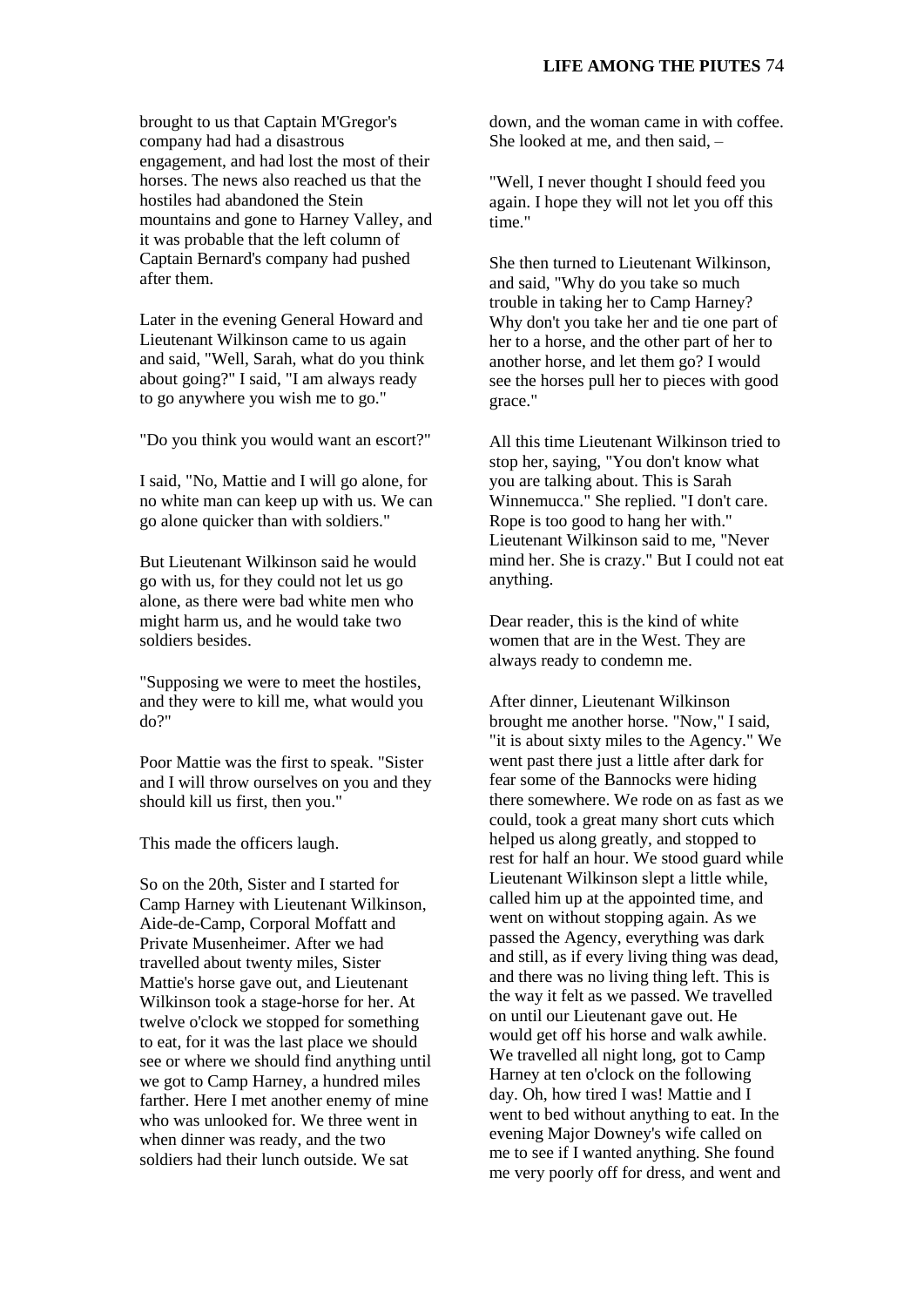brought to us that Captain M'Gregor's company had had a disastrous engagement, and had lost the most of their horses. The news also reached us that the hostiles had abandoned the Stein mountains and gone to Harney Valley, and it was probable that the left column of Captain Bernard's company had pushed after them.

Later in the evening General Howard and Lieutenant Wilkinson came to us again and said, "Well, Sarah, what do you think about going?" I said, "I am always ready to go anywhere you wish me to go."

"Do you think you would want an escort?"

I said, "No, Mattie and I will go alone, for no white man can keep up with us. We can go alone quicker than with soldiers."

But Lieutenant Wilkinson said he would go with us, for they could not let us go alone, as there were bad white men who might harm us, and he would take two soldiers besides.

"Supposing we were to meet the hostiles, and they were to kill me, what would you do?"

Poor Mattie was the first to speak. "Sister and I will throw ourselves on you and they should kill us first, then you."

This made the officers laugh.

So on the 20th, Sister and I started for Camp Harney with Lieutenant Wilkinson, Aide-de-Camp, Corporal Moffatt and Private Musenheimer. After we had travelled about twenty miles, Sister Mattie's horse gave out, and Lieutenant Wilkinson took a stage-horse for her. At twelve o'clock we stopped for something to eat, for it was the last place we should see or where we should find anything until we got to Camp Harney, a hundred miles farther. Here I met another enemy of mine who was unlooked for. We three went in when dinner was ready, and the two soldiers had their lunch outside. We sat down, and the woman came in with coffee. She looked at me, and then said, –

"Well, I never thought I should feed you again. I hope they will not let you off this time."

She then turned to Lieutenant Wilkinson, and said, "Why do you take so much trouble in taking her to Camp Harney? Why don't you take her and tie one part of her to a horse, and the other part of her to another horse, and let them go? I would see the horses pull her to pieces with good grace."

All this time Lieutenant Wilkinson tried to stop her, saying, "You don't know what you are talking about. This is Sarah Winnemucca." She replied. "I don't care. Rope is too good to hang her with." Lieutenant Wilkinson said to me, "Never mind her. She is crazy." But I could not eat anything.

Dear reader, this is the kind of white women that are in the West. They are always ready to condemn me.

After dinner, Lieutenant Wilkinson brought me another horse. "Now," I said, "it is about sixty miles to the Agency." We went past there just a little after dark for fear some of the Bannocks were hiding there somewhere. We rode on as fast as we could, took a great many short cuts which helped us along greatly, and stopped to rest for half an hour. We stood guard while Lieutenant Wilkinson slept a little while, called him up at the appointed time, and went on without stopping again. As we passed the Agency, everything was dark and still, as if every living thing was dead, and there was no living thing left. This is the way it felt as we passed. We travelled on until our Lieutenant gave out. He would get off his horse and walk awhile. We travelled all night long, got to Camp Harney at ten o'clock on the following day. Oh, how tired I was! Mattie and I went to bed without anything to eat. In the evening Major Downey's wife called on me to see if I wanted anything. She found me very poorly off for dress, and went and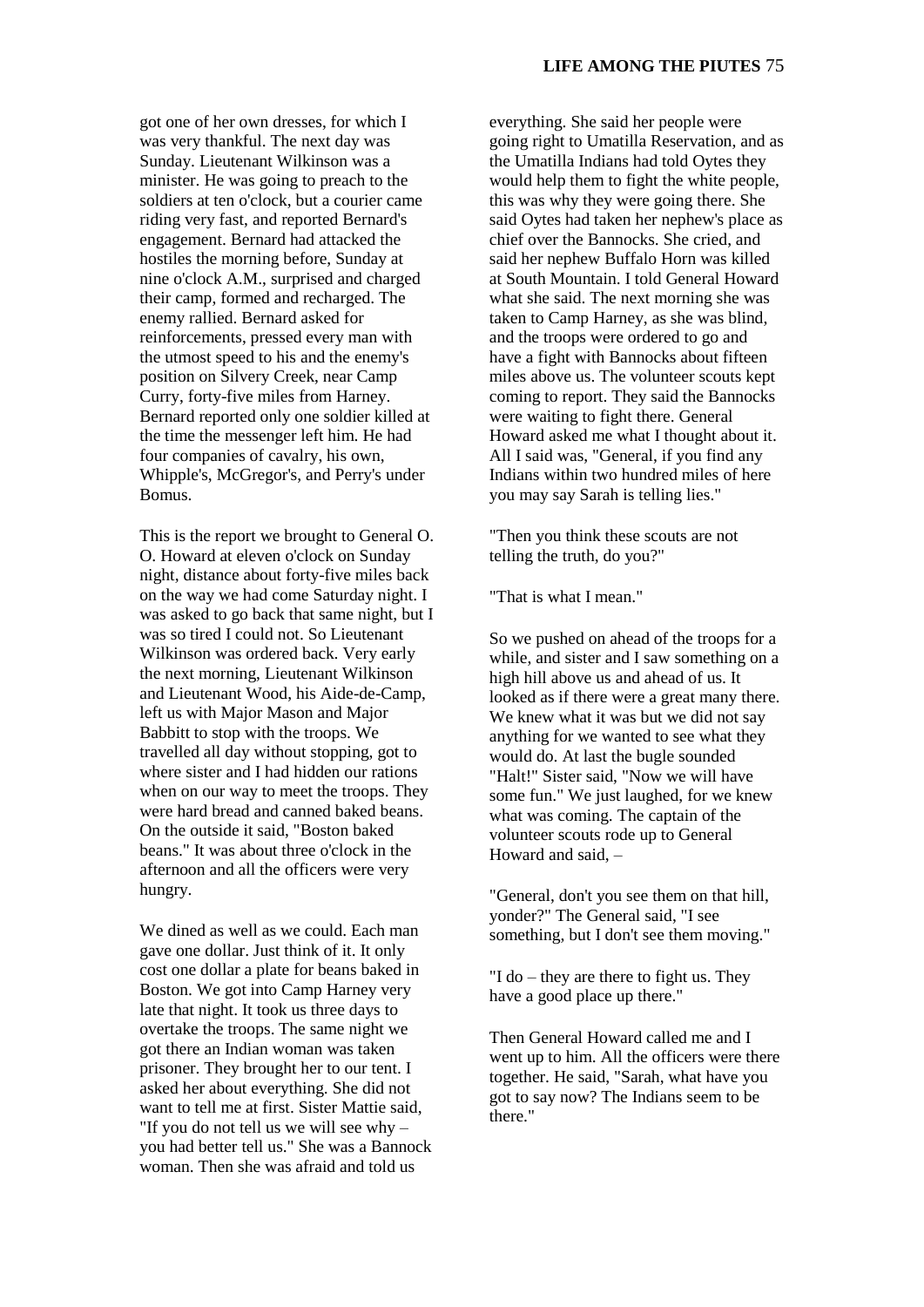got one of her own dresses, for which I was very thankful. The next day was Sunday. Lieutenant Wilkinson was a minister. He was going to preach to the soldiers at ten o'clock, but a courier came riding very fast, and reported Bernard's engagement. Bernard had attacked the hostiles the morning before, Sunday at nine o'clock A.M., surprised and charged their camp, formed and recharged. The enemy rallied. Bernard asked for reinforcements, pressed every man with the utmost speed to his and the enemy's position on Silvery Creek, near Camp Curry, forty-five miles from Harney. Bernard reported only one soldier killed at the time the messenger left him. He had four companies of cavalry, his own, Whipple's, McGregor's, and Perry's under Bomus.

This is the report we brought to General O. O. Howard at eleven o'clock on Sunday night, distance about forty-five miles back on the way we had come Saturday night. I was asked to go back that same night, but I was so tired I could not. So Lieutenant Wilkinson was ordered back. Very early the next morning, Lieutenant Wilkinson and Lieutenant Wood, his Aide-de-Camp, left us with Major Mason and Major Babbitt to stop with the troops. We travelled all day without stopping, got to where sister and I had hidden our rations when on our way to meet the troops. They were hard bread and canned baked beans. On the outside it said, "Boston baked beans." It was about three o'clock in the afternoon and all the officers were very hungry.

We dined as well as we could. Each man gave one dollar. Just think of it. It only cost one dollar a plate for beans baked in Boston. We got into Camp Harney very late that night. It took us three days to overtake the troops. The same night we got there an Indian woman was taken prisoner. They brought her to our tent. I asked her about everything. She did not want to tell me at first. Sister Mattie said, "If you do not tell us we will see why – you had better tell us." She was a Bannock woman. Then she was afraid and told us everything. She said her people were going right to Umatilla Reservation, and as the Umatilla Indians had told Oytes they would help them to fight the white people, this was why they were going there. She said Oytes had taken her nephew's place as chief over the Bannocks. She cried, and said her nephew Buffalo Horn was killed at South Mountain. I told General Howard what she said. The next morning she was taken to Camp Harney, as she was blind, and the troops were ordered to go and have a fight with Bannocks about fifteen miles above us. The volunteer scouts kept coming to report. They said the Bannocks were waiting to fight there. General Howard asked me what I thought about it. All I said was, "General, if you find any Indians within two hundred miles of here you may say Sarah is telling lies."

"Then you think these scouts are not telling the truth, do you?"

"That is what I mean."

So we pushed on ahead of the troops for a while, and sister and I saw something on a high hill above us and ahead of us. It looked as if there were a great many there. We knew what it was but we did not say anything for we wanted to see what they would do. At last the bugle sounded "Halt!" Sister said, "Now we will have some fun." We just laughed, for we knew what was coming. The captain of the volunteer scouts rode up to General Howard and said, –

"General, don't you see them on that hill, yonder?" The General said, "I see something, but I don't see them moving."

"I do – they are there to fight us. They have a good place up there."

Then General Howard called me and I went up to him. All the officers were there together. He said, "Sarah, what have you got to say now? The Indians seem to be there."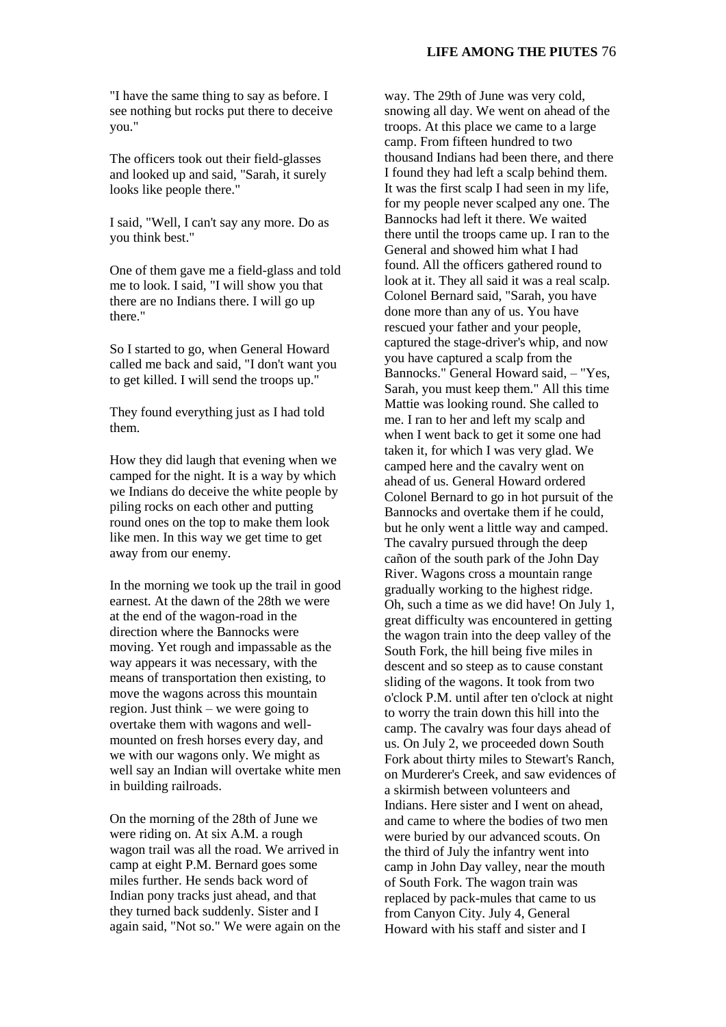"I have the same thing to say as before. I see nothing but rocks put there to deceive you."

The officers took out their field-glasses and looked up and said, "Sarah, it surely looks like people there."

I said, "Well, I can't say any more. Do as you think best."

One of them gave me a field-glass and told me to look. I said, "I will show you that there are no Indians there. I will go up there."

So I started to go, when General Howard called me back and said, "I don't want you to get killed. I will send the troops up."

They found everything just as I had told them.

How they did laugh that evening when we camped for the night. It is a way by which we Indians do deceive the white people by piling rocks on each other and putting round ones on the top to make them look like men. In this way we get time to get away from our enemy.

In the morning we took up the trail in good earnest. At the dawn of the 28th we were at the end of the wagon-road in the direction where the Bannocks were moving. Yet rough and impassable as the way appears it was necessary, with the means of transportation then existing, to move the wagons across this mountain region. Just think – we were going to overtake them with wagons and well-mounted on fresh horses every day, and we with our wagons only. We might as well say an Indian will overtake white men in building railroads.

On the morning of the 28th of June we were riding on. At six A.M. a rough wagon trail was all the road. We arrived in camp at eight P.M. Bernard goes some miles further. He sends back word of Indian pony tracks just ahead, and that they turned back suddenly. Sister and I again said, "Not so." We were again on the way. The 29th of June was very cold, snowing all day. We went on ahead of the troops. At this place we came to a large camp. From fifteen hundred to two thousand Indians had been there, and there I found they had left a scalp behind them. It was the first scalp I had seen in my life, for my people never scalped any one. The Bannocks had left it there. We waited there until the troops came up. I ran to the General and showed him what I had found. All the officers gathered round to look at it. They all said it was a real scalp. Colonel Bernard said, "Sarah, you have done more than any of us. You have rescued your father and your people, captured the stage-driver's whip, and now you have captured a scalp from the Bannocks." General Howard said, – "Yes, Sarah, you must keep them." All this time Mattie was looking round. She called to me. I ran to her and left my scalp and when I went back to get it some one had taken it, for which I was very glad. We camped here and the cavalry went on ahead of us. General Howard ordered Colonel Bernard to go in hot pursuit of the Bannocks and overtake them if he could, but he only went a little way and camped. The cavalry pursued through the deep cañon of the south park of the John Day River. Wagons cross a mountain range gradually working to the highest ridge. Oh, such a time as we did have! On July 1, great difficulty was encountered in getting the wagon train into the deep valley of the South Fork, the hill being five miles in descent and so steep as to cause constant sliding of the wagons. It took from two o'clock P.M. until after ten o'clock at night to worry the train down this hill into the camp. The cavalry was four days ahead of us. On July 2, we proceeded down South Fork about thirty miles to Stewart's Ranch, on Murderer's Creek, and saw evidences of a skirmish between volunteers and Indians. Here sister and I went on ahead, and came to where the bodies of two men were buried by our advanced scouts. On the third of July the infantry went into camp in John Day valley, near the mouth of South Fork. The wagon train was replaced by pack-mules that came to us from Canyon City. July 4, General Howard with his staff and sister and I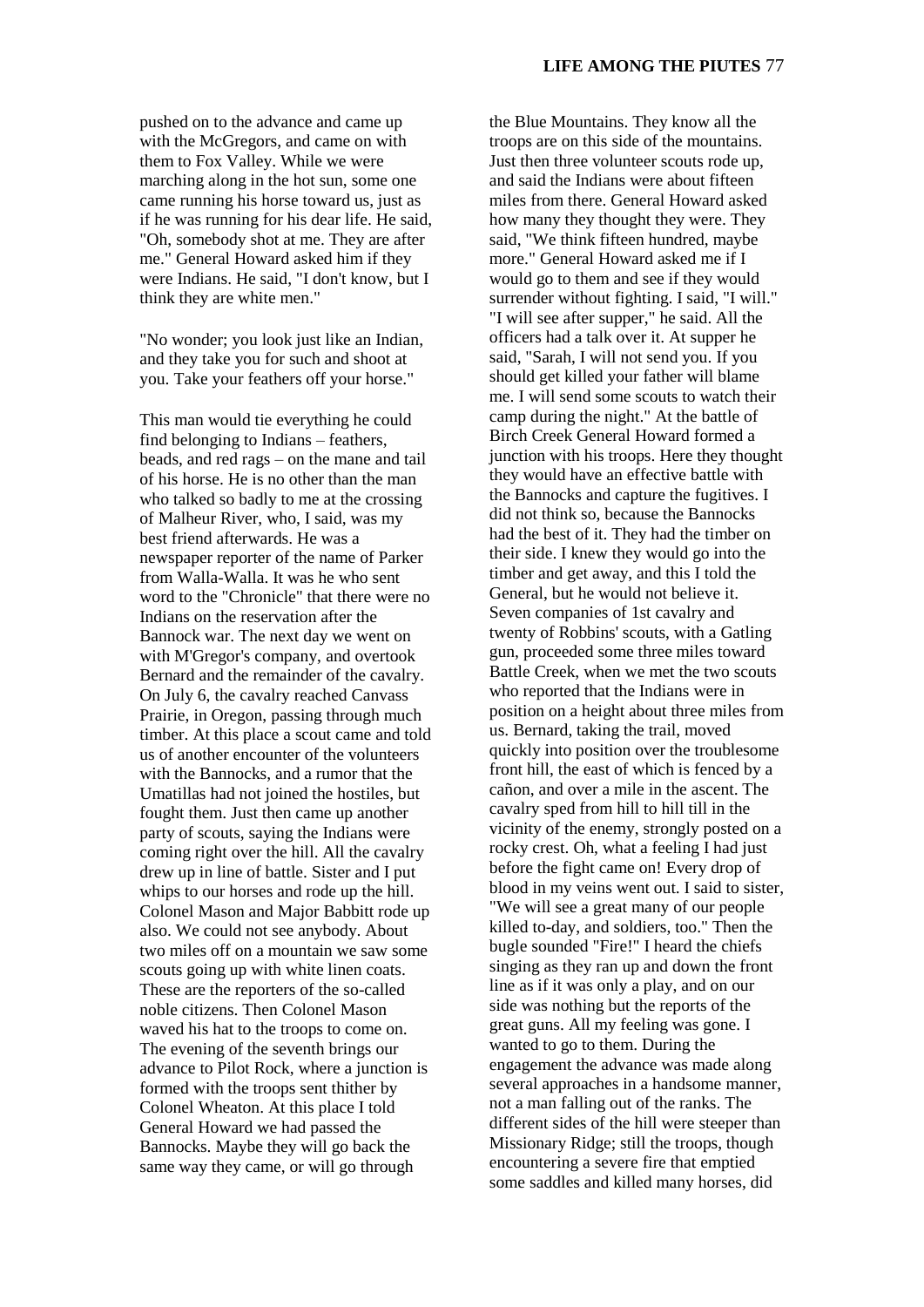pushed on to the advance and came up with the McGregors, and came on with them to Fox Valley. While we were marching along in the hot sun, some one came running his horse toward us, just as if he was running for his dear life. He said, "Oh, somebody shot at me. They are after me." General Howard asked him if they were Indians. He said, "I don't know, but I think they are white men."

"No wonder; you look just like an Indian, and they take you for such and shoot at you. Take your feathers off your horse."

This man would tie everything he could find belonging to Indians – feathers, beads, and red rags – on the mane and tail of his horse. He is no other than the man who talked so badly to me at the crossing of Malheur River, who, I said, was my best friend afterwards. He was a newspaper reporter of the name of Parker from Walla-Walla. It was he who sent word to the "Chronicle" that there were no Indians on the reservation after the Bannock war. The next day we went on with M'Gregor's company, and overtook Bernard and the remainder of the cavalry. On July 6, the cavalry reached Canvass Prairie, in Oregon, passing through much timber. At this place a scout came and told us of another encounter of the volunteers with the Bannocks, and a rumor that the Umatillas had not joined the hostiles, but fought them. Just then came up another party of scouts, saying the Indians were coming right over the hill. All the cavalry drew up in line of battle. Sister and I put whips to our horses and rode up the hill. Colonel Mason and Major Babbitt rode up also. We could not see anybody. About two miles off on a mountain we saw some scouts going up with white linen coats. These are the reporters of the so-called noble citizens. Then Colonel Mason waved his hat to the troops to come on. The evening of the seventh brings our advance to Pilot Rock, where a junction is formed with the troops sent thither by Colonel Wheaton. At this place I told General Howard we had passed the Bannocks. Maybe they will go back the same way they came, or will go through the Blue Mountains. They know all the troops are on this side of the mountains. Just then three volunteer scouts rode up, and said the Indians were about fifteen miles from there. General Howard asked how many they thought they were. They said, "We think fifteen hundred, maybe more." General Howard asked me if I would go to them and see if they would surrender without fighting. I said, "I will." "I will see after supper," he said. All the officers had a talk over it. At supper he said, "Sarah, I will not send you. If you should get killed your father will blame me. I will send some scouts to watch their camp during the night." At the battle of Birch Creek General Howard formed a junction with his troops. Here they thought they would have an effective battle with the Bannocks and capture the fugitives. I did not think so, because the Bannocks had the best of it. They had the timber on their side. I knew they would go into the timber and get away, and this I told the General, but he would not believe it. Seven companies of 1st cavalry and twenty of Robbins' scouts, with a Gatling gun, proceeded some three miles toward Battle Creek, when we met the two scouts who reported that the Indians were in position on a height about three miles from us. Bernard, taking the trail, moved quickly into position over the troublesome front hill, the east of which is fenced by a cañon, and over a mile in the ascent. The cavalry sped from hill to hill till in the vicinity of the enemy, strongly posted on a rocky crest. Oh, what a feeling I had just before the fight came on! Every drop of blood in my veins went out. I said to sister, "We will see a great many of our people killed to-day, and soldiers, too." Then the bugle sounded "Fire!" I heard the chiefs singing as they ran up and down the front line as if it was only a play, and on our side was nothing but the reports of the great guns. All my feeling was gone. I wanted to go to them. During the engagement the advance was made along several approaches in a handsome manner, not a man falling out of the ranks. The different sides of the hill were steeper than Missionary Ridge; still the troops, though encountering a severe fire that emptied some saddles and killed many horses, did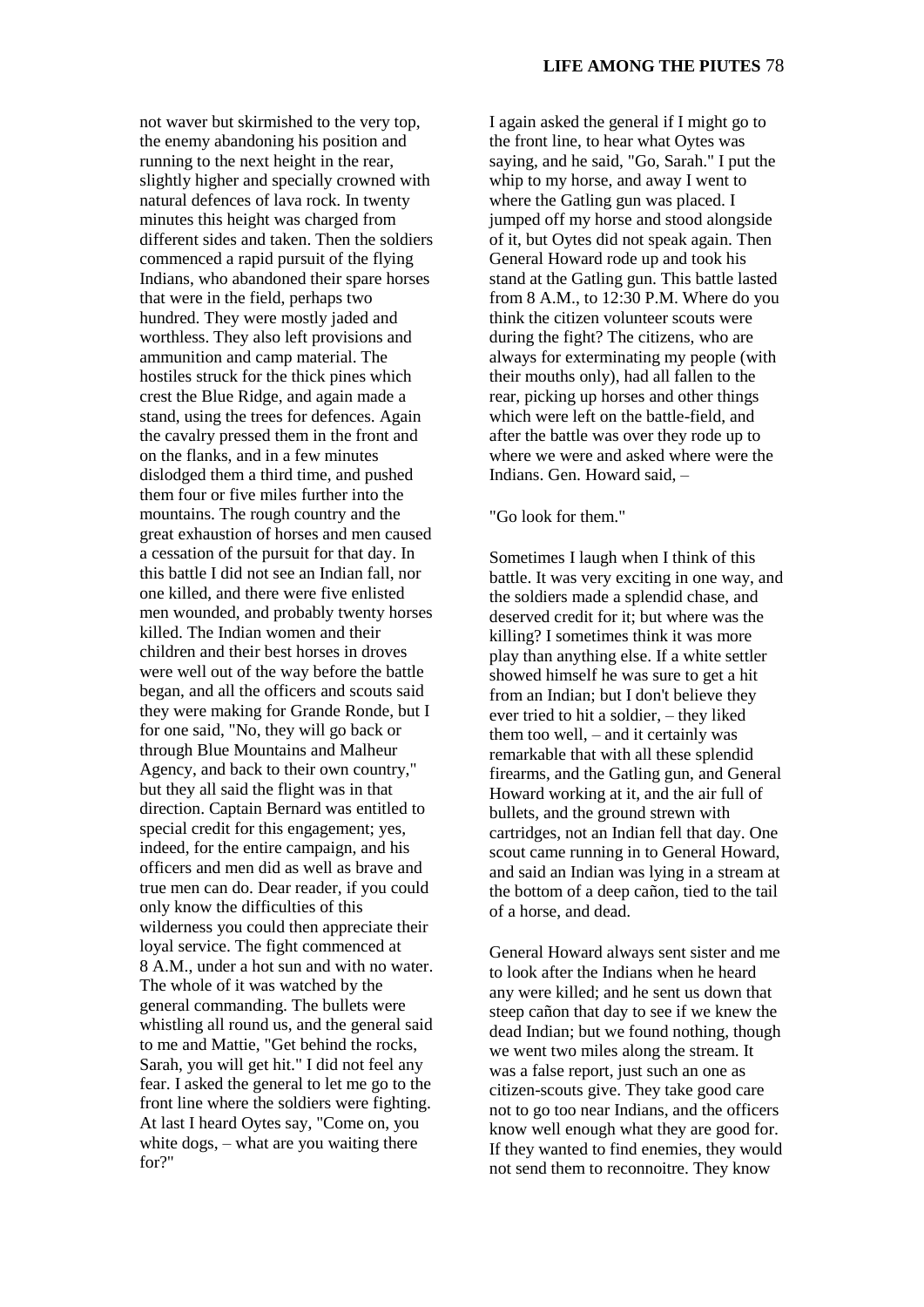not waver but skirmished to the very top, the enemy abandoning his position and running to the next height in the rear, slightly higher and specially crowned with natural defences of lava rock. In twenty minutes this height was charged from different sides and taken. Then the soldiers commenced a rapid pursuit of the flying Indians, who abandoned their spare horses that were in the field, perhaps two hundred. They were mostly jaded and worthless. They also left provisions and ammunition and camp material. The hostiles struck for the thick pines which crest the Blue Ridge, and again made a stand, using the trees for defences. Again the cavalry pressed them in the front and on the flanks, and in a few minutes dislodged them a third time, and pushed them four or five miles further into the mountains. The rough country and the great exhaustion of horses and men caused a cessation of the pursuit for that day. In this battle I did not see an Indian fall, nor one killed, and there were five enlisted men wounded, and probably twenty horses killed. The Indian women and their children and their best horses in droves were well out of the way before the battle began, and all the officers and scouts said they were making for Grande Ronde, but I for one said, "No, they will go back or through Blue Mountains and Malheur Agency, and back to their own country," but they all said the flight was in that direction. Captain Bernard was entitled to special credit for this engagement; yes, indeed, for the entire campaign, and his officers and men did as well as brave and true men can do. Dear reader, if you could only know the difficulties of this wilderness you could then appreciate their loyal service. The fight commenced at 8 A.M., under a hot sun and with no water. The whole of it was watched by the general commanding. The bullets were whistling all round us, and the general said to me and Mattie, "Get behind the rocks, Sarah, you will get hit." I did not feel any fear. I asked the general to let me go to the front line where the soldiers were fighting. At last I heard Oytes say, "Come on, you white dogs, – what are you waiting there for?"

I again asked the general if I might go to the front line, to hear what Oytes was saying, and he said, "Go, Sarah." I put the whip to my horse, and away I went to where the Gatling gun was placed. I jumped off my horse and stood alongside of it, but Oytes did not speak again. Then General Howard rode up and took his stand at the Gatling gun. This battle lasted from 8 A.M., to 12:30 P.M. Where do you think the citizen volunteer scouts were during the fight? The citizens, who are always for exterminating my people (with their mouths only), had all fallen to the rear, picking up horses and other things which were left on the battle-field, and after the battle was over they rode up to where we were and asked where were the Indians. Gen. Howard said, –

"Go look for them."

Sometimes I laugh when I think of this battle. It was very exciting in one way, and the soldiers made a splendid chase, and deserved credit for it; but where was the killing? I sometimes think it was more play than anything else. If a white settler showed himself he was sure to get a hit from an Indian; but I don't believe they ever tried to hit a soldier, – they liked them too well, – and it certainly was remarkable that with all these splendid firearms, and the Gatling gun, and General Howard working at it, and the air full of bullets, and the ground strewn with cartridges, not an Indian fell that day. One scout came running in to General Howard, and said an Indian was lying in a stream at the bottom of a deep cañon, tied to the tail of a horse, and dead.

General Howard always sent sister and me to look after the Indians when he heard any were killed; and he sent us down that steep cañon that day to see if we knew the dead Indian; but we found nothing, though we went two miles along the stream. It was a false report, just such an one as citizen-scouts give. They take good care not to go too near Indians, and the officers know well enough what they are good for. If they wanted to find enemies, they would not send them to reconnoitre. They know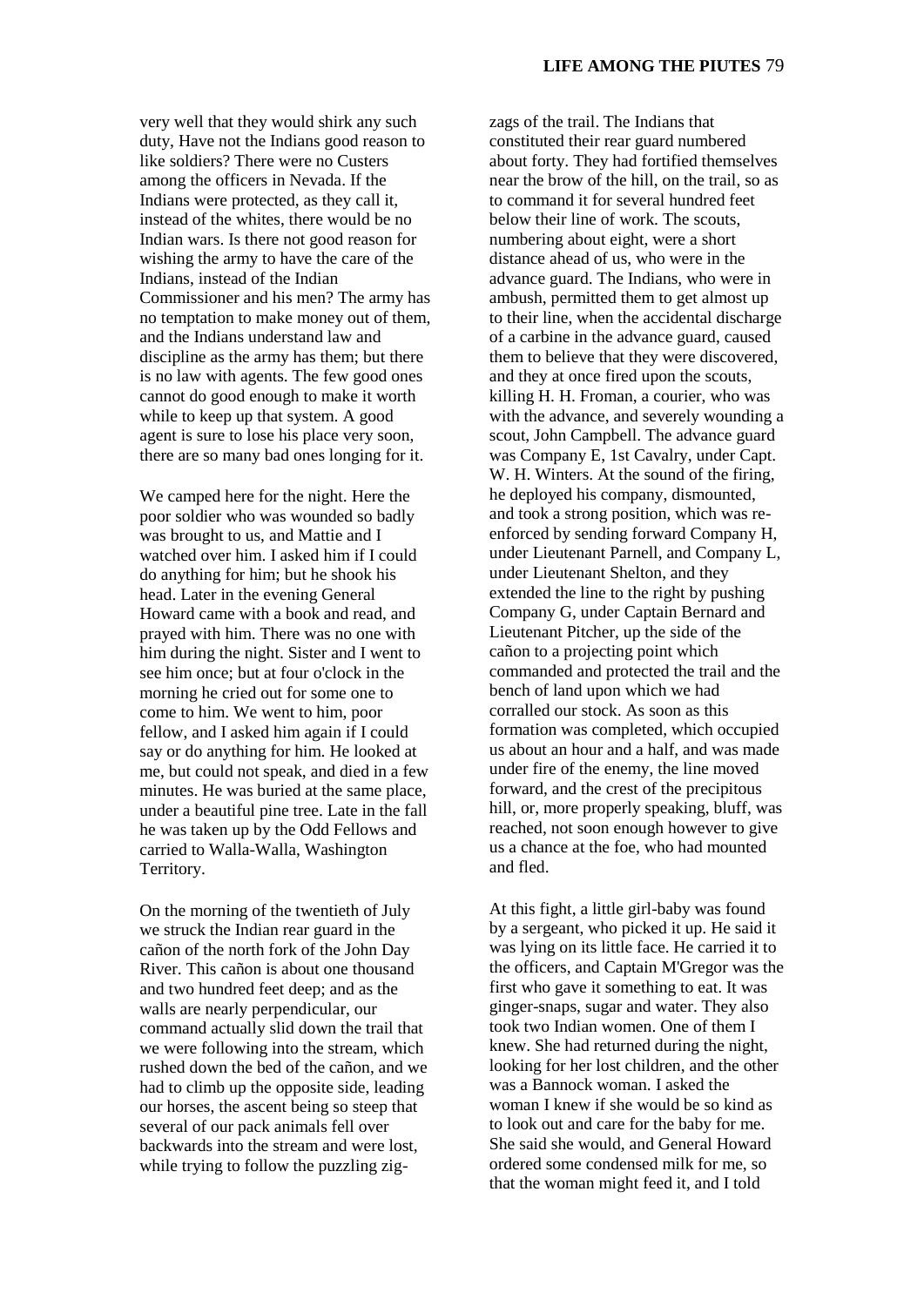very well that they would shirk any such duty, Have not the Indians good reason to like soldiers? There were no Custers among the officers in Nevada. If the Indians were protected, as they call it, instead of the whites, there would be no Indian wars. Is there not good reason for wishing the army to have the care of the Indians, instead of the Indian Commissioner and his men? The army has no temptation to make money out of them, and the Indians understand law and discipline as the army has them; but there is no law with agents. The few good ones cannot do good enough to make it worth while to keep up that system. A good agent is sure to lose his place very soon, there are so many bad ones longing for it.

We camped here for the night. Here the poor soldier who was wounded so badly was brought to us, and Mattie and I watched over him. I asked him if I could do anything for him; but he shook his head. Later in the evening General Howard came with a book and read, and prayed with him. There was no one with him during the night. Sister and I went to see him once; but at four o'clock in the morning he cried out for some one to come to him. We went to him, poor fellow, and I asked him again if I could say or do anything for him. He looked at me, but could not speak, and died in a few minutes. He was buried at the same place, under a beautiful pine tree. Late in the fall he was taken up by the Odd Fellows and carried to Walla-Walla, Washington Territory.

On the morning of the twentieth of July we struck the Indian rear guard in the cañon of the north fork of the John Day River. This cañon is about one thousand and two hundred feet deep; and as the walls are nearly perpendicular, our command actually slid down the trail that we were following into the stream, which rushed down the bed of the cañon, and we had to climb up the opposite side, leading our horses, the ascent being so steep that several of our pack animals fell over backwards into the stream and were lost, while trying to follow the puzzling zig-zags of the trail. The Indians that constituted their rear guard numbered about forty. They had fortified themselves near the brow of the hill, on the trail, so as to command it for several hundred feet below their line of work. The scouts, numbering about eight, were a short distance ahead of us, who were in the advance guard. The Indians, who were in ambush, permitted them to get almost up to their line, when the accidental discharge of a carbine in the advance guard, caused them to believe that they were discovered, and they at once fired upon the scouts, killing H. H. Froman, a courier, who was with the advance, and severely wounding a scout, John Campbell. The advance guard was Company E, 1st Cavalry, under Capt. W. H. Winters. At the sound of the firing, he deployed his company, dismounted, and took a strong position, which was re-enforced by sending forward Company H, under Lieutenant Parnell, and Company L, under Lieutenant Shelton, and they extended the line to the right by pushing Company G, under Captain Bernard and Lieutenant Pitcher, up the side of the cañon to a projecting point which commanded and protected the trail and the bench of land upon which we had corralled our stock. As soon as this formation was completed, which occupied us about an hour and a half, and was made under fire of the enemy, the line moved forward, and the crest of the precipitous hill, or, more properly speaking, bluff, was reached, not soon enough however to give us a chance at the foe, who had mounted and fled.

At this fight, a little girl-baby was found by a sergeant, who picked it up. He said it was lying on its little face. He carried it to the officers, and Captain M'Gregor was the first who gave it something to eat. It was ginger-snaps, sugar and water. They also took two Indian women. One of them I knew. She had returned during the night, looking for her lost children, and the other was a Bannock woman. I asked the woman I knew if she would be so kind as to look out and care for the baby for me. She said she would, and General Howard ordered some condensed milk for me, so that the woman might feed it, and I told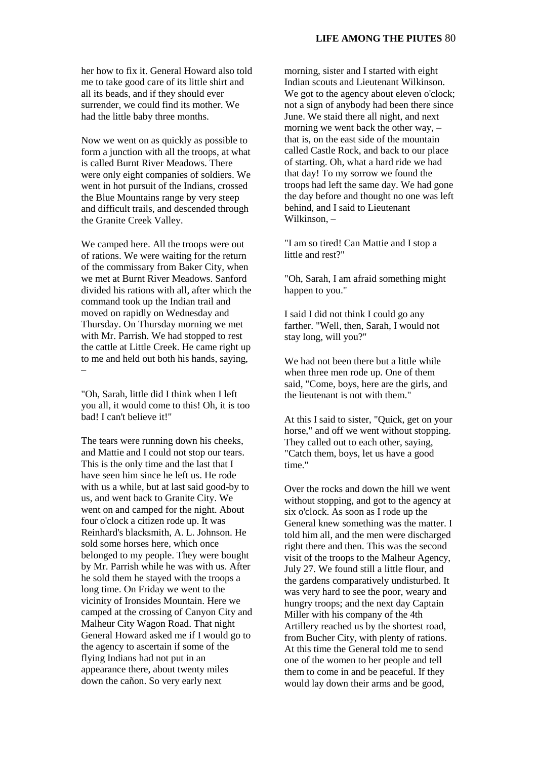her how to fix it. General Howard also told me to take good care of its little shirt and all its beads, and if they should ever surrender, we could find its mother. We had the little baby three months.

Now we went on as quickly as possible to form a junction with all the troops, at what is called Burnt River Meadows. There were only eight companies of soldiers. We went in hot pursuit of the Indians, crossed the Blue Mountains range by very steep and difficult trails, and descended through the Granite Creek Valley.

We camped here. All the troops were out of rations. We were waiting for the return of the commissary from Baker City, when we met at Burnt River Meadows. Sanford divided his rations with all, after which the command took up the Indian trail and moved on rapidly on Wednesday and Thursday. On Thursday morning we met with Mr. Parrish. We had stopped to rest the cattle at Little Creek. He came right up to me and held out both his hands, saying, –

"Oh, Sarah, little did I think when I left you all, it would come to this! Oh, it is too bad! I can't believe it!"

The tears were running down his cheeks, and Mattie and I could not stop our tears. This is the only time and the last that I have seen him since he left us. He rode with us a while, but at last said good-by to us, and went back to Granite City. We went on and camped for the night. About four o'clock a citizen rode up. It was Reinhard's blacksmith, A. L. Johnson. He sold some horses here, which once belonged to my people. They were bought by Mr. Parrish while he was with us. After he sold them he stayed with the troops a long time. On Friday we went to the vicinity of Ironsides Mountain. Here we camped at the crossing of Canyon City and Malheur City Wagon Road. That night General Howard asked me if I would go to the agency to ascertain if some of the flying Indians had not put in an appearance there, about twenty miles down the cañon. So very early next morning, sister and I started with eight Indian scouts and Lieutenant Wilkinson. We got to the agency about eleven o'clock; not a sign of anybody had been there since June. We staid there all night, and next morning we went back the other way, – that is, on the east side of the mountain called Castle Rock, and back to our place of starting. Oh, what a hard ride we had that day! To my sorrow we found the troops had left the same day. We had gone the day before and thought no one was left behind, and I said to Lieutenant Wilkinson, –

"I am so tired! Can Mattie and I stop a little and rest?"

"Oh, Sarah, I am afraid something might happen to you."

I said I did not think I could go any farther. "Well, then, Sarah, I would not stay long, will you?"

We had not been there but a little while when three men rode up. One of them said, "Come, boys, here are the girls, and the lieutenant is not with them."

At this I said to sister, "Quick, get on your horse," and off we went without stopping. They called out to each other, saying, "Catch them, boys, let us have a good time."

Over the rocks and down the hill we went without stopping, and got to the agency at six o'clock. As soon as I rode up the General knew something was the matter. I told him all, and the men were discharged right there and then. This was the second visit of the troops to the Malheur Agency, July 27. We found still a little flour, and the gardens comparatively undisturbed. It was very hard to see the poor, weary and hungry troops; and the next day Captain Miller with his company of the 4th Artillery reached us by the shortest road, from Bucher City, with plenty of rations. At this time the General told me to send one of the women to her people and tell them to come in and be peaceful. If they would lay down their arms and be good,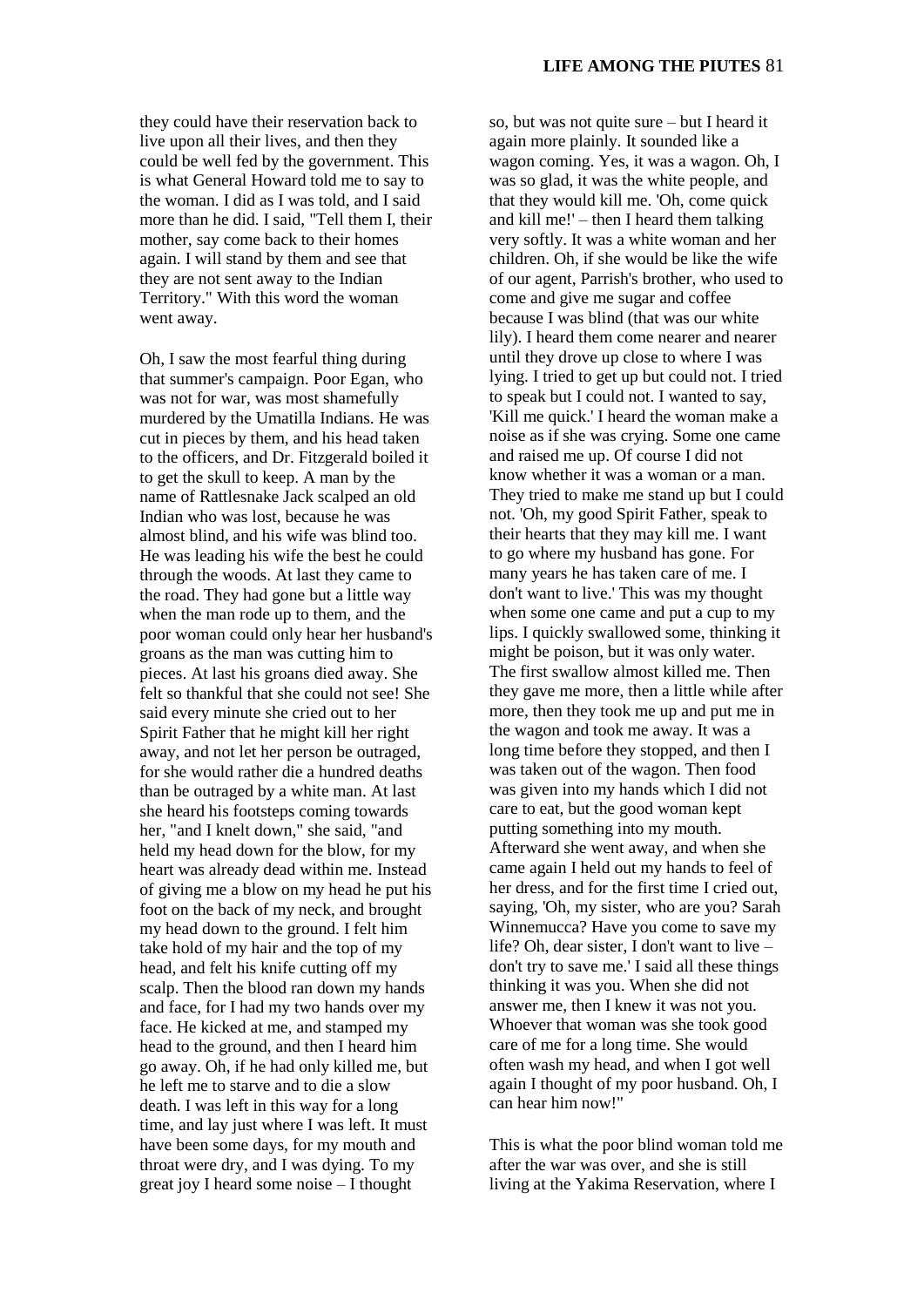they could have their reservation back to live upon all their lives, and then they could be well fed by the government. This is what General Howard told me to say to the woman. I did as I was told, and I said more than he did. I said, "Tell them I, their mother, say come back to their homes again. I will stand by them and see that they are not sent away to the Indian Territory." With this word the woman went away.

Oh, I saw the most fearful thing during that summer's campaign. Poor Egan, who was not for war, was most shamefully murdered by the Umatilla Indians. He was cut in pieces by them, and his head taken to the officers, and Dr. Fitzgerald boiled it to get the skull to keep. A man by the name of Rattlesnake Jack scalped an old Indian who was lost, because he was almost blind, and his wife was blind too. He was leading his wife the best he could through the woods. At last they came to the road. They had gone but a little way when the man rode up to them, and the poor woman could only hear her husband's groans as the man was cutting him to pieces. At last his groans died away. She felt so thankful that she could not see! She said every minute she cried out to her Spirit Father that he might kill her right away, and not let her person be outraged, for she would rather die a hundred deaths than be outraged by a white man. At last she heard his footsteps coming towards her, "and I knelt down," she said, "and held my head down for the blow, for my heart was already dead within me. Instead of giving me a blow on my head he put his foot on the back of my neck, and brought my head down to the ground. I felt him take hold of my hair and the top of my head, and felt his knife cutting off my scalp. Then the blood ran down my hands and face, for I had my two hands over my face. He kicked at me, and stamped my head to the ground, and then I heard him go away. Oh, if he had only killed me, but he left me to starve and to die a slow death. I was left in this way for a long time, and lay just where I was left. It must have been some days, for my mouth and throat were dry, and I was dying. To my great joy I heard some noise – I thought so, but was not quite sure – but I heard it again more plainly. It sounded like a wagon coming. Yes, it was a wagon. Oh, I was so glad, it was the white people, and that they would kill me. 'Oh, come quick and kill me!' – then I heard them talking very softly. It was a white woman and her children. Oh, if she would be like the wife of our agent, Parrish's brother, who used to come and give me sugar and coffee because I was blind (that was our white lily). I heard them come nearer and nearer until they drove up close to where I was lying. I tried to get up but could not. I tried to speak but I could not. I wanted to say, 'Kill me quick.' I heard the woman make a noise as if she was crying. Some one came and raised me up. Of course I did not know whether it was a woman or a man. They tried to make me stand up but I could not. 'Oh, my good Spirit Father, speak to their hearts that they may kill me. I want to go where my husband has gone. For many years he has taken care of me. I don't want to live.' This was my thought when some one came and put a cup to my lips. I quickly swallowed some, thinking it might be poison, but it was only water. The first swallow almost killed me. Then they gave me more, then a little while after more, then they took me up and put me in the wagon and took me away. It was a long time before they stopped, and then I was taken out of the wagon. Then food was given into my hands which I did not care to eat, but the good woman kept putting something into my mouth. Afterward she went away, and when she came again I held out my hands to feel of her dress, and for the first time I cried out, saying, 'Oh, my sister, who are you? Sarah Winnemucca? Have you come to save my life? Oh, dear sister, I don't want to live – don't try to save me.' I said all these things thinking it was you. When she did not answer me, then I knew it was not you. Whoever that woman was she took good care of me for a long time. She would often wash my head, and when I got well again I thought of my poor husband. Oh, I can hear him now!"

This is what the poor blind woman told me after the war was over, and she is still living at the Yakima Reservation, where I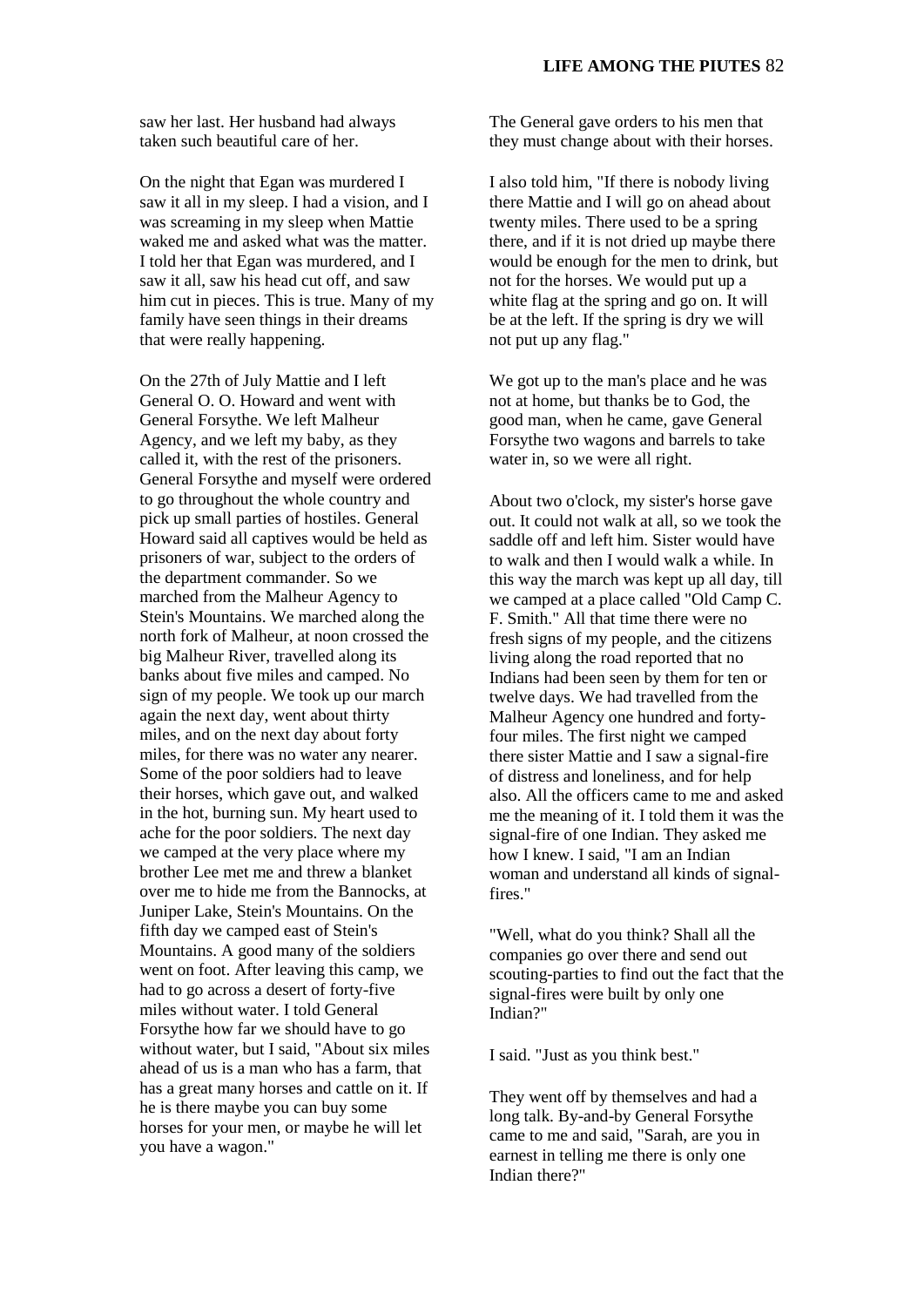saw her last. Her husband had always taken such beautiful care of her.

On the night that Egan was murdered I saw it all in my sleep. I had a vision, and I was screaming in my sleep when Mattie waked me and asked what was the matter. I told her that Egan was murdered, and I saw it all, saw his head cut off, and saw him cut in pieces. This is true. Many of my family have seen things in their dreams that were really happening.

On the 27th of July Mattie and I left General O. O. Howard and went with General Forsythe. We left Malheur Agency, and we left my baby, as they called it, with the rest of the prisoners. General Forsythe and myself were ordered to go throughout the whole country and pick up small parties of hostiles. General Howard said all captives would be held as prisoners of war, subject to the orders of the department commander. So we marched from the Malheur Agency to Stein's Mountains. We marched along the north fork of Malheur, at noon crossed the big Malheur River, travelled along its banks about five miles and camped. No sign of my people. We took up our march again the next day, went about thirty miles, and on the next day about forty miles, for there was no water any nearer. Some of the poor soldiers had to leave their horses, which gave out, and walked in the hot, burning sun. My heart used to ache for the poor soldiers. The next day we camped at the very place where my brother Lee met me and threw a blanket over me to hide me from the Bannocks, at Juniper Lake, Stein's Mountains. On the fifth day we camped east of Stein's Mountains. A good many of the soldiers went on foot. After leaving this camp, we had to go across a desert of forty-five miles without water. I told General Forsythe how far we should have to go without water, but I said, "About six miles ahead of us is a man who has a farm, that has a great many horses and cattle on it. If he is there maybe you can buy some horses for your men, or maybe he will let you have a wagon."

The General gave orders to his men that they must change about with their horses.

I also told him, "If there is nobody living there Mattie and I will go on ahead about twenty miles. There used to be a spring there, and if it is not dried up maybe there would be enough for the men to drink, but not for the horses. We would put up a white flag at the spring and go on. It will be at the left. If the spring is dry we will not put up any flag."

We got up to the man's place and he was not at home, but thanks be to God, the good man, when he came, gave General Forsythe two wagons and barrels to take water in, so we were all right.

About two o'clock, my sister's horse gave out. It could not walk at all, so we took the saddle off and left him. Sister would have to walk and then I would walk a while. In this way the march was kept up all day, till we camped at a place called "Old Camp C. F. Smith." All that time there were no fresh signs of my people, and the citizens living along the road reported that no Indians had been seen by them for ten or twelve days. We had travelled from the Malheur Agency one hundred and forty-four miles. The first night we camped there sister Mattie and I saw a signal-fire of distress and loneliness, and for help also. All the officers came to me and asked me the meaning of it. I told them it was the signal-fire of one Indian. They asked me how I knew. I said, "I am an Indian woman and understand all kinds of signal-fires."

"Well, what do you think? Shall all the companies go over there and send out scouting-parties to find out the fact that the signal-fires were built by only one Indian?"

I said. "Just as you think best."

They went off by themselves and had a long talk. By-and-by General Forsythe came to me and said, "Sarah, are you in earnest in telling me there is only one Indian there?"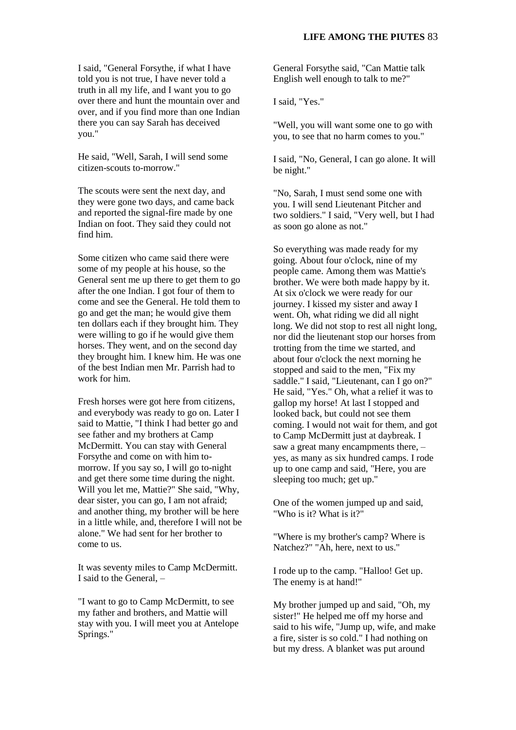I said, "General Forsythe, if what I have told you is not true, I have never told a truth in all my life, and I want you to go over there and hunt the mountain over and over, and if you find more than one Indian there you can say Sarah has deceived you."

He said, "Well, Sarah, I will send some citizen-scouts to-morrow."

The scouts were sent the next day, and they were gone two days, and came back and reported the signal-fire made by one Indian on foot. They said they could not find him.

Some citizen who came said there were some of my people at his house, so the General sent me up there to get them to go after the one Indian. I got four of them to come and see the General. He told them to go and get the man; he would give them ten dollars each if they brought him. They were willing to go if he would give them horses. They went, and on the second day they brought him. I knew him. He was one of the best Indian men Mr. Parrish had to work for him.

Fresh horses were got here from citizens, and everybody was ready to go on. Later I said to Mattie, "I think I had better go and see father and my brothers at Camp McDermitt. You can stay with General Forsythe and come on with him to-morrow. If you say so, I will go to-night and get there some time during the night. Will you let me, Mattie?" She said, "Why, dear sister, you can go, I am not afraid; and another thing, my brother will be here in a little while, and, therefore I will not be alone." We had sent for her brother to come to us.

It was seventy miles to Camp McDermitt. I said to the General, –

"I want to go to Camp McDermitt, to see my father and brothers, and Mattie will stay with you. I will meet you at Antelope Springs."

General Forsythe said, "Can Mattie talk English well enough to talk to me?"

I said, "Yes."

"Well, you will want some one to go with you, to see that no harm comes to you."

I said, "No, General, I can go alone. It will be night."

"No, Sarah, I must send some one with you. I will send Lieutenant Pitcher and two soldiers." I said, "Very well, but I had as soon go alone as not."

So everything was made ready for my going. About four o'clock, nine of my people came. Among them was Mattie's brother. We were both made happy by it. At six o'clock we were ready for our journey. I kissed my sister and away I went. Oh, what riding we did all night long. We did not stop to rest all night long, nor did the lieutenant stop our horses from trotting from the time we started, and about four o'clock the next morning he stopped and said to the men, "Fix my saddle." I said, "Lieutenant, can I go on?" He said, "Yes." Oh, what a relief it was to gallop my horse! At last I stopped and looked back, but could not see them coming. I would not wait for them, and got to Camp McDermitt just at daybreak. I saw a great many encampments there, – yes, as many as six hundred camps. I rode up to one camp and said, "Here, you are sleeping too much; get up."

One of the women jumped up and said, "Who is it? What is it?"

"Where is my brother's camp? Where is Natchez?" "Ah, here, next to us."

I rode up to the camp. "Halloo! Get up. The enemy is at hand!"

My brother jumped up and said, "Oh, my sister!" He helped me off my horse and said to his wife, "Jump up, wife, and make a fire, sister is so cold." I had nothing on but my dress. A blanket was put around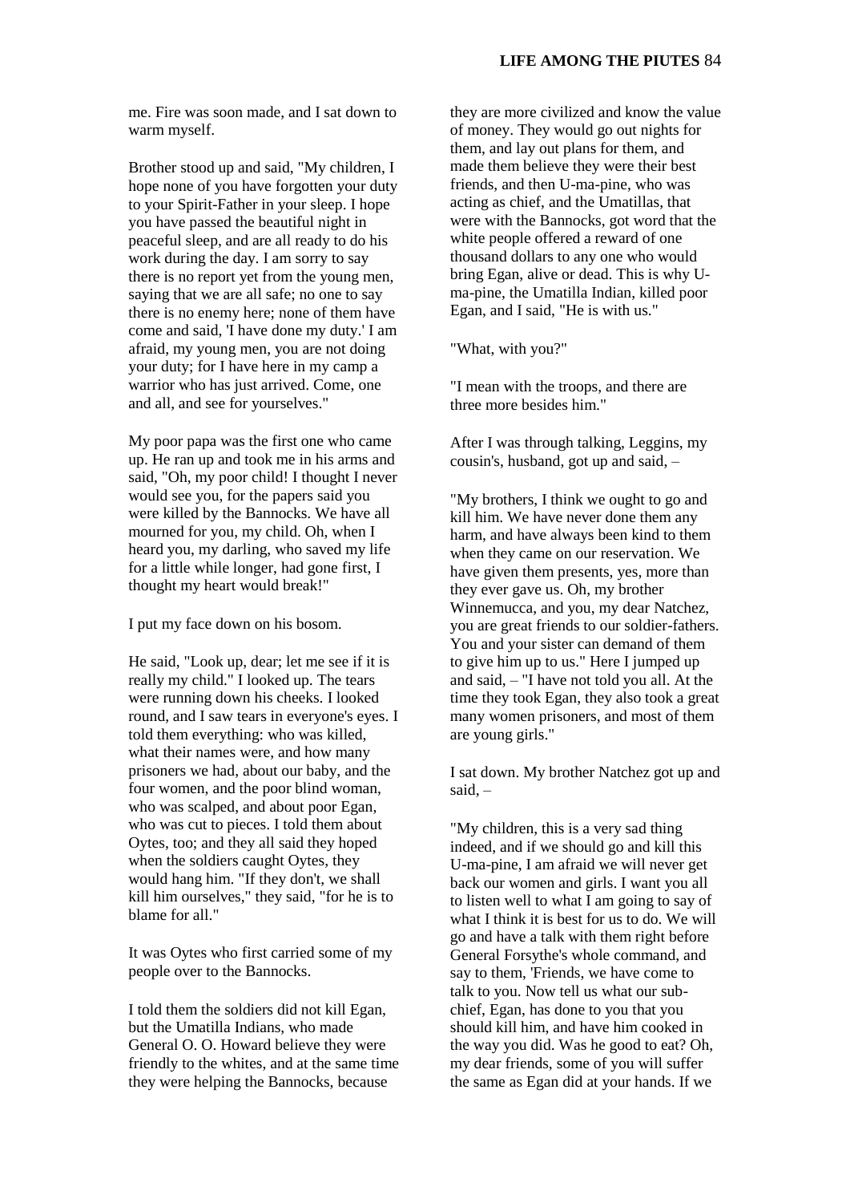me. Fire was soon made, and I sat down to warm myself.

Brother stood up and said, "My children, I hope none of you have forgotten your duty to your Spirit-Father in your sleep. I hope you have passed the beautiful night in peaceful sleep, and are all ready to do his work during the day. I am sorry to say there is no report yet from the young men, saying that we are all safe; no one to say there is no enemy here; none of them have come and said, 'I have done my duty.' I am afraid, my young men, you are not doing your duty; for I have here in my camp a warrior who has just arrived. Come, one and all, and see for yourselves."

My poor papa was the first one who came up. He ran up and took me in his arms and said, "Oh, my poor child! I thought I never would see you, for the papers said you were killed by the Bannocks. We have all mourned for you, my child. Oh, when I heard you, my darling, who saved my life for a little while longer, had gone first, I thought my heart would break!"

I put my face down on his bosom.

He said, "Look up, dear; let me see if it is really my child." I looked up. The tears were running down his cheeks. I looked round, and I saw tears in everyone's eyes. I told them everything: who was killed, what their names were, and how many prisoners we had, about our baby, and the four women, and the poor blind woman, who was scalped, and about poor Egan, who was cut to pieces. I told them about Oytes, too; and they all said they hoped when the soldiers caught Oytes, they would hang him. "If they don't, we shall kill him ourselves," they said, "for he is to blame for all."

It was Oytes who first carried some of my people over to the Bannocks.

I told them the soldiers did not kill Egan, but the Umatilla Indians, who made General O. O. Howard believe they were friendly to the whites, and at the same time they were helping the Bannocks, because they are more civilized and know the value of money. They would go out nights for them, and lay out plans for them, and made them believe they were their best friends, and then U-ma-pine, who was acting as chief, and the Umatillas, that were with the Bannocks, got word that the white people offered a reward of one thousand dollars to any one who would bring Egan, alive or dead. This is why U-ma-pine, the Umatilla Indian, killed poor Egan, and I said, "He is with us."

"What, with you?"

"I mean with the troops, and there are three more besides him."

After I was through talking, Leggins, my cousin's, husband, got up and said, –

"My brothers, I think we ought to go and kill him. We have never done them any harm, and have always been kind to them when they came on our reservation. We have given them presents, yes, more than they ever gave us. Oh, my brother Winnemucca, and you, my dear Natchez, you are great friends to our soldier-fathers. You and your sister can demand of them to give him up to us." Here I jumped up and said, – "I have not told you all. At the time they took Egan, they also took a great many women prisoners, and most of them are young girls."

I sat down. My brother Natchez got up and said, –

"My children, this is a very sad thing indeed, and if we should go and kill this U-ma-pine, I am afraid we will never get back our women and girls. I want you all to listen well to what I am going to say of what I think it is best for us to do. We will go and have a talk with them right before General Forsythe's whole command, and say to them, 'Friends, we have come to talk to you. Now tell us what our sub-chief, Egan, has done to you that you should kill him, and have him cooked in the way you did. Was he good to eat? Oh, my dear friends, some of you will suffer the same as Egan did at your hands. If we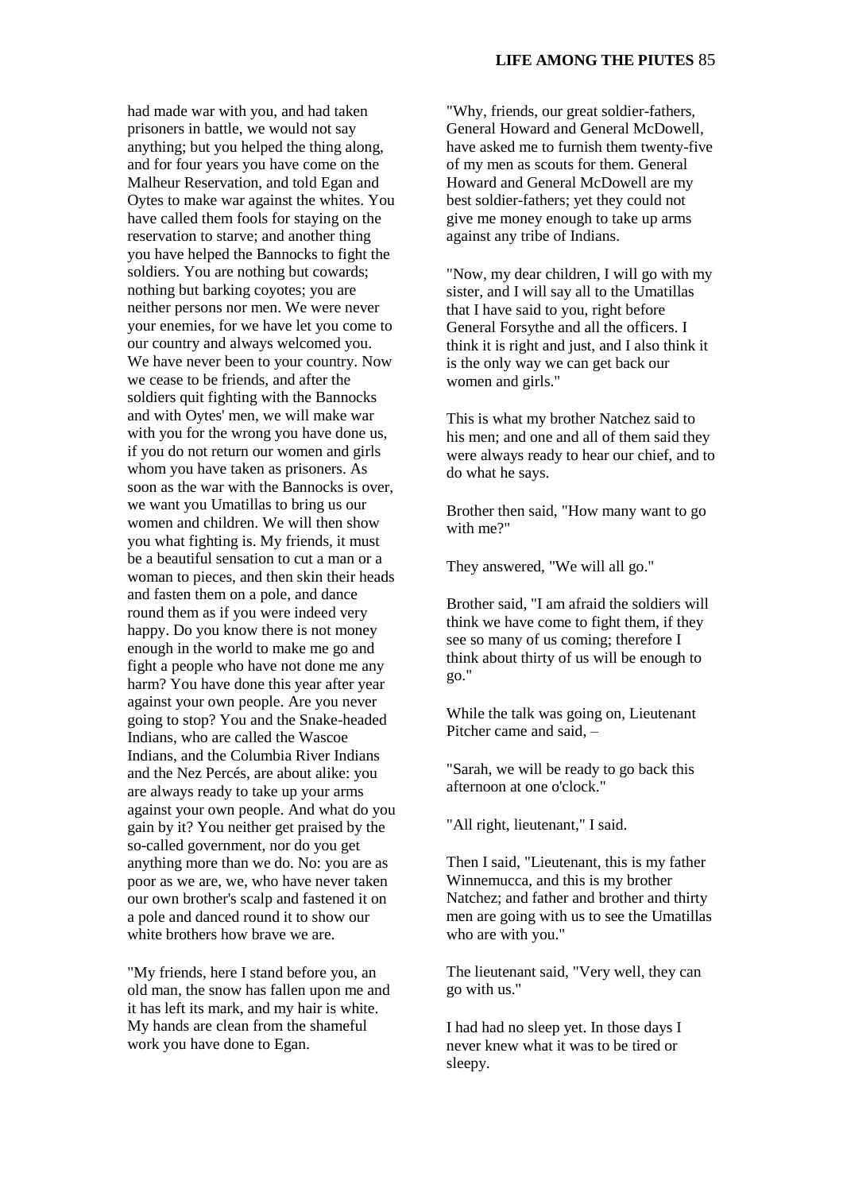had made war with you, and had taken prisoners in battle, we would not say anything; but you helped the thing along, and for four years you have come on the Malheur Reservation, and told Egan and Oytes to make war against the whites. You have called them fools for staying on the reservation to starve; and another thing you have helped the Bannocks to fight the soldiers. You are nothing but cowards; nothing but barking coyotes; you are neither persons nor men. We were never your enemies, for we have let you come to our country and always welcomed you. We have never been to your country. Now we cease to be friends, and after the soldiers quit fighting with the Bannocks and with Oytes' men, we will make war with you for the wrong you have done us, if you do not return our women and girls whom you have taken as prisoners. As soon as the war with the Bannocks is over, we want you Umatillas to bring us our women and children. We will then show you what fighting is. My friends, it must be a beautiful sensation to cut a man or a woman to pieces, and then skin their heads and fasten them on a pole, and dance round them as if you were indeed very happy. Do you know there is not money enough in the world to make me go and fight a people who have not done me any harm? You have done this year after year against your own people. Are you never going to stop? You and the Snake-headed Indians, who are called the Wascoe Indians, and the Columbia River Indians and the Nez Percés, are about alike: you are always ready to take up your arms against your own people. And what do you gain by it? You neither get praised by the so-called government, nor do you get anything more than we do. No: you are as poor as we are, we, who have never taken our own brother's scalp and fastened it on a pole and danced round it to show our white brothers how brave we are.

"My friends, here I stand before you, an old man, the snow has fallen upon me and it has left its mark, and my hair is white. My hands are clean from the shameful work you have done to Egan.

"Why, friends, our great soldier-fathers, General Howard and General McDowell, have asked me to furnish them twenty-five of my men as scouts for them. General Howard and General McDowell are my best soldier-fathers; yet they could not give me money enough to take up arms against any tribe of Indians.

"Now, my dear children, I will go with my sister, and I will say all to the Umatillas that I have said to you, right before General Forsythe and all the officers. I think it is right and just, and I also think it is the only way we can get back our women and girls."

This is what my brother Natchez said to his men; and one and all of them said they were always ready to hear our chief, and to do what he says.

Brother then said, "How many want to go with me?"

They answered, "We will all go."

Brother said, "I am afraid the soldiers will think we have come to fight them, if they see so many of us coming; therefore I think about thirty of us will be enough to go."

While the talk was going on, Lieutenant Pitcher came and said, –

"Sarah, we will be ready to go back this afternoon at one o'clock."

"All right, lieutenant," I said.

Then I said, "Lieutenant, this is my father Winnemucca, and this is my brother Natchez; and father and brother and thirty men are going with us to see the Umatillas who are with you."

The lieutenant said, "Very well, they can go with us."

I had had no sleep yet. In those days I never knew what it was to be tired or sleepy.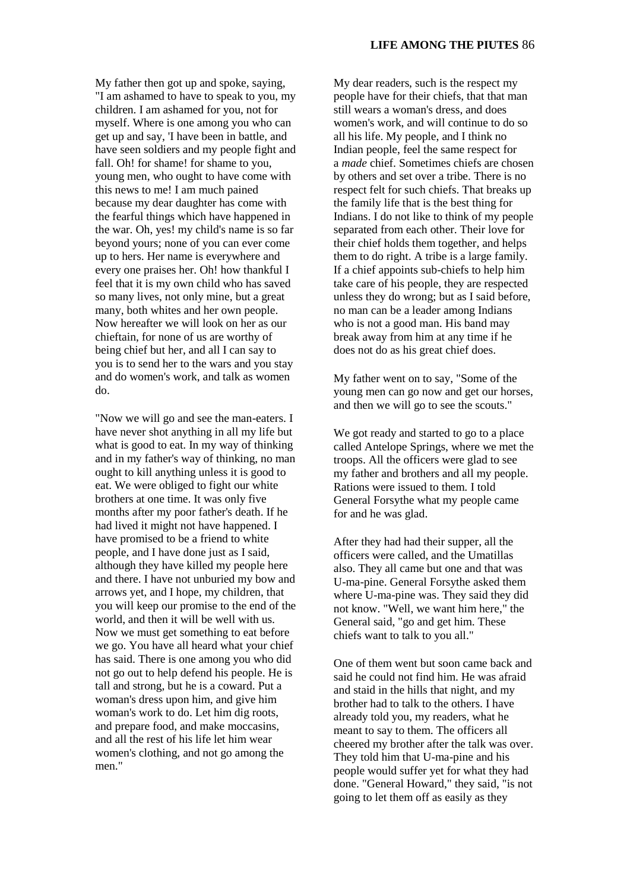My father then got up and spoke, saying, "I am ashamed to have to speak to you, my children. I am ashamed for you, not for myself. Where is one among you who can get up and say, 'I have been in battle, and have seen soldiers and my people fight and fall. Oh! for shame! for shame to you, young men, who ought to have come with this news to me! I am much pained because my dear daughter has come with the fearful things which have happened in the war. Oh, yes! my child's name is so far beyond yours; none of you can ever come up to hers. Her name is everywhere and every one praises her. Oh! how thankful I feel that it is my own child who has saved so many lives, not only mine, but a great many, both whites and her own people. Now hereafter we will look on her as our chieftain, for none of us are worthy of being chief but her, and all I can say to you is to send her to the wars and you stay and do women's work, and talk as women do.

"Now we will go and see the man-eaters. I have never shot anything in all my life but what is good to eat. In my way of thinking and in my father's way of thinking, no man ought to kill anything unless it is good to eat. We were obliged to fight our white brothers at one time. It was only five months after my poor father's death. If he had lived it might not have happened. I have promised to be a friend to white people, and I have done just as I said, although they have killed my people here and there. I have not unburied my bow and arrows yet, and I hope, my children, that you will keep our promise to the end of the world, and then it will be well with us. Now we must get something to eat before we go. You have all heard what your chief has said. There is one among you who did not go out to help defend his people. He is tall and strong, but he is a coward. Put a woman's dress upon him, and give him woman's work to do. Let him dig roots, and prepare food, and make moccasins, and all the rest of his life let him wear women's clothing, and not go among the men."

My dear readers, such is the respect my people have for their chiefs, that that man still wears a woman's dress, and does women's work, and will continue to do so all his life. My people, and I think no Indian people, feel the same respect for a *made* chief. Sometimes chiefs are chosen by others and set over a tribe. There is no respect felt for such chiefs. That breaks up the family life that is the best thing for Indians. I do not like to think of my people separated from each other. Their love for their chief holds them together, and helps them to do right. A tribe is a large family. If a chief appoints sub-chiefs to help him take care of his people, they are respected unless they do wrong; but as I said before, no man can be a leader among Indians who is not a good man. His band may break away from him at any time if he does not do as his great chief does.

My father went on to say, "Some of the young men can go now and get our horses, and then we will go to see the scouts."

We got ready and started to go to a place called Antelope Springs, where we met the troops. All the officers were glad to see my father and brothers and all my people. Rations were issued to them. I told General Forsythe what my people came for and he was glad.

After they had had their supper, all the officers were called, and the Umatillas also. They all came but one and that was U-ma-pine. General Forsythe asked them where U-ma-pine was. They said they did not know. "Well, we want him here," the General said, "go and get him. These chiefs want to talk to you all."

One of them went but soon came back and said he could not find him. He was afraid and staid in the hills that night, and my brother had to talk to the others. I have already told you, my readers, what he meant to say to them. The officers all cheered my brother after the talk was over. They told him that U-ma-pine and his people would suffer yet for what they had done. "General Howard," they said, "is not going to let them off as easily as they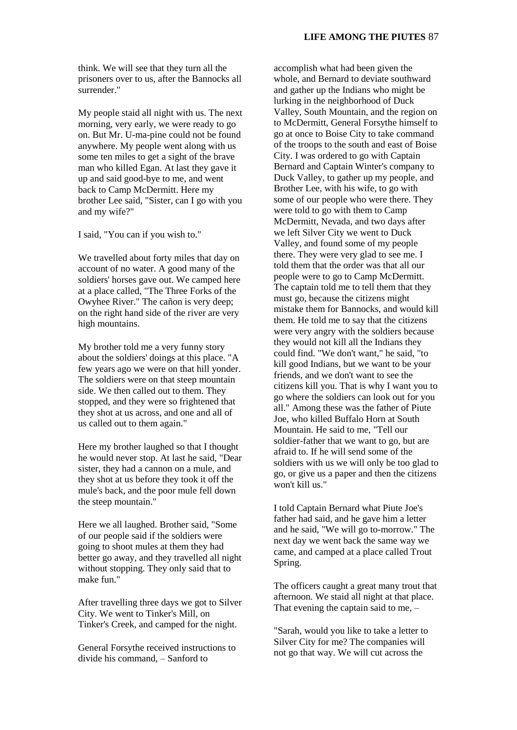think. We will see that they turn all the prisoners over to us, after the Bannocks all surrender."

My people staid all night with us. The next morning, very early, we were ready to go on. But Mr. U-ma-pine could not be found anywhere. My people went along with us some ten miles to get a sight of the brave man who killed Egan. At last they gave it up and said good-bye to me, and went back to Camp McDermitt. Here my brother Lee said, "Sister, can I go with you and my wife?"

I said, "You can if you wish to."

We travelled about forty miles that day on account of no water. A good many of the soldiers' horses gave out. We camped here at a place called, "The Three Forks of the Owyhee River." The cañon is very deep; on the right hand side of the river are very high mountains.

My brother told me a very funny story about the soldiers' doings at this place. "A few years ago we were on that hill yonder. The soldiers were on that steep mountain side. We then called out to them. They stopped, and they were so frightened that they shot at us across, and one and all of us called out to them again."

Here my brother laughed so that I thought he would never stop. At last he said, "Dear sister, they had a cannon on a mule, and they shot at us before they took it off the mule's back, and the poor mule fell down the steep mountain."

Here we all laughed. Brother said, "Some of our people said if the soldiers were going to shoot mules at them they had better go away, and they travelled all night without stopping. They only said that to make fun."

After travelling three days we got to Silver City. We went to Tinker's Mill, on Tinker's Creek, and camped for the night.

General Forsythe received instructions to divide his command, – Sanford to accomplish what had been given the whole, and Bernard to deviate southward and gather up the Indians who might be lurking in the neighborhood of Duck Valley, South Mountain, and the region on to McDermitt, General Forsythe himself to go at once to Boise City to take command of the troops to the south and east of Boise City. I was ordered to go with Captain Bernard and Captain Winter's company to Duck Valley, to gather up my people, and Brother Lee, with his wife, to go with some of our people who were there. They were told to go with them to Camp McDermitt, Nevada, and two days after we left Silver City we went to Duck Valley, and found some of my people there. They were very glad to see me. I told them that the order was that all our people were to go to Camp McDermitt. The captain told me to tell them that they must go, because the citizens might mistake them for Bannocks, and would kill them. He told me to say that the citizens were very angry with the soldiers because they would not kill all the Indians they could find. "We don't want," he said, "to kill good Indians, but we want to be your friends, and we don't want to see the citizens kill you. That is why I want you to go where the soldiers can look out for you all." Among these was the father of Piute Joe, who killed Buffalo Horn at South Mountain. He said to me, "Tell our soldier-father that we want to go, but are afraid to. If he will send some of the soldiers with us we will only be too glad to go, or give us a paper and then the citizens won't kill us."

I told Captain Bernard what Piute Joe's father had said, and he gave him a letter and he said, "We will go to-morrow." The next day we went back the same way we came, and camped at a place called Trout Spring.

The officers caught a great many trout that afternoon. We staid all night at that place. That evening the captain said to me, –

"Sarah, would you like to take a letter to Silver City for me? The companies will not go that way. We will cut across the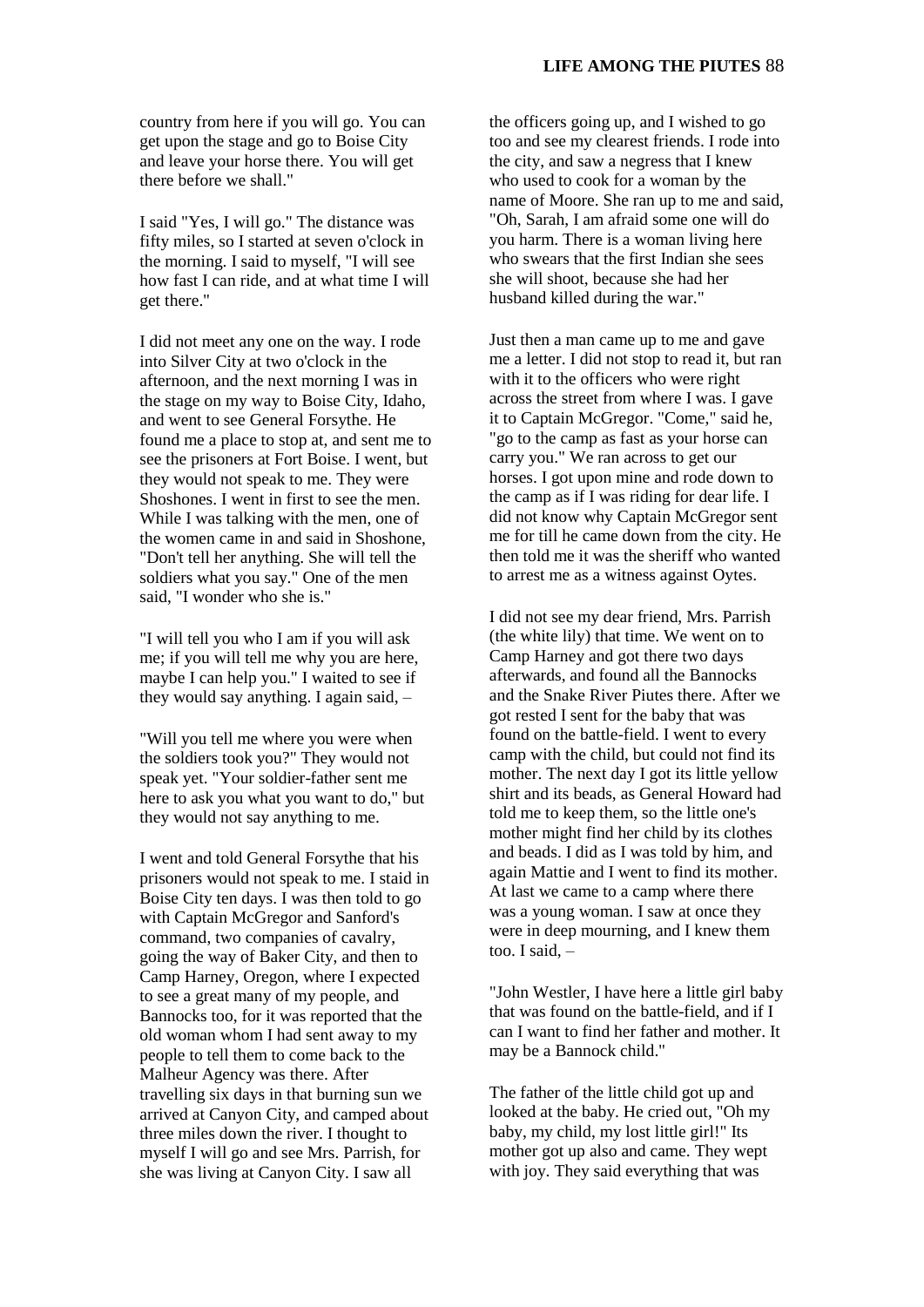country from here if you will go. You can get upon the stage and go to Boise City and leave your horse there. You will get there before we shall."

I said "Yes, I will go." The distance was fifty miles, so I started at seven o'clock in the morning. I said to myself, "I will see how fast I can ride, and at what time I will get there."

I did not meet any one on the way. I rode into Silver City at two o'clock in the afternoon, and the next morning I was in the stage on my way to Boise City, Idaho, and went to see General Forsythe. He found me a place to stop at, and sent me to see the prisoners at Fort Boise. I went, but they would not speak to me. They were Shoshones. I went in first to see the men. While I was talking with the men, one of the women came in and said in Shoshone, "Don't tell her anything. She will tell the soldiers what you say." One of the men said, "I wonder who she is."

"I will tell you who I am if you will ask me; if you will tell me why you are here, maybe I can help you." I waited to see if they would say anything. I again said, –

"Will you tell me where you were when the soldiers took you?" They would not speak yet. "Your soldier-father sent me here to ask you what you want to do," but they would not say anything to me.

I went and told General Forsythe that his prisoners would not speak to me. I staid in Boise City ten days. I was then told to go with Captain McGregor and Sanford's command, two companies of cavalry, going the way of Baker City, and then to Camp Harney, Oregon, where I expected to see a great many of my people, and Bannocks too, for it was reported that the old woman whom I had sent away to my people to tell them to come back to the Malheur Agency was there. After travelling six days in that burning sun we arrived at Canyon City, and camped about three miles down the river. I thought to myself I will go and see Mrs. Parrish, for she was living at Canyon City. I saw all the officers going up, and I wished to go too and see my clearest friends. I rode into the city, and saw a negress that I knew who used to cook for a woman by the name of Moore. She ran up to me and said, "Oh, Sarah, I am afraid some one will do you harm. There is a woman living here who swears that the first Indian she sees she will shoot, because she had her husband killed during the war."

Just then a man came up to me and gave me a letter. I did not stop to read it, but ran with it to the officers who were right across the street from where I was. I gave it to Captain McGregor. "Come," said he, "go to the camp as fast as your horse can carry you." We ran across to get our horses. I got upon mine and rode down to the camp as if I was riding for dear life. I did not know why Captain McGregor sent me for till he came down from the city. He then told me it was the sheriff who wanted to arrest me as a witness against Oytes.

I did not see my dear friend, Mrs. Parrish (the white lily) that time. We went on to Camp Harney and got there two days afterwards, and found all the Bannocks and the Snake River Piutes there. After we got rested I sent for the baby that was found on the battle-field. I went to every camp with the child, but could not find its mother. The next day I got its little yellow shirt and its beads, as General Howard had told me to keep them, so the little one's mother might find her child by its clothes and beads. I did as I was told by him, and again Mattie and I went to find its mother. At last we came to a camp where there was a young woman. I saw at once they were in deep mourning, and I knew them too. I said, –

"John Westler, I have here a little girl baby that was found on the battle-field, and if I can I want to find her father and mother. It may be a Bannock child."

The father of the little child got up and looked at the baby. He cried out, "Oh my baby, my child, my lost little girl!" Its mother got up also and came. They wept with joy. They said everything that was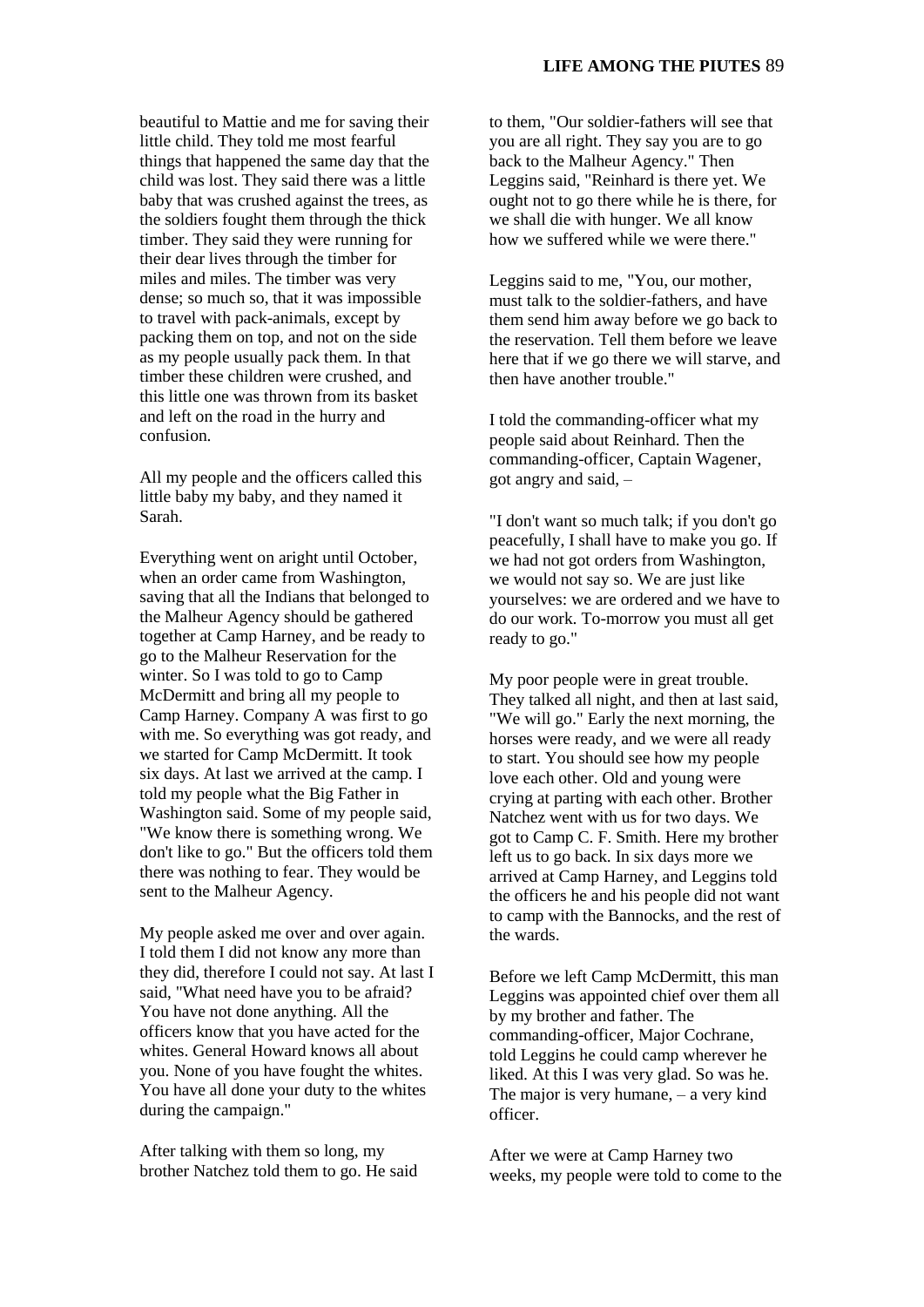beautiful to Mattie and me for saving their little child. They told me most fearful things that happened the same day that the child was lost. They said there was a little baby that was crushed against the trees, as the soldiers fought them through the thick timber. They said they were running for their dear lives through the timber for miles and miles. The timber was very dense; so much so, that it was impossible to travel with pack-animals, except by packing them on top, and not on the side as my people usually pack them. In that timber these children were crushed, and this little one was thrown from its basket and left on the road in the hurry and confusion.

All my people and the officers called this little baby my baby, and they named it Sarah.

Everything went on aright until October, when an order came from Washington, saying that all the Indians that belonged to the Malheur Agency should be gathered together at Camp Harney, and be ready to go to the Malheur Reservation for the winter. So I was told to go to Camp McDermitt and bring all my people to Camp Harney. Company A was first to go with me. So everything was got ready, and we started for Camp McDermitt. It took six days. At last we arrived at the camp. I told my people what the Big Father in Washington said. Some of my people said, "We know there is something wrong. We don't like to go." But the officers told them there was nothing to fear. They would be sent to the Malheur Agency.

My people asked me over and over again. I told them I did not know any more than they did, therefore I could not say. At last I said, "What need have you to be afraid? You have not done anything. All the officers know that you have acted for the whites. General Howard knows all about you. None of you have fought the whites. You have all done your duty to the whites during the campaign."

After talking with them so long, my brother Natchez told them to go. He said to them, "Our soldier-fathers will see that you are all right. They say you are to go back to the Malheur Agency." Then Leggins said, "Reinhard is there yet. We ought not to go there while he is there, for we shall die with hunger. We all know how we suffered while we were there."

Leggins said to me, "You, our mother, must talk to the soldier-fathers, and have them send him away before we go back to the reservation. Tell them before we leave here that if we go there we will starve, and then have another trouble."

I told the commanding-officer what my people said about Reinhard. Then the commanding-officer, Captain Wagener, got angry and said, –

"I don't want so much talk; if you don't go peacefully, I shall have to make you go. If we had not got orders from Washington, we would not say so. We are just like yourselves: we are ordered and we have to do our work. To-morrow you must all get ready to go."

My poor people were in great trouble. They talked all night, and then at last said, "We will go." Early the next morning, the horses were ready, and we were all ready to start. You should see how my people love each other. Old and young were crying at parting with each other. Brother Natchez went with us for two days. We got to Camp C. F. Smith. Here my brother left us to go back. In six days more we arrived at Camp Harney, and Leggins told the officers he and his people did not want to camp with the Bannocks, and the rest of the wards.

Before we left Camp McDermitt, this man Leggins was appointed chief over them all by my brother and father. The commanding-officer, Major Cochrane, told Leggins he could camp wherever he liked. At this I was very glad. So was he. The major is very humane, – a very kind officer.

After we were at Camp Harney two weeks, my people were told to come to the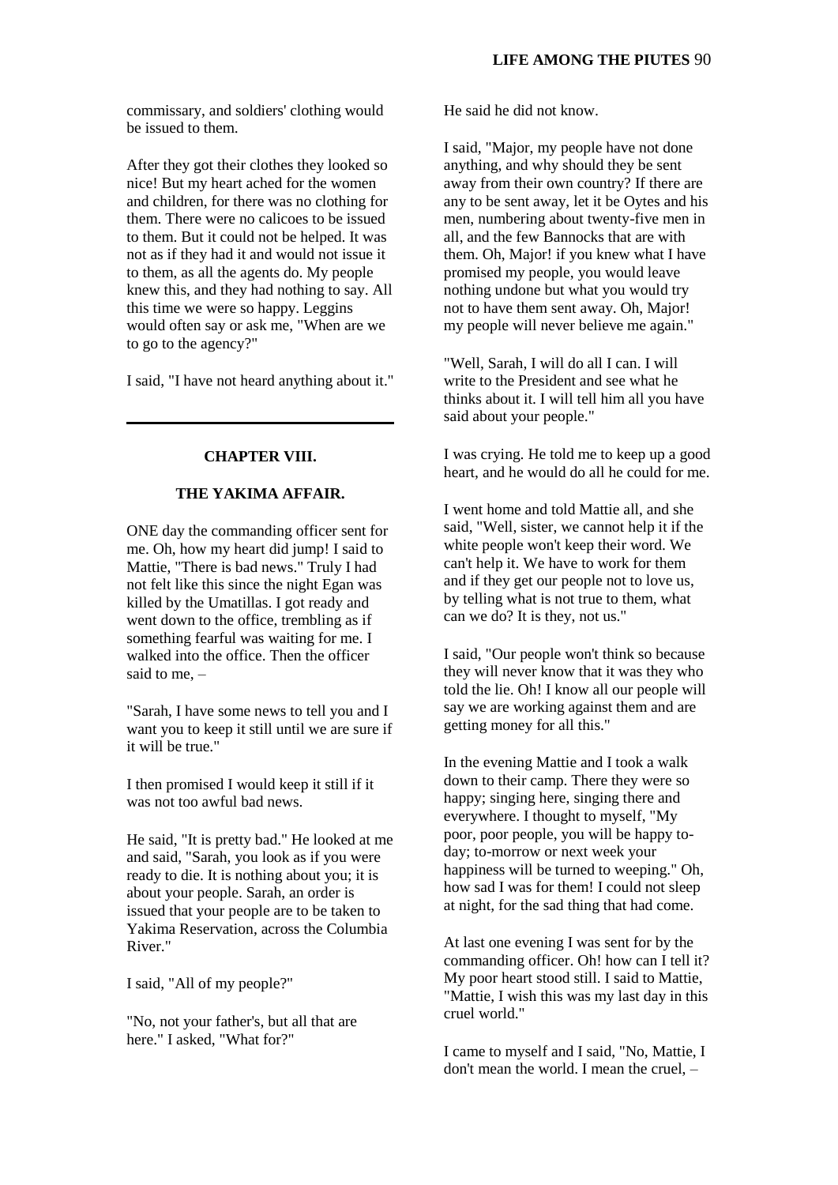commissary, and soldiers' clothing would be issued to them.

After they got their clothes they looked so nice! But my heart ached for the women and children, for there was no clothing for them. There were no calicoes to be issued to them. But it could not be helped. It was not as if they had it and would not issue it to them, as all the agents do. My people knew this, and they had nothing to say. All this time we were so happy. Leggins would often say or ask me, "When are we to go to the agency?"

I said, "I have not heard anything about it."

---

## CHAPTER VIII.

### THE YAKIMA AFFAIR.

ONE day the commanding officer sent for me. Oh, how my heart did jump! I said to Mattie, "There is bad news." Truly I had not felt like this since the night Egan was killed by the Umatillas. I got ready and went down to the office, trembling as if something fearful was waiting for me. I walked into the office. Then the officer said to me, –

"Sarah, I have some news to tell you and I want you to keep it still until we are sure if it will be true."

I then promised I would keep it still if it was not too awful bad news.

He said, "It is pretty bad." He looked at me and said, "Sarah, you look as if you were ready to die. It is nothing about you; it is about your people. Sarah, an order is issued that your people are to be taken to Yakima Reservation, across the Columbia River."

I said, "All of my people?"

"No, not your father's, but all that are here." I asked, "What for?"

He said he did not know.

I said, "Major, my people have not done anything, and why should they be sent away from their own country? If there are any to be sent away, let it be Oytes and his men, numbering about twenty-five men in all, and the few Bannocks that are with them. Oh, Major! if you knew what I have promised my people, you would leave nothing undone but what you would try not to have them sent away. Oh, Major! my people will never believe me again."

"Well, Sarah, I will do all I can. I will write to the President and see what he thinks about it. I will tell him all you have said about your people."

I was crying. He told me to keep up a good heart, and he would do all he could for me.

I went home and told Mattie all, and she said, "Well, sister, we cannot help it if the white people won't keep their word. We can't help it. We have to work for them and if they get our people not to love us, by telling what is not true to them, what can we do? It is they, not us."

I said, "Our people won't think so because they will never know that it was they who told the lie. Oh! I know all our people will say we are working against them and are getting money for all this."

In the evening Mattie and I took a walk down to their camp. There they were so happy; singing here, singing there and everywhere. I thought to myself, "My poor, poor people, you will be happy to-day; to-morrow or next week your happiness will be turned to weeping." Oh, how sad I was for them! I could not sleep at night, for the sad thing that had come.

At last one evening I was sent for by the commanding officer. Oh! how can I tell it? My poor heart stood still. I said to Mattie, "Mattie, I wish this was my last day in this cruel world."

I came to myself and I said, "No, Mattie, I don't mean the world. I mean the cruel, –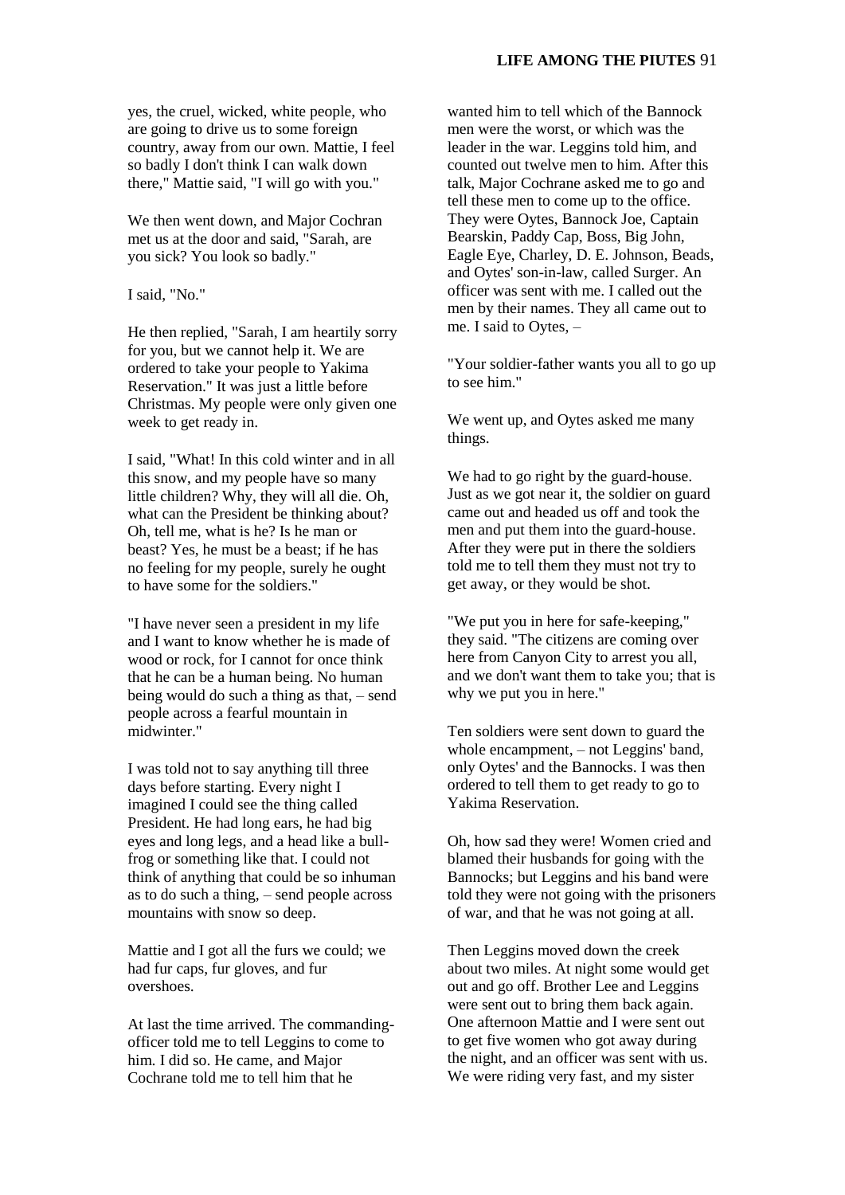yes, the cruel, wicked, white people, who are going to drive us to some foreign country, away from our own. Mattie, I feel so badly I don't think I can walk down there," Mattie said, "I will go with you."

We then went down, and Major Cochran met us at the door and said, "Sarah, are you sick? You look so badly."

I said, "No."

He then replied, "Sarah, I am heartily sorry for you, but we cannot help it. We are ordered to take your people to Yakima Reservation." It was just a little before Christmas. My people were only given one week to get ready in.

I said, "What! In this cold winter and in all this snow, and my people have so many little children? Why, they will all die. Oh, what can the President be thinking about? Oh, tell me, what is he? Is he man or beast? Yes, he must be a beast; if he has no feeling for my people, surely he ought to have some for the soldiers."

"I have never seen a president in my life and I want to know whether he is made of wood or rock, for I cannot for once think that he can be a human being. No human being would do such a thing as that, – send people across a fearful mountain in midwinter."

I was told not to say anything till three days before starting. Every night I imagined I could see the thing called President. He had long ears, he had big eyes and long legs, and a head like a bull-frog or something like that. I could not think of anything that could be so inhuman as to do such a thing, – send people across mountains with snow so deep.

Mattie and I got all the furs we could; we had fur caps, fur gloves, and fur overshoes.

At last the time arrived. The commanding-officer told me to tell Leggins to come to him. I did so. He came, and Major Cochrane told me to tell him that he wanted him to tell which of the Bannock men were the worst, or which was the leader in the war. Leggins told him, and counted out twelve men to him. After this talk, Major Cochrane asked me to go and tell these men to come up to the office. They were Oytes, Bannock Joe, Captain Bearskin, Paddy Cap, Boss, Big John, Eagle Eye, Charley, D. E. Johnson, Beads, and Oytes' son-in-law, called Surger. An officer was sent with me. I called out the men by their names. They all came out to me. I said to Oytes, –

"Your soldier-father wants you all to go up to see him."

We went up, and Oytes asked me many things.

We had to go right by the guard-house. Just as we got near it, the soldier on guard came out and headed us off and took the men and put them into the guard-house. After they were put in there the soldiers told me to tell them they must not try to get away, or they would be shot.

"We put you in here for safe-keeping," they said. "The citizens are coming over here from Canyon City to arrest you all, and we don't want them to take you; that is why we put you in here."

Ten soldiers were sent down to guard the whole encampment, – not Leggins' band, only Oytes' and the Bannocks. I was then ordered to tell them to get ready to go to Yakima Reservation.

Oh, how sad they were! Women cried and blamed their husbands for going with the Bannocks; but Leggins and his band were told they were not going with the prisoners of war, and that he was not going at all.

Then Leggins moved down the creek about two miles. At night some would get out and go off. Brother Lee and Leggins were sent out to bring them back again. One afternoon Mattie and I were sent out to get five women who got away during the night, and an officer was sent with us. We were riding very fast, and my sister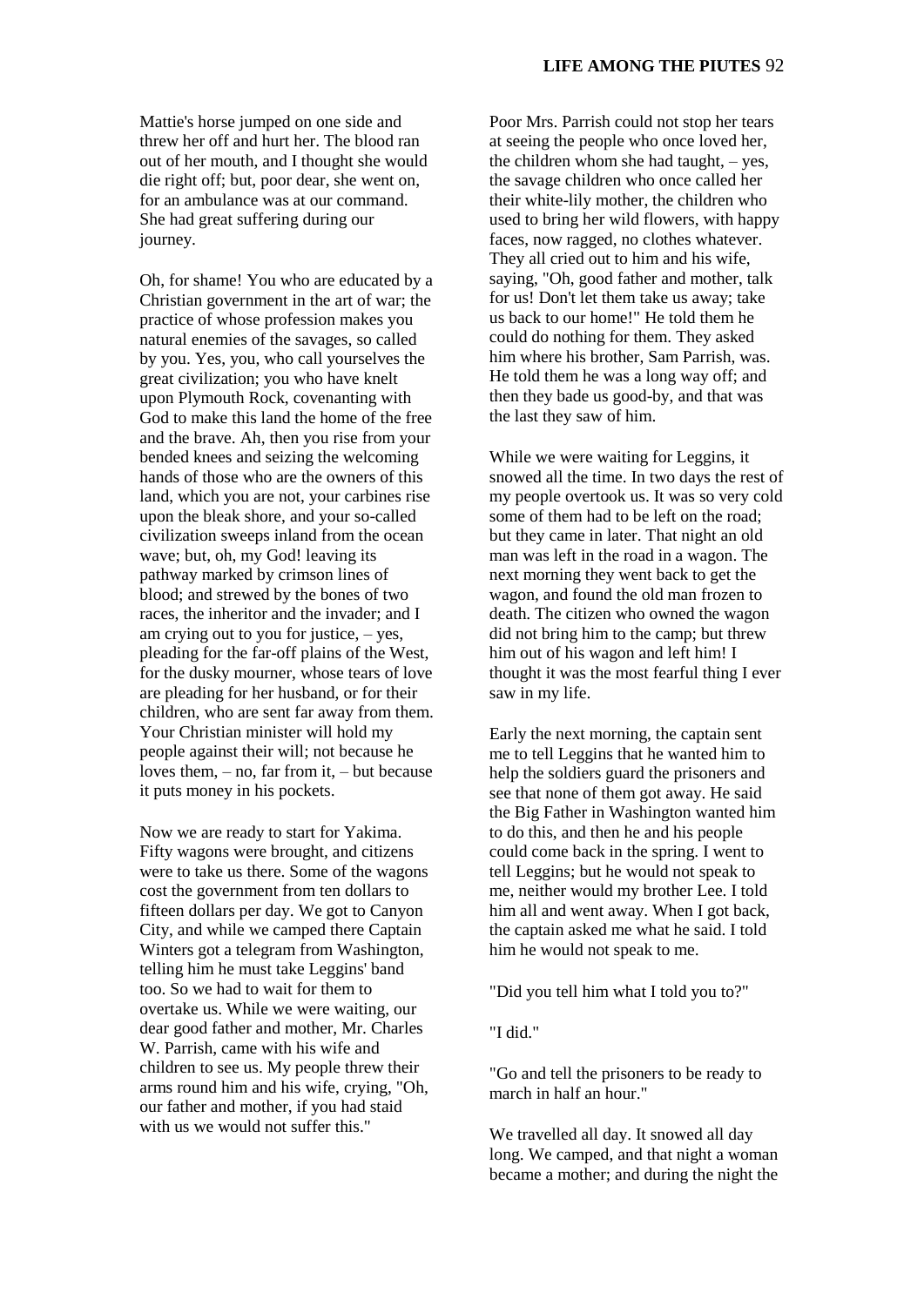Mattie's horse jumped on one side and threw her off and hurt her. The blood ran out of her mouth, and I thought she would die right off; but, poor dear, she went on, for an ambulance was at our command. She had great suffering during our journey.

Oh, for shame! You who are educated by a Christian government in the art of war; the practice of whose profession makes you natural enemies of the savages, so called by you. Yes, you, who call yourselves the great civilization; you who have knelt upon Plymouth Rock, covenanting with God to make this land the home of the free and the brave. Ah, then you rise from your bended knees and seizing the welcoming hands of those who are the owners of this land, which you are not, your carbines rise upon the bleak shore, and your so-called civilization sweeps inland from the ocean wave; but, oh, my God! leaving its pathway marked by crimson lines of blood; and strewed by the bones of two races, the inheritor and the invader; and I am crying out to you for justice, – yes, pleading for the far-off plains of the West, for the dusky mourner, whose tears of love are pleading for her husband, or for their children, who are sent far away from them. Your Christian minister will hold my people against their will; not because he loves them, – no, far from it, – but because it puts money in his pockets.

Now we are ready to start for Yakima. Fifty wagons were brought, and citizens were to take us there. Some of the wagons cost the government from ten dollars to fifteen dollars per day. We got to Canyon City, and while we camped there Captain Winters got a telegram from Washington, telling him he must take Leggins' band too. So we had to wait for them to overtake us. While we were waiting, our dear good father and mother, Mr. Charles W. Parrish, came with his wife and children to see us. My people threw their arms round him and his wife, crying, "Oh, our father and mother, if you had staid with us we would not suffer this."

Poor Mrs. Parrish could not stop her tears at seeing the people who once loved her, the children whom she had taught, – yes, the savage children who once called her their white-lily mother, the children who used to bring her wild flowers, with happy faces, now ragged, no clothes whatever. They all cried out to him and his wife, saying, "Oh, good father and mother, talk for us! Don't let them take us away; take us back to our home!" He told them he could do nothing for them. They asked him where his brother, Sam Parrish, was. He told them he was a long way off; and then they bade us good-by, and that was the last they saw of him.

While we were waiting for Leggins, it snowed all the time. In two days the rest of my people overtook us. It was so very cold some of them had to be left on the road; but they came in later. That night an old man was left in the road in a wagon. The next morning they went back to get the wagon, and found the old man frozen to death. The citizen who owned the wagon did not bring him to the camp; but threw him out of his wagon and left him! I thought it was the most fearful thing I ever saw in my life.

Early the next morning, the captain sent me to tell Leggins that he wanted him to help the soldiers guard the prisoners and see that none of them got away. He said the Big Father in Washington wanted him to do this, and then he and his people could come back in the spring. I went to tell Leggins; but he would not speak to me, neither would my brother Lee. I told him all and went away. When I got back, the captain asked me what he said. I told him he would not speak to me.

"Did you tell him what I told you to?"

"I did."

"Go and tell the prisoners to be ready to march in half an hour."

We travelled all day. It snowed all day long. We camped, and that night a woman became a mother; and during the night the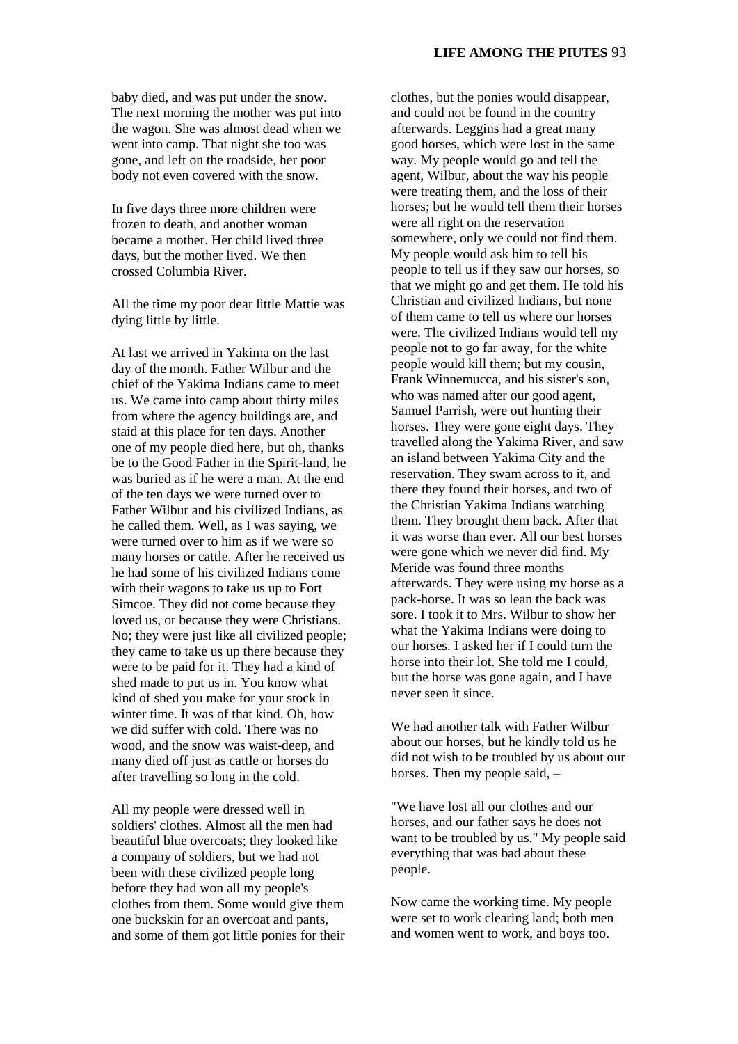baby died, and was put under the snow. The next morning the mother was put into the wagon. She was almost dead when we went into camp. That night she too was gone, and left on the roadside, her poor body not even covered with the snow.

In five days three more children were frozen to death, and another woman became a mother. Her child lived three days, but the mother lived. We then crossed Columbia River.

All the time my poor dear little Mattie was dying little by little.

At last we arrived in Yakima on the last day of the month. Father Wilbur and the chief of the Yakima Indians came to meet us. We came into camp about thirty miles from where the agency buildings are, and staid at this place for ten days. Another one of my people died here, but oh, thanks be to the Good Father in the Spirit-land, he was buried as if he were a man. At the end of the ten days we were turned over to Father Wilbur and his civilized Indians, as he called them. Well, as I was saying, we were turned over to him as if we were so many horses or cattle. After he received us he had some of his civilized Indians come with their wagons to take us up to Fort Simcoe. They did not come because they loved us, or because they were Christians. No; they were just like all civilized people; they came to take us up there because they were to be paid for it. They had a kind of shed made to put us in. You know what kind of shed you make for your stock in winter time. It was of that kind. Oh, how we did suffer with cold. There was no wood, and the snow was waist-deep, and many died off just as cattle or horses do after travelling so long in the cold.

All my people were dressed well in soldiers' clothes. Almost all the men had beautiful blue overcoats; they looked like a company of soldiers, but we had not been with these civilized people long before they had won all my people's clothes from them. Some would give them one buckskin for an overcoat and pants, and some of them got little ponies for their clothes, but the ponies would disappear, and could not be found in the country afterwards. Leggins had a great many good horses, which were lost in the same way. My people would go and tell the agent, Wilbur, about the way his people were treating them, and the loss of their horses; but he would tell them their horses were all right on the reservation somewhere, only we could not find them. My people would ask him to tell his people to tell us if they saw our horses, so that we might go and get them. He told his Christian and civilized Indians, but none of them came to tell us where our horses were. The civilized Indians would tell my people not to go far away, for the white people would kill them; but my cousin, Frank Winnemucca, and his sister's son, who was named after our good agent, Samuel Parrish, were out hunting their horses. They were gone eight days. They travelled along the Yakima River, and saw an island between Yakima City and the reservation. They swam across to it, and there they found their horses, and two of the Christian Yakima Indians watching them. They brought them back. After that it was worse than ever. All our best horses were gone which we never did find. My Meride was found three months afterwards. They were using my horse as a pack-horse. It was so lean the back was sore. I took it to Mrs. Wilbur to show her what the Yakima Indians were doing to our horses. I asked her if I could turn the horse into their lot. She told me I could, but the horse was gone again, and I have never seen it since.

We had another talk with Father Wilbur about our horses, but he kindly told us he did not wish to be troubled by us about our horses. Then my people said, –

"We have lost all our clothes and our horses, and our father says he does not want to be troubled by us." My people said everything that was bad about these people.

Now came the working time. My people were set to work clearing land; both men and women went to work, and boys too.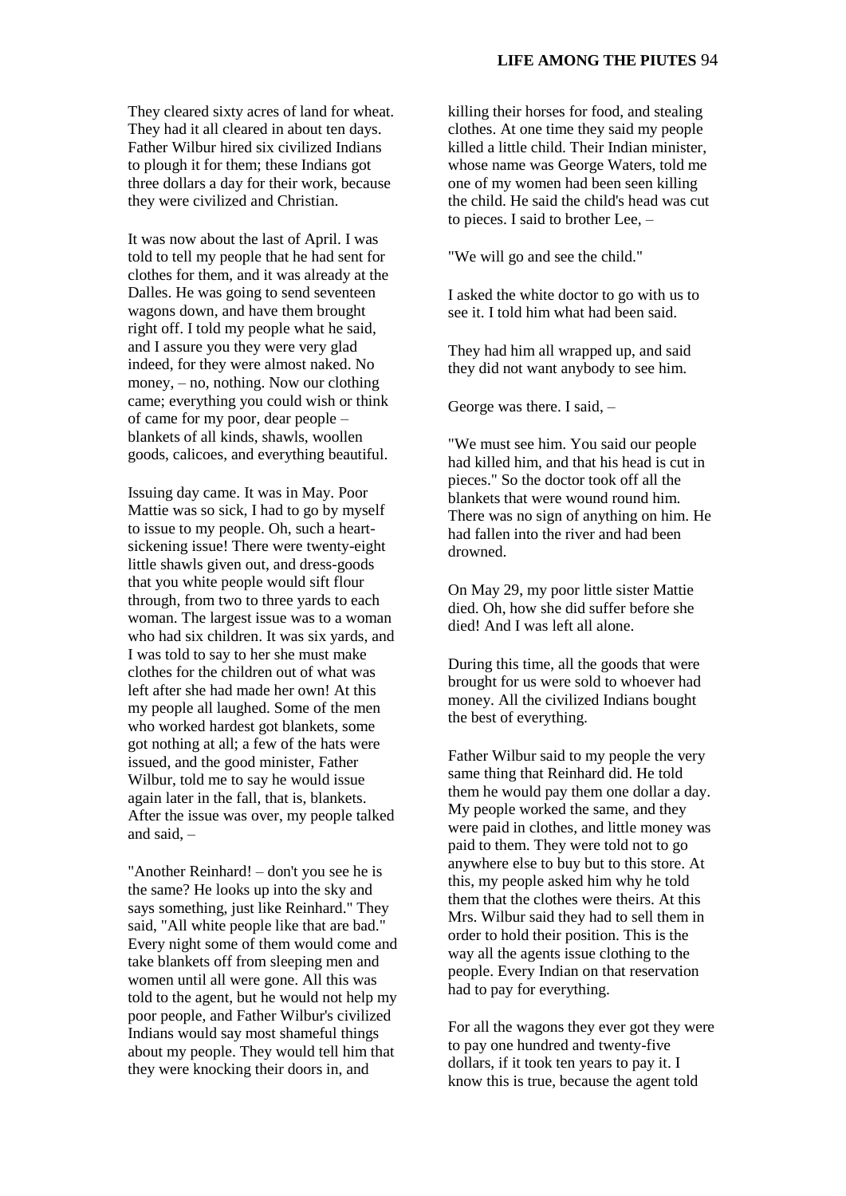They cleared sixty acres of land for wheat. They had it all cleared in about ten days. Father Wilbur hired six civilized Indians to plough it for them; these Indians got three dollars a day for their work, because they were civilized and Christian.

It was now about the last of April. I was told to tell my people that he had sent for clothes for them, and it was already at the Dalles. He was going to send seventeen wagons down, and have them brought right off. I told my people what he said, and I assure you they were very glad indeed, for they were almost naked. No money, – no, nothing. Now our clothing came; everything you could wish or think of came for my poor, dear people – blankets of all kinds, shawls, woollen goods, calicoes, and everything beautiful.

Issuing day came. It was in May. Poor Mattie was so sick, I had to go by myself to issue to my people. Oh, such a heart-sickening issue! There were twenty-eight little shawls given out, and dress-goods that you white people would sift flour through, from two to three yards to each woman. The largest issue was to a woman who had six children. It was six yards, and I was told to say to her she must make clothes for the children out of what was left after she had made her own! At this my people all laughed. Some of the men who worked hardest got blankets, some got nothing at all; a few of the hats were issued, and the good minister, Father Wilbur, told me to say he would issue again later in the fall, that is, blankets. After the issue was over, my people talked and said, –

"Another Reinhard! – don't you see he is the same? He looks up into the sky and says something, just like Reinhard." They said, "All white people like that are bad." Every night some of them would come and take blankets off from sleeping men and women until all were gone. All this was told to the agent, but he would not help my poor people, and Father Wilbur's civilized Indians would say most shameful things about my people. They would tell him that they were knocking their doors in, and killing their horses for food, and stealing clothes. At one time they said my people killed a little child. Their Indian minister, whose name was George Waters, told me one of my women had been seen killing the child. He said the child's head was cut to pieces. I said to brother Lee, –

"We will go and see the child."

I asked the white doctor to go with us to see it. I told him what had been said.

They had him all wrapped up, and said they did not want anybody to see him.

George was there. I said, –

"We must see him. You said our people had killed him, and that his head is cut in pieces." So the doctor took off all the blankets that were wound round him. There was no sign of anything on him. He had fallen into the river and had been drowned.

On May 29, my poor little sister Mattie died. Oh, how she did suffer before she died! And I was left all alone.

During this time, all the goods that were brought for us were sold to whoever had money. All the civilized Indians bought the best of everything.

Father Wilbur said to my people the very same thing that Reinhard did. He told them he would pay them one dollar a day. My people worked the same, and they were paid in clothes, and little money was paid to them. They were told not to go anywhere else to buy but to this store. At this, my people asked him why he told them that the clothes were theirs. At this Mrs. Wilbur said they had to sell them in order to hold their position. This is the way all the agents issue clothing to the people. Every Indian on that reservation had to pay for everything.

For all the wagons they ever got they were to pay one hundred and twenty-five dollars, if it took ten years to pay it. I know this is true, because the agent told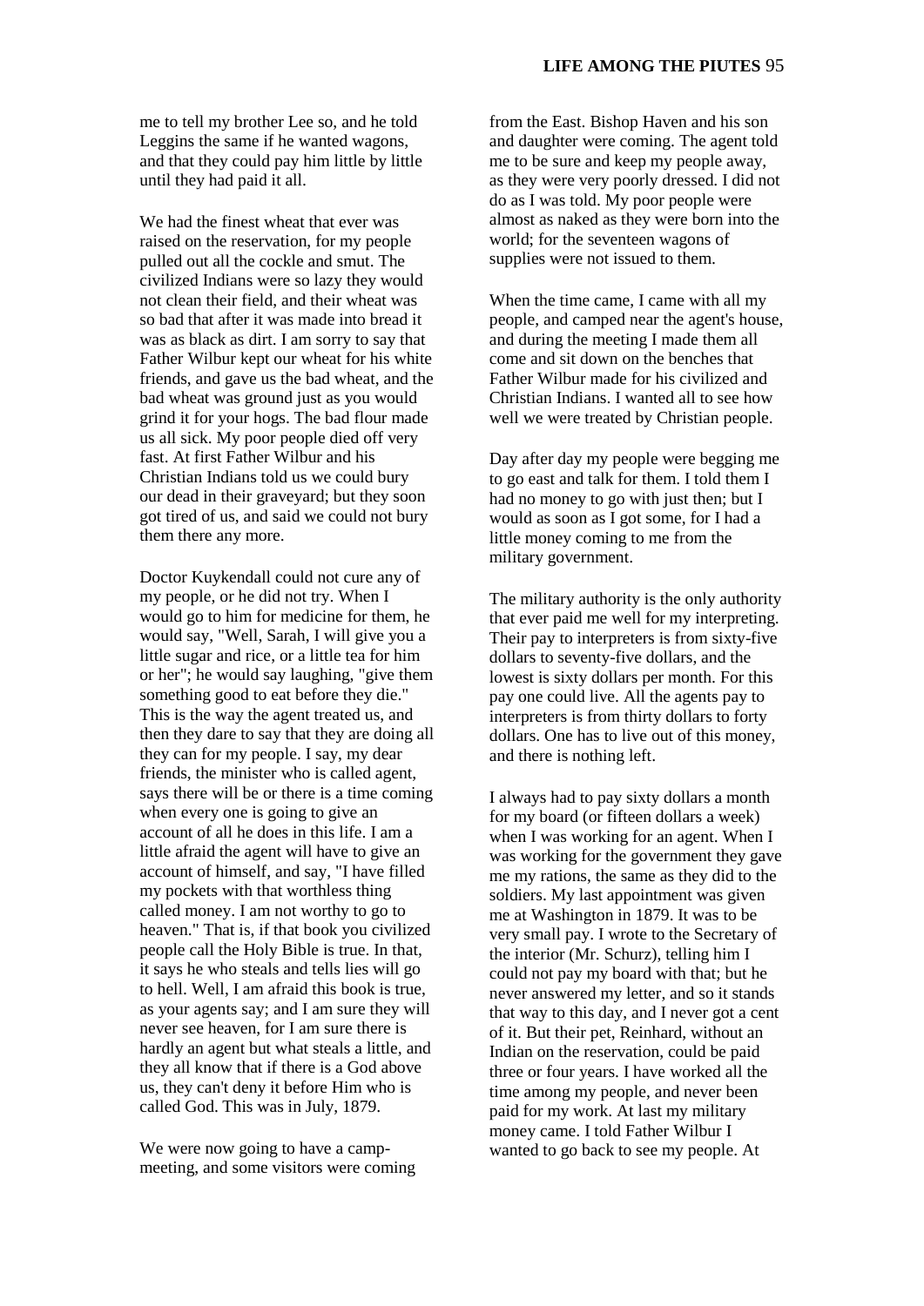me to tell my brother Lee so, and he told Leggins the same if he wanted wagons, and that they could pay him little by little until they had paid it all.

We had the finest wheat that ever was raised on the reservation, for my people pulled out all the cockle and smut. The civilized Indians were so lazy they would not clean their field, and their wheat was so bad that after it was made into bread it was as black as dirt. I am sorry to say that Father Wilbur kept our wheat for his white friends, and gave us the bad wheat, and the bad wheat was ground just as you would grind it for your hogs. The bad flour made us all sick. My poor people died off very fast. At first Father Wilbur and his Christian Indians told us we could bury our dead in their graveyard; but they soon got tired of us, and said we could not bury them there any more.

Doctor Kuykendall could not cure any of my people, or he did not try. When I would go to him for medicine for them, he would say, "Well, Sarah, I will give you a little sugar and rice, or a little tea for him or her"; he would say laughing, "give them something good to eat before they die." This is the way the agent treated us, and then they dare to say that they are doing all they can for my people. I say, my dear friends, the minister who is called agent, says there will be or there is a time coming when every one is going to give an account of all he does in this life. I am a little afraid the agent will have to give an account of himself, and say, "I have filled my pockets with that worthless thing called money. I am not worthy to go to heaven." That is, if that book you civilized people call the Holy Bible is true. In that, it says he who steals and tells lies will go to hell. Well, I am afraid this book is true, as your agents say; and I am sure they will never see heaven, for I am sure there is hardly an agent but what steals a little, and they all know that if there is a God above us, they can't deny it before Him who is called God. This was in July, 1879.

We were now going to have a camp-meeting, and some visitors were coming from the East. Bishop Haven and his son and daughter were coming. The agent told me to be sure and keep my people away, as they were very poorly dressed. I did not do as I was told. My poor people were almost as naked as they were born into the world; for the seventeen wagons of supplies were not issued to them.

When the time came, I came with all my people, and camped near the agent's house, and during the meeting I made them all come and sit down on the benches that Father Wilbur made for his civilized and Christian Indians. I wanted all to see how well we were treated by Christian people.

Day after day my people were begging me to go east and talk for them. I told them I had no money to go with just then; but I would as soon as I got some, for I had a little money coming to me from the military government.

The military authority is the only authority that ever paid me well for my interpreting. Their pay to interpreters is from sixty-five dollars to seventy-five dollars, and the lowest is sixty dollars per month. For this pay one could live. All the agents pay to interpreters is from thirty dollars to forty dollars. One has to live out of this money, and there is nothing left.

I always had to pay sixty dollars a month for my board (or fifteen dollars a week) when I was working for an agent. When I was working for the government they gave me my rations, the same as they did to the soldiers. My last appointment was given me at Washington in 1879. It was to be very small pay. I wrote to the Secretary of the interior (Mr. Schurz), telling him I could not pay my board with that; but he never answered my letter, and so it stands that way to this day, and I never got a cent of it. But their pet, Reinhard, without an Indian on the reservation, could be paid three or four years. I have worked all the time among my people, and never been paid for my work. At last my military money came. I told Father Wilbur I wanted to go back to see my people. At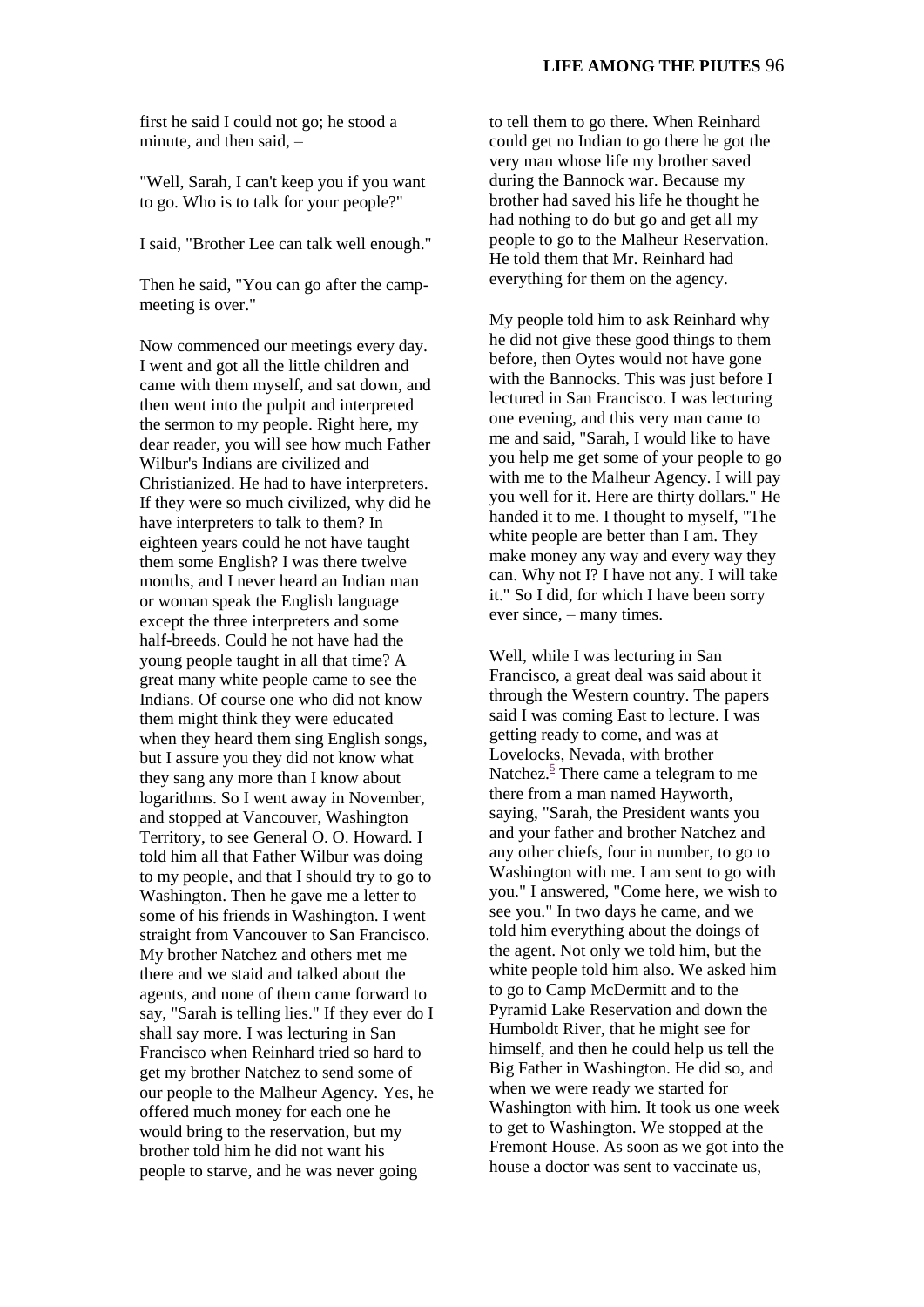first he said I could not go; he stood a minute, and then said, –

"Well, Sarah, I can't keep you if you want to go. Who is to talk for your people?"

I said, "Brother Lee can talk well enough."

Then he said, "You can go after the camp-meeting is over."

Now commenced our meetings every day. I went and got all the little children and came with them myself, and sat down, and then went into the pulpit and interpreted the sermon to my people. Right here, my dear reader, you will see how much Father Wilbur's Indians are civilized and Christianized. He had to have interpreters. If they were so much civilized, why did he have interpreters to talk to them? In eighteen years could he not have taught them some English? I was there twelve months, and I never heard an Indian man or woman speak the English language except the three interpreters and some half-breeds. Could he not have had the young people taught in all that time? A great many white people came to see the Indians. Of course one who did not know them might think they were educated when they heard them sing English songs, but I assure you they did not know what they sang any more than I know about logarithms. So I went away in November, and stopped at Vancouver, Washington Territory, to see General O. O. Howard. I told him all that Father Wilbur was doing to my people, and that I should try to go to Washington. Then he gave me a letter to some of his friends in Washington. I went straight from Vancouver to San Francisco. My brother Natchez and others met me there and we staid and talked about the agents, and none of them came forward to say, "Sarah is telling lies." If they ever do I shall say more. I was lecturing in San Francisco when Reinhard tried so hard to get my brother Natchez to send some of our people to the Malheur Agency. Yes, he offered much money for each one he would bring to the reservation, but my brother told him he did not want his people to starve, and he was never going to tell them to go there. When Reinhard could get no Indian to go there he got the very man whose life my brother saved during the Bannock war. Because my brother had saved his life he thought he had nothing to do but go and get all my people to go to the Malheur Reservation. He told them that Mr. Reinhard had everything for them on the agency.

My people told him to ask Reinhard why he did not give these good things to them before, then Oytes would not have gone with the Bannocks. This was just before I lectured in San Francisco. I was lecturing one evening, and this very man came to me and said, "Sarah, I would like to have you help me get some of your people to go with me to the Malheur Agency. I will pay you well for it. Here are thirty dollars." He handed it to me. I thought to myself, "The white people are better than I am. They make money any way and every way they can. Why not I? I have not any. I will take it." So I did, for which I have been sorry ever since, – many times.

Well, while I was lecturing in San Francisco, a great deal was said about it through the Western country. The papers said I was coming East to lecture. I was getting ready to come, and was at Lovelocks, Nevada, with brother Natchez.[5] There came a telegram to me there from a man named Hayworth, saying, "Sarah, the President wants you and your father and brother Natchez and any other chiefs, four in number, to go to Washington with me. I am sent to go with you." I answered, "Come here, we wish to see you." In two days he came, and we told him everything about the doings of the agent. Not only we told him, but the white people told him also. We asked him to go to Camp McDermitt and to the Pyramid Lake Reservation and down the Humboldt River, that he might see for himself, and then he could help us tell the Big Father in Washington. He did so, and when we were ready we started for Washington with him. It took us one week to get to Washington. We stopped at the Fremont House. As soon as we got into the house a doctor was sent to vaccinate us,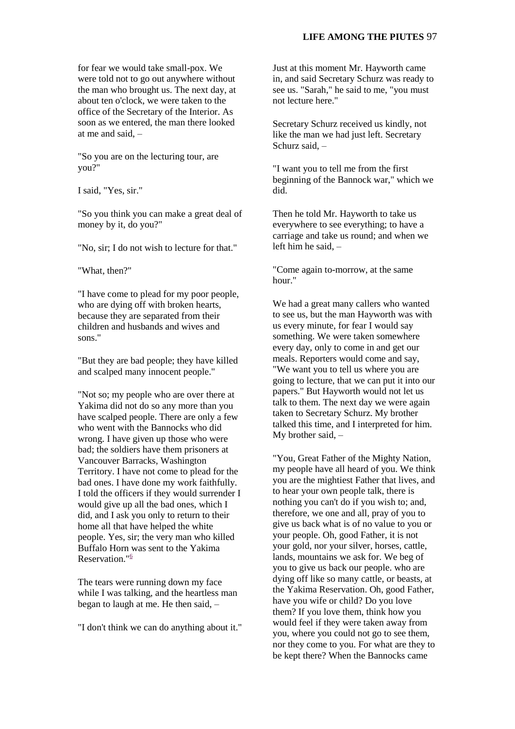for fear we would take small-pox. We were told not to go out anywhere without the man who brought us. The next day, at about ten o'clock, we were taken to the office of the Secretary of the Interior. As soon as we entered, the man there looked at me and said, –

"So you are on the lecturing tour, are you?"

I said, "Yes, sir."

"So you think you can make a great deal of money by it, do you?"

"No, sir; I do not wish to lecture for that."

"What, then?"

"I have come to plead for my poor people, who are dying off with broken hearts, because they are separated from their children and husbands and wives and sons."

"But they are bad people; they have killed and scalped many innocent people."

"Not so; my people who are over there at Yakima did not do so any more than you have scalped people. There are only a few who went with the Bannocks who did wrong. I have given up those who were bad; the soldiers have them prisoners at Vancouver Barracks, Washington Territory. I have not come to plead for the bad ones. I have done my work faithfully. I told the officers if they would surrender I would give up all the bad ones, which I did, and I ask you only to return to their home all that have helped the white people. Yes, sir; the very man who killed Buffalo Horn was sent to the Yakima Reservation."[6]

The tears were running down my face while I was talking, and the heartless man began to laugh at me. He then said, –

"I don't think we can do anything about it."

Just at this moment Mr. Hayworth came in, and said Secretary Schurz was ready to see us. "Sarah," he said to me, "you must not lecture here."

Secretary Schurz received us kindly, not like the man we had just left. Secretary Schurz said, –

"I want you to tell me from the first beginning of the Bannock war," which we did.

Then he told Mr. Hayworth to take us everywhere to see everything; to have a carriage and take us round; and when we left him he said, –

"Come again to-morrow, at the same hour."

We had a great many callers who wanted to see us, but the man Hayworth was with us every minute, for fear I would say something. We were taken somewhere every day, only to come in and get our meals. Reporters would come and say, "We want you to tell us where you are going to lecture, that we can put it into our papers." But Hayworth would not let us talk to them. The next day we were again taken to Secretary Schurz. My brother talked this time, and I interpreted for him. My brother said, –

"You, Great Father of the Mighty Nation, my people have all heard of you. We think you are the mightiest Father that lives, and to hear your own people talk, there is nothing you can't do if you wish to; and, therefore, we one and all, pray of you to give us back what is of no value to you or your people. Oh, good Father, it is not your gold, nor your silver, horses, cattle, lands, mountains we ask for. We beg of you to give us back our people. who are dying off like so many cattle, or beasts, at the Yakima Reservation. Oh, good Father, have you wife or child? Do you love them? If you love them, think how you would feel if they were taken away from you, where you could not go to see them, nor they come to you. For what are they to be kept there? When the Bannocks came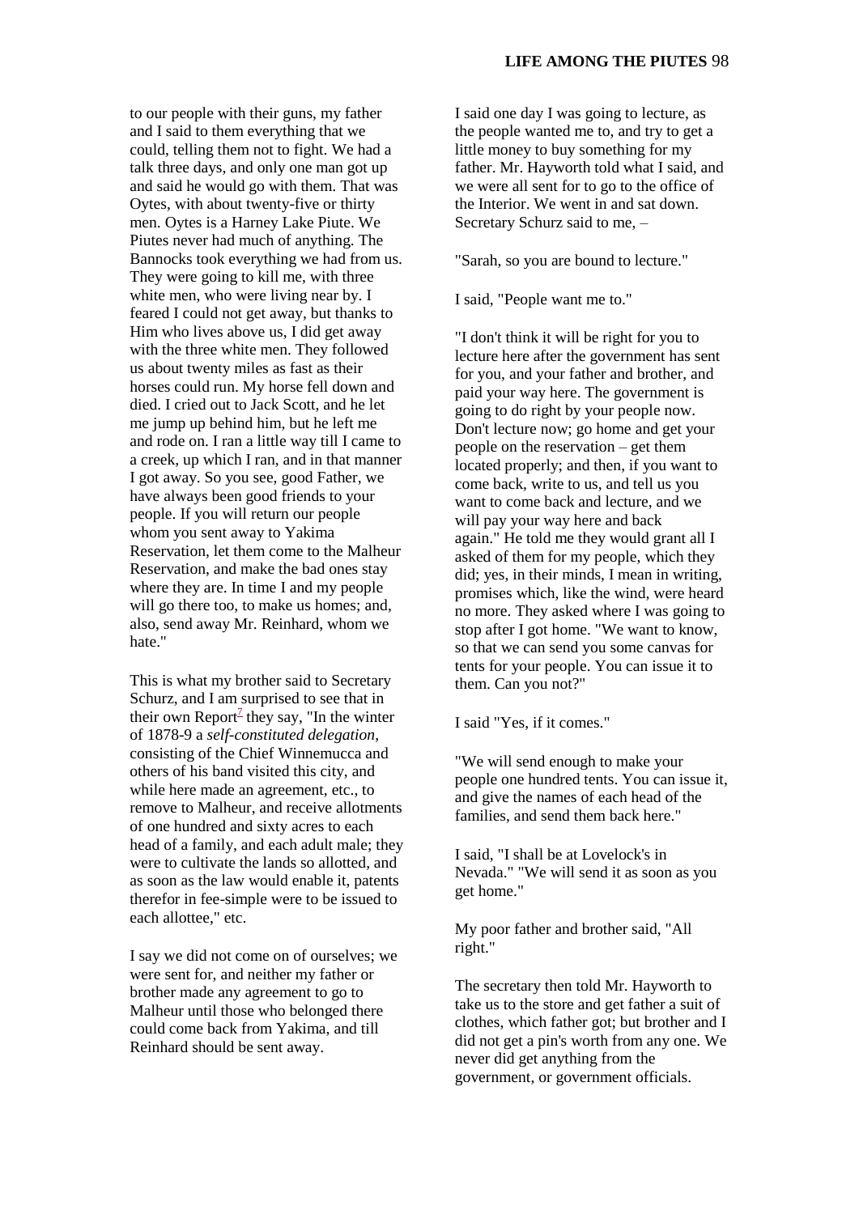to our people with their guns, my father and I said to them everything that we could, telling them not to fight. We had a talk three days, and only one man got up and said he would go with them. That was Oytes, with about twenty-five or thirty men. Oytes is a Harney Lake Piute. We Piutes never had much of anything. The Bannocks took everything we had from us. They were going to kill me, with three white men, who were living near by. I feared I could not get away, but thanks to Him who lives above us, I did get away with the three white men. They followed us about twenty miles as fast as their horses could run. My horse fell down and died. I cried out to Jack Scott, and he let me jump up behind him, but he left me and rode on. I ran a little way till I came to a creek, up which I ran, and in that manner I got away. So you see, good Father, we have always been good friends to your people. If you will return our people whom you sent away to Yakima Reservation, let them come to the Malheur Reservation, and make the bad ones stay where they are. In time I and my people will go there too, to make us homes; and, also, send away Mr. Reinhard, whom we hate."

This is what my brother said to Secretary Schurz, and I am surprised to see that in their own Report[7] they say, "In the winter of 1878-9 a *self-constituted delegation*, consisting of the Chief Winnemucca and others of his band visited this city, and while here made an agreement, etc., to remove to Malheur, and receive allotments of one hundred and sixty acres to each head of a family, and each adult male; they were to cultivate the lands so allotted, and as soon as the law would enable it, patents therefor in fee-simple were to be issued to each allottee," etc.

I say we did not come on of ourselves; we were sent for, and neither my father or brother made any agreement to go to Malheur until those who belonged there could come back from Yakima, and till Reinhard should be sent away.

I said one day I was going to lecture, as the people wanted me to, and try to get a little money to buy something for my father. Mr. Hayworth told what I said, and we were all sent for to go to the office of the Interior. We went in and sat down. Secretary Schurz said to me, –

"Sarah, so you are bound to lecture."

I said, "People want me to."

"I don't think it will be right for you to lecture here after the government has sent for you, and your father and brother, and paid your way here. The government is going to do right by your people now. Don't lecture now; go home and get your people on the reservation – get them located properly; and then, if you want to come back, write to us, and tell us you want to come back and lecture, and we will pay your way here and back again." He told me they would grant all I asked of them for my people, which they did; yes, in their minds, I mean in writing, promises which, like the wind, were heard no more. They asked where I was going to stop after I got home. "We want to know, so that we can send you some canvas for tents for your people. You can issue it to them. Can you not?"

I said "Yes, if it comes."

"We will send enough to make your people one hundred tents. You can issue it, and give the names of each head of the families, and send them back here."

I said, "I shall be at Lovelock's in Nevada." "We will send it as soon as you get home."

My poor father and brother said, "All right."

The secretary then told Mr. Hayworth to take us to the store and get father a suit of clothes, which father got; but brother and I did not get a pin's worth from any one. We never did get anything from the government, or government officials.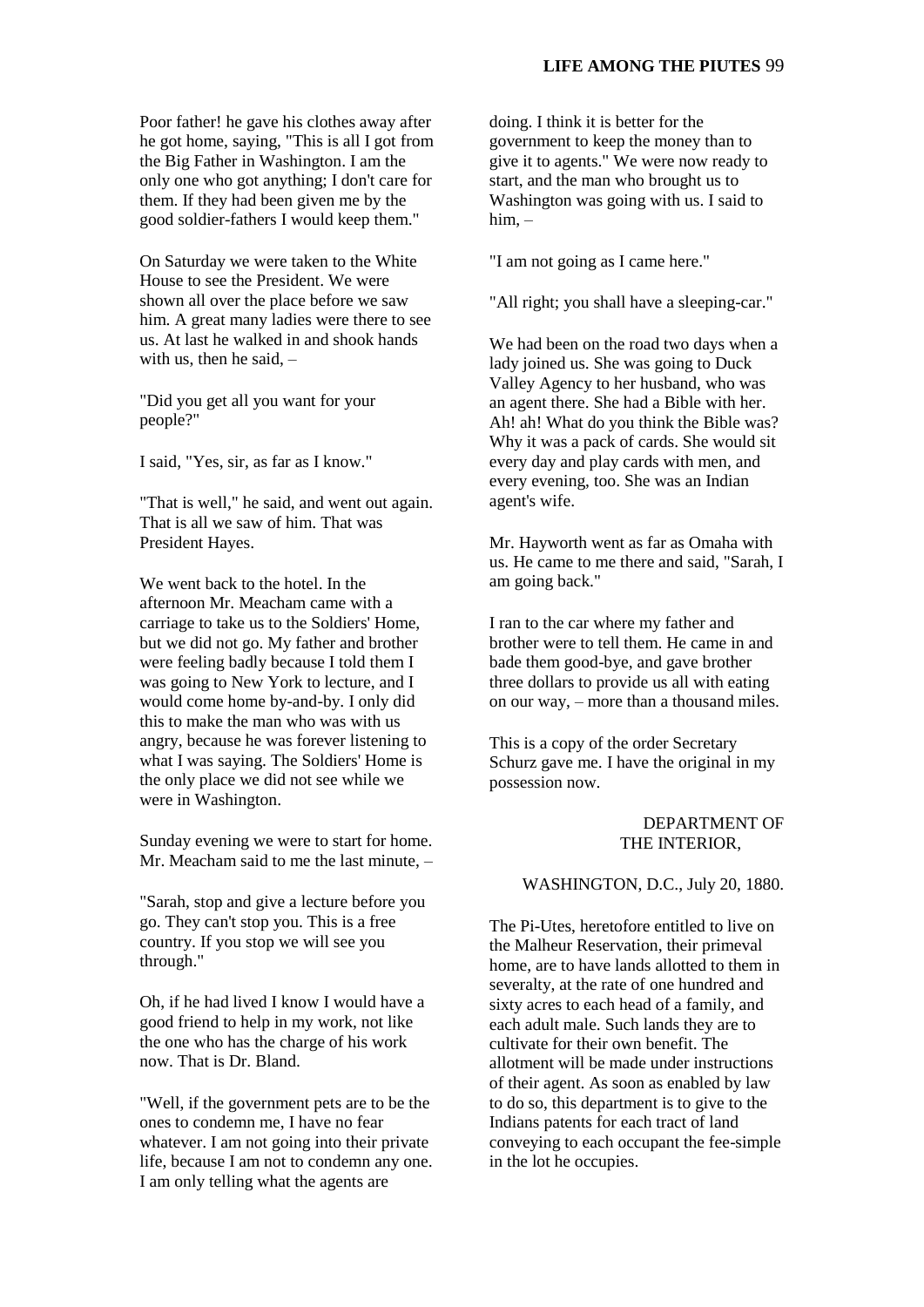Poor father! he gave his clothes away after he got home, saying, "This is all I got from the Big Father in Washington. I am the only one who got anything; I don't care for them. If they had been given me by the good soldier-fathers I would keep them."

On Saturday we were taken to the White House to see the President. We were shown all over the place before we saw him. A great many ladies were there to see us. At last he walked in and shook hands with us, then he said, –

"Did you get all you want for your people?"

I said, "Yes, sir, as far as I know."

"That is well," he said, and went out again. That is all we saw of him. That was President Hayes.

We went back to the hotel. In the afternoon Mr. Meacham came with a carriage to take us to the Soldiers' Home, but we did not go. My father and brother were feeling badly because I told them I was going to New York to lecture, and I would come home by-and-by. I only did this to make the man who was with us angry, because he was forever listening to what I was saying. The Soldiers' Home is the only place we did not see while we were in Washington.

Sunday evening we were to start for home. Mr. Meacham said to me the last minute, –

"Sarah, stop and give a lecture before you go. They can't stop you. This is a free country. If you stop we will see you through."

Oh, if he had lived I know I would have a good friend to help in my work, not like the one who has the charge of his work now. That is Dr. Bland.

"Well, if the government pets are to be the ones to condemn me, I have no fear whatever. I am not going into their private life, because I am not to condemn any one. I am only telling what the agents are doing. I think it is better for the government to keep the money than to give it to agents." We were now ready to start, and the man who brought us to Washington was going with us. I said to him, –

"I am not going as I came here."

"All right; you shall have a sleeping-car."

We had been on the road two days when a lady joined us. She was going to Duck Valley Agency to her husband, who was an agent there. She had a Bible with her. Ah! ah! What do you think the Bible was? Why it was a pack of cards. She would sit every day and play cards with men, and every evening, too. She was an Indian agent's wife.

Mr. Hayworth went as far as Omaha with us. He came to me there and said, "Sarah, I am going back."

I ran to the car where my father and brother were to tell them. He came in and bade them good-bye, and gave brother three dollars to provide us all with eating on our way, – more than a thousand miles.

This is a copy of the order Secretary Schurz gave me. I have the original in my possession now.

DEPARTMENT OF THE INTERIOR,

WASHINGTON, D.C., July 20, 1880.

The Pi-Utes, heretofore entitled to live on the Malheur Reservation, their primeval home, are to have lands allotted to them in severalty, at the rate of one hundred and sixty acres to each head of a family, and each adult male. Such lands they are to cultivate for their own benefit. The allotment will be made under instructions of their agent. As soon as enabled by law to do so, this department is to give to the Indians patents for each tract of land conveying to each occupant the fee-simple in the lot he occupies.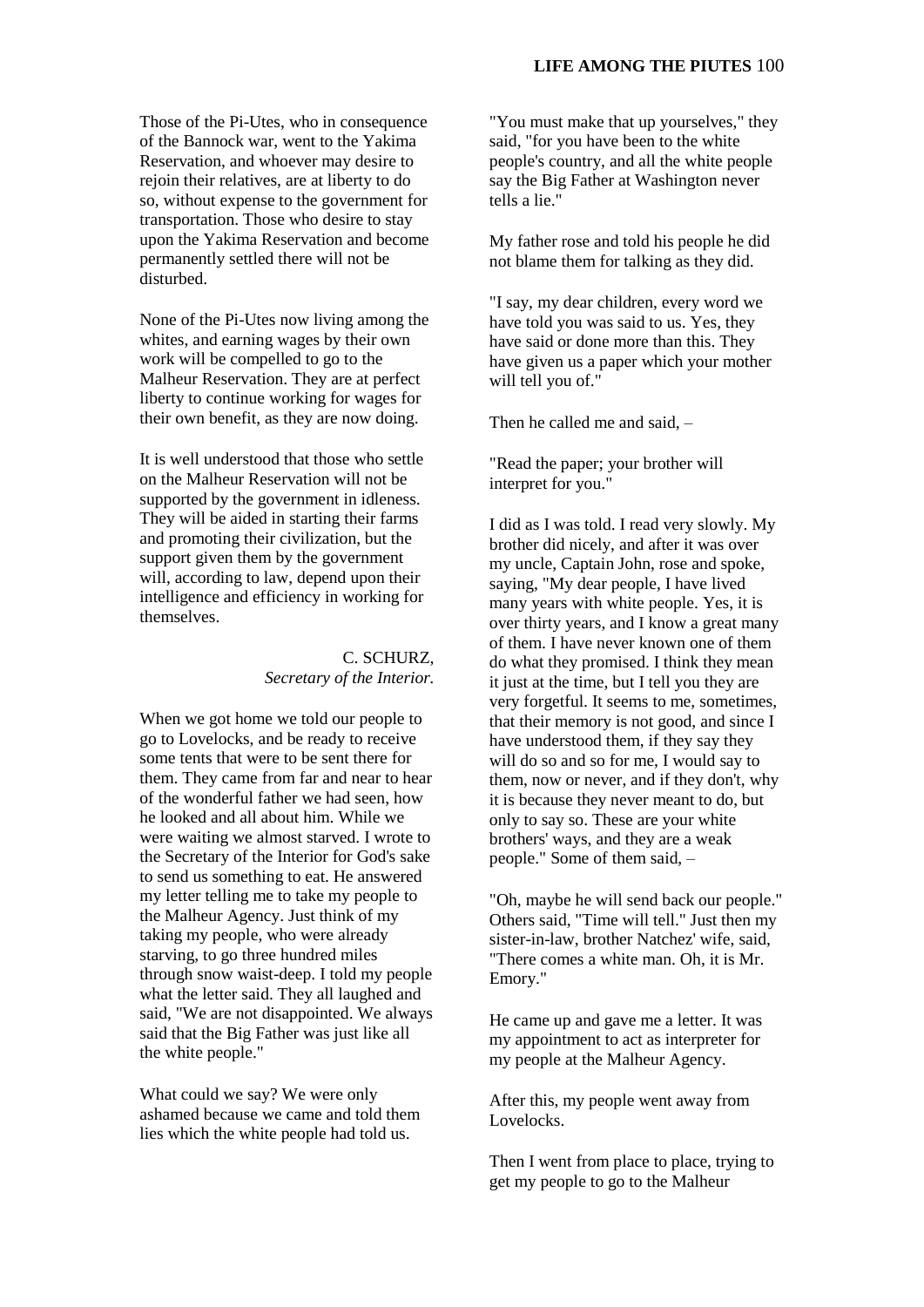Those of the Pi-Utes, who in consequence of the Bannock war, went to the Yakima Reservation, and whoever may desire to rejoin their relatives, are at liberty to do so, without expense to the government for transportation. Those who desire to stay upon the Yakima Reservation and become permanently settled there will not be disturbed.

None of the Pi-Utes now living among the whites, and earning wages by their own work will be compelled to go to the Malheur Reservation. They are at perfect liberty to continue working for wages for their own benefit, as they are now doing.

It is well understood that those who settle on the Malheur Reservation will not be supported by the government in idleness. They will be aided in starting their farms and promoting their civilization, but the support given them by the government will, according to law, depend upon their intelligence and efficiency in working for themselves.

C. SCHURZ,
*Secretary of the Interior.*

When we got home we told our people to go to Lovelocks, and be ready to receive some tents that were to be sent there for them. They came from far and near to hear of the wonderful father we had seen, how he looked and all about him. While we were waiting we almost starved. I wrote to the Secretary of the Interior for God's sake to send us something to eat. He answered my letter telling me to take my people to the Malheur Agency. Just think of my taking my people, who were already starving, to go three hundred miles through snow waist-deep. I told my people what the letter said. They all laughed and said, "We are not disappointed. We always said that the Big Father was just like all the white people."

What could we say? We were only ashamed because we came and told them lies which the white people had told us.

"You must make that up yourselves," they said, "for you have been to the white people's country, and all the white people say the Big Father at Washington never tells a lie."

My father rose and told his people he did not blame them for talking as they did.

"I say, my dear children, every word we have told you was said to us. Yes, they have said or done more than this. They have given us a paper which your mother will tell you of."

Then he called me and said, –

"Read the paper; your brother will interpret for you."

I did as I was told. I read very slowly. My brother did nicely, and after it was over my uncle, Captain John, rose and spoke, saying, "My dear people, I have lived many years with white people. Yes, it is over thirty years, and I know a great many of them. I have never known one of them do what they promised. I think they mean it just at the time, but I tell you they are very forgetful. It seems to me, sometimes, that their memory is not good, and since I have understood them, if they say they will do so and so for me, I would say to them, now or never, and if they don't, why it is because they never meant to do, but only to say so. These are your white brothers' ways, and they are a weak people." Some of them said, –

"Oh, maybe he will send back our people." Others said, "Time will tell." Just then my sister-in-law, brother Natchez' wife, said, "There comes a white man. Oh, it is Mr. Emory."

He came up and gave me a letter. It was my appointment to act as interpreter for my people at the Malheur Agency.

After this, my people went away from Lovelocks.

Then I went from place to place, trying to get my people to go to the Malheur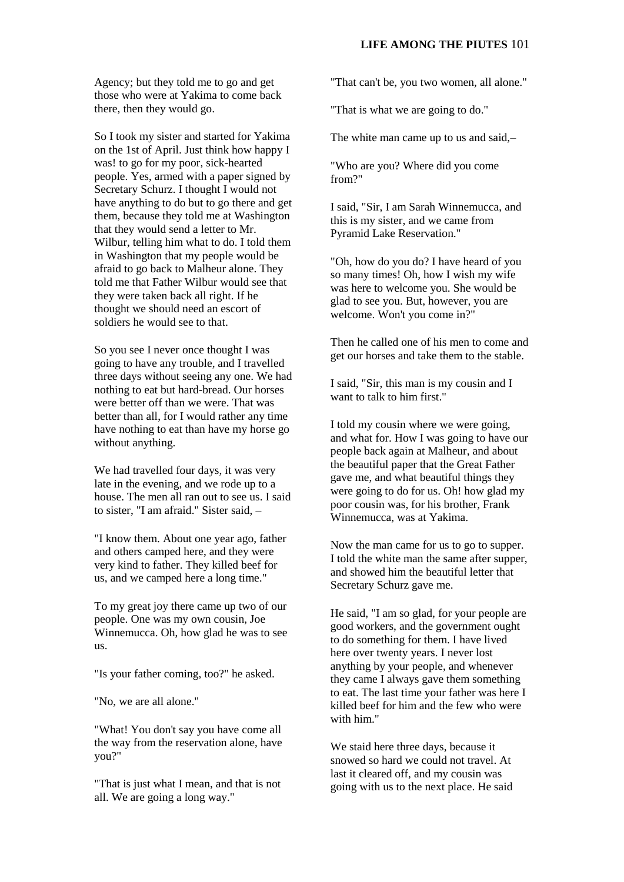Agency; but they told me to go and get those who were at Yakima to come back there, then they would go.

So I took my sister and started for Yakima on the 1st of April. Just think how happy I was! to go for my poor, sick-hearted people. Yes, armed with a paper signed by Secretary Schurz. I thought I would not have anything to do but to go there and get them, because they told me at Washington that they would send a letter to Mr. Wilbur, telling him what to do. I told them in Washington that my people would be afraid to go back to Malheur alone. They told me that Father Wilbur would see that they were taken back all right. If he thought we should need an escort of soldiers he would see to that.

So you see I never once thought I was going to have any trouble, and I travelled three days without seeing any one. We had nothing to eat but hard-bread. Our horses were better off than we were. That was better than all, for I would rather any time have nothing to eat than have my horse go without anything.

We had travelled four days, it was very late in the evening, and we rode up to a house. The men all ran out to see us. I said to sister, "I am afraid." Sister said, –

"I know them. About one year ago, father and others camped here, and they were very kind to father. They killed beef for us, and we camped here a long time."

To my great joy there came up two of our people. One was my own cousin, Joe Winnemucca. Oh, how glad he was to see us.

"Is your father coming, too?" he asked.

"No, we are all alone."

"What! You don't say you have come all the way from the reservation alone, have you?"

"That is just what I mean, and that is not all. We are going a long way."

"That can't be, you two women, all alone."

"That is what we are going to do."

The white man came up to us and said,–

"Who are you? Where did you come from?"

I said, "Sir, I am Sarah Winnemucca, and this is my sister, and we came from Pyramid Lake Reservation."

"Oh, how do you do? I have heard of you so many times! Oh, how I wish my wife was here to welcome you. She would be glad to see you. But, however, you are welcome. Won't you come in?"

Then he called one of his men to come and get our horses and take them to the stable.

I said, "Sir, this man is my cousin and I want to talk to him first."

I told my cousin where we were going, and what for. How I was going to have our people back again at Malheur, and about the beautiful paper that the Great Father gave me, and what beautiful things they were going to do for us. Oh! how glad my poor cousin was, for his brother, Frank Winnemucca, was at Yakima.

Now the man came for us to go to supper. I told the white man the same after supper, and showed him the beautiful letter that Secretary Schurz gave me.

He said, "I am so glad, for your people are good workers, and the government ought to do something for them. I have lived here over twenty years. I never lost anything by your people, and whenever they came I always gave them something to eat. The last time your father was here I killed beef for him and the few who were with him."

We staid here three days, because it snowed so hard we could not travel. At last it cleared off, and my cousin was going with us to the next place. He said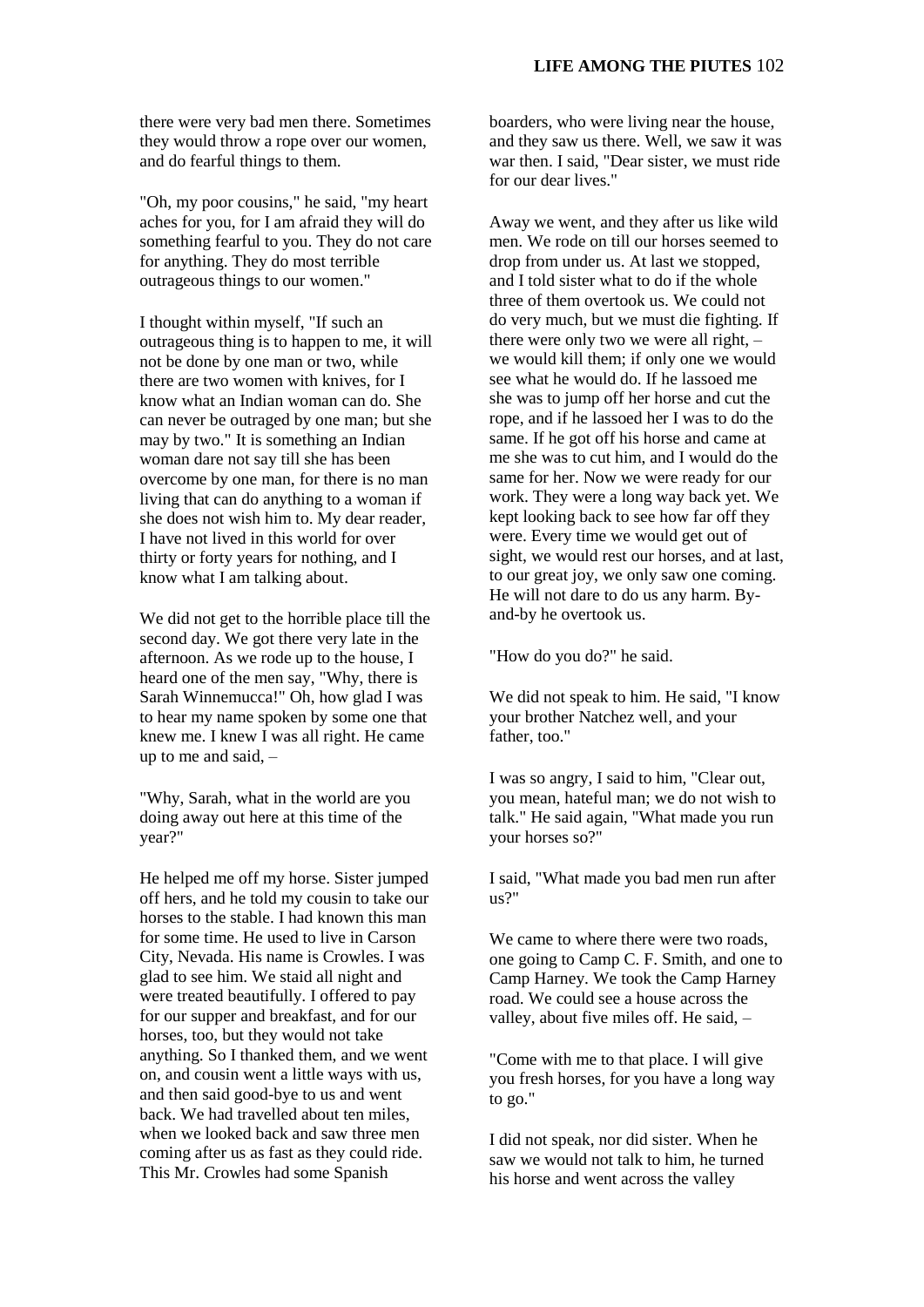there were very bad men there. Sometimes they would throw a rope over our women, and do fearful things to them.

"Oh, my poor cousins," he said, "my heart aches for you, for I am afraid they will do something fearful to you. They do not care for anything. They do most terrible outrageous things to our women."

I thought within myself, "If such an outrageous thing is to happen to me, it will not be done by one man or two, while there are two women with knives, for I know what an Indian woman can do. She can never be outraged by one man; but she may by two." It is something an Indian woman dare not say till she has been overcome by one man, for there is no man living that can do anything to a woman if she does not wish him to. My dear reader, I have not lived in this world for over thirty or forty years for nothing, and I know what I am talking about.

We did not get to the horrible place till the second day. We got there very late in the afternoon. As we rode up to the house, I heard one of the men say, "Why, there is Sarah Winnemucca!" Oh, how glad I was to hear my name spoken by some one that knew me. I knew I was all right. He came up to me and said, –

"Why, Sarah, what in the world are you doing away out here at this time of the year?"

He helped me off my horse. Sister jumped off hers, and he told my cousin to take our horses to the stable. I had known this man for some time. He used to live in Carson City, Nevada. His name is Crowles. I was glad to see him. We staid all night and were treated beautifully. I offered to pay for our supper and breakfast, and for our horses, too, but they would not take anything. So I thanked them, and we went on, and cousin went a little ways with us, and then said good-bye to us and went back. We had travelled about ten miles, when we looked back and saw three men coming after us as fast as they could ride. This Mr. Crowles had some Spanish boarders, who were living near the house, and they saw us there. Well, we saw it was war then. I said, "Dear sister, we must ride for our dear lives."

Away we went, and they after us like wild men. We rode on till our horses seemed to drop from under us. At last we stopped, and I told sister what to do if the whole three of them overtook us. We could not do very much, but we must die fighting. If there were only two we were all right, – we would kill them; if only one we would see what he would do. If he lassoed me she was to jump off her horse and cut the rope, and if he lassoed her I was to do the same. If he got off his horse and came at me she was to cut him, and I would do the same for her. Now we were ready for our work. They were a long way back yet. We kept looking back to see how far off they were. Every time we would get out of sight, we would rest our horses, and at last, to our great joy, we only saw one coming. He will not dare to do us any harm. By-and-by he overtook us.

"How do you do?" he said.

We did not speak to him. He said, "I know your brother Natchez well, and your father, too."

I was so angry, I said to him, "Clear out, you mean, hateful man; we do not wish to talk." He said again, "What made you run your horses so?"

I said, "What made you bad men run after us?"

We came to where there were two roads, one going to Camp C. F. Smith, and one to Camp Harney. We took the Camp Harney road. We could see a house across the valley, about five miles off. He said, –

"Come with me to that place. I will give you fresh horses, for you have a long way to go."

I did not speak, nor did sister. When he saw we would not talk to him, he turned his horse and went across the valley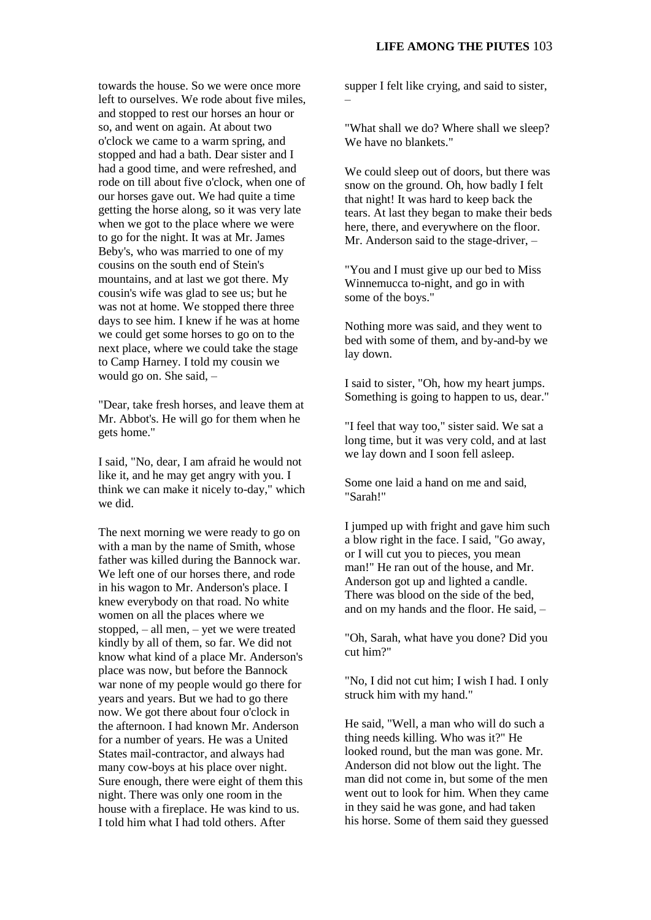towards the house. So we were once more left to ourselves. We rode about five miles, and stopped to rest our horses an hour or so, and went on again. At about two o'clock we came to a warm spring, and stopped and had a bath. Dear sister and I had a good time, and were refreshed, and rode on till about five o'clock, when one of our horses gave out. We had quite a time getting the horse along, so it was very late when we got to the place where we were to go for the night. It was at Mr. James Beby's, who was married to one of my cousins on the south end of Stein's mountains, and at last we got there. My cousin's wife was glad to see us; but he was not at home. We stopped there three days to see him. I knew if he was at home we could get some horses to go on to the next place, where we could take the stage to Camp Harney. I told my cousin we would go on. She said, –

"Dear, take fresh horses, and leave them at Mr. Abbot's. He will go for them when he gets home."

I said, "No, dear, I am afraid he would not like it, and he may get angry with you. I think we can make it nicely to-day," which we did.

The next morning we were ready to go on with a man by the name of Smith, whose father was killed during the Bannock war. We left one of our horses there, and rode in his wagon to Mr. Anderson's place. I knew everybody on that road. No white women on all the places where we stopped, – all men, – yet we were treated kindly by all of them, so far. We did not know what kind of a place Mr. Anderson's place was now, but before the Bannock war none of my people would go there for years and years. But we had to go there now. We got there about four o'clock in the afternoon. I had known Mr. Anderson for a number of years. He was a United States mail-contractor, and always had many cow-boys at his place over night. Sure enough, there were eight of them this night. There was only one room in the house with a fireplace. He was kind to us. I told him what I had told others. After supper I felt like crying, and said to sister, –

"What shall we do? Where shall we sleep? We have no blankets."

We could sleep out of doors, but there was snow on the ground. Oh, how badly I felt that night! It was hard to keep back the tears. At last they began to make their beds here, there, and everywhere on the floor. Mr. Anderson said to the stage-driver, –

"You and I must give up our bed to Miss Winnemucca to-night, and go in with some of the boys."

Nothing more was said, and they went to bed with some of them, and by-and-by we lay down.

I said to sister, "Oh, how my heart jumps. Something is going to happen to us, dear."

"I feel that way too," sister said. We sat a long time, but it was very cold, and at last we lay down and I soon fell asleep.

Some one laid a hand on me and said, "Sarah!"

I jumped up with fright and gave him such a blow right in the face. I said, "Go away, or I will cut you to pieces, you mean man!" He ran out of the house, and Mr. Anderson got up and lighted a candle. There was blood on the side of the bed, and on my hands and the floor. He said, –

"Oh, Sarah, what have you done? Did you cut him?"

"No, I did not cut him; I wish I had. I only struck him with my hand."

He said, "Well, a man who will do such a thing needs killing. Who was it?" He looked round, but the man was gone. Mr. Anderson did not blow out the light. The man did not come in, but some of the men went out to look for him. When they came in they said he was gone, and had taken his horse. Some of them said they guessed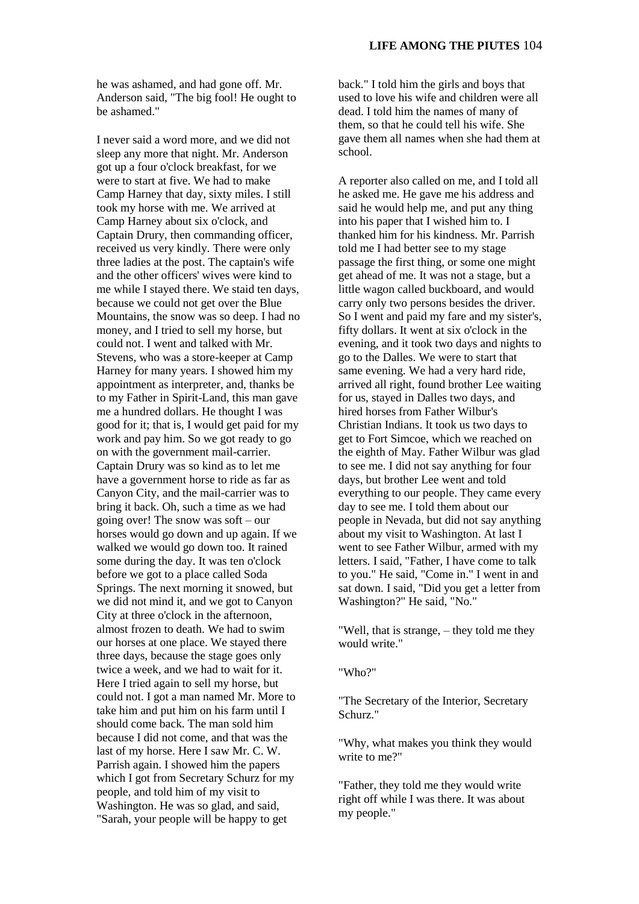he was ashamed, and had gone off. Mr. Anderson said, "The big fool! He ought to be ashamed."

I never said a word more, and we did not sleep any more that night. Mr. Anderson got up a four o'clock breakfast, for we were to start at five. We had to make Camp Harney that day, sixty miles. I still took my horse with me. We arrived at Camp Harney about six o'clock, and Captain Drury, then commanding officer, received us very kindly. There were only three ladies at the post. The captain's wife and the other officers' wives were kind to me while I stayed there. We staid ten days, because we could not get over the Blue Mountains, the snow was so deep. I had no money, and I tried to sell my horse, but could not. I went and talked with Mr. Stevens, who was a store-keeper at Camp Harney for many years. I showed him my appointment as interpreter, and, thanks be to my Father in Spirit-Land, this man gave me a hundred dollars. He thought I was good for it; that is, I would get paid for my work and pay him. So we got ready to go on with the government mail-carrier. Captain Drury was so kind as to let me have a government horse to ride as far as Canyon City, and the mail-carrier was to bring it back. Oh, such a time as we had going over! The snow was soft – our horses would go down and up again. If we walked we would go down too. It rained some during the day. It was ten o'clock before we got to a place called Soda Springs. The next morning it snowed, but we did not mind it, and we got to Canyon City at three o'clock in the afternoon, almost frozen to death. We had to swim our horses at one place. We stayed there three days, because the stage goes only twice a week, and we had to wait for it. Here I tried again to sell my horse, but could not. I got a man named Mr. More to take him and put him on his farm until I should come back. The man sold him because I did not come, and that was the last of my horse. Here I saw Mr. C. W. Parrish again. I showed him the papers which I got from Secretary Schurz for my people, and told him of my visit to Washington. He was so glad, and said, "Sarah, your people will be happy to get back." I told him the girls and boys that used to love his wife and children were all dead. I told him the names of many of them, so that he could tell his wife. She gave them all names when she had them at school.

A reporter also called on me, and I told all he asked me. He gave me his address and said he would help me, and put any thing into his paper that I wished him to. I thanked him for his kindness. Mr. Parrish told me I had better see to my stage passage the first thing, or some one might get ahead of me. It was not a stage, but a little wagon called buckboard, and would carry only two persons besides the driver. So I went and paid my fare and my sister's, fifty dollars. It went at six o'clock in the evening, and it took two days and nights to go to the Dalles. We were to start that same evening. We had a very hard ride, arrived all right, found brother Lee waiting for us, stayed in Dalles two days, and hired horses from Father Wilbur's Christian Indians. It took us two days to get to Fort Simcoe, which we reached on the eighth of May. Father Wilbur was glad to see me. I did not say anything for four days, but brother Lee went and told everything to our people. They came every day to see me. I told them about our people in Nevada, but did not say anything about my visit to Washington. At last I went to see Father Wilbur, armed with my letters. I said, "Father, I have come to talk to you." He said, "Come in." I went in and sat down. I said, "Did you get a letter from Washington?" He said, "No."

"Well, that is strange, – they told me they would write."

"Who?"

"The Secretary of the Interior, Secretary Schurz."

"Why, what makes you think they would write to me?"

"Father, they told me they would write right off while I was there. It was about my people."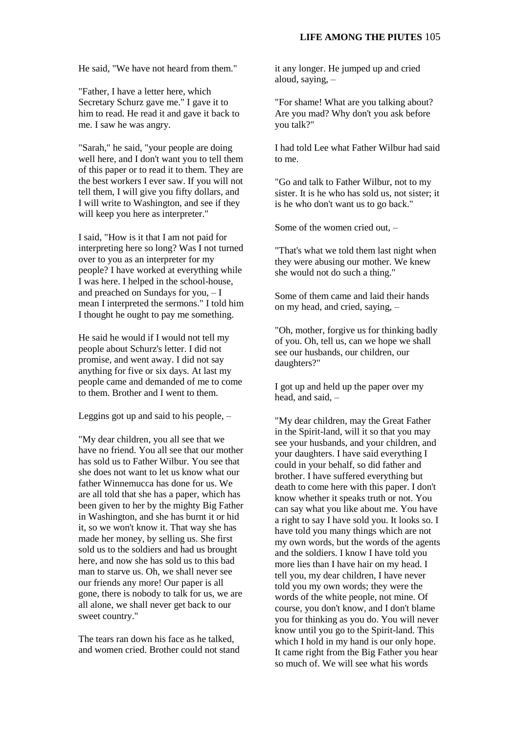He said, "We have not heard from them."

"Father, I have a letter here, which Secretary Schurz gave me." I gave it to him to read. He read it and gave it back to me. I saw he was angry.

"Sarah," he said, "your people are doing well here, and I don't want you to tell them of this paper or to read it to them. They are the best workers I ever saw. If you will not tell them, I will give you fifty dollars, and I will write to Washington, and see if they will keep you here as interpreter."

I said, "How is it that I am not paid for interpreting here so long? Was I not turned over to you as an interpreter for my people? I have worked at everything while I was here. I helped in the school-house, and preached on Sundays for you, – I mean I interpreted the sermons." I told him I thought he ought to pay me something.

He said he would if I would not tell my people about Schurz's letter. I did not promise, and went away. I did not say anything for five or six days. At last my people came and demanded of me to come to them. Brother and I went to them.

Leggins got up and said to his people, –

"My dear children, you all see that we have no friend. You all see that our mother has sold us to Father Wilbur. You see that she does not want to let us know what our father Winnemucca has done for us. We are all told that she has a paper, which has been given to her by the mighty Big Father in Washington, and she has burnt it or hid it, so we won't know it. That way she has made her money, by selling us. She first sold us to the soldiers and had us brought here, and now she has sold us to this bad man to starve us. Oh, we shall never see our friends any more! Our paper is all gone, there is nobody to talk for us, we are all alone, we shall never get back to our sweet country."

The tears ran down his face as he talked, and women cried. Brother could not stand it any longer. He jumped up and cried aloud, saying, –

"For shame! What are you talking about? Are you mad? Why don't you ask before you talk?"

I had told Lee what Father Wilbur had said to me.

"Go and talk to Father Wilbur, not to my sister. It is he who has sold us, not sister; it is he who don't want us to go back."

Some of the women cried out, –

"That's what we told them last night when they were abusing our mother. We knew she would not do such a thing."

Some of them came and laid their hands on my head, and cried, saying, –

"Oh, mother, forgive us for thinking badly of you. Oh, tell us, can we hope we shall see our husbands, our children, our daughters?"

I got up and held up the paper over my head, and said, –

"My dear children, may the Great Father in the Spirit-land, will it so that you may see your husbands, and your children, and your daughters. I have said everything I could in your behalf, so did father and brother. I have suffered everything but death to come here with this paper. I don't know whether it speaks truth or not. You can say what you like about me. You have a right to say I have sold you. It looks so. I have told you many things which are not my own words, but the words of the agents and the soldiers. I know I have told you more lies than I have hair on my head. I tell you, my dear children, I have never told you my own words; they were the words of the white people, not mine. Of course, you don't know, and I don't blame you for thinking as you do. You will never know until you go to the Spirit-land. This which I hold in my hand is our only hope. It came right from the Big Father you hear so much of. We will see what his words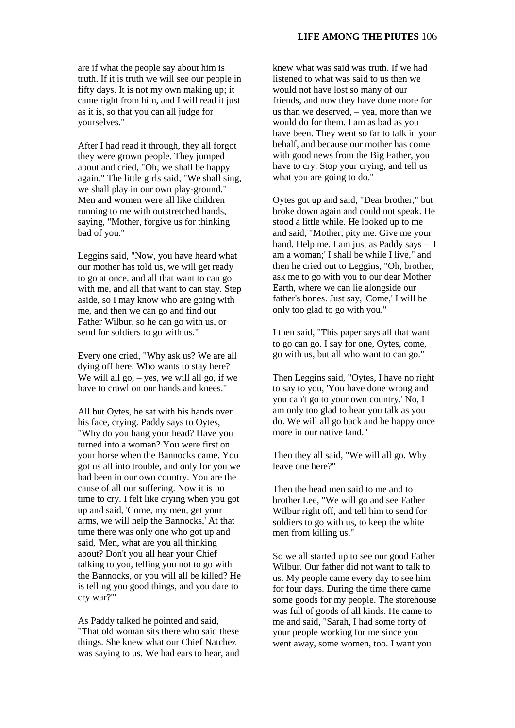are if what the people say about him is truth. If it is truth we will see our people in fifty days. It is not my own making up; it came right from him, and I will read it just as it is, so that you can all judge for yourselves."

After I had read it through, they all forgot they were grown people. They jumped about and cried, "Oh, we shall be happy again." The little girls said, "We shall sing, we shall play in our own play-ground." Men and women were all like children running to me with outstretched hands, saying, "Mother, forgive us for thinking bad of you."

Leggins said, "Now, you have heard what our mother has told us, we will get ready to go at once, and all that want to can go with me, and all that want to can stay. Step aside, so I may know who are going with me, and then we can go and find our Father Wilbur, so he can go with us, or send for soldiers to go with us."

Every one cried, "Why ask us? We are all dying off here. Who wants to stay here? We will all go, – yes, we will all go, if we have to crawl on our hands and knees."

All but Oytes, he sat with his hands over his face, crying. Paddy says to Oytes, "Why do you hang your head? Have you turned into a woman? You were first on your horse when the Bannocks came. You got us all into trouble, and only for you we had been in our own country. You are the cause of all our suffering. Now it is no time to cry. I felt like crying when you got up and said, 'Come, my men, get your arms, we will help the Bannocks,' At that time there was only one who got up and said, 'Men, what are you all thinking about? Don't you all hear your Chief talking to you, telling you not to go with the Bannocks, or you will all be killed? He is telling you good things, and you dare to cry war?'"

As Paddy talked he pointed and said, "That old woman sits there who said these things. She knew what our Chief Natchez was saying to us. We had ears to hear, and knew what was said was truth. If we had listened to what was said to us then we would not have lost so many of our friends, and now they have done more for us than we deserved, – yea, more than we would do for them. I am as bad as you have been. They went so far to talk in your behalf, and because our mother has come with good news from the Big Father, you have to cry. Stop your crying, and tell us what you are going to do."

Oytes got up and said, "Dear brother," but broke down again and could not speak. He stood a little while. He looked up to me and said, "Mother, pity me. Give me your hand. Help me. I am just as Paddy says – 'I am a woman;' I shall be while I live," and then he cried out to Leggins, "Oh, brother, ask me to go with you to our dear Mother Earth, where we can lie alongside our father's bones. Just say, 'Come,' I will be only too glad to go with you."

I then said, "This paper says all that want to go can go. I say for one, Oytes, come, go with us, but all who want to can go."

Then Leggins said, "Oytes, I have no right to say to you, 'You have done wrong and you can't go to your own country.' No, I am only too glad to hear you talk as you do. We will all go back and be happy once more in our native land."

Then they all said, "We will all go. Why leave one here?"

Then the head men said to me and to brother Lee, "We will go and see Father Wilbur right off, and tell him to send for soldiers to go with us, to keep the white men from killing us."

So we all started up to see our good Father Wilbur. Our father did not want to talk to us. My people came every day to see him for four days. During the time there came some goods for my people. The storehouse was full of goods of all kinds. He came to me and said, "Sarah, I had some forty of your people working for me since you went away, some women, too. I want you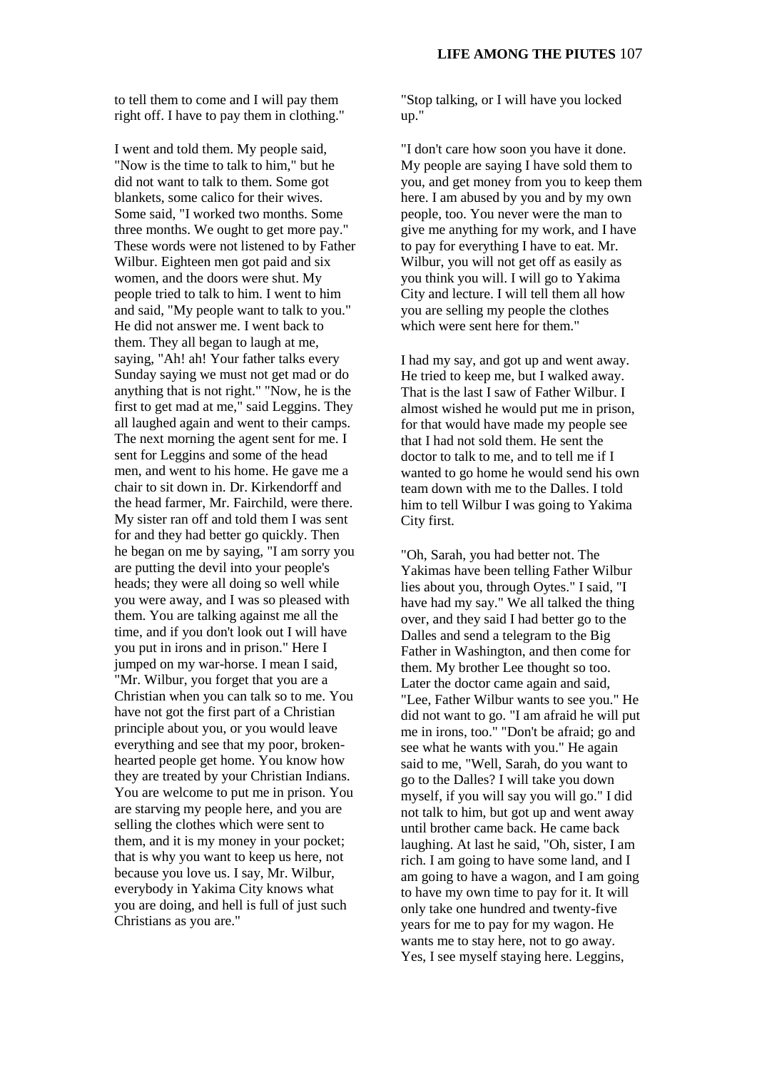to tell them to come and I will pay them right off. I have to pay them in clothing."

I went and told them. My people said, "Now is the time to talk to him," but he did not want to talk to them. Some got blankets, some calico for their wives. Some said, "I worked two months. Some three months. We ought to get more pay." These words were not listened to by Father Wilbur. Eighteen men got paid and six women, and the doors were shut. My people tried to talk to him. I went to him and said, "My people want to talk to you." He did not answer me. I went back to them. They all began to laugh at me, saying, "Ah! ah! Your father talks every Sunday saying we must not get mad or do anything that is not right." "Now, he is the first to get mad at me," said Leggins. They all laughed again and went to their camps. The next morning the agent sent for me. I sent for Leggins and some of the head men, and went to his home. He gave me a chair to sit down in. Dr. Kirkendorff and the head farmer, Mr. Fairchild, were there. My sister ran off and told them I was sent for and they had better go quickly. Then he began on me by saying, "I am sorry you are putting the devil into your people's heads; they were all doing so well while you were away, and I was so pleased with them. You are talking against me all the time, and if you don't look out I will have you put in irons and in prison." Here I jumped on my war-horse. I mean I said, "Mr. Wilbur, you forget that you are a Christian when you can talk so to me. You have not got the first part of a Christian principle about you, or you would leave everything and see that my poor, broken-hearted people get home. You know how they are treated by your Christian Indians. You are welcome to put me in prison. You are starving my people here, and you are selling the clothes which were sent to them, and it is my money in your pocket; that is why you want to keep us here, not because you love us. I say, Mr. Wilbur, everybody in Yakima City knows what you are doing, and hell is full of just such Christians as you are."

"Stop talking, or I will have you locked up."

"I don't care how soon you have it done. My people are saying I have sold them to you, and get money from you to keep them here. I am abused by you and by my own people, too. You never were the man to give me anything for my work, and I have to pay for everything I have to eat. Mr. Wilbur, you will not get off as easily as you think you will. I will go to Yakima City and lecture. I will tell them all how you are selling my people the clothes which were sent here for them."

I had my say, and got up and went away. He tried to keep me, but I walked away. That is the last I saw of Father Wilbur. I almost wished he would put me in prison, for that would have made my people see that I had not sold them. He sent the doctor to talk to me, and to tell me if I wanted to go home he would send his own team down with me to the Dalles. I told him to tell Wilbur I was going to Yakima City first.

"Oh, Sarah, you had better not. The Yakimas have been telling Father Wilbur lies about you, through Oytes." I said, "I have had my say." We all talked the thing over, and they said I had better go to the Dalles and send a telegram to the Big Father in Washington, and then come for them. My brother Lee thought so too. Later the doctor came again and said, "Lee, Father Wilbur wants to see you." He did not want to go. "I am afraid he will put me in irons, too." "Don't be afraid; go and see what he wants with you." He again said to me, "Well, Sarah, do you want to go to the Dalles? I will take you down myself, if you will say you will go." I did not talk to him, but got up and went away until brother came back. He came back laughing. At last he said, "Oh, sister, I am rich. I am going to have some land, and I am going to have a wagon, and I am going to have my own time to pay for it. It will only take one hundred and twenty-five years for me to pay for my wagon. He wants me to stay here, not to go away. Yes, I see myself staying here. Leggins,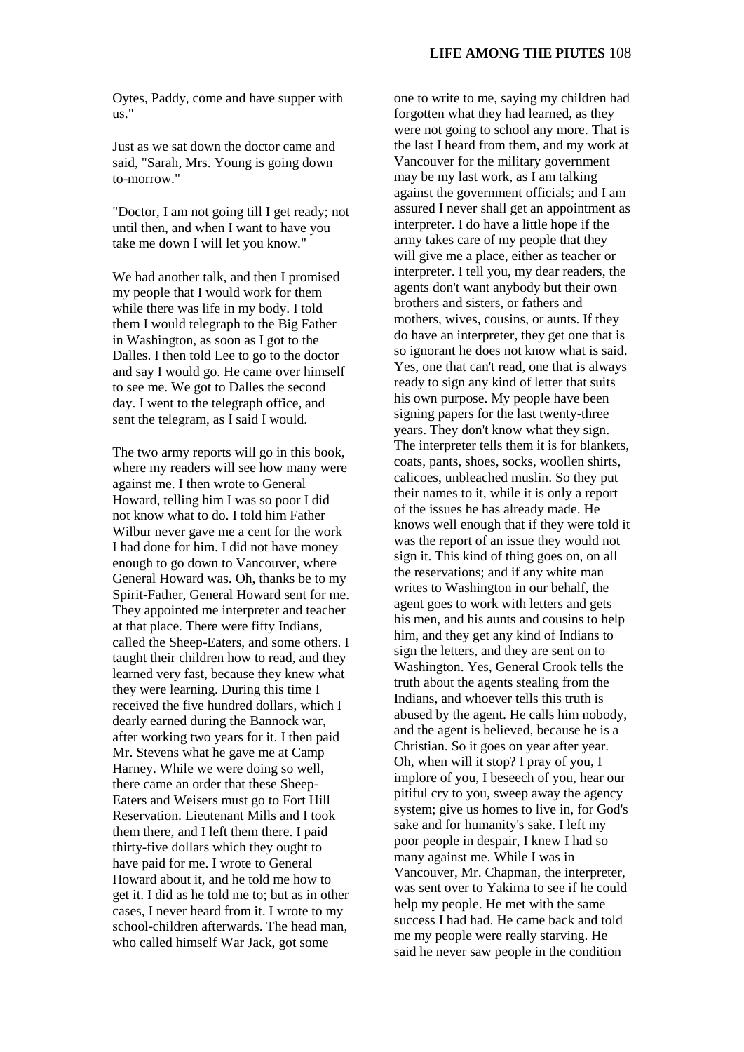Oytes, Paddy, come and have supper with us."

Just as we sat down the doctor came and said, "Sarah, Mrs. Young is going down to-morrow."

"Doctor, I am not going till I get ready; not until then, and when I want to have you take me down I will let you know."

We had another talk, and then I promised my people that I would work for them while there was life in my body. I told them I would telegraph to the Big Father in Washington, as soon as I got to the Dalles. I then told Lee to go to the doctor and say I would go. He came over himself to see me. We got to Dalles the second day. I went to the telegraph office, and sent the telegram, as I said I would.

The two army reports will go in this book, where my readers will see how many were against me. I then wrote to General Howard, telling him I was so poor I did not know what to do. I told him Father Wilbur never gave me a cent for the work I had done for him. I did not have money enough to go down to Vancouver, where General Howard was. Oh, thanks be to my Spirit-Father, General Howard sent for me. They appointed me interpreter and teacher at that place. There were fifty Indians, called the Sheep-Eaters, and some others. I taught their children how to read, and they learned very fast, because they knew what they were learning. During this time I received the five hundred dollars, which I dearly earned during the Bannock war, after working two years for it. I then paid Mr. Stevens what he gave me at Camp Harney. While we were doing so well, there came an order that these Sheep-Eaters and Weisers must go to Fort Hill Reservation. Lieutenant Mills and I took them there, and I left them there. I paid thirty-five dollars which they ought to have paid for me. I wrote to General Howard about it, and he told me how to get it. I did as he told me to; but as in other cases, I never heard from it. I wrote to my school-children afterwards. The head man, who called himself War Jack, got some one to write to me, saying my children had forgotten what they had learned, as they were not going to school any more. That is the last I heard from them, and my work at Vancouver for the military government may be my last work, as I am talking against the government officials; and I am assured I never shall get an appointment as interpreter. I do have a little hope if the army takes care of my people that they will give me a place, either as teacher or interpreter. I tell you, my dear readers, the agents don't want anybody but their own brothers and sisters, or fathers and mothers, wives, cousins, or aunts. If they do have an interpreter, they get one that is so ignorant he does not know what is said. Yes, one that can't read, one that is always ready to sign any kind of letter that suits his own purpose. My people have been signing papers for the last twenty-three years. They don't know what they sign. The interpreter tells them it is for blankets, coats, pants, shoes, socks, woollen shirts, calicoes, unbleached muslin. So they put their names to it, while it is only a report of the issues he has already made. He knows well enough that if they were told it was the report of an issue they would not sign it. This kind of thing goes on, on all the reservations; and if any white man writes to Washington in our behalf, the agent goes to work with letters and gets his men, and his aunts and cousins to help him, and they get any kind of Indians to sign the letters, and they are sent on to Washington. Yes, General Crook tells the truth about the agents stealing from the Indians, and whoever tells this truth is abused by the agent. He calls him nobody, and the agent is believed, because he is a Christian. So it goes on year after year. Oh, when will it stop? I pray of you, I implore of you, I beseech of you, hear our pitiful cry to you, sweep away the agency system; give us homes to live in, for God's sake and for humanity's sake. I left my poor people in despair, I knew I had so many against me. While I was in Vancouver, Mr. Chapman, the interpreter, was sent over to Yakima to see if he could help my people. He met with the same success I had had. He came back and told me my people were really starving. He said he never saw people in the condition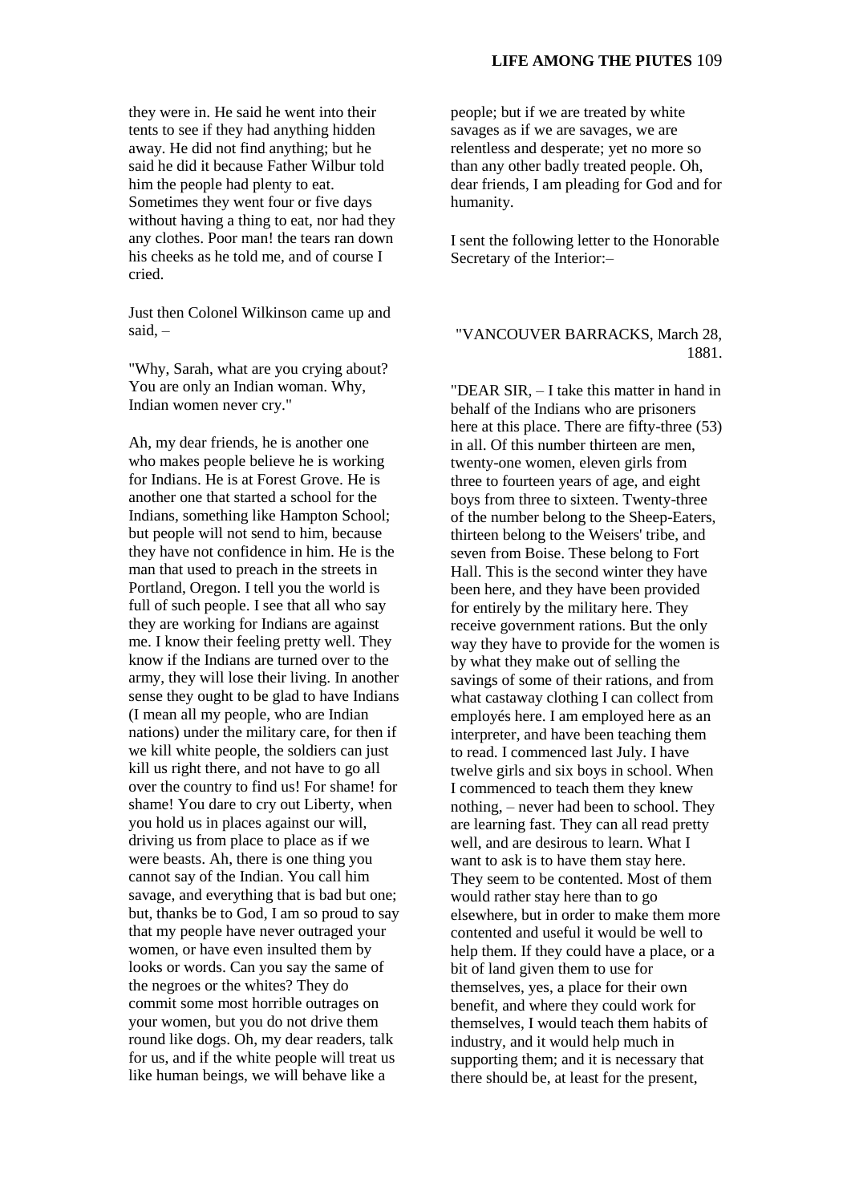they were in. He said he went into their tents to see if they had anything hidden away. He did not find anything; but he said he did it because Father Wilbur told him the people had plenty to eat. Sometimes they went four or five days without having a thing to eat, nor had they any clothes. Poor man! the tears ran down his cheeks as he told me, and of course I cried.

Just then Colonel Wilkinson came up and said, –

"Why, Sarah, what are you crying about? You are only an Indian woman. Why, Indian women never cry."

Ah, my dear friends, he is another one who makes people believe he is working for Indians. He is at Forest Grove. He is another one that started a school for the Indians, something like Hampton School; but people will not send to him, because they have not confidence in him. He is the man that used to preach in the streets in Portland, Oregon. I tell you the world is full of such people. I see that all who say they are working for Indians are against me. I know their feeling pretty well. They know if the Indians are turned over to the army, they will lose their living. In another sense they ought to be glad to have Indians (I mean all my people, who are Indian nations) under the military care, for then if we kill white people, the soldiers can just kill us right there, and not have to go all over the country to find us! For shame! for shame! You dare to cry out Liberty, when you hold us in places against our will, driving us from place to place as if we were beasts. Ah, there is one thing you cannot say of the Indian. You call him savage, and everything that is bad but one; but, thanks be to God, I am so proud to say that my people have never outraged your women, or have even insulted them by looks or words. Can you say the same of the negroes or the whites? They do commit some most horrible outrages on your women, but you do not drive them round like dogs. Oh, my dear readers, talk for us, and if the white people will treat us like human beings, we will behave like a people; but if we are treated by white savages as if we are savages, we are relentless and desperate; yet no more so than any other badly treated people. Oh, dear friends, I am pleading for God and for humanity.

I sent the following letter to the Honorable Secretary of the Interior:–

"VANCOUVER BARRACKS, March 28, 1881.

"DEAR SIR, – I take this matter in hand in behalf of the Indians who are prisoners here at this place. There are fifty-three (53) in all. Of this number thirteen are men, twenty-one women, eleven girls from three to fourteen years of age, and eight boys from three to sixteen. Twenty-three of the number belong to the Sheep-Eaters, thirteen belong to the Weisers' tribe, and seven from Boise. These belong to Fort Hall. This is the second winter they have been here, and they have been provided for entirely by the military here. They receive government rations. But the only way they have to provide for the women is by what they make out of selling the savings of some of their rations, and from what castaway clothing I can collect from employés here. I am employed here as an interpreter, and have been teaching them to read. I commenced last July. I have twelve girls and six boys in school. When I commenced to teach them they knew nothing, – never had been to school. They are learning fast. They can all read pretty well, and are desirous to learn. What I want to ask is to have them stay here. They seem to be contented. Most of them would rather stay here than to go elsewhere, but in order to make them more contented and useful it would be well to help them. If they could have a place, or a bit of land given them to use for themselves, yes, a place for their own benefit, and where they could work for themselves, I would teach them habits of industry, and it would help much in supporting them; and it is necessary that there should be, at least for the present,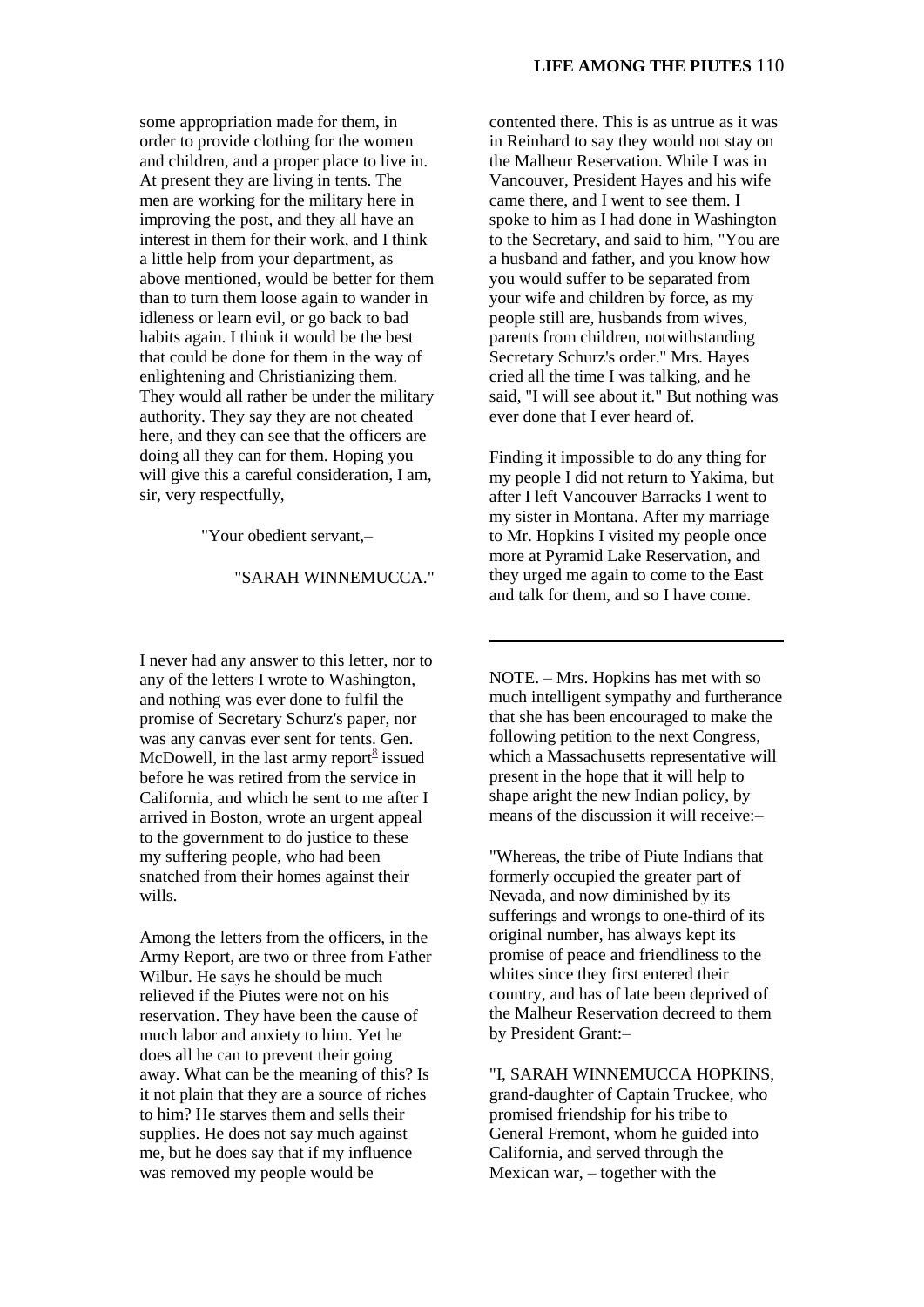some appropriation made for them, in order to provide clothing for the women and children, and a proper place to live in. At present they are living in tents. The men are working for the military here in improving the post, and they all have an interest in them for their work, and I think a little help from your department, as above mentioned, would be better for them than to turn them loose again to wander in idleness or learn evil, or go back to bad habits again. I think it would be the best that could be done for them in the way of enlightening and Christianizing them. They would all rather be under the military authority. They say they are not cheated here, and they can see that the officers are doing all they can for them. Hoping you will give this a careful consideration, I am, sir, very respectfully,

"Your obedient servant,–

"SARAH WINNEMUCCA."

I never had any answer to this letter, nor to any of the letters I wrote to Washington, and nothing was ever done to fulfil the promise of Secretary Schurz's paper, nor was any canvas ever sent for tents. Gen. McDowell, in the last army report[8] issued before he was retired from the service in California, and which he sent to me after I arrived in Boston, wrote an urgent appeal to the government to do justice to these my suffering people, who had been snatched from their homes against their wills.

Among the letters from the officers, in the Army Report, are two or three from Father Wilbur. He says he should be much relieved if the Piutes were not on his reservation. They have been the cause of much labor and anxiety to him. Yet he does all he can to prevent their going away. What can be the meaning of this? Is it not plain that they are a source of riches to him? He starves them and sells their supplies. He does not say much against me, but he does say that if my influence was removed my people would be contented there. This is as untrue as it was in Reinhard to say they would not stay on the Malheur Reservation. While I was in Vancouver, President Hayes and his wife came there, and I went to see them. I spoke to him as I had done in Washington to the Secretary, and said to him, "You are a husband and father, and you know how you would suffer to be separated from your wife and children by force, as my people still are, husbands from wives, parents from children, notwithstanding Secretary Schurz's order." Mrs. Hayes cried all the time I was talking, and he said, "I will see about it." But nothing was ever done that I ever heard of.

Finding it impossible to do any thing for my people I did not return to Yakima, but after I left Vancouver Barracks I went to my sister in Montana. After my marriage to Mr. Hopkins I visited my people once more at Pyramid Lake Reservation, and they urged me again to come to the East and talk for them, and so I have come.

---

NOTE. – Mrs. Hopkins has met with so much intelligent sympathy and furtherance that she has been encouraged to make the following petition to the next Congress, which a Massachusetts representative will present in the hope that it will help to shape aright the new Indian policy, by means of the discussion it will receive:–

"Whereas, the tribe of Piute Indians that formerly occupied the greater part of Nevada, and now diminished by its sufferings and wrongs to one-third of its original number, has always kept its promise of peace and friendliness to the whites since they first entered their country, and has of late been deprived of the Malheur Reservation decreed to them by President Grant:–

"I, SARAH WINNEMUCCA HOPKINS, grand-daughter of Captain Truckee, who promised friendship for his tribe to General Fremont, whom he guided into California, and served through the Mexican war, – together with the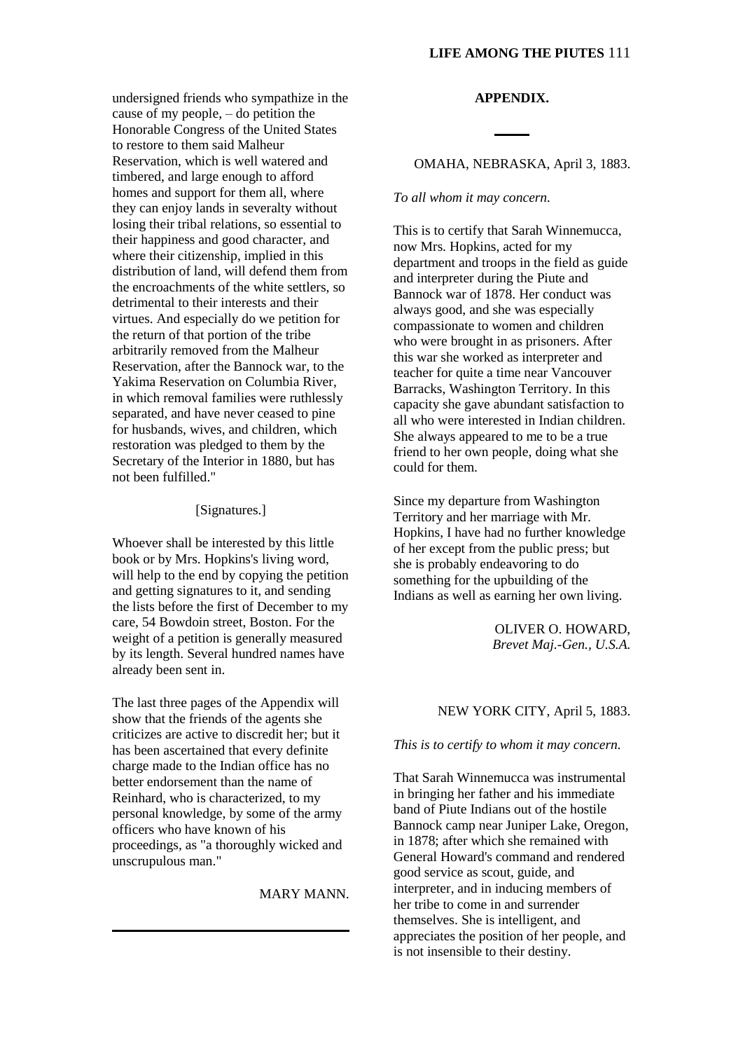undersigned friends who sympathize in the cause of my people, – do petition the Honorable Congress of the United States to restore to them said Malheur Reservation, which is well watered and timbered, and large enough to afford homes and support for them all, where they can enjoy lands in severalty without losing their tribal relations, so essential to their happiness and good character, and where their citizenship, implied in this distribution of land, will defend them from the encroachments of the white settlers, so detrimental to their interests and their virtues. And especially do we petition for the return of that portion of the tribe arbitrarily removed from the Malheur Reservation, after the Bannock war, to the Yakima Reservation on Columbia River, in which removal families were ruthlessly separated, and have never ceased to pine for husbands, wives, and children, which restoration was pledged to them by the Secretary of the Interior in 1880, but has not been fulfilled."

[Signatures.]

Whoever shall be interested by this little book or by Mrs. Hopkins's living word, will help to the end by copying the petition and getting signatures to it, and sending the lists before the first of December to my care, 54 Bowdoin street, Boston. For the weight of a petition is generally measured by its length. Several hundred names have already been sent in.

The last three pages of the Appendix will show that the friends of the agents she criticizes are active to discredit her; but it has been ascertained that every definite charge made to the Indian office has no better endorsement than the name of Reinhard, who is characterized, to my personal knowledge, by some of the army officers who have known of his proceedings, as "a thoroughly wicked and unscrupulous man."

MARY MANN.

---

## APPENDIX.

---

OMAHA, NEBRASKA, April 3, 1883.

*To all whom it may concern.*

This is to certify that Sarah Winnemucca, now Mrs. Hopkins, acted for my department and troops in the field as guide and interpreter during the Piute and Bannock war of 1878. Her conduct was always good, and she was especially compassionate to women and children who were brought in as prisoners. After this war she worked as interpreter and teacher for quite a time near Vancouver Barracks, Washington Territory. In this capacity she gave abundant satisfaction to all who were interested in Indian children. She always appeared to me to be a true friend to her own people, doing what she could for them.

Since my departure from Washington Territory and her marriage with Mr. Hopkins, I have had no further knowledge of her except from the public press; but she is probably endeavoring to do something for the upbuilding of the Indians as well as earning her own living.

OLIVER O. HOWARD,
*Brevet Maj.-Gen., U.S.A.*

NEW YORK CITY, April 5, 1883.

*This is to certify to whom it may concern.*

That Sarah Winnemucca was instrumental in bringing her father and his immediate band of Piute Indians out of the hostile Bannock camp near Juniper Lake, Oregon, in 1878; after which she remained with General Howard's command and rendered good service as scout, guide, and interpreter, and in inducing members of her tribe to come in and surrender themselves. She is intelligent, and appreciates the position of her people, and is not insensible to their destiny.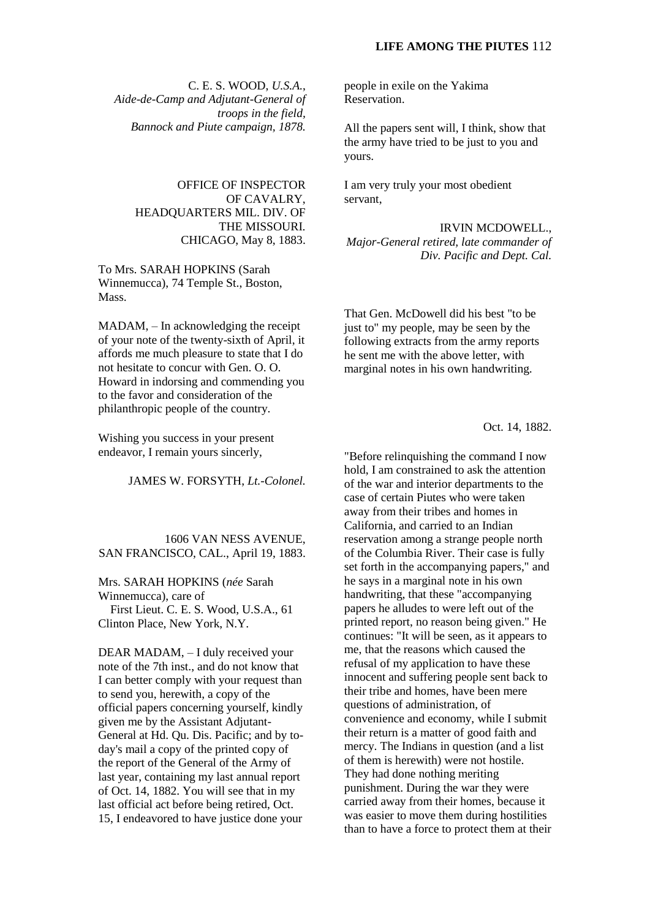C. E. S. WOOD, *U.S.A.*,
*Aide-de-Camp and Adjutant-General of troops in the field,*
*Bannock and Piute campaign, 1878.*

OFFICE OF INSPECTOR OF CAVALRY,
HEADQUARTERS MIL. DIV. OF THE MISSOURI.
CHICAGO, May 8, 1883.

To Mrs. SARAH HOPKINS (Sarah Winnemucca), 74 Temple St., Boston, Mass.

MADAM, – In acknowledging the receipt of your note of the twenty-sixth of April, it affords me much pleasure to state that I do not hesitate to concur with Gen. O. O. Howard in indorsing and commending you to the favor and consideration of the philanthropic people of the country.

Wishing you success in your present endeavor, I remain yours sincerely,

JAMES W. FORSYTH, *Lt.-Colonel.*

1606 VAN NESS AVENUE,
SAN FRANCISCO, CAL., April 19, 1883.

Mrs. SARAH HOPKINS (*née* Sarah Winnemucca), care of
First Lieut. C. E. S. Wood, U.S.A., 61 Clinton Place, New York, N.Y.

DEAR MADAM, – I duly received your note of the 7th inst., and do not know that I can better comply with your request than to send you, herewith, a copy of the official papers concerning yourself, kindly given me by the Assistant Adjutant-General at Hd. Qu. Dis. Pacific; and by to-day's mail a copy of the printed copy of the report of the General of the Army of last year, containing my last annual report of Oct. 14, 1882. You will see that in my last official act before being retired, Oct. 15, I endeavored to have justice done your people in exile on the Yakima Reservation.

All the papers sent will, I think, show that the army have tried to be just to you and yours.

I am very truly your most obedient servant,

IRVIN MCDOWELL.,
*Major-General retired, late commander of Div. Pacific and Dept. Cal.*

That Gen. McDowell did his best "to be just to" my people, may be seen by the following extracts from the army reports he sent me with the above letter, with marginal notes in his own handwriting.

Oct. 14, 1882.

"Before relinquishing the command I now hold, I am constrained to ask the attention of the war and interior departments to the case of certain Piutes who were taken away from their tribes and homes in California, and carried to an Indian reservation among a strange people north of the Columbia River. Their case is fully set forth in the accompanying papers," and he says in a marginal note in his own handwriting, that these "accompanying papers he alludes to were left out of the printed report, no reason being given." He continues: "It will be seen, as it appears to me, that the reasons which caused the refusal of my application to have these innocent and suffering people sent back to their tribe and homes, have been mere questions of administration, of convenience and economy, while I submit their return is a matter of good faith and mercy. The Indians in question (and a list of them is herewith) were not hostile. They had done nothing meriting punishment. During the war they were carried away from their homes, because it was easier to move them during hostilities than to have a force to protect them at their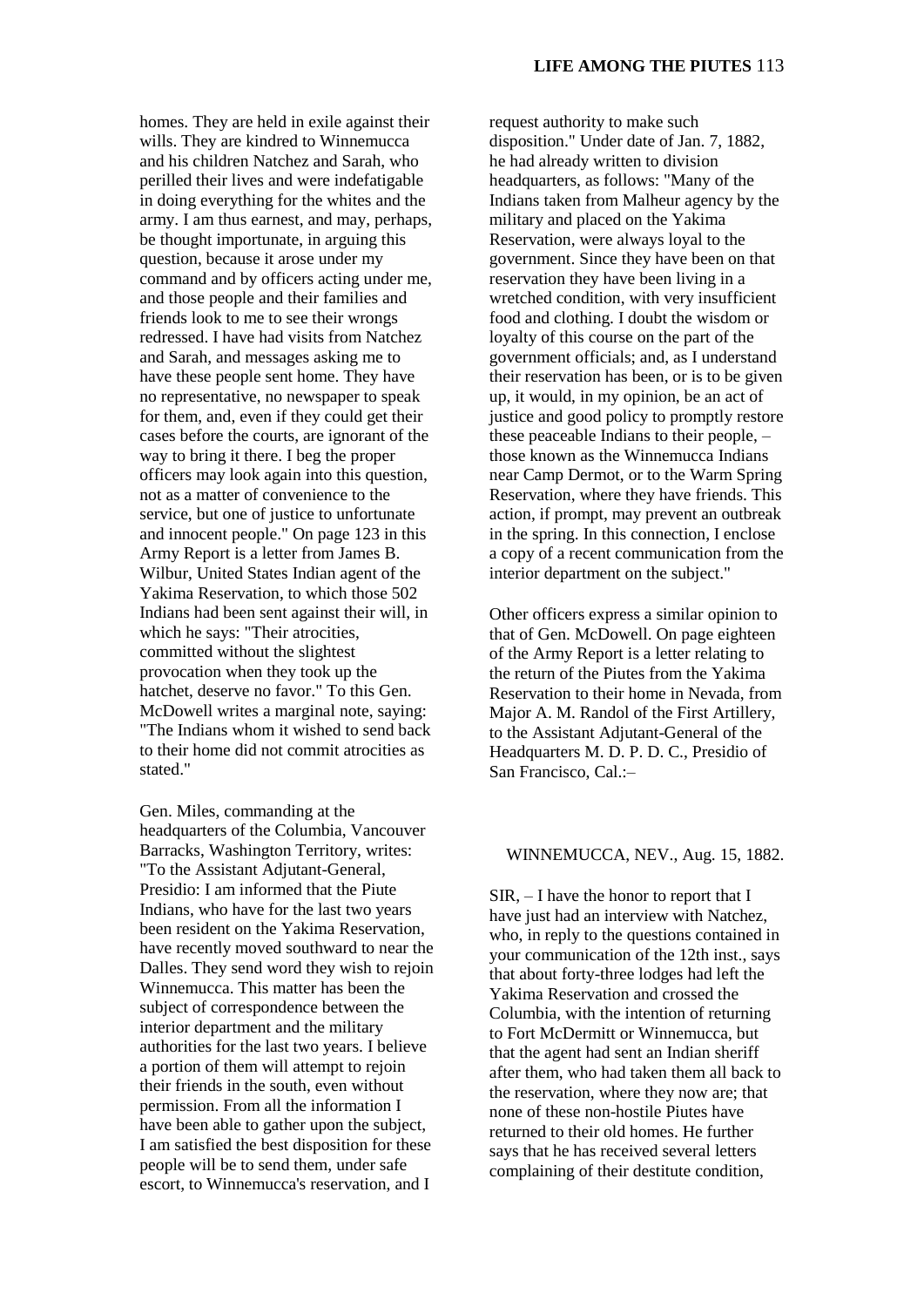homes. They are held in exile against their wills. They are kindred to Winnemucca and his children Natchez and Sarah, who perilled their lives and were indefatigable in doing everything for the whites and the army. I am thus earnest, and may, perhaps, be thought importunate, in arguing this question, because it arose under my command and by officers acting under me, and those people and their families and friends look to me to see their wrongs redressed. I have had visits from Natchez and Sarah, and messages asking me to have these people sent home. They have no representative, no newspaper to speak for them, and, even if they could get their cases before the courts, are ignorant of the way to bring it there. I beg the proper officers may look again into this question, not as a matter of convenience to the service, but one of justice to unfortunate and innocent people." On page 123 in this Army Report is a letter from James B. Wilbur, United States Indian agent of the Yakima Reservation, to which those 502 Indians had been sent against their will, in which he says: "Their atrocities, committed without the slightest provocation when they took up the hatchet, deserve no favor." To this Gen. McDowell writes a marginal note, saying: "The Indians whom it wished to send back to their home did not commit atrocities as stated."

Gen. Miles, commanding at the headquarters of the Columbia, Vancouver Barracks, Washington Territory, writes: "To the Assistant Adjutant-General, Presidio: I am informed that the Piute Indians, who have for the last two years been resident on the Yakima Reservation, have recently moved southward to near the Dalles. They send word they wish to rejoin Winnemucca. This matter has been the subject of correspondence between the interior department and the military authorities for the last two years. I believe a portion of them will attempt to rejoin their friends in the south, even without permission. From all the information I have been able to gather upon the subject, I am satisfied the best disposition for these people will be to send them, under safe escort, to Winnemucca's reservation, and I request authority to make such disposition." Under date of Jan. 7, 1882, he had already written to division headquarters, as follows: "Many of the Indians taken from Malheur agency by the military and placed on the Yakima Reservation, were always loyal to the government. Since they have been on that reservation they have been living in a wretched condition, with very insufficient food and clothing. I doubt the wisdom or loyalty of this course on the part of the government officials; and, as I understand their reservation has been, or is to be given up, it would, in my opinion, be an act of justice and good policy to promptly restore these peaceable Indians to their people, – those known as the Winnemucca Indians near Camp Dermot, or to the Warm Spring Reservation, where they have friends. This action, if prompt, may prevent an outbreak in the spring. In this connection, I enclose a copy of a recent communication from the interior department on the subject."

Other officers express a similar opinion to that of Gen. McDowell. On page eighteen of the Army Report is a letter relating to the return of the Piutes from the Yakima Reservation to their home in Nevada, from Major A. M. Randol of the First Artillery, to the Assistant Adjutant-General of the Headquarters M. D. P. D. C., Presidio of San Francisco, Cal.:–

WINNEMUCCA, NEV., Aug. 15, 1882.

SIR, – I have the honor to report that I have just had an interview with Natchez, who, in reply to the questions contained in your communication of the 12th inst., says that about forty-three lodges had left the Yakima Reservation and crossed the Columbia, with the intention of returning to Fort McDermitt or Winnemucca, but that the agent had sent an Indian sheriff after them, who had taken them all back to the reservation, where they now are; that none of these non-hostile Piutes have returned to their old homes. He further says that he has received several letters complaining of their destitute condition,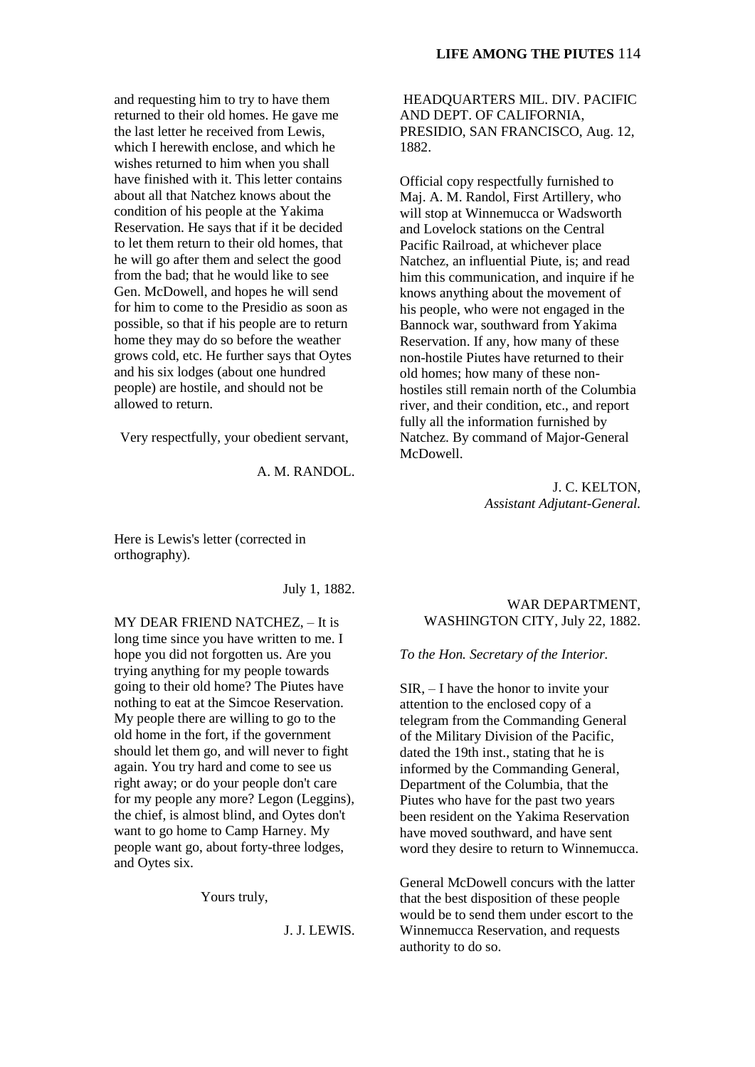and requesting him to try to have them returned to their old homes. He gave me the last letter he received from Lewis, which I herewith enclose, and which he wishes returned to him when you shall have finished with it. This letter contains about all that Natchez knows about the condition of his people at the Yakima Reservation. He says that if it be decided to let them return to their old homes, that he will go after them and select the good from the bad; that he would like to see Gen. McDowell, and hopes he will send for him to come to the Presidio as soon as possible, so that if his people are to return home they may do so before the weather grows cold, etc. He further says that Oytes and his six lodges (about one hundred people) are hostile, and should not be allowed to return.

Very respectfully, your obedient servant,

A. M. RANDOL.

Here is Lewis's letter (corrected in orthography).

July 1, 1882.

MY DEAR FRIEND NATCHEZ, – It is long time since you have written to me. I hope you did not forgotten us. Are you trying anything for my people towards going to their old home? The Piutes have nothing to eat at the Simcoe Reservation. My people there are willing to go to the old home in the fort, if the government should let them go, and will never to fight again. You try hard and come to see us right away; or do your people don't care for my people any more? Legon (Leggins), the chief, is almost blind, and Oytes don't want to go home to Camp Harney. My people want go, about forty-three lodges, and Oytes six.

Yours truly,

J. J. LEWIS.

HEADQUARTERS MIL. DIV. PACIFIC AND DEPT. OF CALIFORNIA, PRESIDIO, SAN FRANCISCO, Aug. 12, 1882.

Official copy respectfully furnished to Maj. A. M. Randol, First Artillery, who will stop at Winnemucca or Wadsworth and Lovelock stations on the Central Pacific Railroad, at whichever place Natchez, an influential Piute, is; and read him this communication, and inquire if he knows anything about the movement of his people, who were not engaged in the Bannock war, southward from Yakima Reservation. If any, how many of these non-hostile Piutes have returned to their old homes; how many of these non-hostiles still remain north of the Columbia river, and their condition, etc., and report fully all the information furnished by Natchez. By command of Major-General McDowell.

J. C. KELTON,
*Assistant Adjutant-General.*

WAR DEPARTMENT,
WASHINGTON CITY, July 22, 1882.

*To the Hon. Secretary of the Interior.*

SIR, – I have the honor to invite your attention to the enclosed copy of a telegram from the Commanding General of the Military Division of the Pacific, dated the 19th inst., stating that he is informed by the Commanding General, Department of the Columbia, that the Piutes who have for the past two years been resident on the Yakima Reservation have moved southward, and have sent word they desire to return to Winnemucca.

General McDowell concurs with the latter that the best disposition of these people would be to send them under escort to the Winnemucca Reservation, and requests authority to do so.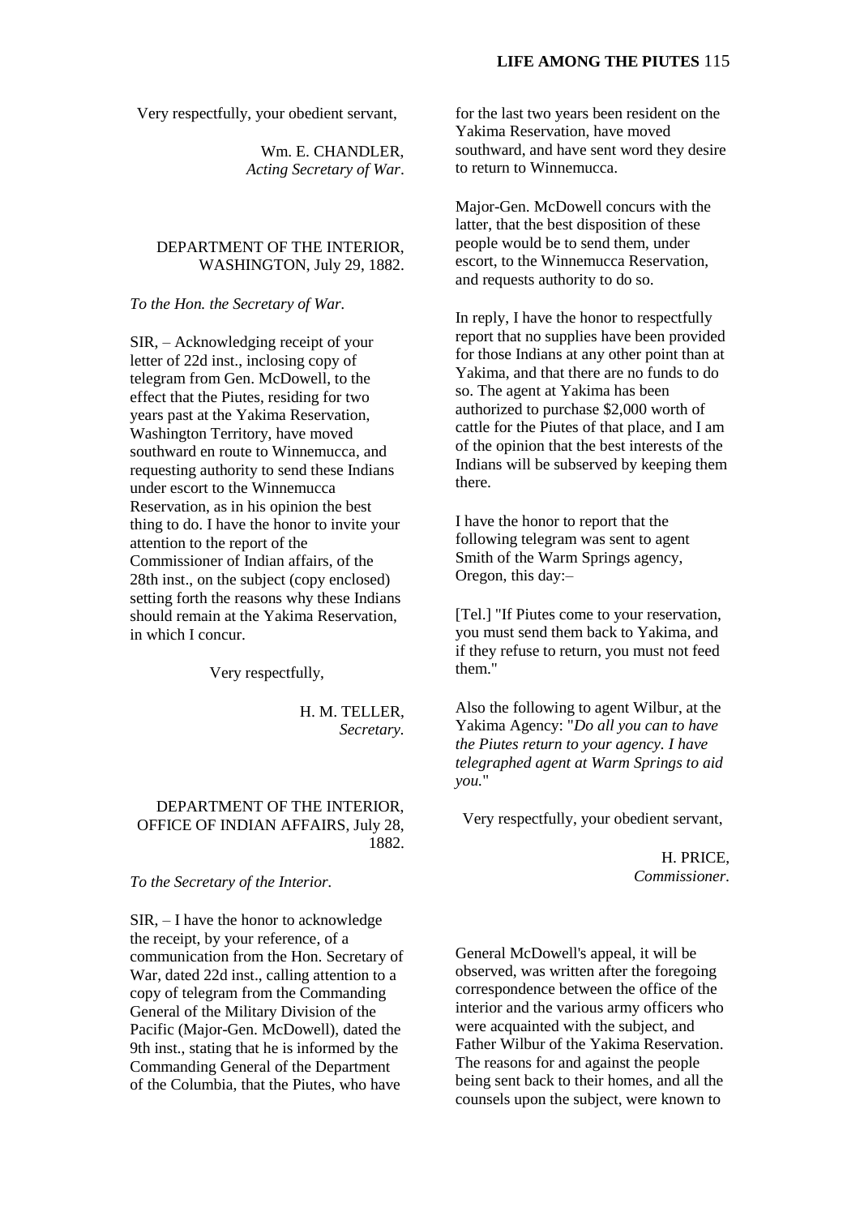Very respectfully, your obedient servant,

Wm. E. CHANDLER,
*Acting Secretary of War*.

DEPARTMENT OF THE INTERIOR,
WASHINGTON, July 29, 1882.

*To the Hon. the Secretary of War.*

SIR, – Acknowledging receipt of your letter of 22d inst., inclosing copy of telegram from Gen. McDowell, to the effect that the Piutes, residing for two years past at the Yakima Reservation, Washington Territory, have moved southward en route to Winnemucca, and requesting authority to send these Indians under escort to the Winnemucca Reservation, as in his opinion the best thing to do. I have the honor to invite your attention to the report of the Commissioner of Indian affairs, of the 28th inst., on the subject (copy enclosed) setting forth the reasons why these Indians should remain at the Yakima Reservation, in which I concur.

Very respectfully,

H. M. TELLER,
*Secretary.*

DEPARTMENT OF THE INTERIOR,
OFFICE OF INDIAN AFFAIRS, July 28, 1882.

*To the Secretary of the Interior.*

SIR, – I have the honor to acknowledge the receipt, by your reference, of a communication from the Hon. Secretary of War, dated 22d inst., calling attention to a copy of telegram from the Commanding General of the Military Division of the Pacific (Major-Gen. McDowell), dated the 9th inst., stating that he is informed by the Commanding General of the Department of the Columbia, that the Piutes, who have for the last two years been resident on the Yakima Reservation, have moved southward, and have sent word they desire to return to Winnemucca.

Major-Gen. McDowell concurs with the latter, that the best disposition of these people would be to send them, under escort, to the Winnemucca Reservation, and requests authority to do so.

In reply, I have the honor to respectfully report that no supplies have been provided for those Indians at any other point than at Yakima, and that there are no funds to do so. The agent at Yakima has been authorized to purchase $2,000 worth of cattle for the Piutes of that place, and I am of the opinion that the best interests of the Indians will be subserved by keeping them there.

I have the honor to report that the following telegram was sent to agent Smith of the Warm Springs agency, Oregon, this day:–

[Tel.] "If Piutes come to your reservation, you must send them back to Yakima, and if they refuse to return, you must not feed them."

Also the following to agent Wilbur, at the Yakima Agency: "*Do all you can to have the Piutes return to your agency. I have telegraphed agent at Warm Springs to aid you.*"

Very respectfully, your obedient servant,

H. PRICE,
*Commissioner.*

General McDowell's appeal, it will be observed, was written after the foregoing correspondence between the office of the interior and the various army officers who were acquainted with the subject, and Father Wilbur of the Yakima Reservation. The reasons for and against the people being sent back to their homes, and all the counsels upon the subject, were known to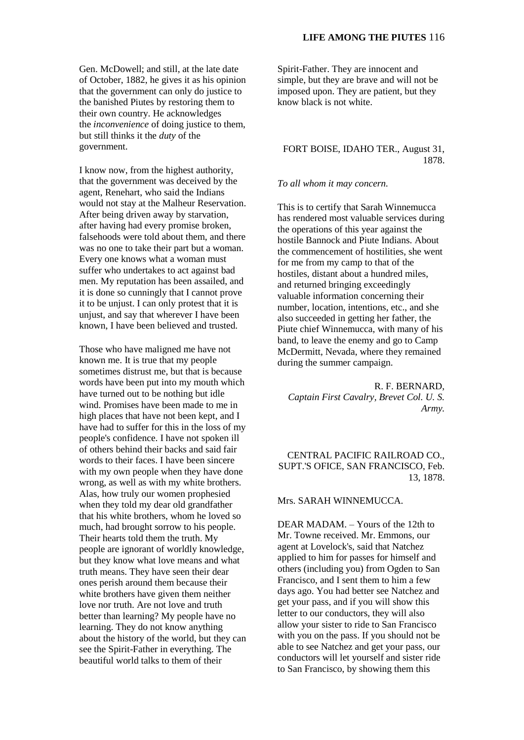Gen. McDowell; and still, at the late date of October, 1882, he gives it as his opinion that the government can only do justice to the banished Piutes by restoring them to their own country. He acknowledges the *inconvenience* of doing justice to them, but still thinks it the *duty* of the government.

I know now, from the highest authority, that the government was deceived by the agent, Renehart, who said the Indians would not stay at the Malheur Reservation. After being driven away by starvation, after having had every promise broken, falsehoods were told about them, and there was no one to take their part but a woman. Every one knows what a woman must suffer who undertakes to act against bad men. My reputation has been assailed, and it is done so cunningly that I cannot prove it to be unjust. I can only protest that it is unjust, and say that wherever I have been known, I have been believed and trusted.

Those who have maligned me have not known me. It is true that my people sometimes distrust me, but that is because words have been put into my mouth which have turned out to be nothing but idle wind. Promises have been made to me in high places that have not been kept, and I have had to suffer for this in the loss of my people's confidence. I have not spoken ill of others behind their backs and said fair words to their faces. I have been sincere with my own people when they have done wrong, as well as with my white brothers. Alas, how truly our women prophesied when they told my dear old grandfather that his white brothers, whom he loved so much, had brought sorrow to his people. Their hearts told them the truth. My people are ignorant of worldly knowledge, but they know what love means and what truth means. They have seen their dear ones perish around them because their white brothers have given them neither love nor truth. Are not love and truth better than learning? My people have no learning. They do not know anything about the history of the world, but they can see the Spirit-Father in everything. The beautiful world talks to them of their Spirit-Father. They are innocent and simple, but they are brave and will not be imposed upon. They are patient, but they know black is not white.

FORT BOISE, IDAHO TER., August 31, 1878.

*To all whom it may concern.*

This is to certify that Sarah Winnemucca has rendered most valuable services during the operations of this year against the hostile Bannock and Piute Indians. About the commencement of hostilities, she went for me from my camp to that of the hostiles, distant about a hundred miles, and returned bringing exceedingly valuable information concerning their number, location, intentions, etc., and she also succeeded in getting her father, the Piute chief Winnemucca, with many of his band, to leave the enemy and go to Camp McDermitt, Nevada, where they remained during the summer campaign.

R. F. BERNARD,
*Captain First Cavalry, Brevet Col. U. S. Army.*

CENTRAL PACIFIC RAILROAD CO., SUPT.'S OFICE, SAN FRANCISCO, Feb. 13, 1878.

Mrs. SARAH WINNEMUCCA.

DEAR MADAM. – Yours of the 12th to Mr. Towne received. Mr. Emmons, our agent at Lovelock's, said that Natchez applied to him for passes for himself and others (including you) from Ogden to San Francisco, and I sent them to him a few days ago. You had better see Natchez and get your pass, and if you will show this letter to our conductors, they will also allow your sister to ride to San Francisco with you on the pass. If you should not be able to see Natchez and get your pass, our conductors will let yourself and sister ride to San Francisco, by showing them this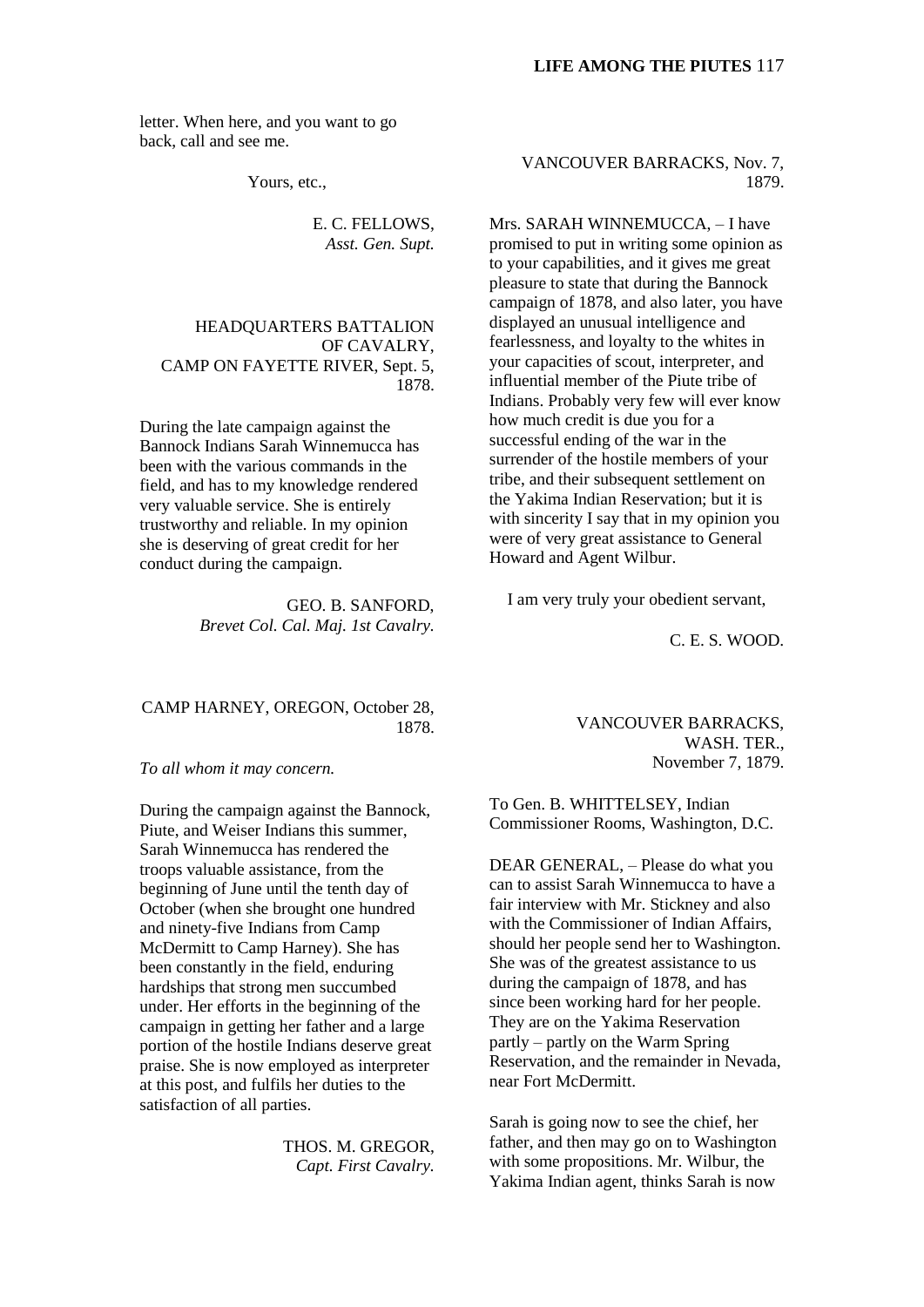letter. When here, and you want to go back, call and see me.

Yours, etc.,

E. C. FELLOWS,
*Asst. Gen. Supt.*

HEADQUARTERS BATTALION OF CAVALRY,
CAMP ON FAYETTE RIVER, Sept. 5, 1878.

During the late campaign against the Bannock Indians Sarah Winnemucca has been with the various commands in the field, and has to my knowledge rendered very valuable service. She is entirely trustworthy and reliable. In my opinion she is deserving of great credit for her conduct during the campaign.

GEO. B. SANFORD,
*Brevet Col. Cal. Maj. 1st Cavalry.*

CAMP HARNEY, OREGON, October 28, 1878.

*To all whom it may concern.*

During the campaign against the Bannock, Piute, and Weiser Indians this summer, Sarah Winnemucca has rendered the troops valuable assistance, from the beginning of June until the tenth day of October (when she brought one hundred and ninety-five Indians from Camp McDermitt to Camp Harney). She has been constantly in the field, enduring hardships that strong men succumbed under. Her efforts in the beginning of the campaign in getting her father and a large portion of the hostile Indians deserve great praise. She is now employed as interpreter at this post, and fulfils her duties to the satisfaction of all parties.

THOS. M. GREGOR,
*Capt. First Cavalry.*

VANCOUVER BARRACKS, Nov. 7, 1879.

Mrs. SARAH WINNEMUCCA, – I have promised to put in writing some opinion as to your capabilities, and it gives me great pleasure to state that during the Bannock campaign of 1878, and also later, you have displayed an unusual intelligence and fearlessness, and loyalty to the whites in your capacities of scout, interpreter, and influential member of the Piute tribe of Indians. Probably very few will ever know how much credit is due you for a successful ending of the war in the surrender of the hostile members of your tribe, and their subsequent settlement on the Yakima Indian Reservation; but it is with sincerity I say that in my opinion you were of very great assistance to General Howard and Agent Wilbur.

I am very truly your obedient servant,

C. E. S. WOOD.

VANCOUVER BARRACKS,
WASH. TER.,
November 7, 1879.

To Gen. B. WHITTELSEY, Indian Commissioner Rooms, Washington, D.C.

DEAR GENERAL, – Please do what you can to assist Sarah Winnemucca to have a fair interview with Mr. Stickney and also with the Commissioner of Indian Affairs, should her people send her to Washington. She was of the greatest assistance to us during the campaign of 1878, and has since been working hard for her people. They are on the Yakima Reservation partly – partly on the Warm Spring Reservation, and the remainder in Nevada, near Fort McDermitt.

Sarah is going now to see the chief, her father, and then may go on to Washington with some propositions. Mr. Wilbur, the Yakima Indian agent, thinks Sarah is now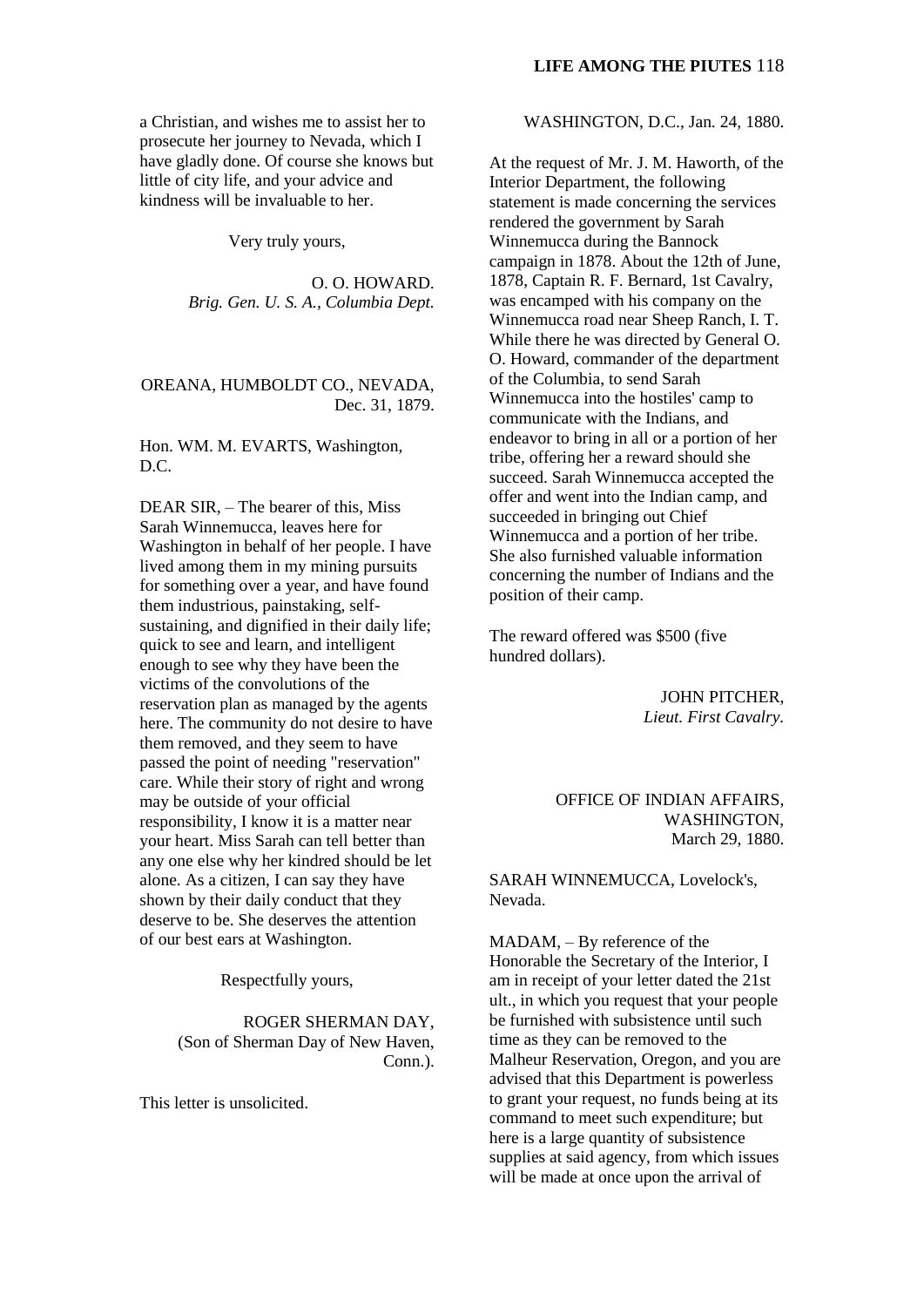a Christian, and wishes me to assist her to prosecute her journey to Nevada, which I have gladly done. Of course she knows but little of city life, and your advice and kindness will be invaluable to her.

Very truly yours,

O. O. HOWARD.
*Brig. Gen. U. S. A., Columbia Dept.*

OREANA, HUMBOLDT CO., NEVADA,
Dec. 31, 1879.

Hon. WM. M. EVARTS, Washington, D.C.

DEAR SIR, – The bearer of this, Miss Sarah Winnemucca, leaves here for Washington in behalf of her people. I have lived among them in my mining pursuits for something over a year, and have found them industrious, painstaking, self-sustaining, and dignified in their daily life; quick to see and learn, and intelligent enough to see why they have been the victims of the convolutions of the reservation plan as managed by the agents here. The community do not desire to have them removed, and they seem to have passed the point of needing "reservation" care. While their story of right and wrong may be outside of your official responsibility, I know it is a matter near your heart. Miss Sarah can tell better than any one else why her kindred should be let alone. As a citizen, I can say they have shown by their daily conduct that they deserve to be. She deserves the attention of our best ears at Washington.

Respectfully yours,

ROGER SHERMAN DAY,
(Son of Sherman Day of New Haven, Conn.).

This letter is unsolicited.

WASHINGTON, D.C., Jan. 24, 1880.

At the request of Mr. J. M. Haworth, of the Interior Department, the following statement is made concerning the services rendered the government by Sarah Winnemucca during the Bannock campaign in 1878. About the 12th of June, 1878, Captain R. F. Bernard, 1st Cavalry, was encamped with his company on the Winnemucca road near Sheep Ranch, I. T. While there he was directed by General O. O. Howard, commander of the department of the Columbia, to send Sarah Winnemucca into the hostiles' camp to communicate with the Indians, and endeavor to bring in all or a portion of her tribe, offering her a reward should she succeed. Sarah Winnemucca accepted the offer and went into the Indian camp, and succeeded in bringing out Chief Winnemucca and a portion of her tribe. She also furnished valuable information concerning the number of Indians and the position of their camp.

The reward offered was $500 (five hundred dollars).

JOHN PITCHER,
*Lieut. First Cavalry.*

OFFICE OF INDIAN AFFAIRS,
WASHINGTON,
March 29, 1880.

SARAH WINNEMUCCA, Lovelock's, Nevada.

MADAM, – By reference of the Honorable the Secretary of the Interior, I am in receipt of your letter dated the 21st ult., in which you request that your people be furnished with subsistence until such time as they can be removed to the Malheur Reservation, Oregon, and you are advised that this Department is powerless to grant your request, no funds being at its command to meet such expenditure; but here is a large quantity of subsistence supplies at said agency, from which issues will be made at once upon the arrival of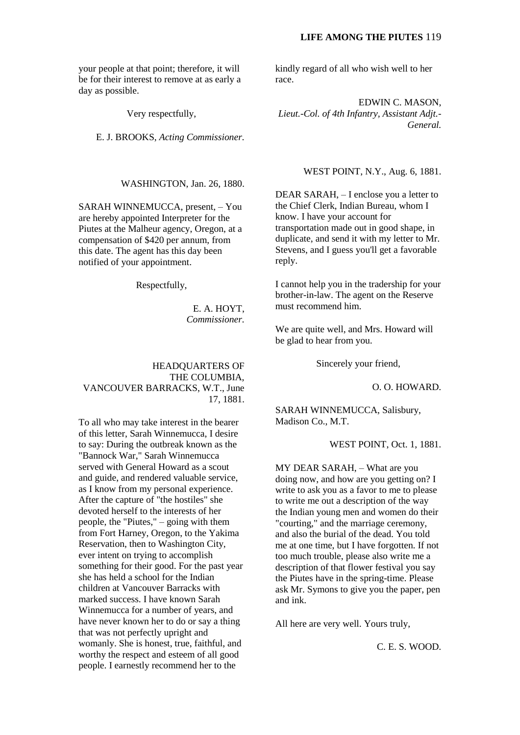your people at that point; therefore, it will be for their interest to remove at as early a day as possible.

Very respectfully,

E. J. BROOKS, *Acting Commissioner.*

WASHINGTON, Jan. 26, 1880.

SARAH WINNEMUCCA, present, – You are hereby appointed Interpreter for the Piutes at the Malheur agency, Oregon, at a compensation of $420 per annum, from this date. The agent has this day been notified of your appointment.

Respectfully,

E. A. HOYT,
*Commissioner.*

HEADQUARTERS OF THE COLUMBIA,
VANCOUVER BARRACKS, W.T., June 17, 1881.

To all who may take interest in the bearer of this letter, Sarah Winnemucca, I desire to say: During the outbreak known as the "Bannock War," Sarah Winnemucca served with General Howard as a scout and guide, and rendered valuable service, as I know from my personal experience. After the capture of "the hostiles" she devoted herself to the interests of her people, the "Piutes," – going with them from Fort Harney, Oregon, to the Yakima Reservation, then to Washington City, ever intent on trying to accomplish something for their good. For the past year she has held a school for the Indian children at Vancouver Barracks with marked success. I have known Sarah Winnemucca for a number of years, and have never known her to do or say a thing that was not perfectly upright and womanly. She is honest, true, faithful, and worthy the respect and esteem of all good people. I earnestly recommend her to the kindly regard of all who wish well to her race.

EDWIN C. MASON,
*Lieut.-Col. of 4th Infantry, Assistant Adjt.-General.*

WEST POINT, N.Y., Aug. 6, 1881.

DEAR SARAH, – I enclose you a letter to the Chief Clerk, Indian Bureau, whom I know. I have your account for transportation made out in good shape, in duplicate, and send it with my letter to Mr. Stevens, and I guess you'll get a favorable reply.

I cannot help you in the tradership for your brother-in-law. The agent on the Reserve must recommend him.

We are quite well, and Mrs. Howard will be glad to hear from you.

Sincerely your friend,

O. O. HOWARD.

SARAH WINNEMUCCA, Salisbury, Madison Co., M.T.

WEST POINT, Oct. 1, 1881.

MY DEAR SARAH, – What are you doing now, and how are you getting on? I write to ask you as a favor to me to please to write me out a description of the way the Indian young men and women do their "courting," and the marriage ceremony, and also the burial of the dead. You told me at one time, but I have forgotten. If not too much trouble, please also write me a description of that flower festival you say the Piutes have in the spring-time. Please ask Mr. Symons to give you the paper, pen and ink.

All here are very well. Yours truly,

C. E. S. WOOD.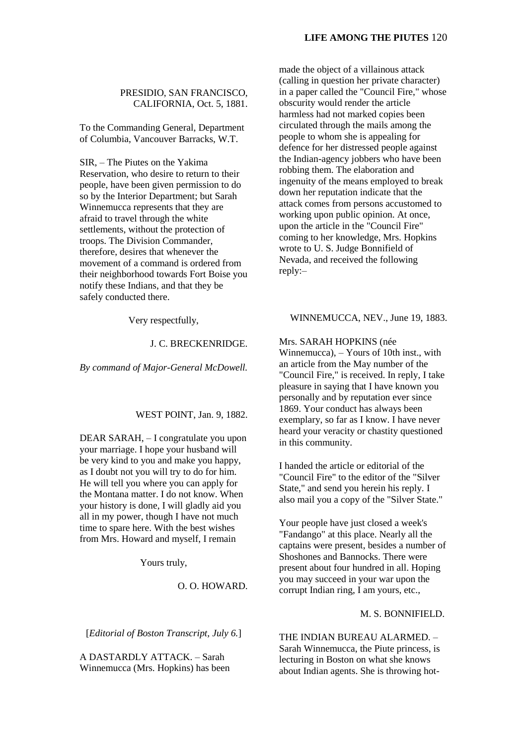PRESIDIO, SAN FRANCISCO, CALIFORNIA, Oct. 5, 1881.

To the Commanding General, Department of Columbia, Vancouver Barracks, W.T.

SIR, – The Piutes on the Yakima Reservation, who desire to return to their people, have been given permission to do so by the Interior Department; but Sarah Winnemucca represents that they are afraid to travel through the white settlements, without the protection of troops. The Division Commander, therefore, desires that whenever the movement of a command is ordered from their neighborhood towards Fort Boise you notify these Indians, and that they be safely conducted there.

Very respectfully,

J. C. BRECKENRIDGE.

*By command of Major-General McDowell.*

WEST POINT, Jan. 9, 1882.

DEAR SARAH, – I congratulate you upon your marriage. I hope your husband will be very kind to you and make you happy, as I doubt not you will try to do for him. He will tell you where you can apply for the Montana matter. I do not know. When your history is done, I will gladly aid you all in my power, though I have not much time to spare here. With the best wishes from Mrs. Howard and myself, I remain

Yours truly,

O. O. HOWARD.

[*Editorial of Boston Transcript, July 6.*]

A DASTARDLY ATTACK. – Sarah Winnemucca (Mrs. Hopkins) has been made the object of a villainous attack (calling in question her private character) in a paper called the "Council Fire," whose obscurity would render the article harmless had not marked copies been circulated through the mails among the people to whom she is appealing for defence for her distressed people against the Indian-agency jobbers who have been robbing them. The elaboration and ingenuity of the means employed to break down her reputation indicate that the attack comes from persons accustomed to working upon public opinion. At once, upon the article in the "Council Fire" coming to her knowledge, Mrs. Hopkins wrote to U. S. Judge Bonnifield of Nevada, and received the following reply:–

WINNEMUCCA, NEV., June 19, 1883.

Mrs. SARAH HOPKINS (née Winnemucca), – Yours of 10th inst., with an article from the May number of the "Council Fire," is received. In reply, I take pleasure in saying that I have known you personally and by reputation ever since 1869. Your conduct has always been exemplary, so far as I know. I have never heard your veracity or chastity questioned in this community.

I handed the article or editorial of the "Council Fire" to the editor of the "Silver State," and send you herein his reply. I also mail you a copy of the "Silver State."

Your people have just closed a week's "Fandango" at this place. Nearly all the captains were present, besides a number of Shoshones and Bannocks. There were present about four hundred in all. Hoping you may succeed in your war upon the corrupt Indian ring, I am yours, etc.,

M. S. BONNIFIELD.

THE INDIAN BUREAU ALARMED. – Sarah Winnemucca, the Piute princess, is lecturing in Boston on what she knows about Indian agents. She is throwing hot-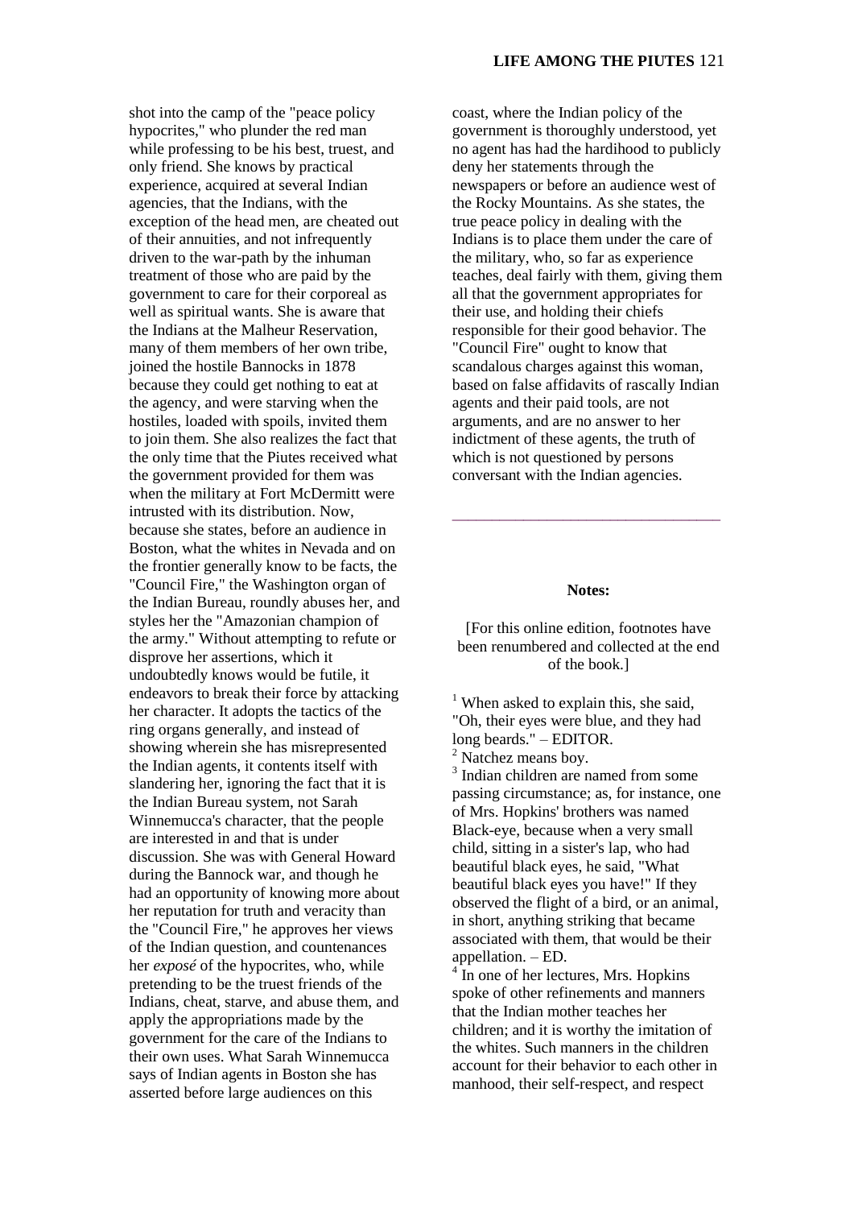shot into the camp of the "peace policy hypocrites," who plunder the red man while professing to be his best, truest, and only friend. She knows by practical experience, acquired at several Indian agencies, that the Indians, with the exception of the head men, are cheated out of their annuities, and not infrequently driven to the war-path by the inhuman treatment of those who are paid by the government to care for their corporeal as well as spiritual wants. She is aware that the Indians at the Malheur Reservation, many of them members of her own tribe, joined the hostile Bannocks in 1878 because they could get nothing to eat at the agency, and were starving when the hostiles, loaded with spoils, invited them to join them. She also realizes the fact that the only time that the Piutes received what the government provided for them was when the military at Fort McDermitt were intrusted with its distribution. Now, because she states, before an audience in Boston, what the whites in Nevada and on the frontier generally know to be facts, the "Council Fire," the Washington organ of the Indian Bureau, roundly abuses her, and styles her the "Amazonian champion of the army." Without attempting to refute or disprove her assertions, which it undoubtedly knows would be futile, it endeavors to break their force by attacking her character. It adopts the tactics of the ring organs generally, and instead of showing wherein she has misrepresented the Indian agents, it contents itself with slandering her, ignoring the fact that it is the Indian Bureau system, not Sarah Winnemucca's character, that the people are interested in and that is under discussion. She was with General Howard during the Bannock war, and though he had an opportunity of knowing more about her reputation for truth and veracity than the "Council Fire," he approves her views of the Indian question, and countenances her *exposé* of the hypocrites, who, while pretending to be the truest friends of the Indians, cheat, starve, and abuse them, and apply the appropriations made by the government for the care of the Indians to their own uses. What Sarah Winnemucca says of Indian agents in Boston she has asserted before large audiences on this coast, where the Indian policy of the government is thoroughly understood, yet no agent has had the hardihood to publicly deny her statements through the newspapers or before an audience west of the Rocky Mountains. As she states, the true peace policy in dealing with the Indians is to place them under the care of the military, who, so far as experience teaches, deal fairly with them, giving them all that the government appropriates for their use, and holding their chiefs responsible for their good behavior. The "Council Fire" ought to know that scandalous charges against this woman, based on false affidavits of rascally Indian agents and their paid tools, are not arguments, and are no answer to her indictment of these agents, the truth of which is not questioned by persons conversant with the Indian agencies.

---

**Notes:**

[For this online edition, footnotes have been renumbered and collected at the end of the book.]

[1] When asked to explain this, she said, "Oh, their eyes were blue, and they had long beards." – EDITOR.

[2] Natchez means boy.

[3] Indian children are named from some passing circumstance; as, for instance, one of Mrs. Hopkins' brothers was named Black-eye, because when a very small child, sitting in a sister's lap, who had beautiful black eyes, he said, "What beautiful black eyes you have!" If they observed the flight of a bird, or an animal, in short, anything striking that became associated with them, that would be their appellation. – ED.

[4] In one of her lectures, Mrs. Hopkins spoke of other refinements and manners that the Indian mother teaches her children; and it is worthy the imitation of the whites. Such manners in the children account for their behavior to each other in manhood, their self-respect, and respect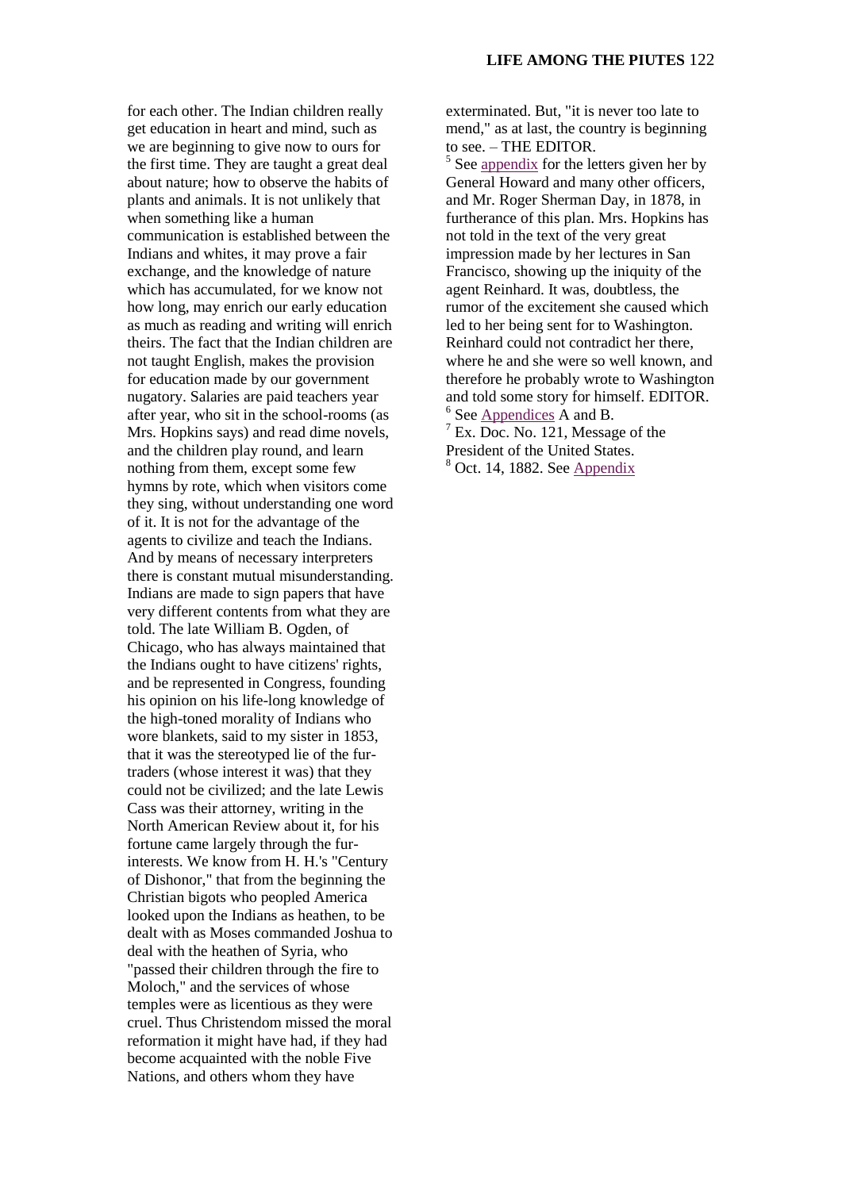for each other. The Indian children really get education in heart and mind, such as we are beginning to give now to ours for the first time. They are taught a great deal about nature; how to observe the habits of plants and animals. It is not unlikely that when something like a human communication is established between the Indians and whites, it may prove a fair exchange, and the knowledge of nature which has accumulated, for we know not how long, may enrich our early education as much as reading and writing will enrich theirs. The fact that the Indian children are not taught English, makes the provision for education made by our government nugatory. Salaries are paid teachers year after year, who sit in the school-rooms (as Mrs. Hopkins says) and read dime novels, and the children play round, and learn nothing from them, except some few hymns by rote, which when visitors come they sing, without understanding one word of it. It is not for the advantage of the agents to civilize and teach the Indians. And by means of necessary interpreters there is constant mutual misunderstanding. Indians are made to sign papers that have very different contents from what they are told. The late William B. Ogden, of Chicago, who has always maintained that the Indians ought to have citizens' rights, and be represented in Congress, founding his opinion on his life-long knowledge of the high-toned morality of Indians who wore blankets, said to my sister in 1853, that it was the stereotyped lie of the fur-traders (whose interest it was) that they could not be civilized; and the late Lewis Cass was their attorney, writing in the North American Review about it, for his fortune came largely through the fur-interests. We know from H. H.'s "Century of Dishonor," that from the beginning the Christian bigots who peopled America looked upon the Indians as heathen, to be dealt with as Moses commanded Joshua to deal with the heathen of Syria, who "passed their children through the fire to Moloch," and the services of whose temples were as licentious as they were cruel. Thus Christendom missed the moral reformation it might have had, if they had become acquainted with the noble Five Nations, and others whom they have exterminated. But, "it is never too late to mend," as at last, the country is beginning to see. – THE EDITOR.

[5] See appendix for the letters given her by General Howard and many other officers, and Mr. Roger Sherman Day, in 1878, in furtherance of this plan. Mrs. Hopkins has not told in the text of the very great impression made by her lectures in San Francisco, showing up the iniquity of the agent Reinhard. It was, doubtless, the rumor of the excitement she caused which led to her being sent for to Washington. Reinhard could not contradict her there, where he and she were so well known, and therefore he probably wrote to Washington and told some story for himself. EDITOR.

[6] See Appendices A and B.

[7] Ex. Doc. No. 121, Message of the President of the United States.

[8] Oct. 14, 1882. See Appendix